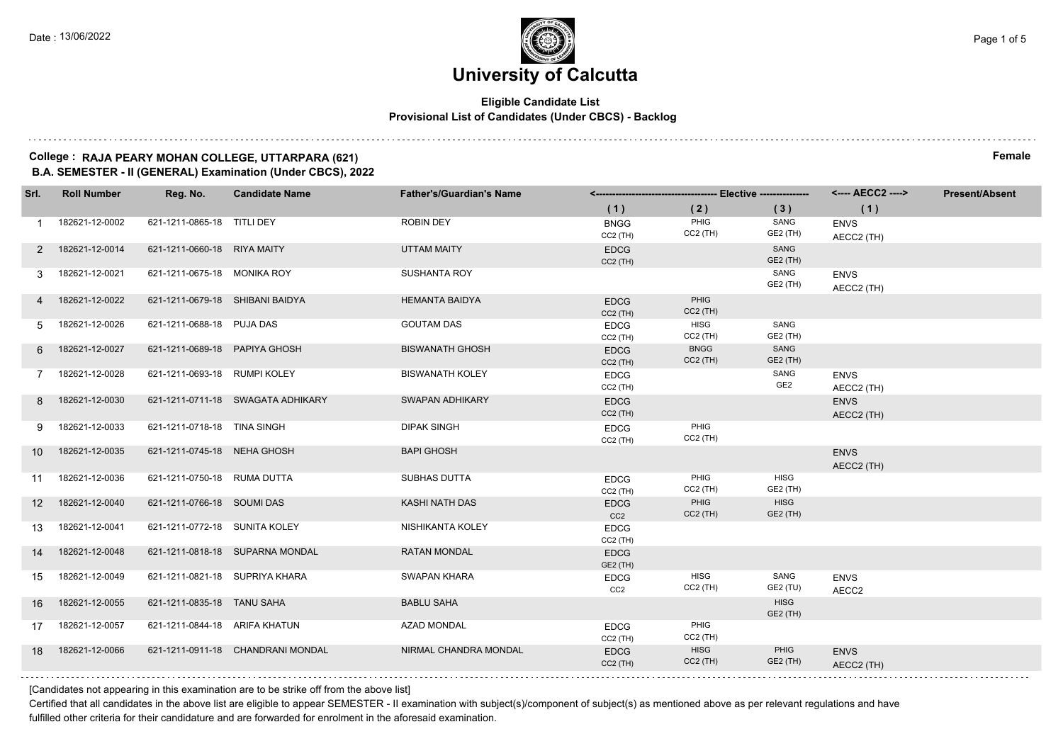# University of Calcutta

**Eligible Candidate List**
**Provisional List of Candidates (Under CBCS) - Backlog**

**College : RAJA PEARY MOHAN COLLEGE, UTTARPARA (621)** — **Female**

**B.A. SEMESTER - II (GENERAL) Examination (Under CBCS), 2022**

| Srl. | Roll Number | Reg. No. | Candidate Name | Father's/Guardian's Name | Elective (1) | Elective (2) | Elective (3) | AECC2 (1) | Present/Absent |
|---|---|---|---|---|---|---|---|---|---|
| 1 | 182621-12-0002 | 621-1211-0865-18 | TITLI DEY | ROBIN DEY | BNGG CC2 (TH) | PHIG CC2 (TH) | SANG GE2 (TH) | ENVS AECC2 (TH) | |
| 2 | 182621-12-0014 | 621-1211-0660-18 | RIYA MAITY | UTTAM MAITY | EDCG CC2 (TH) | | SANG GE2 (TH) | | |
| 3 | 182621-12-0021 | 621-1211-0675-18 | MONIKA ROY | SUSHANTA ROY | | | SANG GE2 (TH) | ENVS AECC2 (TH) | |
| 4 | 182621-12-0022 | 621-1211-0679-18 | SHIBANI BAIDYA | HEMANTA BAIDYA | EDCG CC2 (TH) | PHIG CC2 (TH) | | | |
| 5 | 182621-12-0026 | 621-1211-0688-18 | PUJA DAS | GOUTAM DAS | EDCG CC2 (TH) | HISG CC2 (TH) | SANG GE2 (TH) | | |
| 6 | 182621-12-0027 | 621-1211-0689-18 | PAPIYA GHOSH | BISWANATH GHOSH | EDCG CC2 (TH) | BNGG CC2 (TH) | SANG GE2 (TH) | | |
| 7 | 182621-12-0028 | 621-1211-0693-18 | RUMPI KOLEY | BISWANATH KOLEY | EDCG CC2 (TH) | | SANG GE2 | ENVS AECC2 (TH) | |
| 8 | 182621-12-0030 | 621-1211-0711-18 | SWAGATA ADHIKARY | SWAPAN ADHIKARY | EDCG CC2 (TH) | | | ENVS AECC2 (TH) | |
| 9 | 182621-12-0033 | 621-1211-0718-18 | TINA SINGH | DIPAK SINGH | EDCG CC2 (TH) | PHIG CC2 (TH) | | | |
| 10 | 182621-12-0035 | 621-1211-0745-18 | NEHA GHOSH | BAPI GHOSH | | | | ENVS AECC2 (TH) | |
| 11 | 182621-12-0036 | 621-1211-0750-18 | RUMA DUTTA | SUBHAS DUTTA | EDCG CC2 (TH) | PHIG CC2 (TH) | HISG GE2 (TH) | | |
| 12 | 182621-12-0040 | 621-1211-0766-18 | SOUMI DAS | KASHI NATH DAS | EDCG CC2 | PHIG CC2 (TH) | HISG GE2 (TH) | | |
| 13 | 182621-12-0041 | 621-1211-0772-18 | SUNITA KOLEY | NISHIKANTA KOLEY | EDCG CC2 (TH) | | | | |
| 14 | 182621-12-0048 | 621-1211-0818-18 | SUPARNA MONDAL | RATAN MONDAL | EDCG GE2 (TH) | | | | |
| 15 | 182621-12-0049 | 621-1211-0821-18 | SUPRIYA KHARA | SWAPAN KHARA | EDCG CC2 | HISG CC2 (TH) | SANG GE2 (TU) | ENVS AECC2 | |
| 16 | 182621-12-0055 | 621-1211-0835-18 | TANU SAHA | BABLU SAHA | | | HISG GE2 (TH) | | |
| 17 | 182621-12-0057 | 621-1211-0844-18 | ARIFA KHATUN | AZAD MONDAL | EDCG CC2 (TH) | PHIG CC2 (TH) | | | |
| 18 | 182621-12-0066 | 621-1211-0911-18 | CHANDRANI MONDAL | NIRMAL CHANDRA MONDAL | EDCG CC2 (TH) | HISG CC2 (TH) | PHIG GE2 (TH) | ENVS AECC2 (TH) | |

[Candidates not appearing in this examination are to be strike off from the above list]

Certified that all candidates in the above list are eligible to appear SEMESTER - II examination with subject(s)/component of subject(s) as mentioned above as per relevant regulations and have fulfilled other criteria for their candidature and are forwarded for enrolment in the aforesaid examination.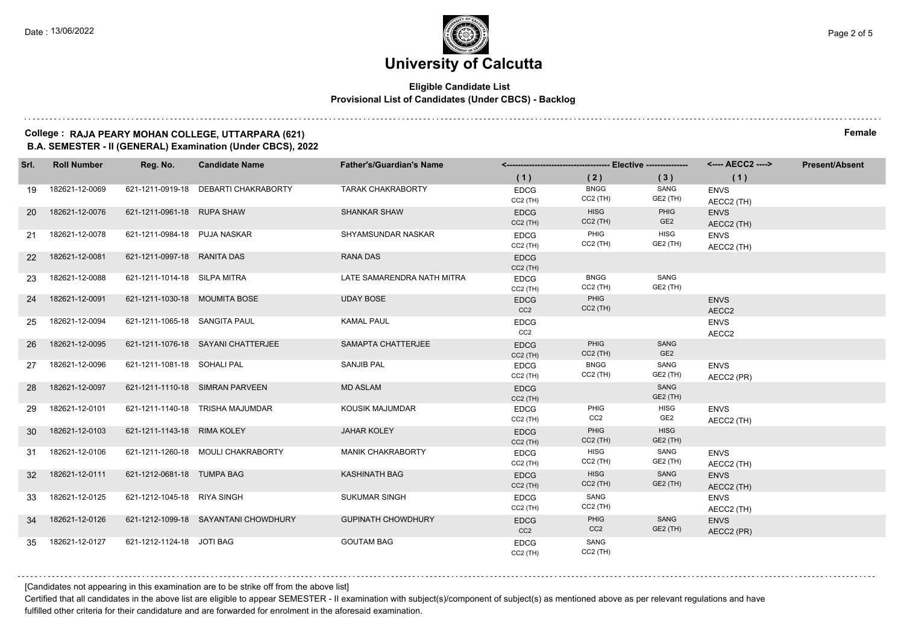# University of Calcutta

**Eligible Candidate List**
**Provisional List of Candidates (Under CBCS) - Backlog**

**College : RAJA PEARY MOHAN COLLEGE, UTTARPARA (621)** **Female**
**B.A. SEMESTER - II (GENERAL) Examination (Under CBCS), 2022**

| Srl. | Roll Number | Reg. No. | Candidate Name | Father's/Guardian's Name | Elective (1) | Elective (2) | Elective (3) | AECC2 (1) | Present/Absent |
|---|---|---|---|---|---|---|---|---|---|
| 19 | 182621-12-0069 | 621-1211-0919-18 | DEBARTI CHAKRABORTY | TARAK CHAKRABORTY | EDCG CC2 (TH) | BNGG CC2 (TH) | SANG GE2 (TH) | ENVS AECC2 (TH) | |
| 20 | 182621-12-0076 | 621-1211-0961-18 | RUPA SHAW | SHANKAR SHAW | EDCG CC2 (TH) | HISG CC2 (TH) | PHIG GE2 | ENVS AECC2 (TH) | |
| 21 | 182621-12-0078 | 621-1211-0984-18 | PUJA NASKAR | SHYAMSUNDAR NASKAR | EDCG CC2 (TH) | PHIG CC2 (TH) | HISG GE2 (TH) | ENVS AECC2 (TH) | |
| 22 | 182621-12-0081 | 621-1211-0997-18 | RANITA DAS | RANA DAS | EDCG CC2 (TH) | | | | |
| 23 | 182621-12-0088 | 621-1211-1014-18 | SILPA MITRA | LATE SAMARENDRA NATH MITRA | EDCG CC2 (TH) | BNGG CC2 (TH) | SANG GE2 (TH) | | |
| 24 | 182621-12-0091 | 621-1211-1030-18 | MOUMITA BOSE | UDAY BOSE | EDCG CC2 | PHIG CC2 (TH) | | ENVS AECC2 | |
| 25 | 182621-12-0094 | 621-1211-1065-18 | SANGITA PAUL | KAMAL PAUL | EDCG CC2 | | | ENVS AECC2 | |
| 26 | 182621-12-0095 | 621-1211-1076-18 | SAYANI CHATTERJEE | SAMAPTA CHATTERJEE | EDCG CC2 (TH) | PHIG CC2 (TH) | SANG GE2 | | |
| 27 | 182621-12-0096 | 621-1211-1081-18 | SOHALI PAL | SANJIB PAL | EDCG CC2 (TH) | BNGG CC2 (TH) | SANG GE2 (TH) | ENVS AECC2 (PR) | |
| 28 | 182621-12-0097 | 621-1211-1110-18 | SIMRAN PARVEEN | MD ASLAM | EDCG CC2 (TH) | | SANG GE2 (TH) | | |
| 29 | 182621-12-0101 | 621-1211-1140-18 | TRISHA MAJUMDAR | KOUSIK MAJUMDAR | EDCG CC2 (TH) | PHIG CC2 | HISG GE2 | ENVS AECC2 (TH) | |
| 30 | 182621-12-0103 | 621-1211-1143-18 | RIMA KOLEY | JAHAR KOLEY | EDCG CC2 (TH) | PHIG CC2 (TH) | HISG GE2 (TH) | | |
| 31 | 182621-12-0106 | 621-1211-1260-18 | MOULI CHAKRABORTY | MANIK CHAKRABORTY | EDCG CC2 (TH) | HISG CC2 (TH) | SANG GE2 (TH) | ENVS AECC2 (TH) | |
| 32 | 182621-12-0111 | 621-1212-0681-18 | TUMPA BAG | KASHINATH BAG | EDCG CC2 (TH) | HISG CC2 (TH) | SANG GE2 (TH) | ENVS AECC2 (TH) | |
| 33 | 182621-12-0125 | 621-1212-1045-18 | RIYA SINGH | SUKUMAR SINGH | EDCG CC2 (TH) | SANG CC2 (TH) | | ENVS AECC2 (TH) | |
| 34 | 182621-12-0126 | 621-1212-1099-18 | SAYANTANI CHOWDHURY | GUPINATH CHOWDHURY | EDCG CC2 | PHIG CC2 | SANG GE2 (TH) | ENVS AECC2 (PR) | |
| 35 | 182621-12-0127 | 621-1212-1124-18 | JOTI BAG | GOUTAM BAG | EDCG CC2 (TH) | SANG CC2 (TH) | | | |

[Candidates not appearing in this examination are to be strike off from the above list]

Certified that all candidates in the above list are eligible to appear SEMESTER - II examination with subject(s)/component of subject(s) as mentioned above as per relevant regulations and have fulfilled other criteria for their candidature and are forwarded for enrolment in the aforesaid examination.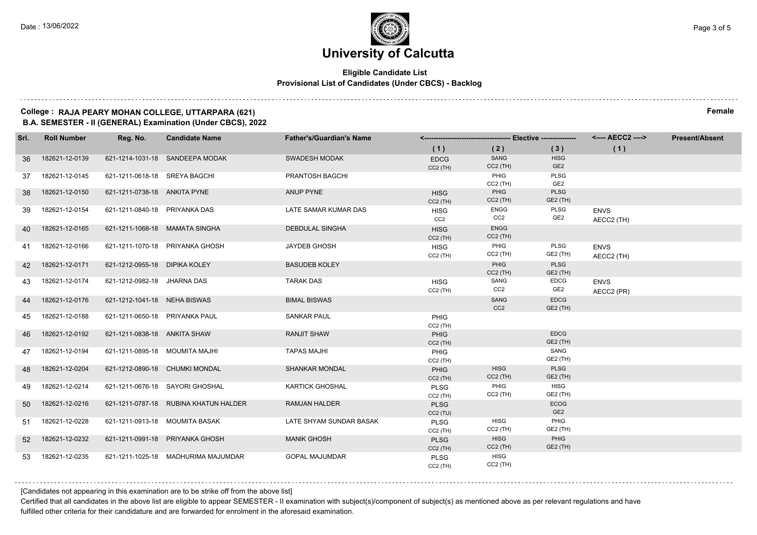# University of Calcutta

**Eligible Candidate List**
**Provisional List of Candidates (Under CBCS) - Backlog**

**College : RAJA PEARY MOHAN COLLEGE, UTTARPARA (621)** **Female**
**B.A. SEMESTER - II (GENERAL) Examination (Under CBCS), 2022**

| Srl. | Roll Number | Reg. No. | Candidate Name | Father's/Guardian's Name | Elective (1) | Elective (2) | Elective (3) | AECC2 (1) | Present/Absent |
|---|---|---|---|---|---|---|---|---|---|
| 36 | 182621-12-0139 | 621-1214-1031-18 | SANDEEPA MODAK | SWADESH MODAK | EDCG CC2 (TH) | SANG CC2 (TH) | HISG GE2 | | |
| 37 | 182621-12-0145 | 621-1211-0618-18 | SREYA BAGCHI | PRANTOSH BAGCHI | | PHIG CC2 (TH) | PLSG GE2 | | |
| 38 | 182621-12-0150 | 621-1211-0738-18 | ANKITA PYNE | ANUP PYNE | HISG CC2 (TH) | PHIG CC2 (TH) | PLSG GE2 (TH) | | |
| 39 | 182621-12-0154 | 621-1211-0840-18 | PRIYANKA DAS | LATE SAMAR KUMAR DAS | HISG CC2 | ENGG CC2 | PLSG GE2 | ENVS AECC2 (TH) | |
| 40 | 182621-12-0165 | 621-1211-1068-18 | MAMATA SINGHA | DEBDULAL SINGHA | HISG CC2 (TH) | ENGG CC2 (TH) | | | |
| 41 | 182621-12-0166 | 621-1211-1070-18 | PRIYANKA GHOSH | JAYDEB GHOSH | HISG CC2 (TH) | PHIG CC2 (TH) | PLSG GE2 (TH) | ENVS AECC2 (TH) | |
| 42 | 182621-12-0171 | 621-1212-0955-18 | DIPIKA KOLEY | BASUDEB KOLEY | | PHIG CC2 (TH) | PLSG GE2 (TH) | | |
| 43 | 182621-12-0174 | 621-1212-0982-18 | JHARNA DAS | TARAK DAS | HISG CC2 (TH) | SANG CC2 | EDCG GE2 | ENVS AECC2 (PR) | |
| 44 | 182621-12-0176 | 621-1212-1041-18 | NEHA BISWAS | BIMAL BISWAS | | SANG CC2 | EDCG GE2 (TH) | | |
| 45 | 182621-12-0188 | 621-1211-0650-18 | PRIYANKA PAUL | SANKAR PAUL | PHIG CC2 (TH) | | | | |
| 46 | 182621-12-0192 | 621-1211-0838-18 | ANKITA SHAW | RANJIT SHAW | PHIG CC2 (TH) | | EDCG GE2 (TH) | | |
| 47 | 182621-12-0194 | 621-1211-0895-18 | MOUMITA MAJHI | TAPAS MAJHI | PHIG CC2 (TH) | | SANG GE2 (TH) | | |
| 48 | 182621-12-0204 | 621-1212-0890-18 | CHUMKI MONDAL | SHANKAR MONDAL | PHIG CC2 (TH) | HISG CC2 (TH) | PLSG GE2 (TH) | | |
| 49 | 182621-12-0214 | 621-1211-0676-18 | SAYORI GHOSHAL | KARTICK GHOSHAL | PLSG CC2 (TH) | PHIG CC2 (TH) | HISG GE2 (TH) | | |
| 50 | 182621-12-0216 | 621-1211-0787-18 | RUBINA KHATUN HALDER | RAMJAN HALDER | PLSG CC2 (TU) | | ECOG GE2 | | |
| 51 | 182621-12-0228 | 621-1211-0913-18 | MOUMITA BASAK | LATE SHYAM SUNDAR BASAK | PLSG CC2 (TH) | HISG CC2 (TH) | PHIG GE2 (TH) | | |
| 52 | 182621-12-0232 | 621-1211-0991-18 | PRIYANKA GHOSH | MANIK GHOSH | PLSG CC2 (TH) | HISG CC2 (TH) | PHIG GE2 (TH) | | |
| 53 | 182621-12-0235 | 621-1211-1025-18 | MADHURIMA MAJUMDAR | GOPAL MAJUMDAR | PLSG CC2 (TH) | HISG CC2 (TH) | | | |

[Candidates not appearing in this examination are to be strike off from the above list]

Certified that all candidates in the above list are eligible to appear SEMESTER - II examination with subject(s)/component of subject(s) as mentioned above as per relevant regulations and have fulfilled other criteria for their candidature and are forwarded for enrolment in the aforesaid examination.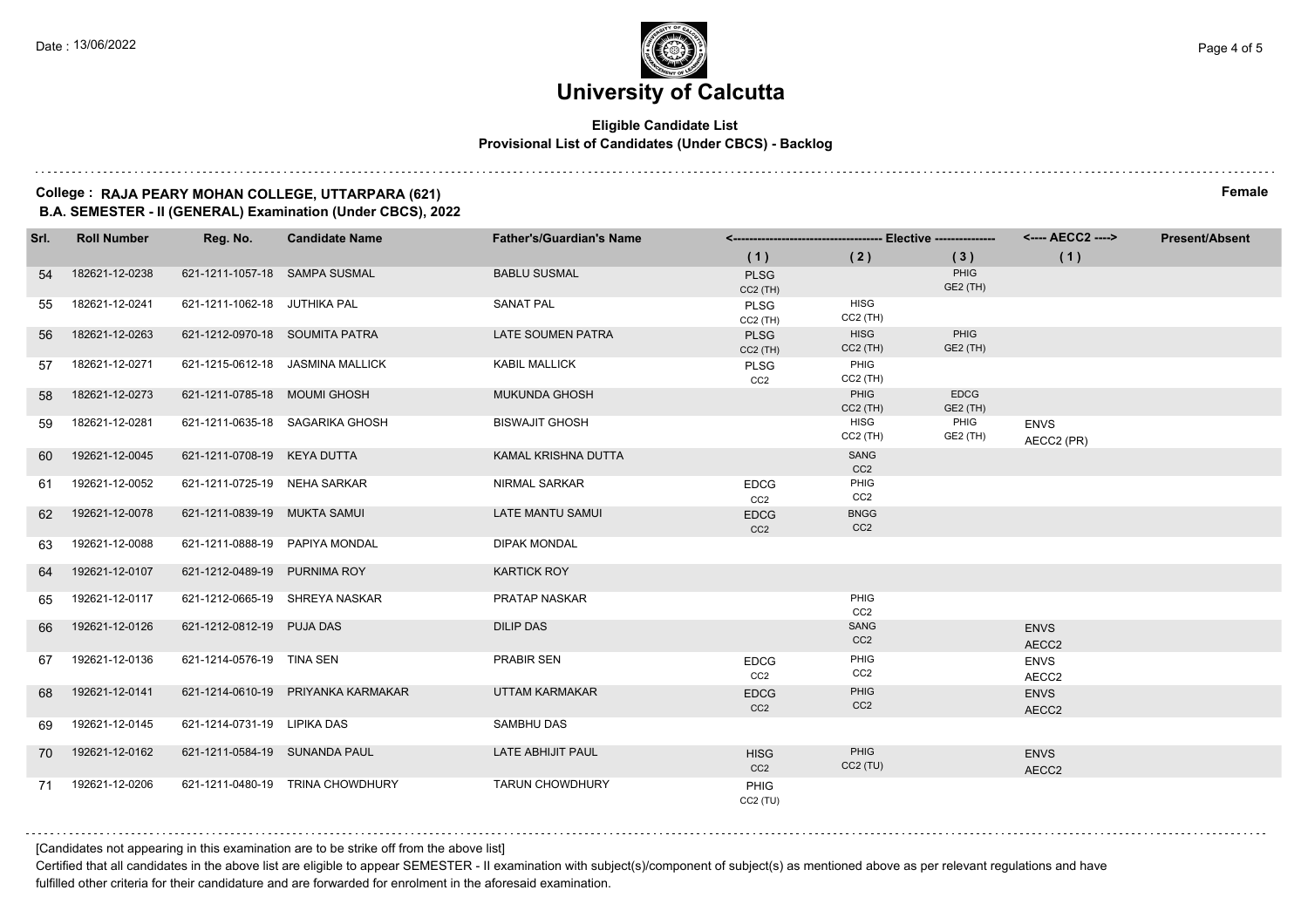# University of Calcutta

**Eligible Candidate List**
**Provisional List of Candidates (Under CBCS) - Backlog**

**College : RAJA PEARY MOHAN COLLEGE, UTTARPARA (621)** — **Female**
**B.A. SEMESTER - II (GENERAL) Examination (Under CBCS), 2022**

| Srl. | Roll Number | Reg. No. | Candidate Name | Father's/Guardian's Name | Elective (1) | Elective (2) | Elective (3) | AECC2 (1) | Present/Absent |
|---|---|---|---|---|---|---|---|---|---|
| 54 | 182621-12-0238 | 621-1211-1057-18 | SAMPA SUSMAL | BABLU SUSMAL | PLSG CC2 (TH) | | PHIG GE2 (TH) | | |
| 55 | 182621-12-0241 | 621-1211-1062-18 | JUTHIKA PAL | SANAT PAL | PLSG CC2 (TH) | HISG CC2 (TH) | | | |
| 56 | 182621-12-0263 | 621-1212-0970-18 | SOUMITA PATRA | LATE SOUMEN PATRA | PLSG CC2 (TH) | HISG CC2 (TH) | PHIG GE2 (TH) | | |
| 57 | 182621-12-0271 | 621-1215-0612-18 | JASMINA MALLICK | KABIL MALLICK | PLSG CC2 | PHIG CC2 (TH) | | | |
| 58 | 182621-12-0273 | 621-1211-0785-18 | MOUMI GHOSH | MUKUNDA GHOSH | | PHIG CC2 (TH) | EDCG GE2 (TH) | | |
| 59 | 182621-12-0281 | 621-1211-0635-18 | SAGARIKA GHOSH | BISWAJIT GHOSH | | HISG CC2 (TH) | PHIG GE2 (TH) | ENVS AECC2 (PR) | |
| 60 | 192621-12-0045 | 621-1211-0708-19 | KEYA DUTTA | KAMAL KRISHNA DUTTA | | SANG CC2 | | | |
| 61 | 192621-12-0052 | 621-1211-0725-19 | NEHA SARKAR | NIRMAL SARKAR | EDCG CC2 | PHIG CC2 | | | |
| 62 | 192621-12-0078 | 621-1211-0839-19 | MUKTA SAMUI | LATE MANTU SAMUI | EDCG CC2 | BNGG CC2 | | | |
| 63 | 192621-12-0088 | 621-1211-0888-19 | PAPIYA MONDAL | DIPAK MONDAL | | | | | |
| 64 | 192621-12-0107 | 621-1212-0489-19 | PURNIMA ROY | KARTICK ROY | | | | | |
| 65 | 192621-12-0117 | 621-1212-0665-19 | SHREYA NASKAR | PRATAP NASKAR | | PHIG CC2 | | | |
| 66 | 192621-12-0126 | 621-1212-0812-19 | PUJA DAS | DILIP DAS | | SANG CC2 | | ENVS AECC2 | |
| 67 | 192621-12-0136 | 621-1214-0576-19 | TINA SEN | PRABIR SEN | EDCG CC2 | PHIG CC2 | | ENVS AECC2 | |
| 68 | 192621-12-0141 | 621-1214-0610-19 | PRIYANKA KARMAKAR | UTTAM KARMAKAR | EDCG CC2 | PHIG CC2 | | ENVS AECC2 | |
| 69 | 192621-12-0145 | 621-1214-0731-19 | LIPIKA DAS | SAMBHU DAS | | | | | |
| 70 | 192621-12-0162 | 621-1211-0584-19 | SUNANDA PAUL | LATE ABHIJIT PAUL | HISG CC2 | PHIG CC2 (TU) | | ENVS AECC2 | |
| 71 | 192621-12-0206 | 621-1211-0480-19 | TRINA CHOWDHURY | TARUN CHOWDHURY | PHIG CC2 (TU) | | | | |

[Candidates not appearing in this examination are to be strike off from the above list]

Certified that all candidates in the above list are eligible to appear SEMESTER - II examination with subject(s)/component of subject(s) as mentioned above as per relevant regulations and have fulfilled other criteria for their candidature and are forwarded for enrolment in the aforesaid examination.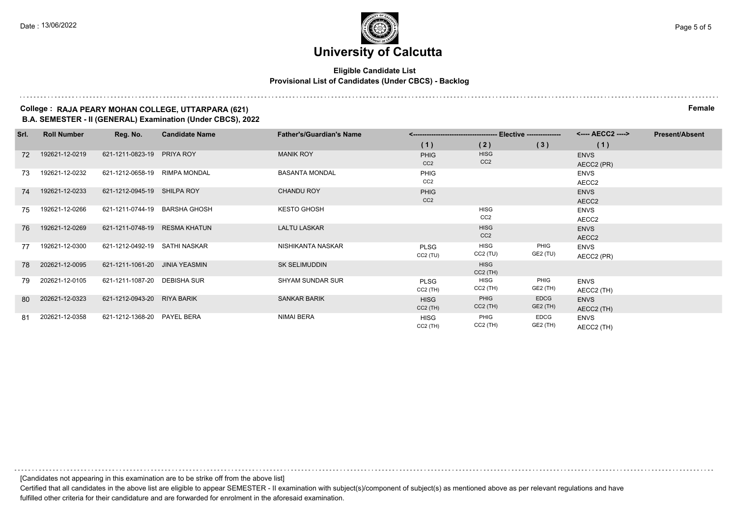# University of Calcutta

**Eligible Candidate List**
**Provisional List of Candidates (Under CBCS) - Backlog**

**College : RAJA PEARY MOHAN COLLEGE, UTTARPARA (621)** — **Female**

**B.A. SEMESTER - II (GENERAL) Examination (Under CBCS), 2022**

| Srl. | Roll Number | Reg. No. | Candidate Name | Father's/Guardian's Name | Elective (1) | Elective (2) | Elective (3) | AECC2 (1) | Present/Absent |
|---|---|---|---|---|---|---|---|---|---|
| 72 | 192621-12-0219 | 621-1211-0823-19 | PRIYA ROY | MANIK ROY | PHIG CC2 | HISG CC2 | | ENVS AECC2 (PR) | |
| 73 | 192621-12-0232 | 621-1212-0658-19 | RIMPA MONDAL | BASANTA MONDAL | PHIG CC2 | | | ENVS AECC2 | |
| 74 | 192621-12-0233 | 621-1212-0945-19 | SHILPA ROY | CHANDU ROY | PHIG CC2 | | | ENVS AECC2 | |
| 75 | 192621-12-0266 | 621-1211-0744-19 | BARSHA GHOSH | KESTO GHOSH | | HISG CC2 | | ENVS AECC2 | |
| 76 | 192621-12-0269 | 621-1211-0748-19 | RESMA KHATUN | LALTU LASKAR | | HISG CC2 | | ENVS AECC2 | |
| 77 | 192621-12-0300 | 621-1212-0492-19 | SATHI NASKAR | NISHIKANTA NASKAR | PLSG CC2 (TU) | HISG CC2 (TU) | PHIG GE2 (TU) | ENVS AECC2 (PR) | |
| 78 | 202621-12-0095 | 621-1211-1061-20 | JINIA YEASMIN | SK SELIMUDDIN | | HISG CC2 (TH) | | | |
| 79 | 202621-12-0105 | 621-1211-1087-20 | DEBISHA SUR | SHYAM SUNDAR SUR | PLSG CC2 (TH) | HISG CC2 (TH) | PHIG GE2 (TH) | ENVS AECC2 (TH) | |
| 80 | 202621-12-0323 | 621-1212-0943-20 | RIYA BARIK | SANKAR BARIK | HISG CC2 (TH) | PHIG CC2 (TH) | EDCG GE2 (TH) | ENVS AECC2 (TH) | |
| 81 | 202621-12-0358 | 621-1212-1368-20 | PAYEL BERA | NIMAI BERA | HISG CC2 (TH) | PHIG CC2 (TH) | EDCG GE2 (TH) | ENVS AECC2 (TH) | |

[Candidates not appearing in this examination are to be strike off from the above list]

Certified that all candidates in the above list are eligible to appear SEMESTER - II examination with subject(s)/component of subject(s) as mentioned above as per relevant regulations and have fulfilled other criteria for their candidature and are forwarded for enrolment in the aforesaid examination.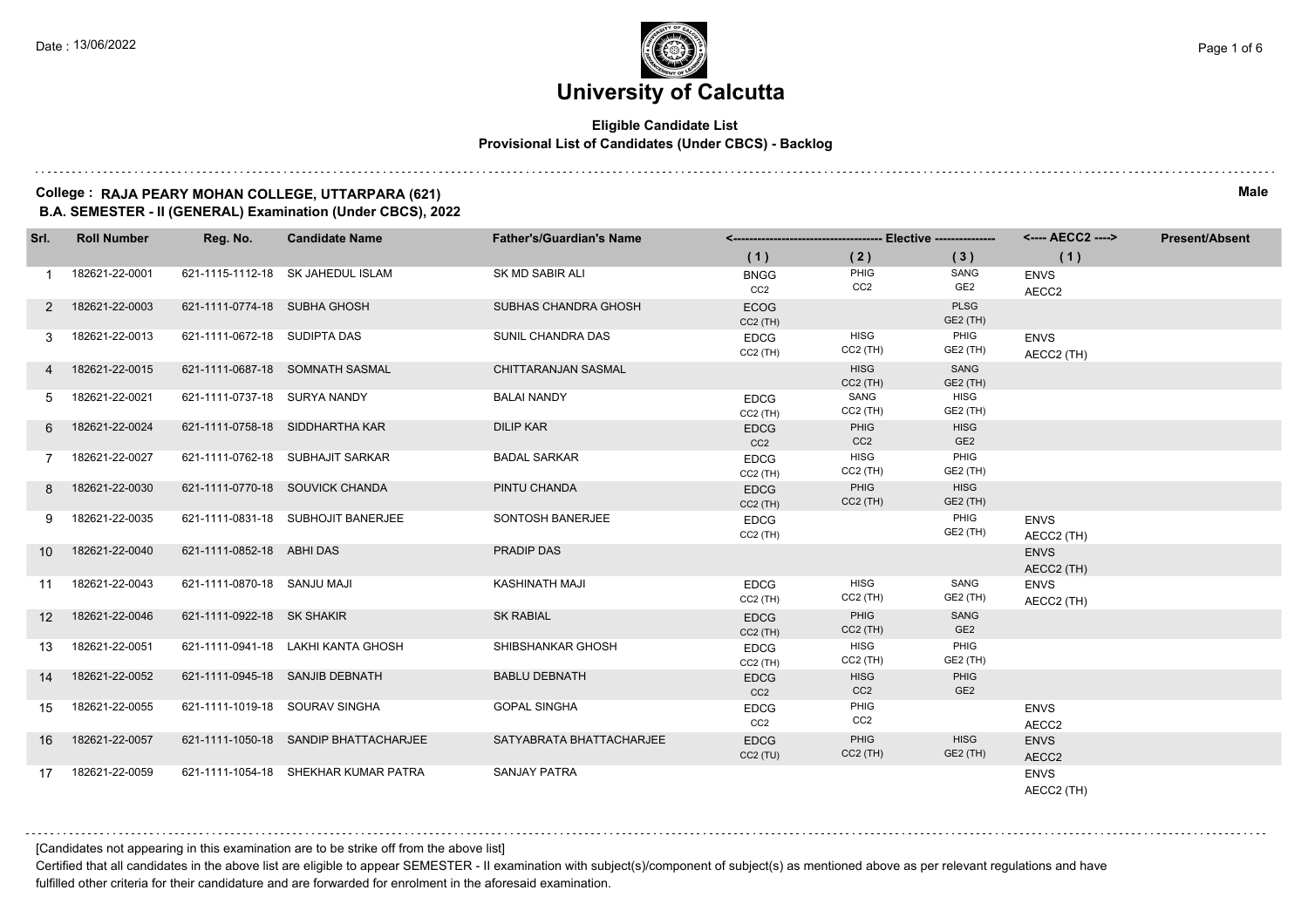Date : 13/06/2022

# University of Calcutta

**Eligible Candidate List**
**Provisional List of Candidates (Under CBCS) - Backlog**

**College : RAJA PEARY MOHAN COLLEGE, UTTARPARA (621)** **Male**
**B.A. SEMESTER - II (GENERAL) Examination (Under CBCS), 2022**

| Srl. | Roll Number | Reg. No. | Candidate Name | Father's/Guardian's Name | Elective (1) | Elective (2) | Elective (3) | AECC2 (1) | Present/Absent |
|---|---|---|---|---|---|---|---|---|---|
| 1 | 182621-22-0001 | 621-1115-1112-18 | SK JAHEDUL ISLAM | SK MD SABIR ALI | BNGG CC2 | PHIG CC2 | SANG GE2 | ENVS AECC2 | |
| 2 | 182621-22-0003 | 621-1111-0774-18 | SUBHA GHOSH | SUBHAS CHANDRA GHOSH | ECOG CC2 (TH) | | PLSG GE2 (TH) | | |
| 3 | 182621-22-0013 | 621-1111-0672-18 | SUDIPTA DAS | SUNIL CHANDRA DAS | EDCG CC2 (TH) | HISG CC2 (TH) | PHIG GE2 (TH) | ENVS AECC2 (TH) | |
| 4 | 182621-22-0015 | 621-1111-0687-18 | SOMNATH SASMAL | CHITTARANJAN SASMAL | | HISG CC2 (TH) | SANG GE2 (TH) | | |
| 5 | 182621-22-0021 | 621-1111-0737-18 | SURYA NANDY | BALAI NANDY | EDCG CC2 (TH) | SANG CC2 (TH) | HISG GE2 (TH) | | |
| 6 | 182621-22-0024 | 621-1111-0758-18 | SIDDHARTHA KAR | DILIP KAR | EDCG CC2 | PHIG CC2 | HISG GE2 | | |
| 7 | 182621-22-0027 | 621-1111-0762-18 | SUBHAJIT SARKAR | BADAL SARKAR | EDCG CC2 (TH) | HISG CC2 (TH) | PHIG GE2 (TH) | | |
| 8 | 182621-22-0030 | 621-1111-0770-18 | SOUVICK CHANDA | PINTU CHANDA | EDCG CC2 (TH) | PHIG CC2 (TH) | HISG GE2 (TH) | | |
| 9 | 182621-22-0035 | 621-1111-0831-18 | SUBHOJIT BANERJEE | SONTOSH BANERJEE | EDCG CC2 (TH) | | PHIG GE2 (TH) | ENVS AECC2 (TH) | |
| 10 | 182621-22-0040 | 621-1111-0852-18 | ABHI DAS | PRADIP DAS | | | | ENVS AECC2 (TH) | |
| 11 | 182621-22-0043 | 621-1111-0870-18 | SANJU MAJI | KASHINATH MAJI | EDCG CC2 (TH) | HISG CC2 (TH) | SANG GE2 (TH) | ENVS AECC2 (TH) | |
| 12 | 182621-22-0046 | 621-1111-0922-18 | SK SHAKIR | SK RABIAL | EDCG CC2 (TH) | PHIG CC2 (TH) | SANG GE2 | | |
| 13 | 182621-22-0051 | 621-1111-0941-18 | LAKHI KANTA GHOSH | SHIBSHANKAR GHOSH | EDCG CC2 (TH) | HISG CC2 (TH) | PHIG GE2 (TH) | | |
| 14 | 182621-22-0052 | 621-1111-0945-18 | SANJIB DEBNATH | BABLU DEBNATH | EDCG CC2 | HISG CC2 | PHIG GE2 | | |
| 15 | 182621-22-0055 | 621-1111-1019-18 | SOURAV SINGHA | GOPAL SINGHA | EDCG CC2 | PHIG CC2 | | ENVS AECC2 | |
| 16 | 182621-22-0057 | 621-1111-1050-18 | SANDIP BHATTACHARJEE | SATYABRATA BHATTACHARJEE | EDCG CC2 (TU) | PHIG CC2 (TH) | HISG GE2 (TH) | ENVS AECC2 | |
| 17 | 182621-22-0059 | 621-1111-1054-18 | SHEKHAR KUMAR PATRA | SANJAY PATRA | | | | ENVS AECC2 (TH) | |

[Candidates not appearing in this examination are to be strike off from the above list]

Certified that all candidates in the above list are eligible to appear SEMESTER - II examination with subject(s)/component of subject(s) as mentioned above as per relevant regulations and have fulfilled other criteria for their candidature and are forwarded for enrolment in the aforesaid examination.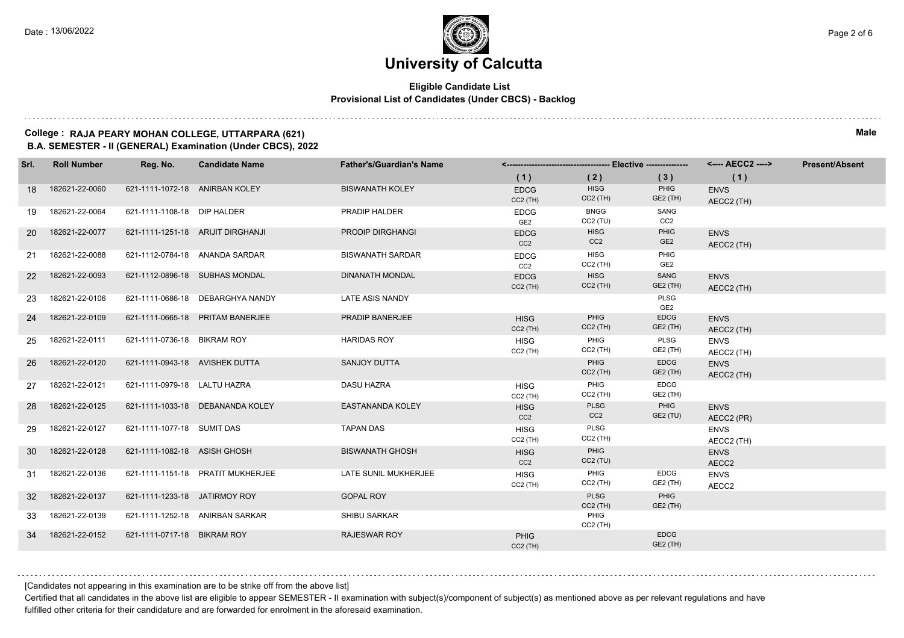# University of Calcutta

**Eligible Candidate List**
**Provisional List of Candidates (Under CBCS) - Backlog**

**College : RAJA PEARY MOHAN COLLEGE, UTTARPARA (621)**
**B.A. SEMESTER - II (GENERAL) Examination (Under CBCS), 2022**

**Male**

| Srl. | Roll Number | Reg. No. | Candidate Name | Father's/Guardian's Name | Elective (1) | Elective (2) | Elective (3) | AECC2 (1) | Present/Absent |
|---|---|---|---|---|---|---|---|---|---|
| 18 | 182621-22-0060 | 621-1111-1072-18 | ANIRBAN KOLEY | BISWANATH KOLEY | EDCG CC2 (TH) | HISG CC2 (TH) | PHIG GE2 (TH) | ENVS AECC2 (TH) | |
| 19 | 182621-22-0064 | 621-1111-1108-18 | DIP HALDER | PRADIP HALDER | EDCG GE2 | BNGG CC2 (TU) | SANG CC2 | | |
| 20 | 182621-22-0077 | 621-1111-1251-18 | ARIJIT DIRGHANJI | PRODIP DIRGHANGI | EDCG CC2 | HISG CC2 | PHIG GE2 | ENVS AECC2 (TH) | |
| 21 | 182621-22-0088 | 621-1112-0784-18 | ANANDA SARDAR | BISWANATH SARDAR | EDCG CC2 | HISG CC2 (TH) | PHIG GE2 | | |
| 22 | 182621-22-0093 | 621-1112-0896-18 | SUBHAS MONDAL | DINANATH MONDAL | EDCG CC2 (TH) | HISG CC2 (TH) | SANG GE2 (TH) | ENVS AECC2 (TH) | |
| 23 | 182621-22-0106 | 621-1111-0686-18 | DEBARGHYA NANDY | LATE ASIS NANDY | | | PLSG GE2 | | |
| 24 | 182621-22-0109 | 621-1111-0665-18 | PRITAM BANERJEE | PRADIP BANERJEE | HISG CC2 (TH) | PHIG CC2 (TH) | EDCG GE2 (TH) | ENVS AECC2 (TH) | |
| 25 | 182621-22-0111 | 621-1111-0736-18 | BIKRAM ROY | HARIDAS ROY | HISG CC2 (TH) | PHIG CC2 (TH) | PLSG GE2 (TH) | ENVS AECC2 (TH) | |
| 26 | 182621-22-0120 | 621-1111-0943-18 | AVISHEK DUTTA | SANJOY DUTTA | | PHIG CC2 (TH) | EDCG GE2 (TH) | ENVS AECC2 (TH) | |
| 27 | 182621-22-0121 | 621-1111-0979-18 | LALTU HAZRA | DASU HAZRA | HISG CC2 (TH) | PHIG CC2 (TH) | EDCG GE2 (TH) | | |
| 28 | 182621-22-0125 | 621-1111-1033-18 | DEBANANDA KOLEY | EASTANANDA KOLEY | HISG CC2 | PLSG CC2 | PHIG GE2 (TU) | ENVS AECC2 (PR) | |
| 29 | 182621-22-0127 | 621-1111-1077-18 | SUMIT DAS | TAPAN DAS | HISG CC2 (TH) | PLSG CC2 (TH) | | ENVS AECC2 (TH) | |
| 30 | 182621-22-0128 | 621-1111-1082-18 | ASISH GHOSH | BISWANATH GHOSH | HISG CC2 | PHIG CC2 (TU) | | ENVS AECC2 | |
| 31 | 182621-22-0136 | 621-1111-1151-18 | PRATIT MUKHERJEE | LATE SUNIL MUKHERJEE | HISG CC2 (TH) | PHIG CC2 (TH) | EDCG GE2 (TH) | ENVS AECC2 | |
| 32 | 182621-22-0137 | 621-1111-1233-18 | JATIRMOY ROY | GOPAL ROY | | PLSG CC2 (TH) | PHIG GE2 (TH) | | |
| 33 | 182621-22-0139 | 621-1111-1252-18 | ANIRBAN SARKAR | SHIBU SARKAR | | PHIG CC2 (TH) | | | |
| 34 | 182621-22-0152 | 621-1111-0717-18 | BIKRAM ROY | RAJESWAR ROY | PHIG CC2 (TH) | | EDCG GE2 (TH) | | |

[Candidates not appearing in this examination are to be strike off from the above list]

Certified that all candidates in the above list are eligible to appear SEMESTER - II examination with subject(s)/component of subject(s) as mentioned above as per relevant regulations and have fulfilled other criteria for their candidature and are forwarded for enrolment in the aforesaid examination.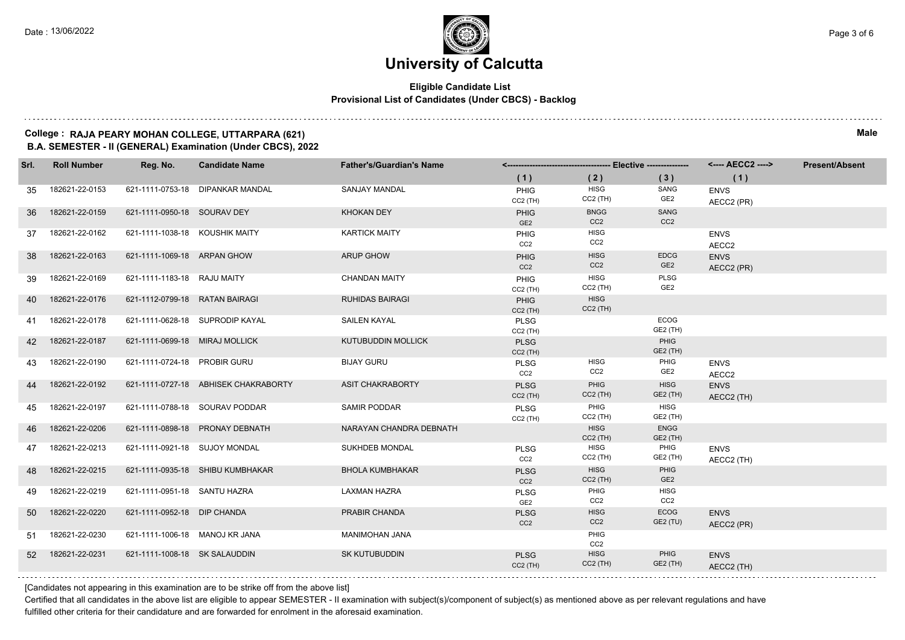# University of Calcutta

**Eligible Candidate List**
**Provisional List of Candidates (Under CBCS) - Backlog**

**College : RAJA PEARY MOHAN COLLEGE, UTTARPARA (621)**
**B.A. SEMESTER - II (GENERAL) Examination (Under CBCS), 2022**

**Male**

| Srl. | Roll Number | Reg. No. | Candidate Name | Father's/Guardian's Name | Elective (1) | Elective (2) | Elective (3) | AECC2 (1) | Present/Absent |
|---|---|---|---|---|---|---|---|---|---|
| 35 | 182621-22-0153 | 621-1111-0753-18 | DIPANKAR MANDAL | SANJAY MANDAL | PHIG CC2 (TH) | HISG CC2 (TH) | SANG GE2 | ENVS AECC2 (PR) | |
| 36 | 182621-22-0159 | 621-1111-0950-18 | SOURAV DEY | KHOKAN DEY | PHIG GE2 | BNGG CC2 | SANG CC2 | | |
| 37 | 182621-22-0162 | 621-1111-1038-18 | KOUSHIK MAITY | KARTICK MAITY | PHIG CC2 | HISG CC2 | | ENVS AECC2 | |
| 38 | 182621-22-0163 | 621-1111-1069-18 | ARPAN GHOW | ARUP GHOW | PHIG CC2 | HISG CC2 | EDCG GE2 | ENVS AECC2 (PR) | |
| 39 | 182621-22-0169 | 621-1111-1183-18 | RAJU MAITY | CHANDAN MAITY | PHIG CC2 (TH) | HISG CC2 (TH) | PLSG GE2 | | |
| 40 | 182621-22-0176 | 621-1112-0799-18 | RATAN BAIRAGI | RUHIDAS BAIRAGI | PHIG CC2 (TH) | HISG CC2 (TH) | | | |
| 41 | 182621-22-0178 | 621-1111-0628-18 | SUPRODIP KAYAL | SAILEN KAYAL | PLSG CC2 (TH) | | ECOG GE2 (TH) | | |
| 42 | 182621-22-0187 | 621-1111-0699-18 | MIRAJ MOLLICK | KUTUBUDDIN MOLLICK | PLSG CC2 (TH) | | PHIG GE2 (TH) | | |
| 43 | 182621-22-0190 | 621-1111-0724-18 | PROBIR GURU | BIJAY GURU | PLSG CC2 | HISG CC2 | PHIG GE2 | ENVS AECC2 | |
| 44 | 182621-22-0192 | 621-1111-0727-18 | ABHISEK CHAKRABORTY | ASIT CHAKRABORTY | PLSG CC2 (TH) | PHIG CC2 (TH) | HISG GE2 (TH) | ENVS AECC2 (TH) | |
| 45 | 182621-22-0197 | 621-1111-0788-18 | SOURAV PODDAR | SAMIR PODDAR | PLSG CC2 (TH) | PHIG CC2 (TH) | HISG GE2 (TH) | | |
| 46 | 182621-22-0206 | 621-1111-0898-18 | PRONAY DEBNATH | NARAYAN CHANDRA DEBNATH | | HISG CC2 (TH) | ENGG GE2 (TH) | | |
| 47 | 182621-22-0213 | 621-1111-0921-18 | SUJOY MONDAL | SUKHDEB MONDAL | PLSG CC2 | HISG CC2 (TH) | PHIG GE2 (TH) | ENVS AECC2 (TH) | |
| 48 | 182621-22-0215 | 621-1111-0935-18 | SHIBU KUMBHAKAR | BHOLA KUMBHAKAR | PLSG CC2 | HISG CC2 (TH) | PHIG GE2 | | |
| 49 | 182621-22-0219 | 621-1111-0951-18 | SANTU HAZRA | LAXMAN HAZRA | PLSG GE2 | PHIG CC2 | HISG CC2 | | |
| 50 | 182621-22-0220 | 621-1111-0952-18 | DIP CHANDA | PRABIR CHANDA | PLSG CC2 | HISG CC2 | ECOG GE2 (TU) | ENVS AECC2 (PR) | |
| 51 | 182621-22-0230 | 621-1111-1006-18 | MANOJ KR JANA | MANIMOHAN JANA | | PHIG CC2 | | | |
| 52 | 182621-22-0231 | 621-1111-1008-18 | SK SALAUDDIN | SK KUTUBUDDIN | PLSG CC2 (TH) | HISG CC2 (TH) | PHIG GE2 (TH) | ENVS AECC2 (TH) | |

[Candidates not appearing in this examination are to be strike off from the above list]

Certified that all candidates in the above list are eligible to appear SEMESTER - II examination with subject(s)/component of subject(s) as mentioned above as per relevant regulations and have fulfilled other criteria for their candidature and are forwarded for enrolment in the aforesaid examination.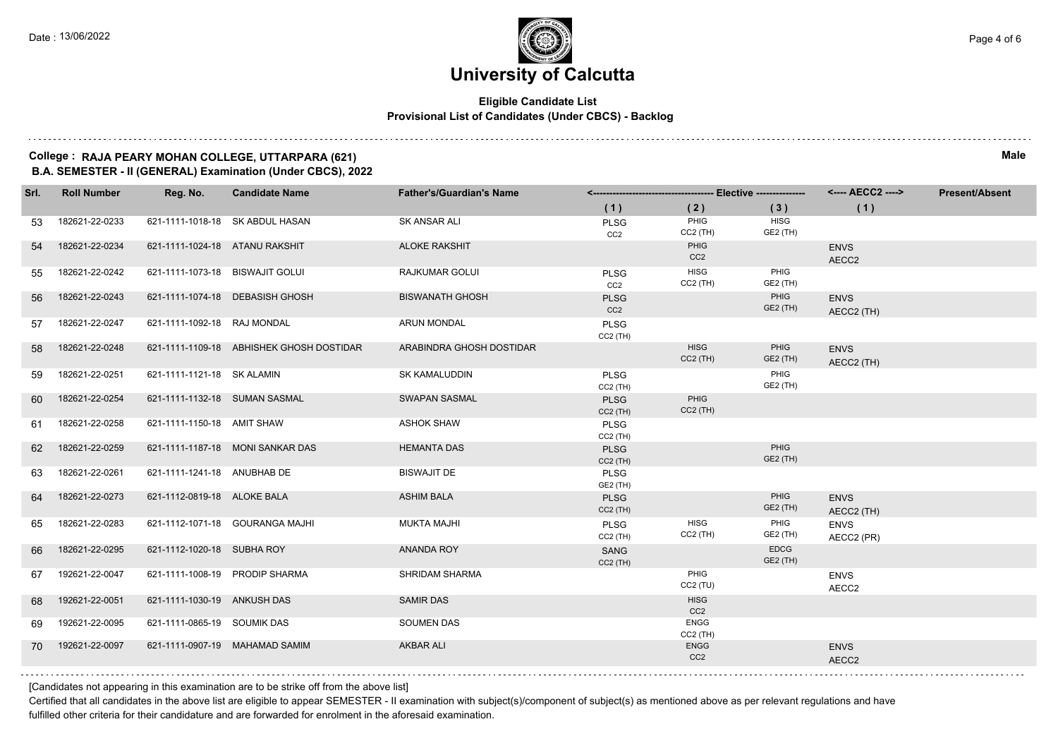# University of Calcutta

**Eligible Candidate List**
**Provisional List of Candidates (Under CBCS) - Backlog**

**College : RAJA PEARY MOHAN COLLEGE, UTTARPARA (621)**
**B.A. SEMESTER - II (GENERAL) Examination (Under CBCS), 2022**

**Male**

| Srl. | Roll Number | Reg. No. | Candidate Name | Father's/Guardian's Name | Elective (1) | Elective (2) | Elective (3) | AECC2 (1) | Present/Absent |
|---|---|---|---|---|---|---|---|---|---|
| 53 | 182621-22-0233 | 621-1111-1018-18 | SK ABDUL HASAN | SK ANSAR ALI | PLSG CC2 | PHIG CC2 (TH) | HISG GE2 (TH) | | |
| 54 | 182621-22-0234 | 621-1111-1024-18 | ATANU RAKSHIT | ALOKE RAKSHIT | | PHIG CC2 | | ENVS AECC2 | |
| 55 | 182621-22-0242 | 621-1111-1073-18 | BISWAJIT GOLUI | RAJKUMAR GOLUI | PLSG CC2 | HISG CC2 (TH) | PHIG GE2 (TH) | | |
| 56 | 182621-22-0243 | 621-1111-1074-18 | DEBASISH GHOSH | BISWANATH GHOSH | PLSG CC2 | | PHIG GE2 (TH) | ENVS AECC2 (TH) | |
| 57 | 182621-22-0247 | 621-1111-1092-18 | RAJ MONDAL | ARUN MONDAL | PLSG CC2 (TH) | | | | |
| 58 | 182621-22-0248 | 621-1111-1109-18 | ABHISHEK GHOSH DOSTIDAR | ARABINDRA GHOSH DOSTIDAR | | HISG CC2 (TH) | PHIG GE2 (TH) | ENVS AECC2 (TH) | |
| 59 | 182621-22-0251 | 621-1111-1121-18 | SK ALAMIN | SK KAMALUDDIN | PLSG CC2 (TH) | | PHIG GE2 (TH) | | |
| 60 | 182621-22-0254 | 621-1111-1132-18 | SUMAN SASMAL | SWAPAN SASMAL | PLSG CC2 (TH) | PHIG CC2 (TH) | | | |
| 61 | 182621-22-0258 | 621-1111-1150-18 | AMIT SHAW | ASHOK SHAW | PLSG CC2 (TH) | | | | |
| 62 | 182621-22-0259 | 621-1111-1187-18 | MONI SANKAR DAS | HEMANTA DAS | PLSG CC2 (TH) | | PHIG GE2 (TH) | | |
| 63 | 182621-22-0261 | 621-1111-1241-18 | ANUBHAB DE | BISWAJIT DE | PLSG GE2 (TH) | | | | |
| 64 | 182621-22-0273 | 621-1112-0819-18 | ALOKE BALA | ASHIM BALA | PLSG CC2 (TH) | | PHIG GE2 (TH) | ENVS AECC2 (TH) | |
| 65 | 182621-22-0283 | 621-1112-1071-18 | GOURANGA MAJHI | MUKTA MAJHI | PLSG CC2 (TH) | HISG CC2 (TH) | PHIG GE2 (TH) | ENVS AECC2 (PR) | |
| 66 | 182621-22-0295 | 621-1112-1020-18 | SUBHA ROY | ANANDA ROY | SANG CC2 (TH) | | EDCG GE2 (TH) | | |
| 67 | 192621-22-0047 | 621-1111-1008-19 | PRODIP SHARMA | SHRIDAM SHARMA | | PHIG CC2 (TU) | | ENVS AECC2 | |
| 68 | 192621-22-0051 | 621-1111-1030-19 | ANKUSH DAS | SAMIR DAS | | HISG CC2 | | | |
| 69 | 192621-22-0095 | 621-1111-0865-19 | SOUMIK DAS | SOUMEN DAS | | ENGG CC2 (TH) | | | |
| 70 | 192621-22-0097 | 621-1111-0907-19 | MAHAMAD SAMIM | AKBAR ALI | | ENGG CC2 | | ENVS AECC2 | |

[Candidates not appearing in this examination are to be strike off from the above list]

Certified that all candidates in the above list are eligible to appear SEMESTER - II examination with subject(s)/component of subject(s) as mentioned above as per relevant regulations and have fulfilled other criteria for their candidature and are forwarded for enrolment in the aforesaid examination.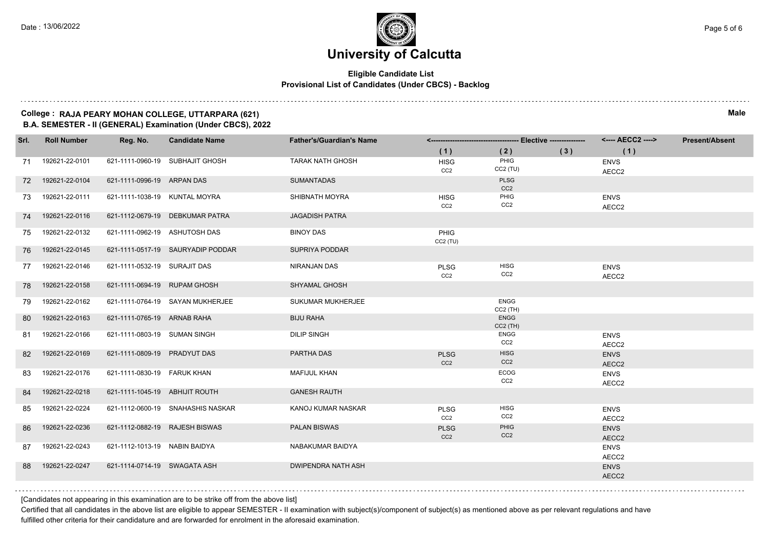# University of Calcutta

**Eligible Candidate List**
**Provisional List of Candidates (Under CBCS) - Backlog**

**College : RAJA PEARY MOHAN COLLEGE, UTTARPARA (621)** **Male**
**B.A. SEMESTER - II (GENERAL) Examination (Under CBCS), 2022**

| Srl. | Roll Number | Reg. No. | Candidate Name | Father's/Guardian's Name | Elective (1) | Elective (2) | Elective (3) | AECC2 (1) | Present/Absent |
|---|---|---|---|---|---|---|---|---|---|
| 71 | 192621-22-0101 | 621-1111-0960-19 | SUBHAJIT GHOSH | TARAK NATH GHOSH | HISG CC2 | PHIG CC2 (TU) | | ENVS AECC2 | |
| 72 | 192621-22-0104 | 621-1111-0996-19 | ARPAN DAS | SUMANTADAS | | PLSG CC2 | | | |
| 73 | 192621-22-0111 | 621-1111-1038-19 | KUNTAL MOYRA | SHIBNATH MOYRA | HISG CC2 | PHIG CC2 | | ENVS AECC2 | |
| 74 | 192621-22-0116 | 621-1112-0679-19 | DEBKUMAR PATRA | JAGADISH PATRA | | | | | |
| 75 | 192621-22-0132 | 621-1111-0962-19 | ASHUTOSH DAS | BINOY DAS | PHIG CC2 (TU) | | | | |
| 76 | 192621-22-0145 | 621-1111-0517-19 | SAURYADIP PODDAR | SUPRIYA PODDAR | | | | | |
| 77 | 192621-22-0146 | 621-1111-0532-19 | SURAJIT DAS | NIRANJAN DAS | PLSG CC2 | HISG CC2 | | ENVS AECC2 | |
| 78 | 192621-22-0158 | 621-1111-0694-19 | RUPAM GHOSH | SHYAMAL GHOSH | | | | | |
| 79 | 192621-22-0162 | 621-1111-0764-19 | SAYAN MUKHERJEE | SUKUMAR MUKHERJEE | | ENGG CC2 (TH) | | | |
| 80 | 192621-22-0163 | 621-1111-0765-19 | ARNAB RAHA | BIJU RAHA | | ENGG CC2 (TH) | | | |
| 81 | 192621-22-0166 | 621-1111-0803-19 | SUMAN SINGH | DILIP SINGH | | ENGG CC2 | | ENVS AECC2 | |
| 82 | 192621-22-0169 | 621-1111-0809-19 | PRADYUT DAS | PARTHA DAS | PLSG CC2 | HISG CC2 | | ENVS AECC2 | |
| 83 | 192621-22-0176 | 621-1111-0830-19 | FARUK KHAN | MAFIJUL KHAN | | ECOG CC2 | | ENVS AECC2 | |
| 84 | 192621-22-0218 | 621-1111-1045-19 | ABHIJIT ROUTH | GANESH RAUTH | | | | | |
| 85 | 192621-22-0224 | 621-1112-0600-19 | SNAHASHIS NASKAR | KANOJ KUMAR NASKAR | PLSG CC2 | HISG CC2 | | ENVS AECC2 | |
| 86 | 192621-22-0236 | 621-1112-0882-19 | RAJESH BISWAS | PALAN BISWAS | PLSG CC2 | PHIG CC2 | | ENVS AECC2 | |
| 87 | 192621-22-0243 | 621-1112-1013-19 | NABIN BAIDYA | NABAKUMAR BAIDYA | | | | ENVS AECC2 | |
| 88 | 192621-22-0247 | 621-1114-0714-19 | SWAGATA ASH | DWIPENDRA NATH ASH | | | | ENVS AECC2 | |

[Candidates not appearing in this examination are to be strike off from the above list]

Certified that all candidates in the above list are eligible to appear SEMESTER - II examination with subject(s)/component of subject(s) as mentioned above as per relevant regulations and have fulfilled other criteria for their candidature and are forwarded for enrolment in the aforesaid examination.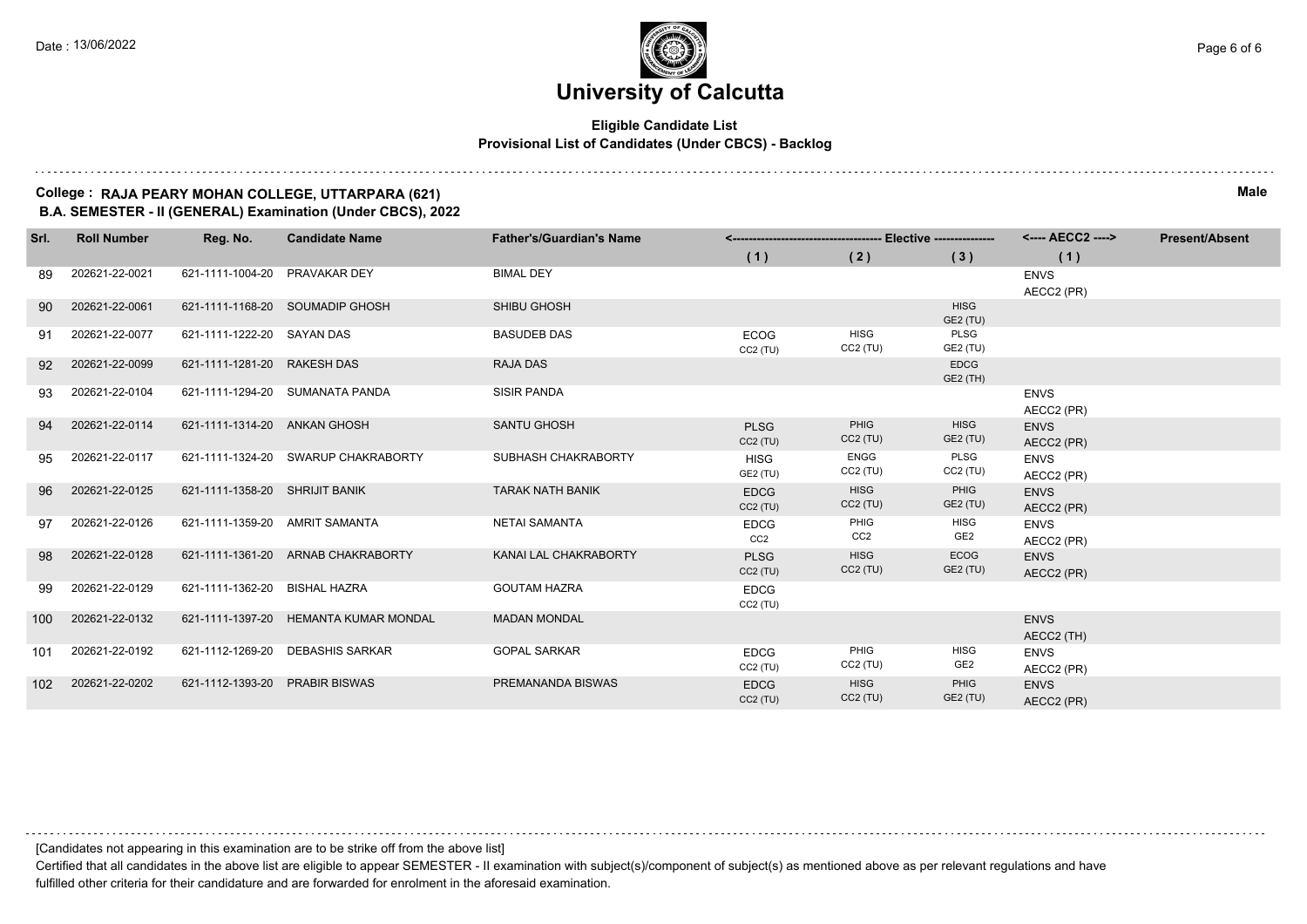# University of Calcutta

**Eligible Candidate List**
**Provisional List of Candidates (Under CBCS) - Backlog**

**College : RAJA PEARY MOHAN COLLEGE, UTTARPARA (621)** **Male**
**B.A. SEMESTER - II (GENERAL) Examination (Under CBCS), 2022**

| Srl. | Roll Number | Reg. No. | Candidate Name | Father's/Guardian's Name | Elective (1) | Elective (2) | Elective (3) | AECC2 (1) | Present/Absent |
|---|---|---|---|---|---|---|---|---|---|
| 89 | 202621-22-0021 | 621-1111-1004-20 | PRAVAKAR DEY | BIMAL DEY | | | | ENVS AECC2 (PR) | |
| 90 | 202621-22-0061 | 621-1111-1168-20 | SOUMADIP GHOSH | SHIBU GHOSH | | | HISG GE2 (TU) | | |
| 91 | 202621-22-0077 | 621-1111-1222-20 | SAYAN DAS | BASUDEB DAS | ECOG CC2 (TU) | HISG CC2 (TU) | PLSG GE2 (TU) | | |
| 92 | 202621-22-0099 | 621-1111-1281-20 | RAKESH DAS | RAJA DAS | | | EDCG GE2 (TH) | | |
| 93 | 202621-22-0104 | 621-1111-1294-20 | SUMANATA PANDA | SISIR PANDA | | | | ENVS AECC2 (PR) | |
| 94 | 202621-22-0114 | 621-1111-1314-20 | ANKAN GHOSH | SANTU GHOSH | PLSG CC2 (TU) | PHIG CC2 (TU) | HISG GE2 (TU) | ENVS AECC2 (PR) | |
| 95 | 202621-22-0117 | 621-1111-1324-20 | SWARUP CHAKRABORTY | SUBHASH CHAKRABORTY | HISG GE2 (TU) | ENGG CC2 (TU) | PLSG CC2 (TU) | ENVS AECC2 (PR) | |
| 96 | 202621-22-0125 | 621-1111-1358-20 | SHRIJIT BANIK | TARAK NATH BANIK | EDCG CC2 (TU) | HISG CC2 (TU) | PHIG GE2 (TU) | ENVS AECC2 (PR) | |
| 97 | 202621-22-0126 | 621-1111-1359-20 | AMRIT SAMANTA | NETAI SAMANTA | EDCG CC2 | PHIG CC2 | HISG GE2 | ENVS AECC2 (PR) | |
| 98 | 202621-22-0128 | 621-1111-1361-20 | ARNAB CHAKRABORTY | KANAI LAL CHAKRABORTY | PLSG CC2 (TU) | HISG CC2 (TU) | ECOG GE2 (TU) | ENVS AECC2 (PR) | |
| 99 | 202621-22-0129 | 621-1111-1362-20 | BISHAL HAZRA | GOUTAM HAZRA | EDCG CC2 (TU) | | | | |
| 100 | 202621-22-0132 | 621-1111-1397-20 | HEMANTA KUMAR MONDAL | MADAN MONDAL | | | | ENVS AECC2 (TH) | |
| 101 | 202621-22-0192 | 621-1112-1269-20 | DEBASHIS SARKAR | GOPAL SARKAR | EDCG CC2 (TU) | PHIG CC2 (TU) | HISG GE2 | ENVS AECC2 (PR) | |
| 102 | 202621-22-0202 | 621-1112-1393-20 | PRABIR BISWAS | PREMANANDA BISWAS | EDCG CC2 (TU) | HISG CC2 (TU) | PHIG GE2 (TU) | ENVS AECC2 (PR) | |

[Candidates not appearing in this examination are to be strike off from the above list]

Certified that all candidates in the above list are eligible to appear SEMESTER - II examination with subject(s)/component of subject(s) as mentioned above as per relevant regulations and have fulfilled other criteria for their candidature and are forwarded for enrolment in the aforesaid examination.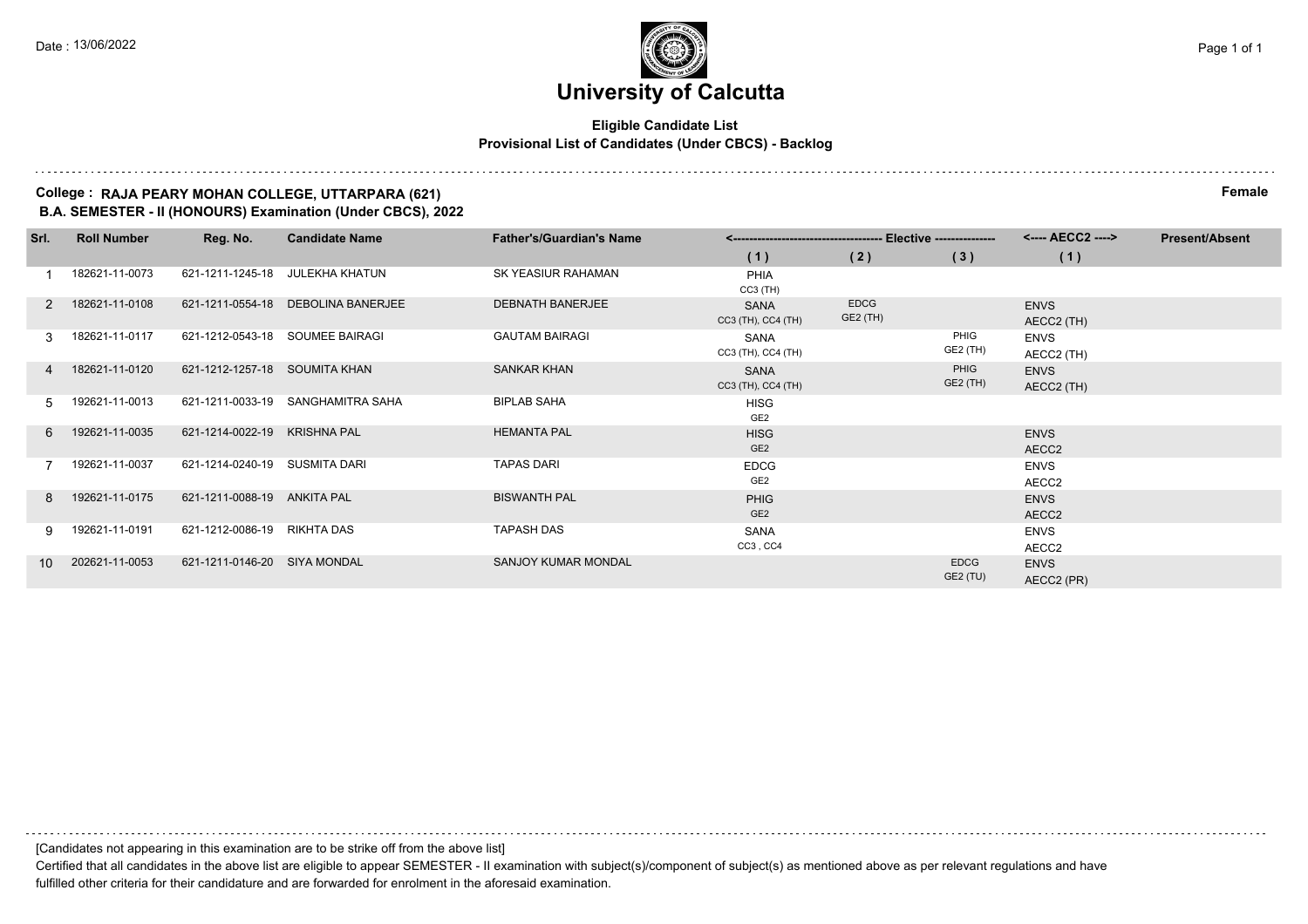Date : 13/06/2022

# University of Calcutta

**Eligible Candidate List**
**Provisional List of Candidates (Under CBCS) - Backlog**

**College : RAJA PEARY MOHAN COLLEGE, UTTARPARA (621)** **Female**
**B.A. SEMESTER - II (HONOURS) Examination (Under CBCS), 2022**

| Srl. | Roll Number | Reg. No. | Candidate Name | Father's/Guardian's Name | Elective (1) | Elective (2) | Elective (3) | AECC2 (1) | Present/Absent |
|---|---|---|---|---|---|---|---|---|---|
| 1 | 182621-11-0073 | 621-1211-1245-18 | JULEKHA KHATUN | SK YEASIUR RAHAMAN | PHIA CC3 (TH) | | | | |
| 2 | 182621-11-0108 | 621-1211-0554-18 | DEBOLINA BANERJEE | DEBNATH BANERJEE | SANA CC3 (TH), CC4 (TH) | EDCG GE2 (TH) | | ENVS AECC2 (TH) | |
| 3 | 182621-11-0117 | 621-1212-0543-18 | SOUMEE BAIRAGI | GAUTAM BAIRAGI | SANA CC3 (TH), CC4 (TH) | | PHIG GE2 (TH) | ENVS AECC2 (TH) | |
| 4 | 182621-11-0120 | 621-1212-1257-18 | SOUMITA KHAN | SANKAR KHAN | SANA CC3 (TH), CC4 (TH) | | PHIG GE2 (TH) | ENVS AECC2 (TH) | |
| 5 | 192621-11-0013 | 621-1211-0033-19 | SANGHAMITRA SAHA | BIPLAB SAHA | HISG GE2 | | | | |
| 6 | 192621-11-0035 | 621-1214-0022-19 | KRISHNA PAL | HEMANTA PAL | HISG GE2 | | | ENVS AECC2 | |
| 7 | 192621-11-0037 | 621-1214-0240-19 | SUSMITA DARI | TAPAS DARI | EDCG GE2 | | | ENVS AECC2 | |
| 8 | 192621-11-0175 | 621-1211-0088-19 | ANKITA PAL | BISWANTH PAL | PHIG GE2 | | | ENVS AECC2 | |
| 9 | 192621-11-0191 | 621-1212-0086-19 | RIKHTA DAS | TAPASH DAS | SANA CC3 , CC4 | | | ENVS AECC2 | |
| 10 | 202621-11-0053 | 621-1211-0146-20 | SIYA MONDAL | SANJOY KUMAR MONDAL | | | EDCG GE2 (TU) | ENVS AECC2 (PR) | |

[Candidates not appearing in this examination are to be strike off from the above list]

Certified that all candidates in the above list are eligible to appear SEMESTER - II examination with subject(s)/component of subject(s) as mentioned above as per relevant regulations and have fulfilled other criteria for their candidature and are forwarded for enrolment in the aforesaid examination.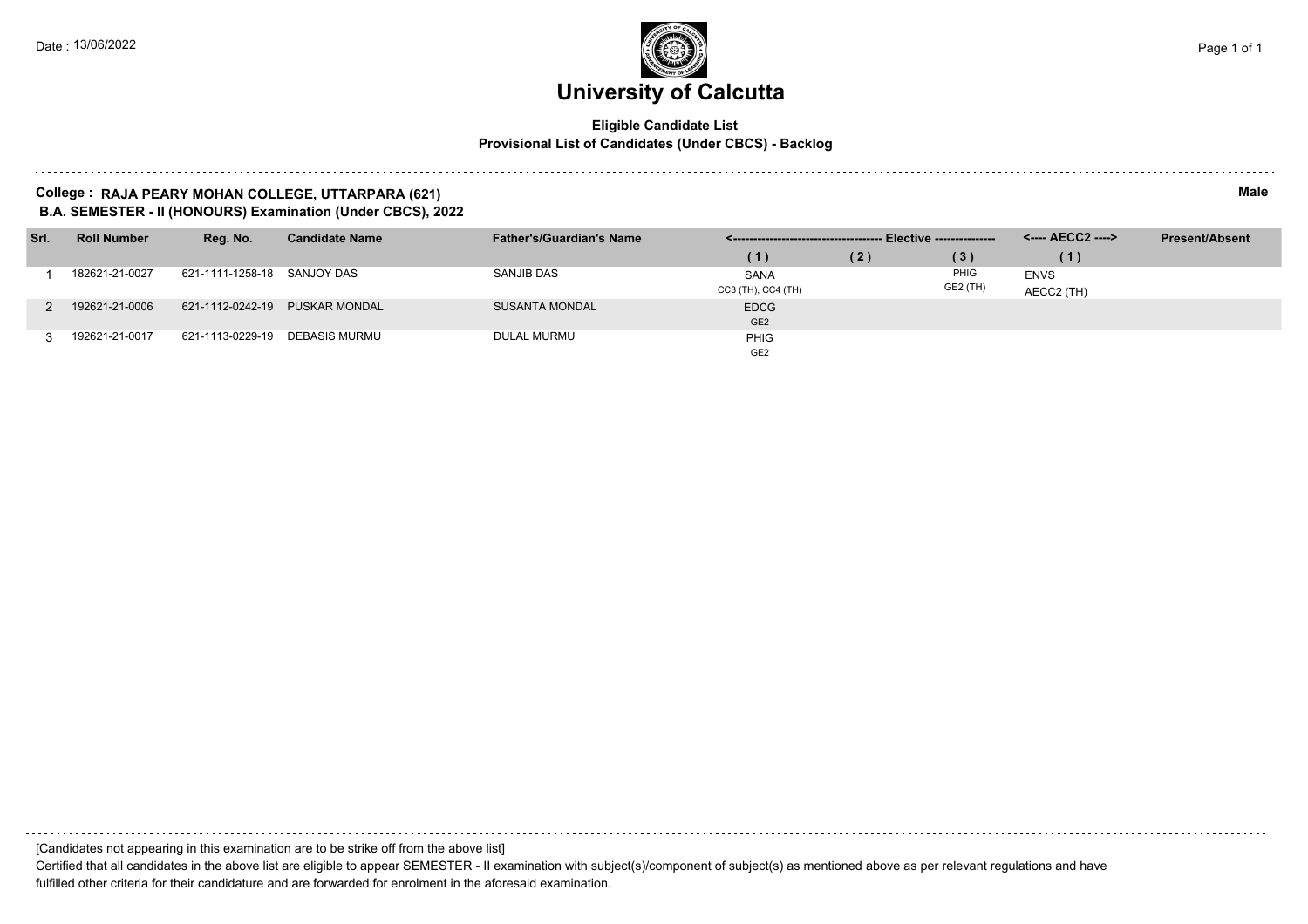Date : 13/06/2022

# University of Calcutta

**Eligible Candidate List**
**Provisional List of Candidates (Under CBCS) - Backlog**

**College : RAJA PEARY MOHAN COLLEGE, UTTARPARA (621)** **Male**
**B.A. SEMESTER - II (HONOURS) Examination (Under CBCS), 2022**

| Srl. | Roll Number | Reg. No. | Candidate Name | Father's/Guardian's Name | Elective (1) | Elective (2) | Elective (3) | AECC2 (1) | Present/Absent |
|---|---|---|---|---|---|---|---|---|---|
| 1 | 182621-21-0027 | 621-1111-1258-18 | SANJOY DAS | SANJIB DAS | SANA CC3 (TH), CC4 (TH) | | PHIG GE2 (TH) | ENVS AECC2 (TH) | |
| 2 | 192621-21-0006 | 621-1112-0242-19 | PUSKAR MONDAL | SUSANTA MONDAL | EDCG GE2 | | | | |
| 3 | 192621-21-0017 | 621-1113-0229-19 | DEBASIS MURMU | DULAL MURMU | PHIG GE2 | | | | |

[Candidates not appearing in this examination are to be strike off from the above list]

Certified that all candidates in the above list are eligible to appear SEMESTER - II examination with subject(s)/component of subject(s) as mentioned above as per relevant regulations and have fulfilled other criteria for their candidature and are forwarded for enrolment in the aforesaid examination.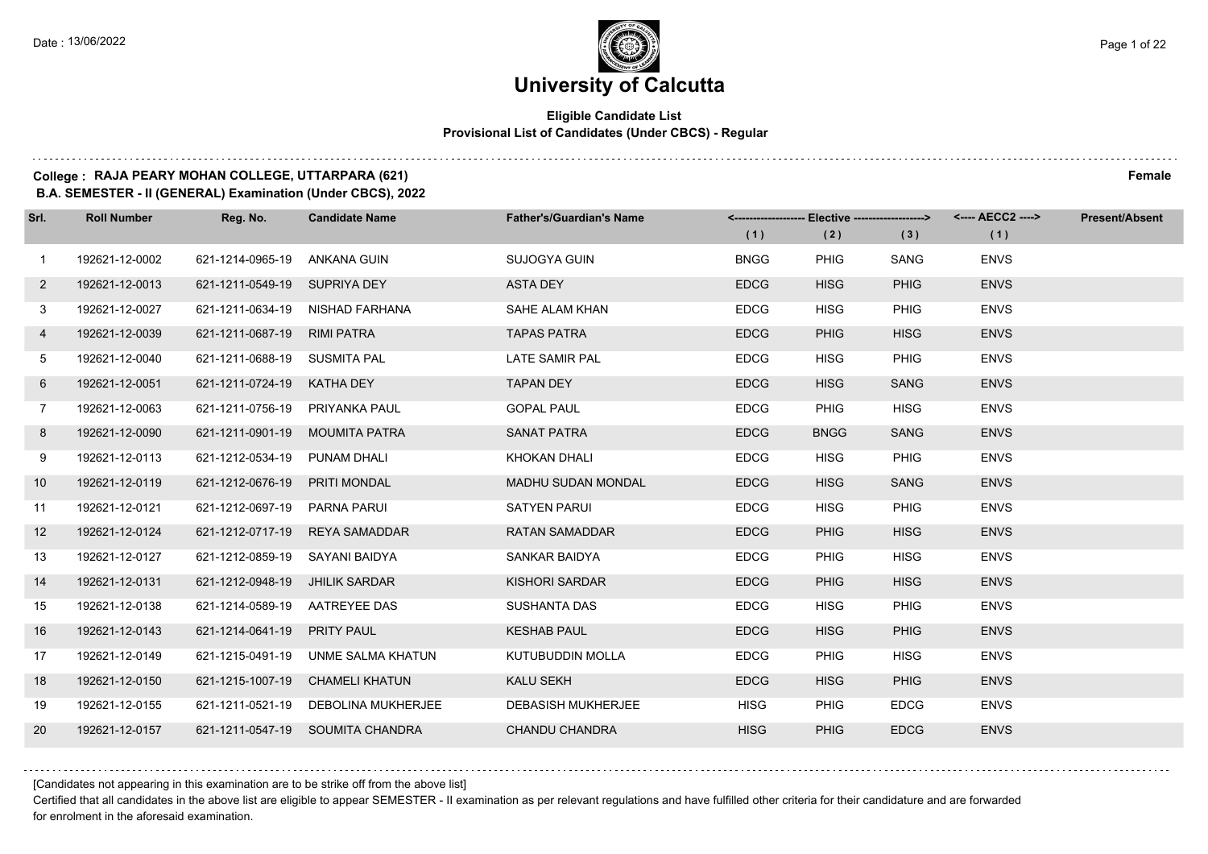# University of Calcutta

**Eligible Candidate List**
**Provisional List of Candidates (Under CBCS) - Regular**

**College : RAJA PEARY MOHAN COLLEGE, UTTARPARA (621)** **Female**

**B.A. SEMESTER - II (GENERAL) Examination (Under CBCS), 2022**

| Srl. | Roll Number | Reg. No. | Candidate Name | Father's/Guardian's Name | Elective | | | AECC2 | Present/Absent |
|---|---|---|---|---|---|---|---|---|---|
| | | | | | (1) | (2) | (3) | (1) | |
| 1 | 192621-12-0002 | 621-1214-0965-19 | ANKANA GUIN | SUJOGYA GUIN | BNGG | PHIG | SANG | ENVS | |
| 2 | 192621-12-0013 | 621-1211-0549-19 | SUPRIYA DEY | ASTA DEY | EDCG | HISG | PHIG | ENVS | |
| 3 | 192621-12-0027 | 621-1211-0634-19 | NISHAD FARHANA | SAHE ALAM KHAN | EDCG | HISG | PHIG | ENVS | |
| 4 | 192621-12-0039 | 621-1211-0687-19 | RIMI PATRA | TAPAS PATRA | EDCG | PHIG | HISG | ENVS | |
| 5 | 192621-12-0040 | 621-1211-0688-19 | SUSMITA PAL | LATE SAMIR PAL | EDCG | HISG | PHIG | ENVS | |
| 6 | 192621-12-0051 | 621-1211-0724-19 | KATHA DEY | TAPAN DEY | EDCG | HISG | SANG | ENVS | |
| 7 | 192621-12-0063 | 621-1211-0756-19 | PRIYANKA PAUL | GOPAL PAUL | EDCG | PHIG | HISG | ENVS | |
| 8 | 192621-12-0090 | 621-1211-0901-19 | MOUMITA PATRA | SANAT PATRA | EDCG | BNGG | SANG | ENVS | |
| 9 | 192621-12-0113 | 621-1212-0534-19 | PUNAM DHALI | KHOKAN DHALI | EDCG | HISG | PHIG | ENVS | |
| 10 | 192621-12-0119 | 621-1212-0676-19 | PRITI MONDAL | MADHU SUDAN MONDAL | EDCG | HISG | SANG | ENVS | |
| 11 | 192621-12-0121 | 621-1212-0697-19 | PARNA PARUI | SATYEN PARUI | EDCG | HISG | PHIG | ENVS | |
| 12 | 192621-12-0124 | 621-1212-0717-19 | REYA SAMADDAR | RATAN SAMADDAR | EDCG | PHIG | HISG | ENVS | |
| 13 | 192621-12-0127 | 621-1212-0859-19 | SAYANI BAIDYA | SANKAR BAIDYA | EDCG | PHIG | HISG | ENVS | |
| 14 | 192621-12-0131 | 621-1212-0948-19 | JHILIK SARDAR | KISHORI SARDAR | EDCG | PHIG | HISG | ENVS | |
| 15 | 192621-12-0138 | 621-1214-0589-19 | AATREYEE DAS | SUSHANTA DAS | EDCG | HISG | PHIG | ENVS | |
| 16 | 192621-12-0143 | 621-1214-0641-19 | PRITY PAUL | KESHAB PAUL | EDCG | HISG | PHIG | ENVS | |
| 17 | 192621-12-0149 | 621-1215-0491-19 | UNME SALMA KHATUN | KUTUBUDDIN MOLLA | EDCG | PHIG | HISG | ENVS | |
| 18 | 192621-12-0150 | 621-1215-1007-19 | CHAMELI KHATUN | KALU SEKH | EDCG | HISG | PHIG | ENVS | |
| 19 | 192621-12-0155 | 621-1211-0521-19 | DEBOLINA MUKHERJEE | DEBASISH MUKHERJEE | HISG | PHIG | EDCG | ENVS | |
| 20 | 192621-12-0157 | 621-1211-0547-19 | SOUMITA CHANDRA | CHANDU CHANDRA | HISG | PHIG | EDCG | ENVS | |

[Candidates not appearing in this examination are to be strike off from the above list]

Certified that all candidates in the above list are eligible to appear SEMESTER - II examination as per relevant regulations and have fulfilled other criteria for their candidature and are forwarded for enrolment in the aforesaid examination.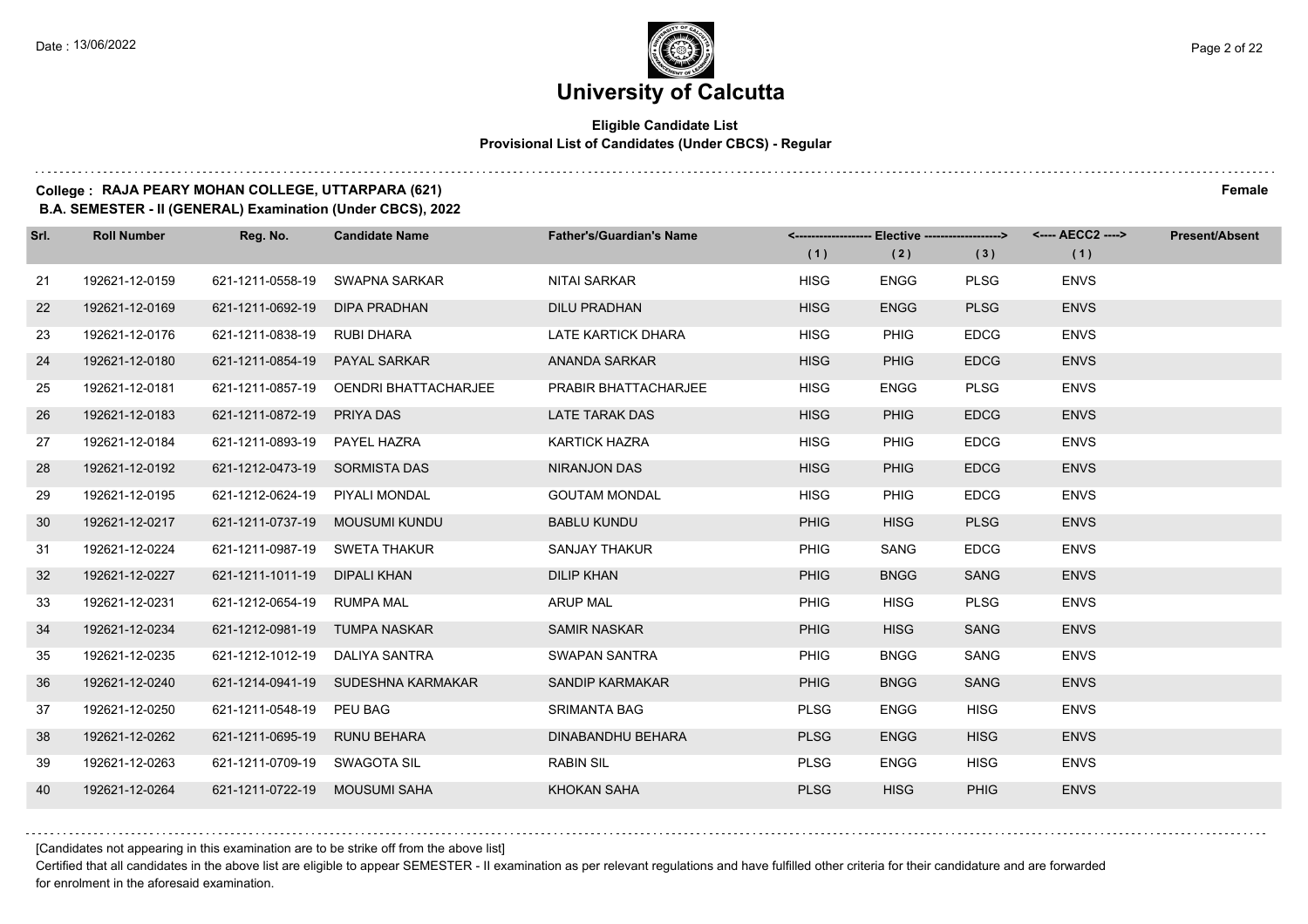# University of Calcutta

**Eligible Candidate List**
**Provisional List of Candidates (Under CBCS) - Regular**

**College : RAJA PEARY MOHAN COLLEGE, UTTARPARA (621)** **Female**
**B.A. SEMESTER - II (GENERAL) Examination (Under CBCS), 2022**

| Srl. | Roll Number | Reg. No. | Candidate Name | Father's/Guardian's Name | Elective (1) | Elective (2) | Elective (3) | AECC2 (1) | Present/Absent |
|---|---|---|---|---|---|---|---|---|---|
| 21 | 192621-12-0159 | 621-1211-0558-19 | SWAPNA SARKAR | NITAI SARKAR | HISG | ENGG | PLSG | ENVS | |
| 22 | 192621-12-0169 | 621-1211-0692-19 | DIPA PRADHAN | DILU PRADHAN | HISG | ENGG | PLSG | ENVS | |
| 23 | 192621-12-0176 | 621-1211-0838-19 | RUBI DHARA | LATE KARTICK DHARA | HISG | PHIG | EDCG | ENVS | |
| 24 | 192621-12-0180 | 621-1211-0854-19 | PAYAL SARKAR | ANANDA SARKAR | HISG | PHIG | EDCG | ENVS | |
| 25 | 192621-12-0181 | 621-1211-0857-19 | OENDRI BHATTACHARJEE | PRABIR BHATTACHARJEE | HISG | ENGG | PLSG | ENVS | |
| 26 | 192621-12-0183 | 621-1211-0872-19 | PRIYA DAS | LATE TARAK DAS | HISG | PHIG | EDCG | ENVS | |
| 27 | 192621-12-0184 | 621-1211-0893-19 | PAYEL HAZRA | KARTICK HAZRA | HISG | PHIG | EDCG | ENVS | |
| 28 | 192621-12-0192 | 621-1212-0473-19 | SORMISTA DAS | NIRANJON DAS | HISG | PHIG | EDCG | ENVS | |
| 29 | 192621-12-0195 | 621-1212-0624-19 | PIYALI MONDAL | GOUTAM MONDAL | HISG | PHIG | EDCG | ENVS | |
| 30 | 192621-12-0217 | 621-1211-0737-19 | MOUSUMI KUNDU | BABLU KUNDU | PHIG | HISG | PLSG | ENVS | |
| 31 | 192621-12-0224 | 621-1211-0987-19 | SWETA THAKUR | SANJAY THAKUR | PHIG | SANG | EDCG | ENVS | |
| 32 | 192621-12-0227 | 621-1211-1011-19 | DIPALI KHAN | DILIP KHAN | PHIG | BNGG | SANG | ENVS | |
| 33 | 192621-12-0231 | 621-1212-0654-19 | RUMPA MAL | ARUP MAL | PHIG | HISG | PLSG | ENVS | |
| 34 | 192621-12-0234 | 621-1212-0981-19 | TUMPA NASKAR | SAMIR NASKAR | PHIG | HISG | SANG | ENVS | |
| 35 | 192621-12-0235 | 621-1212-1012-19 | DALIYA SANTRA | SWAPAN SANTRA | PHIG | BNGG | SANG | ENVS | |
| 36 | 192621-12-0240 | 621-1214-0941-19 | SUDESHNA KARMAKAR | SANDIP KARMAKAR | PHIG | BNGG | SANG | ENVS | |
| 37 | 192621-12-0250 | 621-1211-0548-19 | PEU BAG | SRIMANTA BAG | PLSG | ENGG | HISG | ENVS | |
| 38 | 192621-12-0262 | 621-1211-0695-19 | RUNU BEHARA | DINABANDHU BEHARA | PLSG | ENGG | HISG | ENVS | |
| 39 | 192621-12-0263 | 621-1211-0709-19 | SWAGOTA SIL | RABIN SIL | PLSG | ENGG | HISG | ENVS | |
| 40 | 192621-12-0264 | 621-1211-0722-19 | MOUSUMI SAHA | KHOKAN SAHA | PLSG | HISG | PHIG | ENVS | |

[Candidates not appearing in this examination are to be strike off from the above list]

Certified that all candidates in the above list are eligible to appear SEMESTER - II examination as per relevant regulations and have fulfilled other criteria for their candidature and are forwarded for enrolment in the aforesaid examination.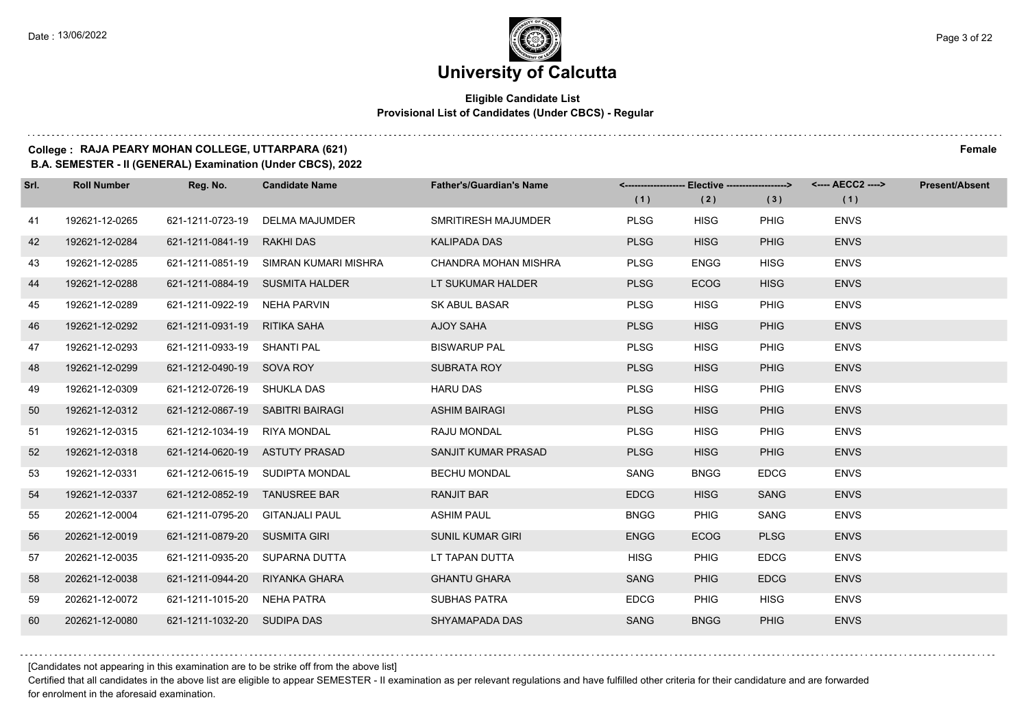# University of Calcutta

**Eligible Candidate List**
**Provisional List of Candidates (Under CBCS) - Regular**

**College : RAJA PEARY MOHAN COLLEGE, UTTARPARA (621)** **Female**
**B.A. SEMESTER - II (GENERAL) Examination (Under CBCS), 2022**

| Srl. | Roll Number | Reg. No. | Candidate Name | Father's/Guardian's Name | Elective (1) | Elective (2) | Elective (3) | AECC2 (1) | Present/Absent |
|---|---|---|---|---|---|---|---|---|---|
| 41 | 192621-12-0265 | 621-1211-0723-19 | DELMA MAJUMDER | SMRITIRESH MAJUMDER | PLSG | HISG | PHIG | ENVS | |
| 42 | 192621-12-0284 | 621-1211-0841-19 | RAKHI DAS | KALIPADA DAS | PLSG | HISG | PHIG | ENVS | |
| 43 | 192621-12-0285 | 621-1211-0851-19 | SIMRAN KUMARI MISHRA | CHANDRA MOHAN MISHRA | PLSG | ENGG | HISG | ENVS | |
| 44 | 192621-12-0288 | 621-1211-0884-19 | SUSMITA HALDER | LT SUKUMAR HALDER | PLSG | ECOG | HISG | ENVS | |
| 45 | 192621-12-0289 | 621-1211-0922-19 | NEHA PARVIN | SK ABUL BASAR | PLSG | HISG | PHIG | ENVS | |
| 46 | 192621-12-0292 | 621-1211-0931-19 | RITIKA SAHA | AJOY SAHA | PLSG | HISG | PHIG | ENVS | |
| 47 | 192621-12-0293 | 621-1211-0933-19 | SHANTI PAL | BISWARUP PAL | PLSG | HISG | PHIG | ENVS | |
| 48 | 192621-12-0299 | 621-1212-0490-19 | SOVA ROY | SUBRATA ROY | PLSG | HISG | PHIG | ENVS | |
| 49 | 192621-12-0309 | 621-1212-0726-19 | SHUKLA DAS | HARU DAS | PLSG | HISG | PHIG | ENVS | |
| 50 | 192621-12-0312 | 621-1212-0867-19 | SABITRI BAIRAGI | ASHIM BAIRAGI | PLSG | HISG | PHIG | ENVS | |
| 51 | 192621-12-0315 | 621-1212-1034-19 | RIYA MONDAL | RAJU MONDAL | PLSG | HISG | PHIG | ENVS | |
| 52 | 192621-12-0318 | 621-1214-0620-19 | ASTUTY PRASAD | SANJIT KUMAR PRASAD | PLSG | HISG | PHIG | ENVS | |
| 53 | 192621-12-0331 | 621-1212-0615-19 | SUDIPTA MONDAL | BECHU MONDAL | SANG | BNGG | EDCG | ENVS | |
| 54 | 192621-12-0337 | 621-1212-0852-19 | TANUSREE BAR | RANJIT BAR | EDCG | HISG | SANG | ENVS | |
| 55 | 202621-12-0004 | 621-1211-0795-20 | GITANJALI PAUL | ASHIM PAUL | BNGG | PHIG | SANG | ENVS | |
| 56 | 202621-12-0019 | 621-1211-0879-20 | SUSMITA GIRI | SUNIL KUMAR GIRI | ENGG | ECOG | PLSG | ENVS | |
| 57 | 202621-12-0035 | 621-1211-0935-20 | SUPARNA DUTTA | LT TAPAN DUTTA | HISG | PHIG | EDCG | ENVS | |
| 58 | 202621-12-0038 | 621-1211-0944-20 | RIYANKA GHARA | GHANTU GHARA | SANG | PHIG | EDCG | ENVS | |
| 59 | 202621-12-0072 | 621-1211-1015-20 | NEHA PATRA | SUBHAS PATRA | EDCG | PHIG | HISG | ENVS | |
| 60 | 202621-12-0080 | 621-1211-1032-20 | SUDIPA DAS | SHYAMAPADA DAS | SANG | BNGG | PHIG | ENVS | |

[Candidates not appearing in this examination are to be strike off from the above list]

Certified that all candidates in the above list are eligible to appear SEMESTER - II examination as per relevant regulations and have fulfilled other criteria for their candidature and are forwarded for enrolment in the aforesaid examination.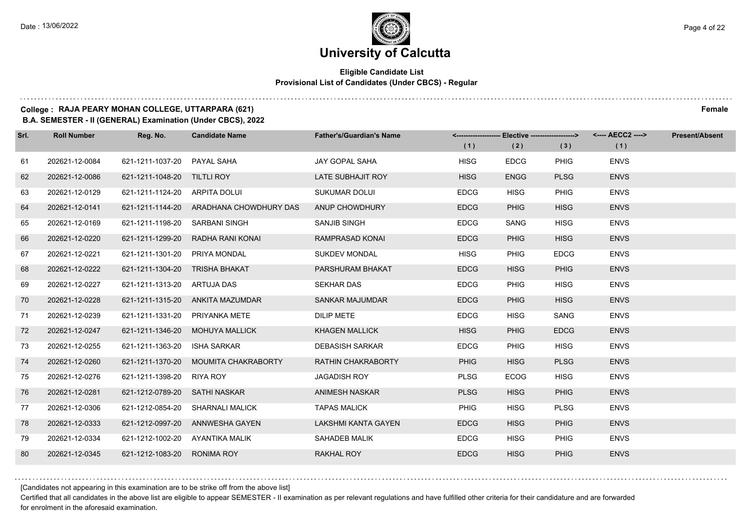# University of Calcutta

**Eligible Candidate List**
**Provisional List of Candidates (Under CBCS) - Regular**

**College : RAJA PEARY MOHAN COLLEGE, UTTARPARA (621)** **Female**
**B.A. SEMESTER - II (GENERAL) Examination (Under CBCS), 2022**

| Srl. | Roll Number | Reg. No. | Candidate Name | Father's/Guardian's Name | Elective (1) | Elective (2) | Elective (3) | AECC2 (1) | Present/Absent |
|---|---|---|---|---|---|---|---|---|---|
| 61 | 202621-12-0084 | 621-1211-1037-20 | PAYAL SAHA | JAY GOPAL SAHA | HISG | EDCG | PHIG | ENVS | |
| 62 | 202621-12-0086 | 621-1211-1048-20 | TILTLI ROY | LATE SUBHAJIT ROY | HISG | ENGG | PLSG | ENVS | |
| 63 | 202621-12-0129 | 621-1211-1124-20 | ARPITA DOLUI | SUKUMAR DOLUI | EDCG | HISG | PHIG | ENVS | |
| 64 | 202621-12-0141 | 621-1211-1144-20 | ARADHANA CHOWDHURY DAS | ANUP CHOWDHURY | EDCG | PHIG | HISG | ENVS | |
| 65 | 202621-12-0169 | 621-1211-1198-20 | SARBANI SINGH | SANJIB SINGH | EDCG | SANG | HISG | ENVS | |
| 66 | 202621-12-0220 | 621-1211-1299-20 | RADHA RANI KONAI | RAMPRASAD KONAI | EDCG | PHIG | HISG | ENVS | |
| 67 | 202621-12-0221 | 621-1211-1301-20 | PRIYA MONDAL | SUKDEV MONDAL | HISG | PHIG | EDCG | ENVS | |
| 68 | 202621-12-0222 | 621-1211-1304-20 | TRISHA BHAKAT | PARSHURAM BHAKAT | EDCG | HISG | PHIG | ENVS | |
| 69 | 202621-12-0227 | 621-1211-1313-20 | ARTUJA DAS | SEKHAR DAS | EDCG | PHIG | HISG | ENVS | |
| 70 | 202621-12-0228 | 621-1211-1315-20 | ANKITA MAZUMDAR | SANKAR MAJUMDAR | EDCG | PHIG | HISG | ENVS | |
| 71 | 202621-12-0239 | 621-1211-1331-20 | PRIYANKA METE | DILIP METE | EDCG | HISG | SANG | ENVS | |
| 72 | 202621-12-0247 | 621-1211-1346-20 | MOHUYA MALLICK | KHAGEN MALLICK | HISG | PHIG | EDCG | ENVS | |
| 73 | 202621-12-0255 | 621-1211-1363-20 | ISHA SARKAR | DEBASISH SARKAR | EDCG | PHIG | HISG | ENVS | |
| 74 | 202621-12-0260 | 621-1211-1370-20 | MOUMITA CHAKRABORTY | RATHIN CHAKRABORTY | PHIG | HISG | PLSG | ENVS | |
| 75 | 202621-12-0276 | 621-1211-1398-20 | RIYA ROY | JAGADISH ROY | PLSG | ECOG | HISG | ENVS | |
| 76 | 202621-12-0281 | 621-1212-0789-20 | SATHI NASKAR | ANIMESH NASKAR | PLSG | HISG | PHIG | ENVS | |
| 77 | 202621-12-0306 | 621-1212-0854-20 | SHARNALI MALICK | TAPAS MALICK | PHIG | HISG | PLSG | ENVS | |
| 78 | 202621-12-0333 | 621-1212-0997-20 | ANNWESHA GAYEN | LAKSHMI KANTA GAYEN | EDCG | HISG | PHIG | ENVS | |
| 79 | 202621-12-0334 | 621-1212-1002-20 | AYANTIKA MALIK | SAHADEB MALIK | EDCG | HISG | PHIG | ENVS | |
| 80 | 202621-12-0345 | 621-1212-1083-20 | RONIMA ROY | RAKHAL ROY | EDCG | HISG | PHIG | ENVS | |

[Candidates not appearing in this examination are to be strike off from the above list]

Certified that all candidates in the above list are eligible to appear SEMESTER - II examination as per relevant regulations and have fulfilled other criteria for their candidature and are forwarded for enrolment in the aforesaid examination.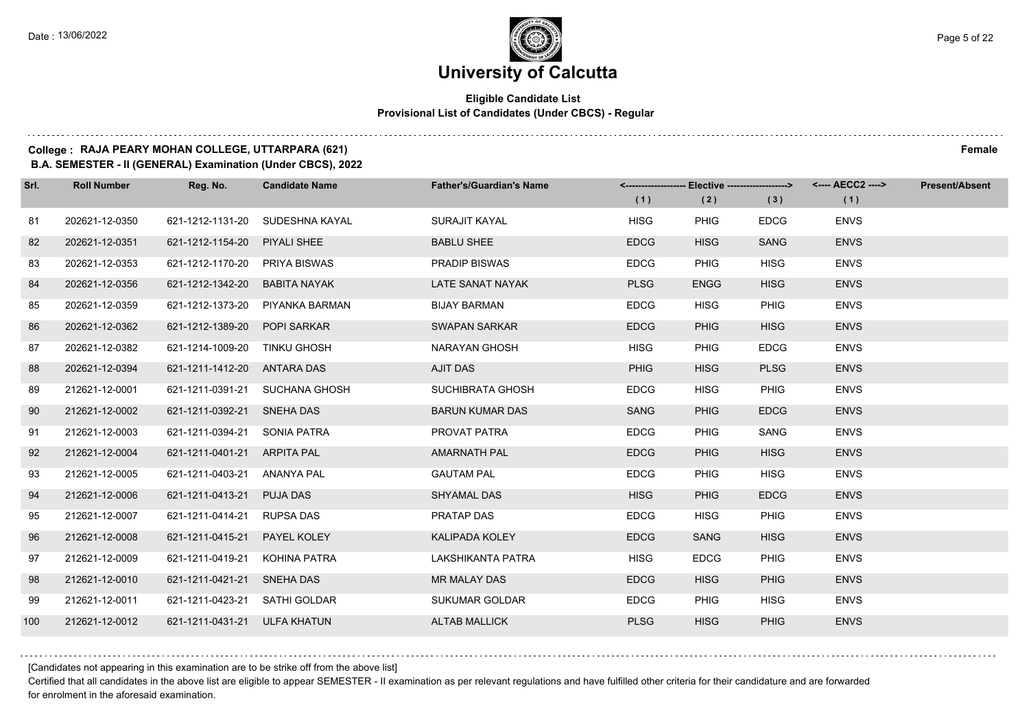# University of Calcutta

**Eligible Candidate List**
**Provisional List of Candidates (Under CBCS) - Regular**

**College : RAJA PEARY MOHAN COLLEGE, UTTARPARA (621)** **Female**
**B.A. SEMESTER - II (GENERAL) Examination (Under CBCS), 2022**

| Srl. | Roll Number | Reg. No. | Candidate Name | Father's/Guardian's Name | Elective (1) | Elective (2) | Elective (3) | AECC2 (1) | Present/Absent |
|---|---|---|---|---|---|---|---|---|---|
| 81 | 202621-12-0350 | 621-1212-1131-20 | SUDESHNA KAYAL | SURAJIT KAYAL | HISG | PHIG | EDCG | ENVS | |
| 82 | 202621-12-0351 | 621-1212-1154-20 | PIYALI SHEE | BABLU SHEE | EDCG | HISG | SANG | ENVS | |
| 83 | 202621-12-0353 | 621-1212-1170-20 | PRIYA BISWAS | PRADIP BISWAS | EDCG | PHIG | HISG | ENVS | |
| 84 | 202621-12-0356 | 621-1212-1342-20 | BABITA NAYAK | LATE SANAT NAYAK | PLSG | ENGG | HISG | ENVS | |
| 85 | 202621-12-0359 | 621-1212-1373-20 | PIYANKA BARMAN | BIJAY BARMAN | EDCG | HISG | PHIG | ENVS | |
| 86 | 202621-12-0362 | 621-1212-1389-20 | POPI SARKAR | SWAPAN SARKAR | EDCG | PHIG | HISG | ENVS | |
| 87 | 202621-12-0382 | 621-1214-1009-20 | TINKU GHOSH | NARAYAN GHOSH | HISG | PHIG | EDCG | ENVS | |
| 88 | 202621-12-0394 | 621-1211-1412-20 | ANTARA DAS | AJIT DAS | PHIG | HISG | PLSG | ENVS | |
| 89 | 212621-12-0001 | 621-1211-0391-21 | SUCHANA GHOSH | SUCHIBRATA GHOSH | EDCG | HISG | PHIG | ENVS | |
| 90 | 212621-12-0002 | 621-1211-0392-21 | SNEHA DAS | BARUN KUMAR DAS | SANG | PHIG | EDCG | ENVS | |
| 91 | 212621-12-0003 | 621-1211-0394-21 | SONIA PATRA | PROVAT PATRA | EDCG | PHIG | SANG | ENVS | |
| 92 | 212621-12-0004 | 621-1211-0401-21 | ARPITA PAL | AMARNATH PAL | EDCG | PHIG | HISG | ENVS | |
| 93 | 212621-12-0005 | 621-1211-0403-21 | ANANYA PAL | GAUTAM PAL | EDCG | PHIG | HISG | ENVS | |
| 94 | 212621-12-0006 | 621-1211-0413-21 | PUJA DAS | SHYAMAL DAS | HISG | PHIG | EDCG | ENVS | |
| 95 | 212621-12-0007 | 621-1211-0414-21 | RUPSA DAS | PRATAP DAS | EDCG | HISG | PHIG | ENVS | |
| 96 | 212621-12-0008 | 621-1211-0415-21 | PAYEL KOLEY | KALIPADA KOLEY | EDCG | SANG | HISG | ENVS | |
| 97 | 212621-12-0009 | 621-1211-0419-21 | KOHINA PATRA | LAKSHIKANTA PATRA | HISG | EDCG | PHIG | ENVS | |
| 98 | 212621-12-0010 | 621-1211-0421-21 | SNEHA DAS | MR MALAY DAS | EDCG | HISG | PHIG | ENVS | |
| 99 | 212621-12-0011 | 621-1211-0423-21 | SATHI GOLDAR | SUKUMAR GOLDAR | EDCG | PHIG | HISG | ENVS | |
| 100 | 212621-12-0012 | 621-1211-0431-21 | ULFA KHATUN | ALTAB MALLICK | PLSG | HISG | PHIG | ENVS | |

[Candidates not appearing in this examination are to be strike off from the above list]

Certified that all candidates in the above list are eligible to appear SEMESTER - II examination as per relevant regulations and have fulfilled other criteria for their candidature and are forwarded for enrolment in the aforesaid examination.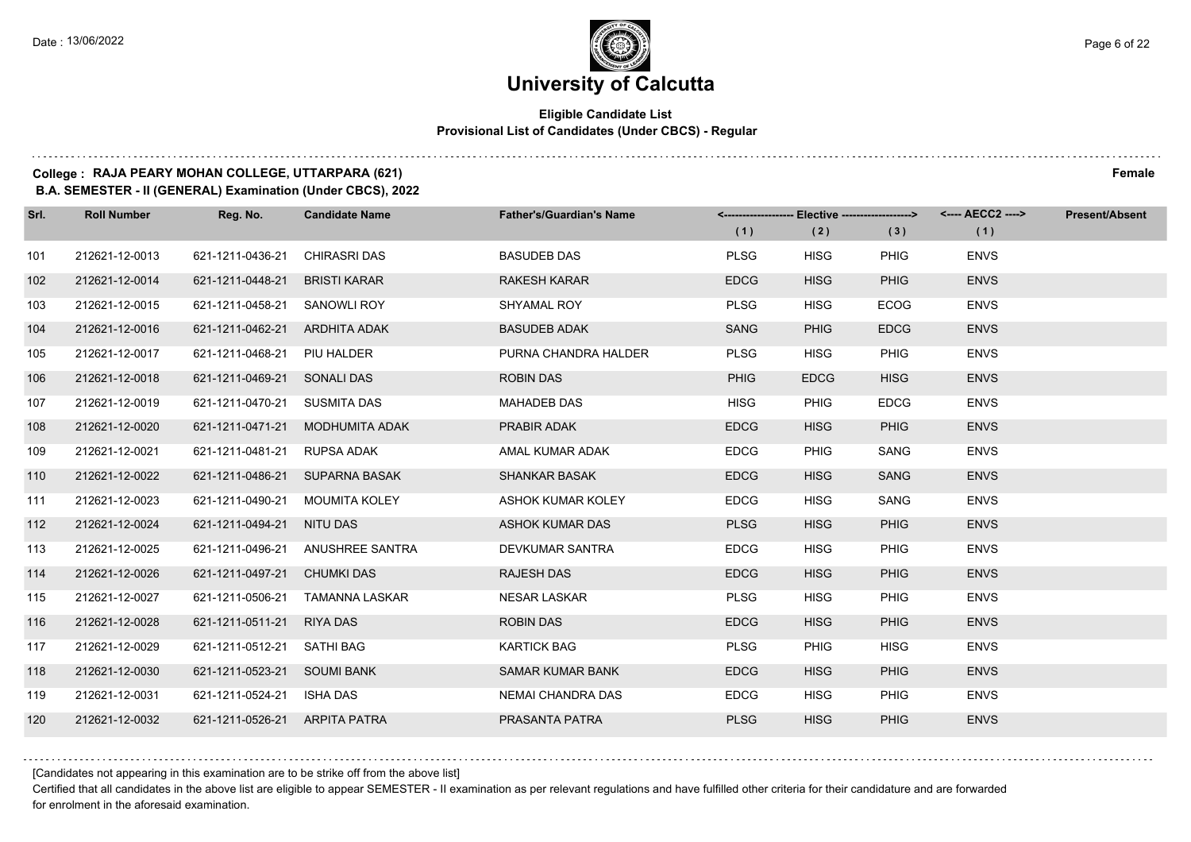# University of Calcutta

**Eligible Candidate List**
**Provisional List of Candidates (Under CBCS) - Regular**

**College : RAJA PEARY MOHAN COLLEGE, UTTARPARA (621)** **Female**
**B.A. SEMESTER - II (GENERAL) Examination (Under CBCS), 2022**

| Srl. | Roll Number | Reg. No. | Candidate Name | Father's/Guardian's Name | Elective (1) | Elective (2) | Elective (3) | AECC2 (1) | Present/Absent |
|---|---|---|---|---|---|---|---|---|---|
| 101 | 212621-12-0013 | 621-1211-0436-21 | CHIRASRI DAS | BASUDEB DAS | PLSG | HISG | PHIG | ENVS | |
| 102 | 212621-12-0014 | 621-1211-0448-21 | BRISTI KARAR | RAKESH KARAR | EDCG | HISG | PHIG | ENVS | |
| 103 | 212621-12-0015 | 621-1211-0458-21 | SANOWLI ROY | SHYAMAL ROY | PLSG | HISG | ECOG | ENVS | |
| 104 | 212621-12-0016 | 621-1211-0462-21 | ARDHITA ADAK | BASUDEB ADAK | SANG | PHIG | EDCG | ENVS | |
| 105 | 212621-12-0017 | 621-1211-0468-21 | PIU HALDER | PURNA CHANDRA HALDER | PLSG | HISG | PHIG | ENVS | |
| 106 | 212621-12-0018 | 621-1211-0469-21 | SONALI DAS | ROBIN DAS | PHIG | EDCG | HISG | ENVS | |
| 107 | 212621-12-0019 | 621-1211-0470-21 | SUSMITA DAS | MAHADEB DAS | HISG | PHIG | EDCG | ENVS | |
| 108 | 212621-12-0020 | 621-1211-0471-21 | MODHUMITA ADAK | PRABIR ADAK | EDCG | HISG | PHIG | ENVS | |
| 109 | 212621-12-0021 | 621-1211-0481-21 | RUPSA ADAK | AMAL KUMAR ADAK | EDCG | PHIG | SANG | ENVS | |
| 110 | 212621-12-0022 | 621-1211-0486-21 | SUPARNA BASAK | SHANKAR BASAK | EDCG | HISG | SANG | ENVS | |
| 111 | 212621-12-0023 | 621-1211-0490-21 | MOUMITA KOLEY | ASHOK KUMAR KOLEY | EDCG | HISG | SANG | ENVS | |
| 112 | 212621-12-0024 | 621-1211-0494-21 | NITU DAS | ASHOK KUMAR DAS | PLSG | HISG | PHIG | ENVS | |
| 113 | 212621-12-0025 | 621-1211-0496-21 | ANUSHREE SANTRA | DEVKUMAR SANTRA | EDCG | HISG | PHIG | ENVS | |
| 114 | 212621-12-0026 | 621-1211-0497-21 | CHUMKI DAS | RAJESH DAS | EDCG | HISG | PHIG | ENVS | |
| 115 | 212621-12-0027 | 621-1211-0506-21 | TAMANNA LASKAR | NESAR LASKAR | PLSG | HISG | PHIG | ENVS | |
| 116 | 212621-12-0028 | 621-1211-0511-21 | RIYA DAS | ROBIN DAS | EDCG | HISG | PHIG | ENVS | |
| 117 | 212621-12-0029 | 621-1211-0512-21 | SATHI BAG | KARTICK BAG | PLSG | PHIG | HISG | ENVS | |
| 118 | 212621-12-0030 | 621-1211-0523-21 | SOUMI BANK | SAMAR KUMAR BANK | EDCG | HISG | PHIG | ENVS | |
| 119 | 212621-12-0031 | 621-1211-0524-21 | ISHA DAS | NEMAI CHANDRA DAS | EDCG | HISG | PHIG | ENVS | |
| 120 | 212621-12-0032 | 621-1211-0526-21 | ARPITA PATRA | PRASANTA PATRA | PLSG | HISG | PHIG | ENVS | |

[Candidates not appearing in this examination are to be strike off from the above list]

Certified that all candidates in the above list are eligible to appear SEMESTER - II examination as per relevant regulations and have fulfilled other criteria for their candidature and are forwarded for enrolment in the aforesaid examination.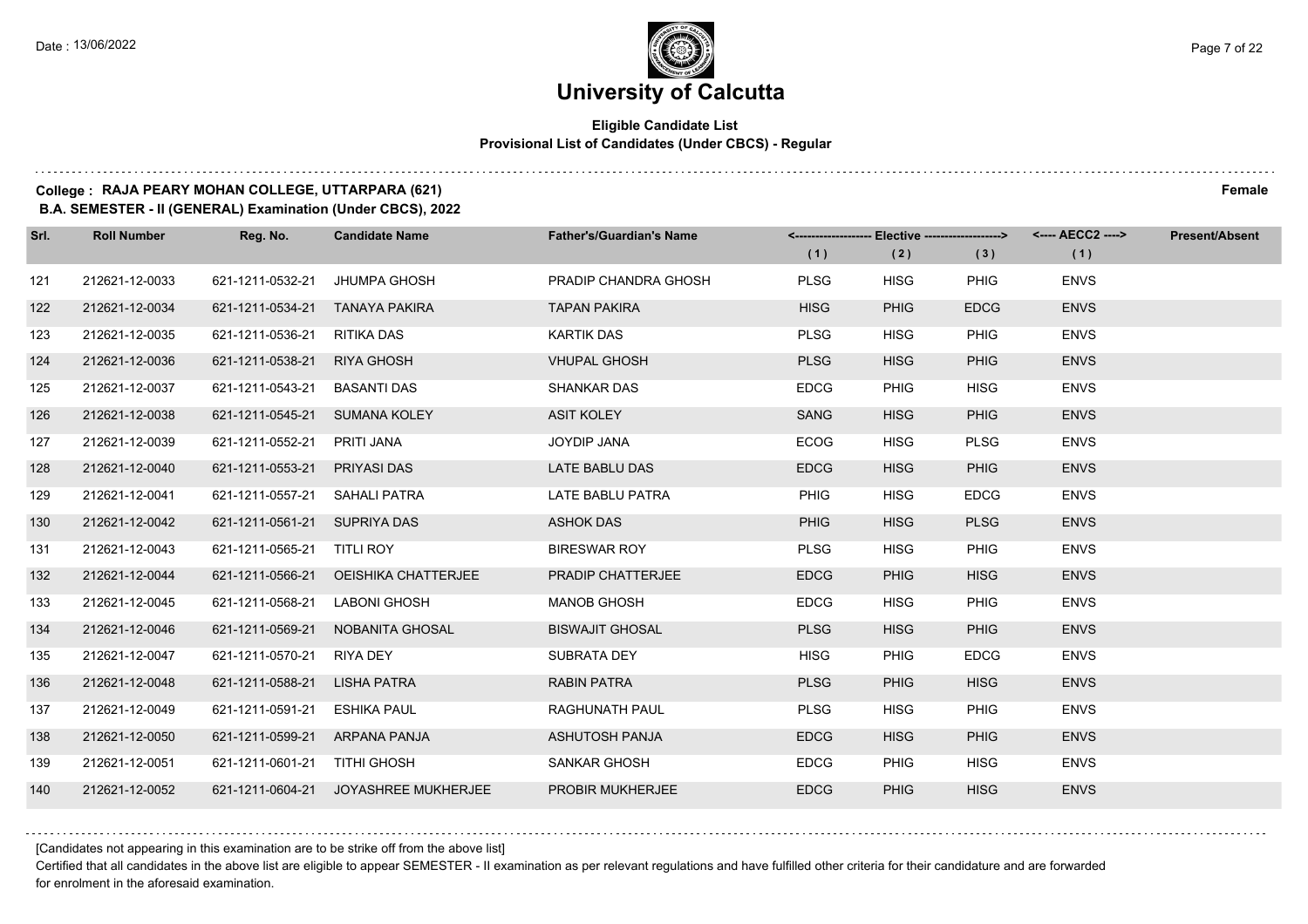# University of Calcutta

**Eligible Candidate List**
**Provisional List of Candidates (Under CBCS) - Regular**

**College : RAJA PEARY MOHAN COLLEGE, UTTARPARA (621)** **Female**
**B.A. SEMESTER - II (GENERAL) Examination (Under CBCS), 2022**

| Srl. | Roll Number | Reg. No. | Candidate Name | Father's/Guardian's Name | Elective (1) | Elective (2) | Elective (3) | AECC2 (1) | Present/Absent |
|---|---|---|---|---|---|---|---|---|---|
| 121 | 212621-12-0033 | 621-1211-0532-21 | JHUMPA GHOSH | PRADIP CHANDRA GHOSH | PLSG | HISG | PHIG | ENVS | |
| 122 | 212621-12-0034 | 621-1211-0534-21 | TANAYA PAKIRA | TAPAN PAKIRA | HISG | PHIG | EDCG | ENVS | |
| 123 | 212621-12-0035 | 621-1211-0536-21 | RITIKA DAS | KARTIK DAS | PLSG | HISG | PHIG | ENVS | |
| 124 | 212621-12-0036 | 621-1211-0538-21 | RIYA GHOSH | VHUPAL GHOSH | PLSG | HISG | PHIG | ENVS | |
| 125 | 212621-12-0037 | 621-1211-0543-21 | BASANTI DAS | SHANKAR DAS | EDCG | PHIG | HISG | ENVS | |
| 126 | 212621-12-0038 | 621-1211-0545-21 | SUMANA KOLEY | ASIT KOLEY | SANG | HISG | PHIG | ENVS | |
| 127 | 212621-12-0039 | 621-1211-0552-21 | PRITI JANA | JOYDIP JANA | ECOG | HISG | PLSG | ENVS | |
| 128 | 212621-12-0040 | 621-1211-0553-21 | PRIYASI DAS | LATE BABLU DAS | EDCG | HISG | PHIG | ENVS | |
| 129 | 212621-12-0041 | 621-1211-0557-21 | SAHALI PATRA | LATE BABLU PATRA | PHIG | HISG | EDCG | ENVS | |
| 130 | 212621-12-0042 | 621-1211-0561-21 | SUPRIYA DAS | ASHOK DAS | PHIG | HISG | PLSG | ENVS | |
| 131 | 212621-12-0043 | 621-1211-0565-21 | TITLI ROY | BIRESWAR ROY | PLSG | HISG | PHIG | ENVS | |
| 132 | 212621-12-0044 | 621-1211-0566-21 | OEISHIKA CHATTERJEE | PRADIP CHATTERJEE | EDCG | PHIG | HISG | ENVS | |
| 133 | 212621-12-0045 | 621-1211-0568-21 | LABONI GHOSH | MANOB GHOSH | EDCG | HISG | PHIG | ENVS | |
| 134 | 212621-12-0046 | 621-1211-0569-21 | NOBANITA GHOSAL | BISWAJIT GHOSAL | PLSG | HISG | PHIG | ENVS | |
| 135 | 212621-12-0047 | 621-1211-0570-21 | RIYA DEY | SUBRATA DEY | HISG | PHIG | EDCG | ENVS | |
| 136 | 212621-12-0048 | 621-1211-0588-21 | LISHA PATRA | RABIN PATRA | PLSG | PHIG | HISG | ENVS | |
| 137 | 212621-12-0049 | 621-1211-0591-21 | ESHIKA PAUL | RAGHUNATH PAUL | PLSG | HISG | PHIG | ENVS | |
| 138 | 212621-12-0050 | 621-1211-0599-21 | ARPANA PANJA | ASHUTOSH PANJA | EDCG | HISG | PHIG | ENVS | |
| 139 | 212621-12-0051 | 621-1211-0601-21 | TITHI GHOSH | SANKAR GHOSH | EDCG | PHIG | HISG | ENVS | |
| 140 | 212621-12-0052 | 621-1211-0604-21 | JOYASHREE MUKHERJEE | PROBIR MUKHERJEE | EDCG | PHIG | HISG | ENVS | |

[Candidates not appearing in this examination are to be strike off from the above list]

Certified that all candidates in the above list are eligible to appear SEMESTER - II examination as per relevant regulations and have fulfilled other criteria for their candidature and are forwarded for enrolment in the aforesaid examination.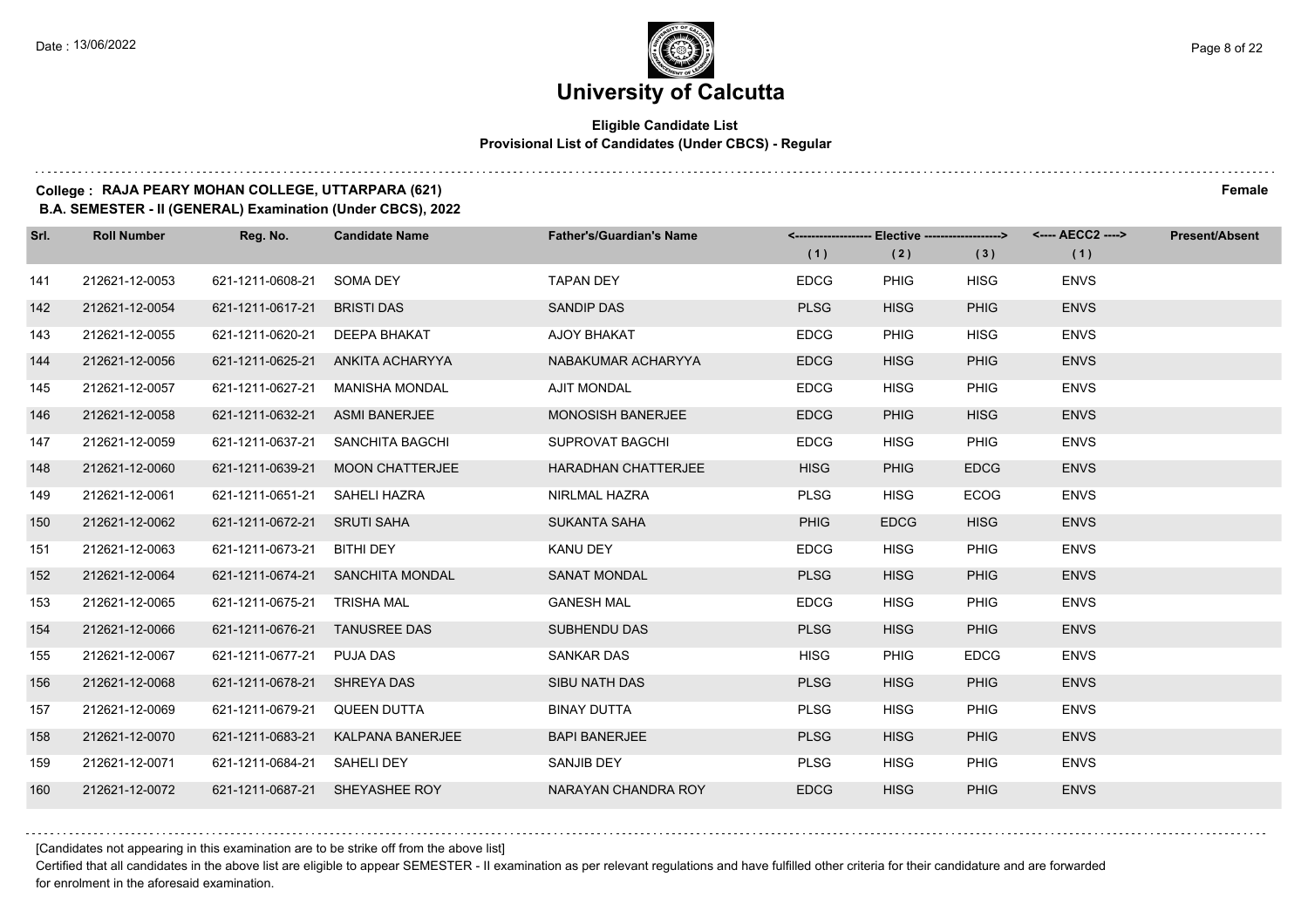# University of Calcutta

**Eligible Candidate List**
**Provisional List of Candidates (Under CBCS) - Regular**

**College : RAJA PEARY MOHAN COLLEGE, UTTARPARA (621)** **Female**
**B.A. SEMESTER - II (GENERAL) Examination (Under CBCS), 2022**

| Srl. | Roll Number | Reg. No. | Candidate Name | Father's/Guardian's Name | Elective (1) | Elective (2) | Elective (3) | AECC2 (1) | Present/Absent |
|---|---|---|---|---|---|---|---|---|---|
| 141 | 212621-12-0053 | 621-1211-0608-21 | SOMA DEY | TAPAN DEY | EDCG | PHIG | HISG | ENVS | |
| 142 | 212621-12-0054 | 621-1211-0617-21 | BRISTI DAS | SANDIP DAS | PLSG | HISG | PHIG | ENVS | |
| 143 | 212621-12-0055 | 621-1211-0620-21 | DEEPA BHAKAT | AJOY BHAKAT | EDCG | PHIG | HISG | ENVS | |
| 144 | 212621-12-0056 | 621-1211-0625-21 | ANKITA ACHARYYA | NABAKUMAR ACHARYYA | EDCG | HISG | PHIG | ENVS | |
| 145 | 212621-12-0057 | 621-1211-0627-21 | MANISHA MONDAL | AJIT MONDAL | EDCG | HISG | PHIG | ENVS | |
| 146 | 212621-12-0058 | 621-1211-0632-21 | ASMI BANERJEE | MONOSISH BANERJEE | EDCG | PHIG | HISG | ENVS | |
| 147 | 212621-12-0059 | 621-1211-0637-21 | SANCHITA BAGCHI | SUPROVAT BAGCHI | EDCG | HISG | PHIG | ENVS | |
| 148 | 212621-12-0060 | 621-1211-0639-21 | MOON CHATTERJEE | HARADHAN CHATTERJEE | HISG | PHIG | EDCG | ENVS | |
| 149 | 212621-12-0061 | 621-1211-0651-21 | SAHELI HAZRA | NIRLMAL HAZRA | PLSG | HISG | ECOG | ENVS | |
| 150 | 212621-12-0062 | 621-1211-0672-21 | SRUTI SAHA | SUKANTA SAHA | PHIG | EDCG | HISG | ENVS | |
| 151 | 212621-12-0063 | 621-1211-0673-21 | BITHI DEY | KANU DEY | EDCG | HISG | PHIG | ENVS | |
| 152 | 212621-12-0064 | 621-1211-0674-21 | SANCHITA MONDAL | SANAT MONDAL | PLSG | HISG | PHIG | ENVS | |
| 153 | 212621-12-0065 | 621-1211-0675-21 | TRISHA MAL | GANESH MAL | EDCG | HISG | PHIG | ENVS | |
| 154 | 212621-12-0066 | 621-1211-0676-21 | TANUSREE DAS | SUBHENDU DAS | PLSG | HISG | PHIG | ENVS | |
| 155 | 212621-12-0067 | 621-1211-0677-21 | PUJA DAS | SANKAR DAS | HISG | PHIG | EDCG | ENVS | |
| 156 | 212621-12-0068 | 621-1211-0678-21 | SHREYA DAS | SIBU NATH DAS | PLSG | HISG | PHIG | ENVS | |
| 157 | 212621-12-0069 | 621-1211-0679-21 | QUEEN DUTTA | BINAY DUTTA | PLSG | HISG | PHIG | ENVS | |
| 158 | 212621-12-0070 | 621-1211-0683-21 | KALPANA BANERJEE | BAPI BANERJEE | PLSG | HISG | PHIG | ENVS | |
| 159 | 212621-12-0071 | 621-1211-0684-21 | SAHELI DEY | SANJIB DEY | PLSG | HISG | PHIG | ENVS | |
| 160 | 212621-12-0072 | 621-1211-0687-21 | SHEYASHEE ROY | NARAYAN CHANDRA ROY | EDCG | HISG | PHIG | ENVS | |

[Candidates not appearing in this examination are to be strike off from the above list]

Certified that all candidates in the above list are eligible to appear SEMESTER - II examination as per relevant regulations and have fulfilled other criteria for their candidature and are forwarded for enrolment in the aforesaid examination.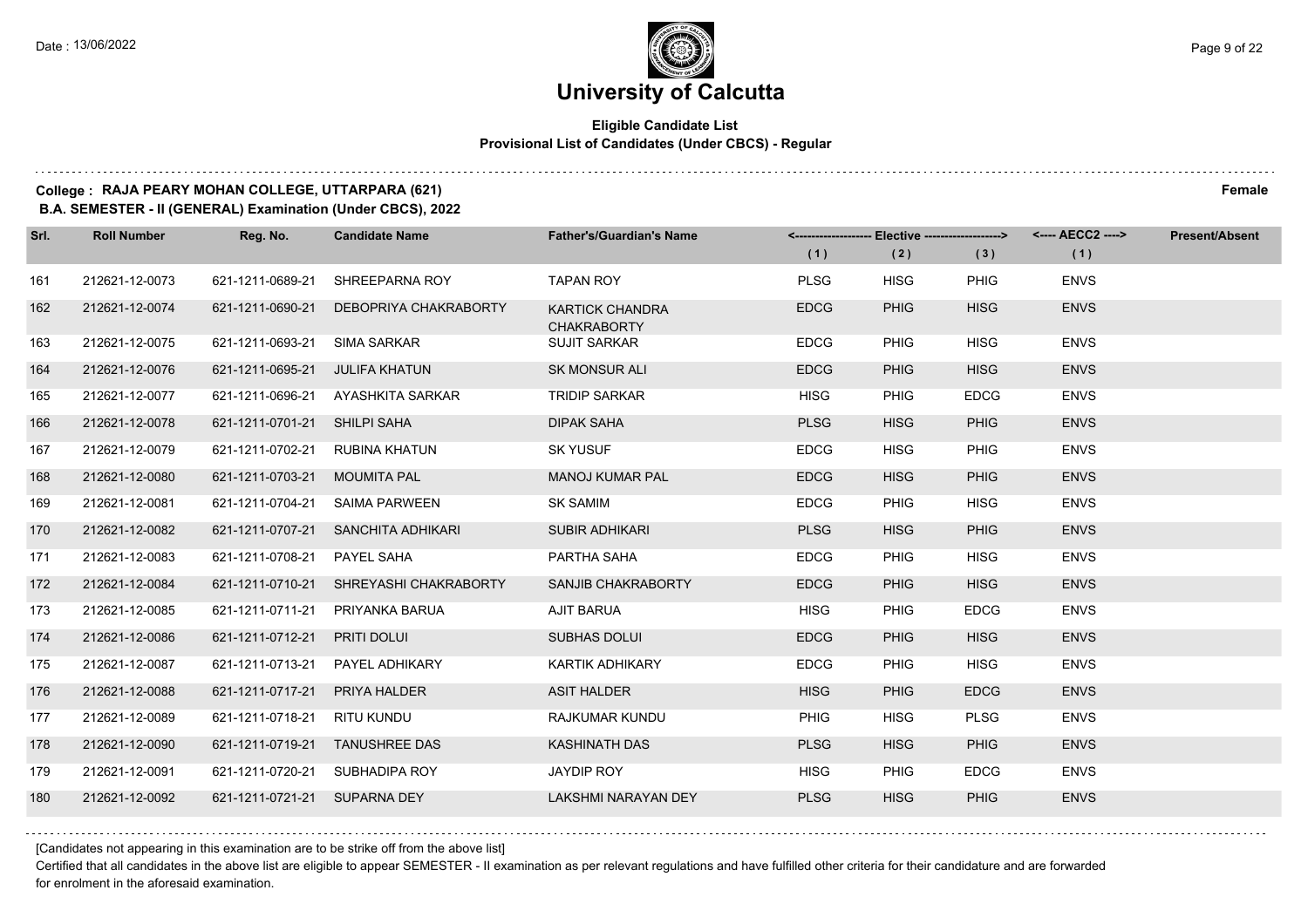# University of Calcutta

**Eligible Candidate List**
**Provisional List of Candidates (Under CBCS) - Regular**

**College : RAJA PEARY MOHAN COLLEGE, UTTARPARA (621)** — **Female**
**B.A. SEMESTER - II (GENERAL) Examination (Under CBCS), 2022**

| Srl. | Roll Number | Reg. No. | Candidate Name | Father's/Guardian's Name | Elective (1) | Elective (2) | Elective (3) | AECC2 (1) | Present/Absent |
|---|---|---|---|---|---|---|---|---|---|
| 161 | 212621-12-0073 | 621-1211-0689-21 | SHREEPARNA ROY | TAPAN ROY | PLSG | HISG | PHIG | ENVS | |
| 162 | 212621-12-0074 | 621-1211-0690-21 | DEBOPRIYA CHAKRABORTY | KARTICK CHANDRA CHAKRABORTY | EDCG | PHIG | HISG | ENVS | |
| 163 | 212621-12-0075 | 621-1211-0693-21 | SIMA SARKAR | SUJIT SARKAR | EDCG | PHIG | HISG | ENVS | |
| 164 | 212621-12-0076 | 621-1211-0695-21 | JULIFA KHATUN | SK MONSUR ALI | EDCG | PHIG | HISG | ENVS | |
| 165 | 212621-12-0077 | 621-1211-0696-21 | AYASHKITA SARKAR | TRIDIP SARKAR | HISG | PHIG | EDCG | ENVS | |
| 166 | 212621-12-0078 | 621-1211-0701-21 | SHILPI SAHA | DIPAK SAHA | PLSG | HISG | PHIG | ENVS | |
| 167 | 212621-12-0079 | 621-1211-0702-21 | RUBINA KHATUN | SK YUSUF | EDCG | HISG | PHIG | ENVS | |
| 168 | 212621-12-0080 | 621-1211-0703-21 | MOUMITA PAL | MANOJ KUMAR PAL | EDCG | HISG | PHIG | ENVS | |
| 169 | 212621-12-0081 | 621-1211-0704-21 | SAIMA PARWEEN | SK SAMIM | EDCG | PHIG | HISG | ENVS | |
| 170 | 212621-12-0082 | 621-1211-0707-21 | SANCHITA ADHIKARI | SUBIR ADHIKARI | PLSG | HISG | PHIG | ENVS | |
| 171 | 212621-12-0083 | 621-1211-0708-21 | PAYEL SAHA | PARTHA SAHA | EDCG | PHIG | HISG | ENVS | |
| 172 | 212621-12-0084 | 621-1211-0710-21 | SHREYASHI CHAKRABORTY | SANJIB CHAKRABORTY | EDCG | PHIG | HISG | ENVS | |
| 173 | 212621-12-0085 | 621-1211-0711-21 | PRIYANKA BARUA | AJIT BARUA | HISG | PHIG | EDCG | ENVS | |
| 174 | 212621-12-0086 | 621-1211-0712-21 | PRITI DOLUI | SUBHAS DOLUI | EDCG | PHIG | HISG | ENVS | |
| 175 | 212621-12-0087 | 621-1211-0713-21 | PAYEL ADHIKARY | KARTIK ADHIKARY | EDCG | PHIG | HISG | ENVS | |
| 176 | 212621-12-0088 | 621-1211-0717-21 | PRIYA HALDER | ASIT HALDER | HISG | PHIG | EDCG | ENVS | |
| 177 | 212621-12-0089 | 621-1211-0718-21 | RITU KUNDU | RAJKUMAR KUNDU | PHIG | HISG | PLSG | ENVS | |
| 178 | 212621-12-0090 | 621-1211-0719-21 | TANUSHREE DAS | KASHINATH DAS | PLSG | HISG | PHIG | ENVS | |
| 179 | 212621-12-0091 | 621-1211-0720-21 | SUBHADIPA ROY | JAYDIP ROY | HISG | PHIG | EDCG | ENVS | |
| 180 | 212621-12-0092 | 621-1211-0721-21 | SUPARNA DEY | LAKSHMI NARAYAN DEY | PLSG | HISG | PHIG | ENVS | |

[Candidates not appearing in this examination are to be strike off from the above list]

Certified that all candidates in the above list are eligible to appear SEMESTER - II examination as per relevant regulations and have fulfilled other criteria for their candidature and are forwarded for enrolment in the aforesaid examination.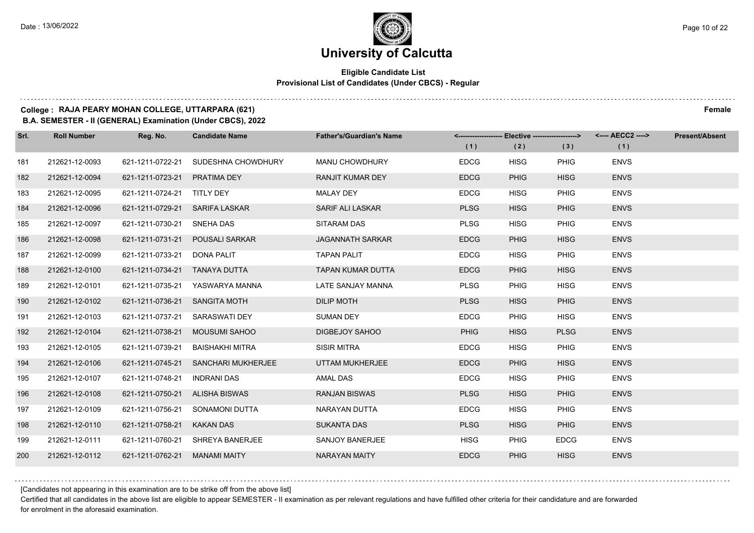# University of Calcutta

**Eligible Candidate List**
**Provisional List of Candidates (Under CBCS) - Regular**

**College : RAJA PEARY MOHAN COLLEGE, UTTARPARA (621)** **Female**
**B.A. SEMESTER - II (GENERAL) Examination (Under CBCS), 2022**

| Srl. | Roll Number | Reg. No. | Candidate Name | Father's/Guardian's Name | Elective (1) | Elective (2) | Elective (3) | AECC2 (1) | Present/Absent |
|---|---|---|---|---|---|---|---|---|---|
| 181 | 212621-12-0093 | 621-1211-0722-21 | SUDESHNA CHOWDHURY | MANU CHOWDHURY | EDCG | HISG | PHIG | ENVS | |
| 182 | 212621-12-0094 | 621-1211-0723-21 | PRATIMA DEY | RANJIT KUMAR DEY | EDCG | PHIG | HISG | ENVS | |
| 183 | 212621-12-0095 | 621-1211-0724-21 | TITLY DEY | MALAY DEY | EDCG | HISG | PHIG | ENVS | |
| 184 | 212621-12-0096 | 621-1211-0729-21 | SARIFA LASKAR | SARIF ALI LASKAR | PLSG | HISG | PHIG | ENVS | |
| 185 | 212621-12-0097 | 621-1211-0730-21 | SNEHA DAS | SITARAM DAS | PLSG | HISG | PHIG | ENVS | |
| 186 | 212621-12-0098 | 621-1211-0731-21 | POUSALI SARKAR | JAGANNATH SARKAR | EDCG | PHIG | HISG | ENVS | |
| 187 | 212621-12-0099 | 621-1211-0733-21 | DONA PALIT | TAPAN PALIT | EDCG | HISG | PHIG | ENVS | |
| 188 | 212621-12-0100 | 621-1211-0734-21 | TANAYA DUTTA | TAPAN KUMAR DUTTA | EDCG | PHIG | HISG | ENVS | |
| 189 | 212621-12-0101 | 621-1211-0735-21 | YASWARYA MANNA | LATE SANJAY MANNA | PLSG | PHIG | HISG | ENVS | |
| 190 | 212621-12-0102 | 621-1211-0736-21 | SANGITA MOTH | DILIP MOTH | PLSG | HISG | PHIG | ENVS | |
| 191 | 212621-12-0103 | 621-1211-0737-21 | SARASWATI DEY | SUMAN DEY | EDCG | PHIG | HISG | ENVS | |
| 192 | 212621-12-0104 | 621-1211-0738-21 | MOUSUMI SAHOO | DIGBEJOY SAHOO | PHIG | HISG | PLSG | ENVS | |
| 193 | 212621-12-0105 | 621-1211-0739-21 | BAISHAKHI MITRA | SISIR MITRA | EDCG | HISG | PHIG | ENVS | |
| 194 | 212621-12-0106 | 621-1211-0745-21 | SANCHARI MUKHERJEE | UTTAM MUKHERJEE | EDCG | PHIG | HISG | ENVS | |
| 195 | 212621-12-0107 | 621-1211-0748-21 | INDRANI DAS | AMAL DAS | EDCG | HISG | PHIG | ENVS | |
| 196 | 212621-12-0108 | 621-1211-0750-21 | ALISHA BISWAS | RANJAN BISWAS | PLSG | HISG | PHIG | ENVS | |
| 197 | 212621-12-0109 | 621-1211-0756-21 | SONAMONI DUTTA | NARAYAN DUTTA | EDCG | HISG | PHIG | ENVS | |
| 198 | 212621-12-0110 | 621-1211-0758-21 | KAKAN DAS | SUKANTA DAS | PLSG | HISG | PHIG | ENVS | |
| 199 | 212621-12-0111 | 621-1211-0760-21 | SHREYA BANERJEE | SANJOY BANERJEE | HISG | PHIG | EDCG | ENVS | |
| 200 | 212621-12-0112 | 621-1211-0762-21 | MANAMI MAITY | NARAYAN MAITY | EDCG | PHIG | HISG | ENVS | |

[Candidates not appearing in this examination are to be strike off from the above list]

Certified that all candidates in the above list are eligible to appear SEMESTER - II examination as per relevant regulations and have fulfilled other criteria for their candidature and are forwarded for enrolment in the aforesaid examination.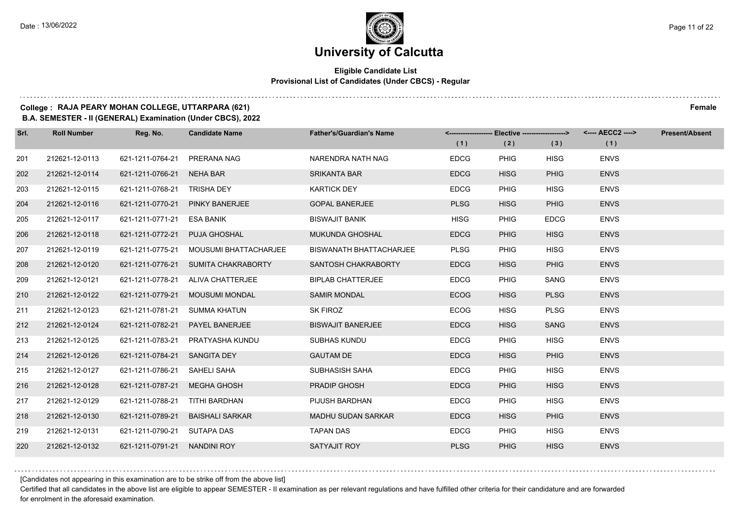# University of Calcutta

**Eligible Candidate List**
**Provisional List of Candidates (Under CBCS) - Regular**

**College : RAJA PEARY MOHAN COLLEGE, UTTARPARA (621)** **Female**
**B.A. SEMESTER - II (GENERAL) Examination (Under CBCS), 2022**

| Srl. | Roll Number | Reg. No. | Candidate Name | Father's/Guardian's Name | Elective (1) | Elective (2) | Elective (3) | AECC2 (1) | Present/Absent |
|---|---|---|---|---|---|---|---|---|---|
| 201 | 212621-12-0113 | 621-1211-0764-21 | PRERANA NAG | NARENDRA NATH NAG | EDCG | PHIG | HISG | ENVS | |
| 202 | 212621-12-0114 | 621-1211-0766-21 | NEHA BAR | SRIKANTA BAR | EDCG | HISG | PHIG | ENVS | |
| 203 | 212621-12-0115 | 621-1211-0768-21 | TRISHA DEY | KARTICK DEY | EDCG | PHIG | HISG | ENVS | |
| 204 | 212621-12-0116 | 621-1211-0770-21 | PINKY BANERJEE | GOPAL BANERJEE | PLSG | HISG | PHIG | ENVS | |
| 205 | 212621-12-0117 | 621-1211-0771-21 | ESA BANIK | BISWAJIT BANIK | HISG | PHIG | EDCG | ENVS | |
| 206 | 212621-12-0118 | 621-1211-0772-21 | PUJA GHOSHAL | MUKUNDA GHOSHAL | EDCG | PHIG | HISG | ENVS | |
| 207 | 212621-12-0119 | 621-1211-0775-21 | MOUSUMI BHATTACHARJEE | BISWANATH BHATTACHARJEE | PLSG | PHIG | HISG | ENVS | |
| 208 | 212621-12-0120 | 621-1211-0776-21 | SUMITA CHAKRABORTY | SANTOSH CHAKRABORTY | EDCG | HISG | PHIG | ENVS | |
| 209 | 212621-12-0121 | 621-1211-0778-21 | ALIVA CHATTERJEE | BIPLAB CHATTERJEE | EDCG | PHIG | SANG | ENVS | |
| 210 | 212621-12-0122 | 621-1211-0779-21 | MOUSUMI MONDAL | SAMIR MONDAL | ECOG | HISG | PLSG | ENVS | |
| 211 | 212621-12-0123 | 621-1211-0781-21 | SUMMA KHATUN | SK FIROZ | ECOG | HISG | PLSG | ENVS | |
| 212 | 212621-12-0124 | 621-1211-0782-21 | PAYEL BANERJEE | BISWAJIT BANERJEE | EDCG | HISG | SANG | ENVS | |
| 213 | 212621-12-0125 | 621-1211-0783-21 | PRATYASHA KUNDU | SUBHAS KUNDU | EDCG | PHIG | HISG | ENVS | |
| 214 | 212621-12-0126 | 621-1211-0784-21 | SANGITA DEY | GAUTAM DE | EDCG | HISG | PHIG | ENVS | |
| 215 | 212621-12-0127 | 621-1211-0786-21 | SAHELI SAHA | SUBHASISH SAHA | EDCG | PHIG | HISG | ENVS | |
| 216 | 212621-12-0128 | 621-1211-0787-21 | MEGHA GHOSH | PRADIP GHOSH | EDCG | PHIG | HISG | ENVS | |
| 217 | 212621-12-0129 | 621-1211-0788-21 | TITHI BARDHAN | PIJUSH BARDHAN | EDCG | PHIG | HISG | ENVS | |
| 218 | 212621-12-0130 | 621-1211-0789-21 | BAISHALI SARKAR | MADHU SUDAN SARKAR | EDCG | HISG | PHIG | ENVS | |
| 219 | 212621-12-0131 | 621-1211-0790-21 | SUTAPA DAS | TAPAN DAS | EDCG | PHIG | HISG | ENVS | |
| 220 | 212621-12-0132 | 621-1211-0791-21 | NANDINI ROY | SATYAJIT ROY | PLSG | PHIG | HISG | ENVS | |

[Candidates not appearing in this examination are to be strike off from the above list]

Certified that all candidates in the above list are eligible to appear SEMESTER - II examination as per relevant regulations and have fulfilled other criteria for their candidature and are forwarded for enrolment in the aforesaid examination.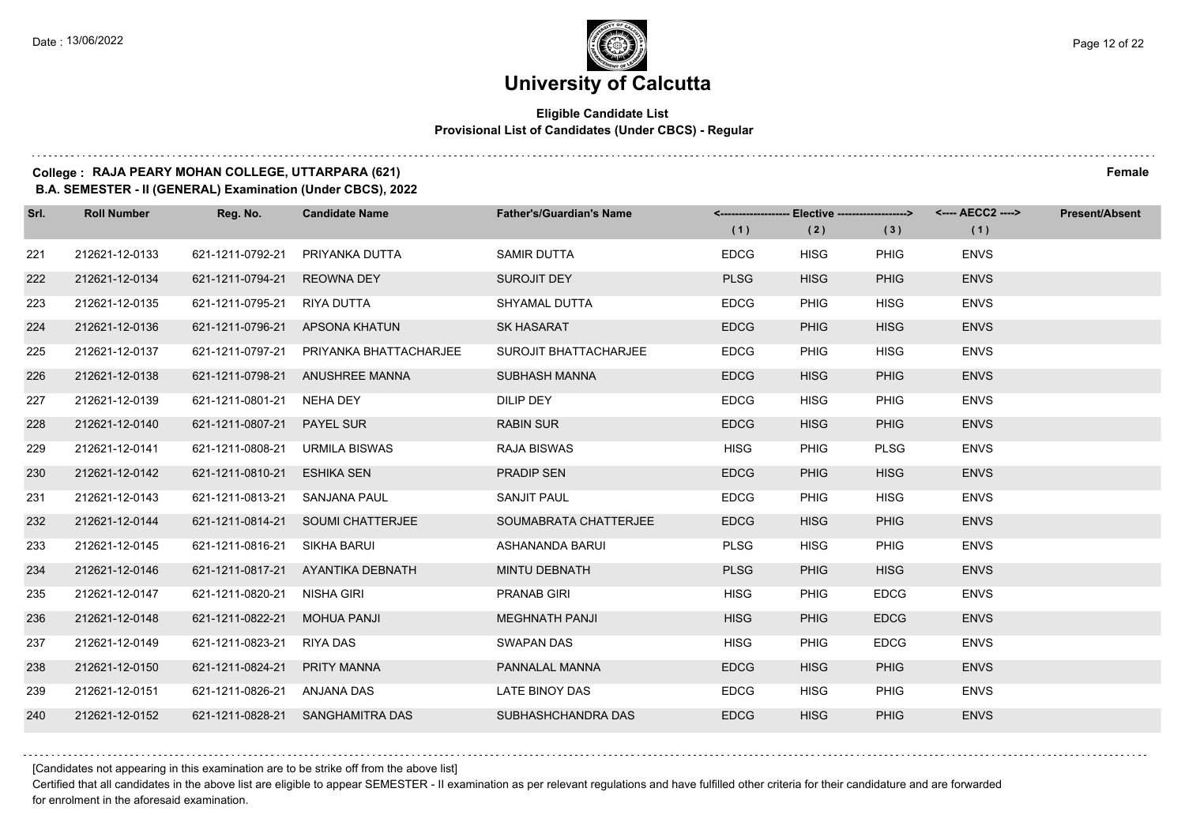# University of Calcutta

**Eligible Candidate List**
**Provisional List of Candidates (Under CBCS) - Regular**

**College : RAJA PEARY MOHAN COLLEGE, UTTARPARA (621)** **Female**
**B.A. SEMESTER - II (GENERAL) Examination (Under CBCS), 2022**

| Srl. | Roll Number | Reg. No. | Candidate Name | Father's/Guardian's Name | Elective (1) | Elective (2) | Elective (3) | AECC2 (1) | Present/Absent |
|---|---|---|---|---|---|---|---|---|---|
| 221 | 212621-12-0133 | 621-1211-0792-21 | PRIYANKA DUTTA | SAMIR DUTTA | EDCG | HISG | PHIG | ENVS | |
| 222 | 212621-12-0134 | 621-1211-0794-21 | REOWNA DEY | SUROJIT DEY | PLSG | HISG | PHIG | ENVS | |
| 223 | 212621-12-0135 | 621-1211-0795-21 | RIYA DUTTA | SHYAMAL DUTTA | EDCG | PHIG | HISG | ENVS | |
| 224 | 212621-12-0136 | 621-1211-0796-21 | APSONA KHATUN | SK HASARAT | EDCG | PHIG | HISG | ENVS | |
| 225 | 212621-12-0137 | 621-1211-0797-21 | PRIYANKA BHATTACHARJEE | SUROJIT BHATTACHARJEE | EDCG | PHIG | HISG | ENVS | |
| 226 | 212621-12-0138 | 621-1211-0798-21 | ANUSHREE MANNA | SUBHASH MANNA | EDCG | HISG | PHIG | ENVS | |
| 227 | 212621-12-0139 | 621-1211-0801-21 | NEHA DEY | DILIP DEY | EDCG | HISG | PHIG | ENVS | |
| 228 | 212621-12-0140 | 621-1211-0807-21 | PAYEL SUR | RABIN SUR | EDCG | HISG | PHIG | ENVS | |
| 229 | 212621-12-0141 | 621-1211-0808-21 | URMILA BISWAS | RAJA BISWAS | HISG | PHIG | PLSG | ENVS | |
| 230 | 212621-12-0142 | 621-1211-0810-21 | ESHIKA SEN | PRADIP SEN | EDCG | PHIG | HISG | ENVS | |
| 231 | 212621-12-0143 | 621-1211-0813-21 | SANJANA PAUL | SANJIT PAUL | EDCG | PHIG | HISG | ENVS | |
| 232 | 212621-12-0144 | 621-1211-0814-21 | SOUMI CHATTERJEE | SOUMABRATA CHATTERJEE | EDCG | HISG | PHIG | ENVS | |
| 233 | 212621-12-0145 | 621-1211-0816-21 | SIKHA BARUI | ASHANANDA BARUI | PLSG | HISG | PHIG | ENVS | |
| 234 | 212621-12-0146 | 621-1211-0817-21 | AYANTIKA DEBNATH | MINTU DEBNATH | PLSG | PHIG | HISG | ENVS | |
| 235 | 212621-12-0147 | 621-1211-0820-21 | NISHA GIRI | PRANAB GIRI | HISG | PHIG | EDCG | ENVS | |
| 236 | 212621-12-0148 | 621-1211-0822-21 | MOHUA PANJI | MEGHNATH PANJI | HISG | PHIG | EDCG | ENVS | |
| 237 | 212621-12-0149 | 621-1211-0823-21 | RIYA DAS | SWAPAN DAS | HISG | PHIG | EDCG | ENVS | |
| 238 | 212621-12-0150 | 621-1211-0824-21 | PRITY MANNA | PANNALAL MANNA | EDCG | HISG | PHIG | ENVS | |
| 239 | 212621-12-0151 | 621-1211-0826-21 | ANJANA DAS | LATE BINOY DAS | EDCG | HISG | PHIG | ENVS | |
| 240 | 212621-12-0152 | 621-1211-0828-21 | SANGHAMITRA DAS | SUBHASHCHANDRA DAS | EDCG | HISG | PHIG | ENVS | |

[Candidates not appearing in this examination are to be strike off from the above list]

Certified that all candidates in the above list are eligible to appear SEMESTER - II examination as per relevant regulations and have fulfilled other criteria for their candidature and are forwarded for enrolment in the aforesaid examination.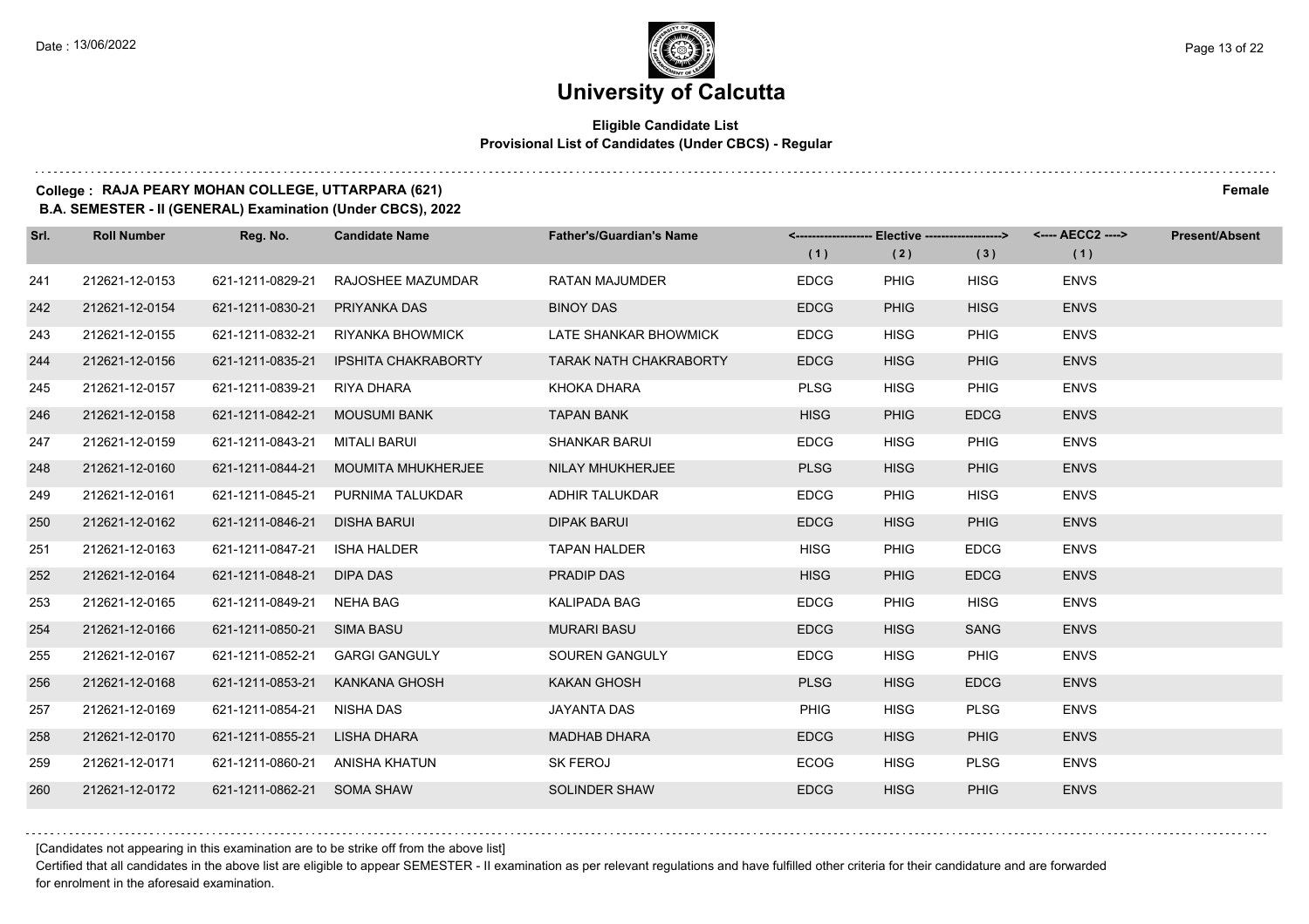# University of Calcutta

## Eligible Candidate List
### Provisional List of Candidates (Under CBCS) - Regular

**College : RAJA PEARY MOHAN COLLEGE, UTTARPARA (621)** **Female**

**B.A. SEMESTER - II (GENERAL) Examination (Under CBCS), 2022**

| Srl. | Roll Number | Reg. No. | Candidate Name | Father's/Guardian's Name | <------------------- Elective -------------------> | | | <---- AECC2 ----> | Present/Absent |
|---|---|---|---|---|---|---|---|---|---|
| | | | | | (1) | (2) | (3) | (1) | |
| 241 | 212621-12-0153 | 621-1211-0829-21 | RAJOSHEE MAZUMDAR | RATAN MAJUMDER | EDCG | PHIG | HISG | ENVS | |
| 242 | 212621-12-0154 | 621-1211-0830-21 | PRIYANKA DAS | BINOY DAS | EDCG | PHIG | HISG | ENVS | |
| 243 | 212621-12-0155 | 621-1211-0832-21 | RIYANKA BHOWMICK | LATE SHANKAR BHOWMICK | EDCG | HISG | PHIG | ENVS | |
| 244 | 212621-12-0156 | 621-1211-0835-21 | IPSHITA CHAKRABORTY | TARAK NATH CHAKRABORTY | EDCG | HISG | PHIG | ENVS | |
| 245 | 212621-12-0157 | 621-1211-0839-21 | RIYA DHARA | KHOKA DHARA | PLSG | HISG | PHIG | ENVS | |
| 246 | 212621-12-0158 | 621-1211-0842-21 | MOUSUMI BANK | TAPAN BANK | HISG | PHIG | EDCG | ENVS | |
| 247 | 212621-12-0159 | 621-1211-0843-21 | MITALI BARUI | SHANKAR BARUI | EDCG | HISG | PHIG | ENVS | |
| 248 | 212621-12-0160 | 621-1211-0844-21 | MOUMITA MHUKHERJEE | NILAY MHUKHERJEE | PLSG | HISG | PHIG | ENVS | |
| 249 | 212621-12-0161 | 621-1211-0845-21 | PURNIMA TALUKDAR | ADHIR TALUKDAR | EDCG | PHIG | HISG | ENVS | |
| 250 | 212621-12-0162 | 621-1211-0846-21 | DISHA BARUI | DIPAK BARUI | EDCG | HISG | PHIG | ENVS | |
| 251 | 212621-12-0163 | 621-1211-0847-21 | ISHA HALDER | TAPAN HALDER | HISG | PHIG | EDCG | ENVS | |
| 252 | 212621-12-0164 | 621-1211-0848-21 | DIPA DAS | PRADIP DAS | HISG | PHIG | EDCG | ENVS | |
| 253 | 212621-12-0165 | 621-1211-0849-21 | NEHA BAG | KALIPADA BAG | EDCG | PHIG | HISG | ENVS | |
| 254 | 212621-12-0166 | 621-1211-0850-21 | SIMA BASU | MURARI BASU | EDCG | HISG | SANG | ENVS | |
| 255 | 212621-12-0167 | 621-1211-0852-21 | GARGI GANGULY | SOUREN GANGULY | EDCG | HISG | PHIG | ENVS | |
| 256 | 212621-12-0168 | 621-1211-0853-21 | KANKANA GHOSH | KAKAN GHOSH | PLSG | HISG | EDCG | ENVS | |
| 257 | 212621-12-0169 | 621-1211-0854-21 | NISHA DAS | JAYANTA DAS | PHIG | HISG | PLSG | ENVS | |
| 258 | 212621-12-0170 | 621-1211-0855-21 | LISHA DHARA | MADHAB DHARA | EDCG | HISG | PHIG | ENVS | |
| 259 | 212621-12-0171 | 621-1211-0860-21 | ANISHA KHATUN | SK FEROJ | ECOG | HISG | PLSG | ENVS | |
| 260 | 212621-12-0172 | 621-1211-0862-21 | SOMA SHAW | SOLINDER SHAW | EDCG | HISG | PHIG | ENVS | |

[Candidates not appearing in this examination are to be strike off from the above list]

Certified that all candidates in the above list are eligible to appear SEMESTER - II examination as per relevant regulations and have fulfilled other criteria for their candidature and are forwarded for enrolment in the aforesaid examination.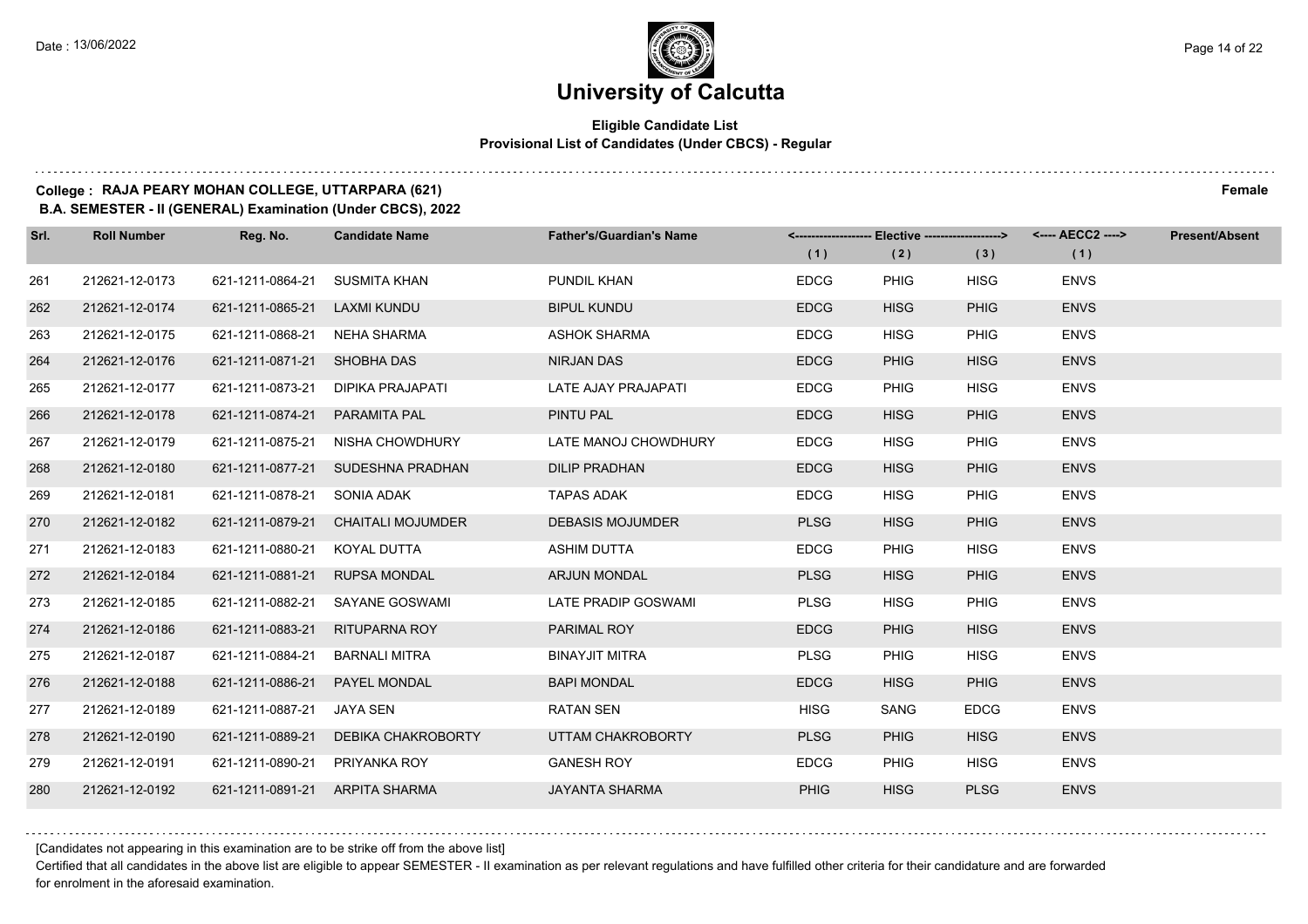# University of Calcutta

**Eligible Candidate List**
**Provisional List of Candidates (Under CBCS) - Regular**

**College : RAJA PEARY MOHAN COLLEGE, UTTARPARA (621)** **Female**
**B.A. SEMESTER - II (GENERAL) Examination (Under CBCS), 2022**

| Srl. | Roll Number | Reg. No. | Candidate Name | Father's/Guardian's Name | Elective (1) | Elective (2) | Elective (3) | AECC2 (1) | Present/Absent |
|---|---|---|---|---|---|---|---|---|---|
| 261 | 212621-12-0173 | 621-1211-0864-21 | SUSMITA KHAN | PUNDIL KHAN | EDCG | PHIG | HISG | ENVS | |
| 262 | 212621-12-0174 | 621-1211-0865-21 | LAXMI KUNDU | BIPUL KUNDU | EDCG | HISG | PHIG | ENVS | |
| 263 | 212621-12-0175 | 621-1211-0868-21 | NEHA SHARMA | ASHOK SHARMA | EDCG | HISG | PHIG | ENVS | |
| 264 | 212621-12-0176 | 621-1211-0871-21 | SHOBHA DAS | NIRJAN DAS | EDCG | PHIG | HISG | ENVS | |
| 265 | 212621-12-0177 | 621-1211-0873-21 | DIPIKA PRAJAPATI | LATE AJAY PRAJAPATI | EDCG | PHIG | HISG | ENVS | |
| 266 | 212621-12-0178 | 621-1211-0874-21 | PARAMITA PAL | PINTU PAL | EDCG | HISG | PHIG | ENVS | |
| 267 | 212621-12-0179 | 621-1211-0875-21 | NISHA CHOWDHURY | LATE MANOJ CHOWDHURY | EDCG | HISG | PHIG | ENVS | |
| 268 | 212621-12-0180 | 621-1211-0877-21 | SUDESHNA PRADHAN | DILIP PRADHAN | EDCG | HISG | PHIG | ENVS | |
| 269 | 212621-12-0181 | 621-1211-0878-21 | SONIA ADAK | TAPAS ADAK | EDCG | HISG | PHIG | ENVS | |
| 270 | 212621-12-0182 | 621-1211-0879-21 | CHAITALI MOJUMDER | DEBASIS MOJUMDER | PLSG | HISG | PHIG | ENVS | |
| 271 | 212621-12-0183 | 621-1211-0880-21 | KOYAL DUTTA | ASHIM DUTTA | EDCG | PHIG | HISG | ENVS | |
| 272 | 212621-12-0184 | 621-1211-0881-21 | RUPSA MONDAL | ARJUN MONDAL | PLSG | HISG | PHIG | ENVS | |
| 273 | 212621-12-0185 | 621-1211-0882-21 | SAYANE GOSWAMI | LATE PRADIP GOSWAMI | PLSG | HISG | PHIG | ENVS | |
| 274 | 212621-12-0186 | 621-1211-0883-21 | RITUPARNA ROY | PARIMAL ROY | EDCG | PHIG | HISG | ENVS | |
| 275 | 212621-12-0187 | 621-1211-0884-21 | BARNALI MITRA | BINAYJIT MITRA | PLSG | PHIG | HISG | ENVS | |
| 276 | 212621-12-0188 | 621-1211-0886-21 | PAYEL MONDAL | BAPI MONDAL | EDCG | HISG | PHIG | ENVS | |
| 277 | 212621-12-0189 | 621-1211-0887-21 | JAYA SEN | RATAN SEN | HISG | SANG | EDCG | ENVS | |
| 278 | 212621-12-0190 | 621-1211-0889-21 | DEBIKA CHAKROBORTY | UTTAM CHAKROBORTY | PLSG | PHIG | HISG | ENVS | |
| 279 | 212621-12-0191 | 621-1211-0890-21 | PRIYANKA ROY | GANESH ROY | EDCG | PHIG | HISG | ENVS | |
| 280 | 212621-12-0192 | 621-1211-0891-21 | ARPITA SHARMA | JAYANTA SHARMA | PHIG | HISG | PLSG | ENVS | |

[Candidates not appearing in this examination are to be strike off from the above list]

Certified that all candidates in the above list are eligible to appear SEMESTER - II examination as per relevant regulations and have fulfilled other criteria for their candidature and are forwarded for enrolment in the aforesaid examination.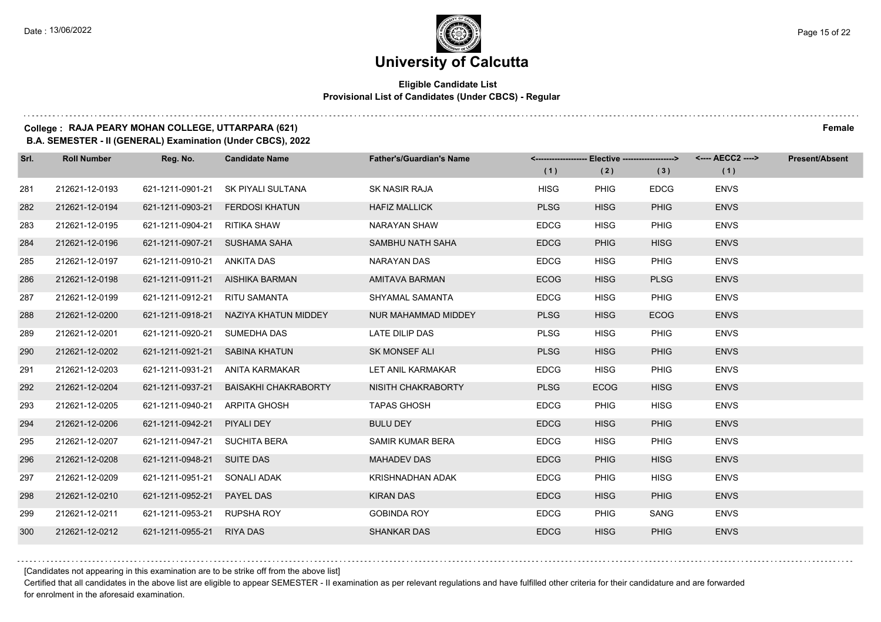# University of Calcutta

**Eligible Candidate List**
**Provisional List of Candidates (Under CBCS) - Regular**

**College : RAJA PEARY MOHAN COLLEGE, UTTARPARA (621)** **Female**
**B.A. SEMESTER - II (GENERAL) Examination (Under CBCS), 2022**

| Srl. | Roll Number | Reg. No. | Candidate Name | Father's/Guardian's Name | Elective (1) | Elective (2) | Elective (3) | AECC2 (1) | Present/Absent |
|---|---|---|---|---|---|---|---|---|---|
| 281 | 212621-12-0193 | 621-1211-0901-21 | SK PIYALI SULTANA | SK NASIR RAJA | HISG | PHIG | EDCG | ENVS | |
| 282 | 212621-12-0194 | 621-1211-0903-21 | FERDOSI KHATUN | HAFIZ MALLICK | PLSG | HISG | PHIG | ENVS | |
| 283 | 212621-12-0195 | 621-1211-0904-21 | RITIKA SHAW | NARAYAN SHAW | EDCG | HISG | PHIG | ENVS | |
| 284 | 212621-12-0196 | 621-1211-0907-21 | SUSHAMA SAHA | SAMBHU NATH SAHA | EDCG | PHIG | HISG | ENVS | |
| 285 | 212621-12-0197 | 621-1211-0910-21 | ANKITA DAS | NARAYAN DAS | EDCG | HISG | PHIG | ENVS | |
| 286 | 212621-12-0198 | 621-1211-0911-21 | AISHIKA BARMAN | AMITAVA BARMAN | ECOG | HISG | PLSG | ENVS | |
| 287 | 212621-12-0199 | 621-1211-0912-21 | RITU SAMANTA | SHYAMAL SAMANTA | EDCG | HISG | PHIG | ENVS | |
| 288 | 212621-12-0200 | 621-1211-0918-21 | NAZIYA KHATUN MIDDEY | NUR MAHAMMAD MIDDEY | PLSG | HISG | ECOG | ENVS | |
| 289 | 212621-12-0201 | 621-1211-0920-21 | SUMEDHA DAS | LATE DILIP DAS | PLSG | HISG | PHIG | ENVS | |
| 290 | 212621-12-0202 | 621-1211-0921-21 | SABINA KHATUN | SK MONSEF ALI | PLSG | HISG | PHIG | ENVS | |
| 291 | 212621-12-0203 | 621-1211-0931-21 | ANITA KARMAKAR | LET ANIL KARMAKAR | EDCG | HISG | PHIG | ENVS | |
| 292 | 212621-12-0204 | 621-1211-0937-21 | BAISAKHI CHAKRABORTY | NISITH CHAKRABORTY | PLSG | ECOG | HISG | ENVS | |
| 293 | 212621-12-0205 | 621-1211-0940-21 | ARPITA GHOSH | TAPAS GHOSH | EDCG | PHIG | HISG | ENVS | |
| 294 | 212621-12-0206 | 621-1211-0942-21 | PIYALI DEY | BULU DEY | EDCG | HISG | PHIG | ENVS | |
| 295 | 212621-12-0207 | 621-1211-0947-21 | SUCHITA BERA | SAMIR KUMAR BERA | EDCG | HISG | PHIG | ENVS | |
| 296 | 212621-12-0208 | 621-1211-0948-21 | SUITE DAS | MAHADEV DAS | EDCG | PHIG | HISG | ENVS | |
| 297 | 212621-12-0209 | 621-1211-0951-21 | SONALI ADAK | KRISHNADHAN ADAK | EDCG | PHIG | HISG | ENVS | |
| 298 | 212621-12-0210 | 621-1211-0952-21 | PAYEL DAS | KIRAN DAS | EDCG | HISG | PHIG | ENVS | |
| 299 | 212621-12-0211 | 621-1211-0953-21 | RUPSHA ROY | GOBINDA ROY | EDCG | PHIG | SANG | ENVS | |
| 300 | 212621-12-0212 | 621-1211-0955-21 | RIYA DAS | SHANKAR DAS | EDCG | HISG | PHIG | ENVS | |

[Candidates not appearing in this examination are to be strike off from the above list]

Certified that all candidates in the above list are eligible to appear SEMESTER - II examination as per relevant regulations and have fulfilled other criteria for their candidature and are forwarded for enrolment in the aforesaid examination.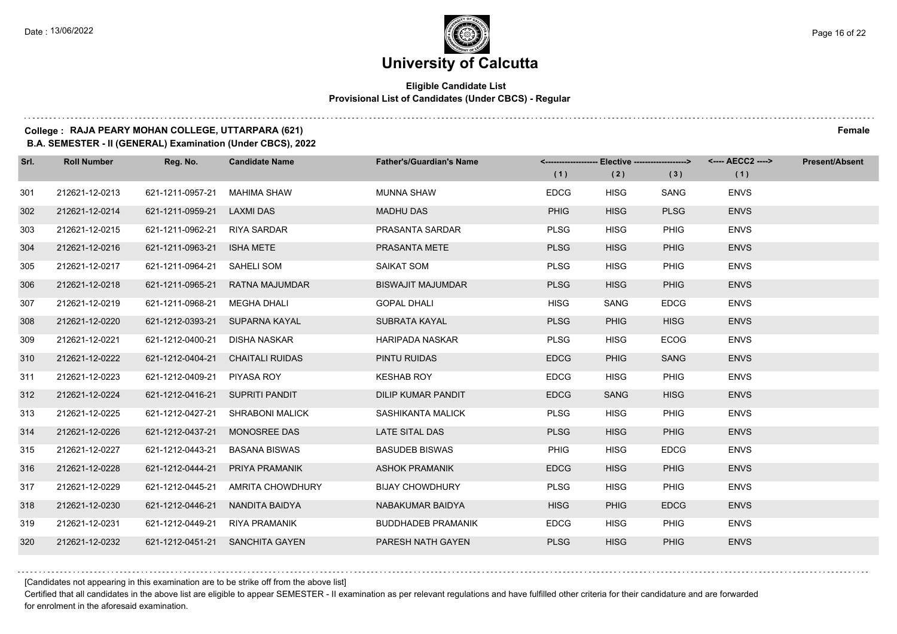# University of Calcutta

## Eligible Candidate List
### Provisional List of Candidates (Under CBCS) - Regular

**College : RAJA PEARY MOHAN COLLEGE, UTTARPARA (621)** **Female**

**B.A. SEMESTER - II (GENERAL) Examination (Under CBCS), 2022**

| Srl. | Roll Number | Reg. No. | Candidate Name | Father's/Guardian's Name | Elective (1) | Elective (2) | Elective (3) | AECC2 (1) | Present/Absent |
|---|---|---|---|---|---|---|---|---|---|
| 301 | 212621-12-0213 | 621-1211-0957-21 | MAHIMA SHAW | MUNNA SHAW | EDCG | HISG | SANG | ENVS | |
| 302 | 212621-12-0214 | 621-1211-0959-21 | LAXMI DAS | MADHU DAS | PHIG | HISG | PLSG | ENVS | |
| 303 | 212621-12-0215 | 621-1211-0962-21 | RIYA SARDAR | PRASANTA SARDAR | PLSG | HISG | PHIG | ENVS | |
| 304 | 212621-12-0216 | 621-1211-0963-21 | ISHA METE | PRASANTA METE | PLSG | HISG | PHIG | ENVS | |
| 305 | 212621-12-0217 | 621-1211-0964-21 | SAHELI SOM | SAIKAT SOM | PLSG | HISG | PHIG | ENVS | |
| 306 | 212621-12-0218 | 621-1211-0965-21 | RATNA MAJUMDAR | BISWAJIT MAJUMDAR | PLSG | HISG | PHIG | ENVS | |
| 307 | 212621-12-0219 | 621-1211-0968-21 | MEGHA DHALI | GOPAL DHALI | HISG | SANG | EDCG | ENVS | |
| 308 | 212621-12-0220 | 621-1212-0393-21 | SUPARNA KAYAL | SUBRATA KAYAL | PLSG | PHIG | HISG | ENVS | |
| 309 | 212621-12-0221 | 621-1212-0400-21 | DISHA NASKAR | HARIPADA NASKAR | PLSG | HISG | ECOG | ENVS | |
| 310 | 212621-12-0222 | 621-1212-0404-21 | CHAITALI RUIDAS | PINTU RUIDAS | EDCG | PHIG | SANG | ENVS | |
| 311 | 212621-12-0223 | 621-1212-0409-21 | PIYASA ROY | KESHAB ROY | EDCG | HISG | PHIG | ENVS | |
| 312 | 212621-12-0224 | 621-1212-0416-21 | SUPRITI PANDIT | DILIP KUMAR PANDIT | EDCG | SANG | HISG | ENVS | |
| 313 | 212621-12-0225 | 621-1212-0427-21 | SHRABONI MALICK | SASHIKANTA MALICK | PLSG | HISG | PHIG | ENVS | |
| 314 | 212621-12-0226 | 621-1212-0437-21 | MONOSREE DAS | LATE SITAL DAS | PLSG | HISG | PHIG | ENVS | |
| 315 | 212621-12-0227 | 621-1212-0443-21 | BASANA BISWAS | BASUDEB BISWAS | PHIG | HISG | EDCG | ENVS | |
| 316 | 212621-12-0228 | 621-1212-0444-21 | PRIYA PRAMANIK | ASHOK PRAMANIK | EDCG | HISG | PHIG | ENVS | |
| 317 | 212621-12-0229 | 621-1212-0445-21 | AMRITA CHOWDHURY | BIJAY CHOWDHURY | PLSG | HISG | PHIG | ENVS | |
| 318 | 212621-12-0230 | 621-1212-0446-21 | NANDITA BAIDYA | NABAKUMAR BAIDYA | HISG | PHIG | EDCG | ENVS | |
| 319 | 212621-12-0231 | 621-1212-0449-21 | RIYA PRAMANIK | BUDDHADEB PRAMANIK | EDCG | HISG | PHIG | ENVS | |
| 320 | 212621-12-0232 | 621-1212-0451-21 | SANCHITA GAYEN | PARESH NATH GAYEN | PLSG | HISG | PHIG | ENVS | |

[Candidates not appearing in this examination are to be strike off from the above list]

Certified that all candidates in the above list are eligible to appear SEMESTER - II examination as per relevant regulations and have fulfilled other criteria for their candidature and are forwarded for enrolment in the aforesaid examination.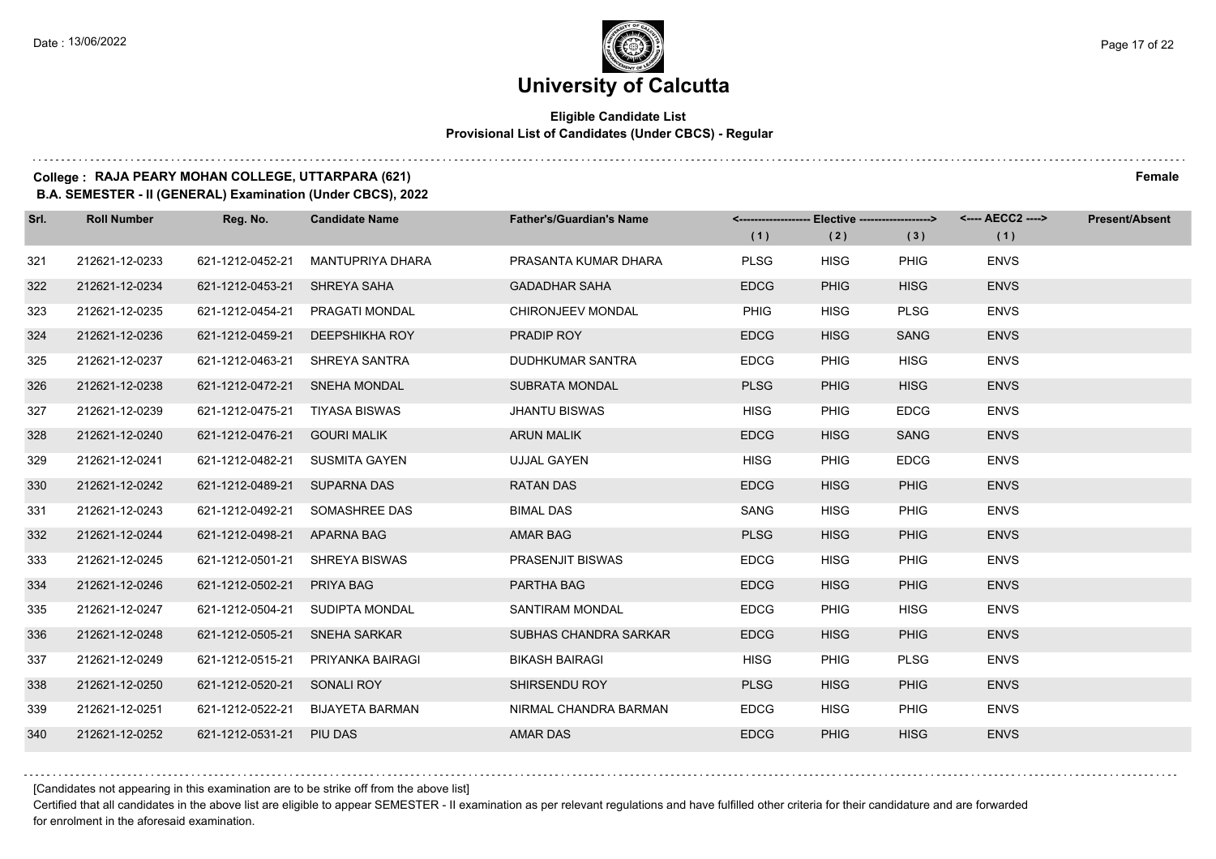# University of Calcutta

**Eligible Candidate List**
**Provisional List of Candidates (Under CBCS) - Regular**

**College : RAJA PEARY MOHAN COLLEGE, UTTARPARA (621)** **Female**
**B.A. SEMESTER - II (GENERAL) Examination (Under CBCS), 2022**

| Srl. | Roll Number | Reg. No. | Candidate Name | Father's/Guardian's Name | Elective (1) | Elective (2) | Elective (3) | AECC2 (1) | Present/Absent |
|---|---|---|---|---|---|---|---|---|---|
| 321 | 212621-12-0233 | 621-1212-0452-21 | MANTUPRIYA DHARA | PRASANTA KUMAR DHARA | PLSG | HISG | PHIG | ENVS | |
| 322 | 212621-12-0234 | 621-1212-0453-21 | SHREYA SAHA | GADADHAR SAHA | EDCG | PHIG | HISG | ENVS | |
| 323 | 212621-12-0235 | 621-1212-0454-21 | PRAGATI MONDAL | CHIRONJEEV MONDAL | PHIG | HISG | PLSG | ENVS | |
| 324 | 212621-12-0236 | 621-1212-0459-21 | DEEPSHIKHA ROY | PRADIP ROY | EDCG | HISG | SANG | ENVS | |
| 325 | 212621-12-0237 | 621-1212-0463-21 | SHREYA SANTRA | DUDHKUMAR SANTRA | EDCG | PHIG | HISG | ENVS | |
| 326 | 212621-12-0238 | 621-1212-0472-21 | SNEHA MONDAL | SUBRATA MONDAL | PLSG | PHIG | HISG | ENVS | |
| 327 | 212621-12-0239 | 621-1212-0475-21 | TIYASA BISWAS | JHANTU BISWAS | HISG | PHIG | EDCG | ENVS | |
| 328 | 212621-12-0240 | 621-1212-0476-21 | GOURI MALIK | ARUN MALIK | EDCG | HISG | SANG | ENVS | |
| 329 | 212621-12-0241 | 621-1212-0482-21 | SUSMITA GAYEN | UJJAL GAYEN | HISG | PHIG | EDCG | ENVS | |
| 330 | 212621-12-0242 | 621-1212-0489-21 | SUPARNA DAS | RATAN DAS | EDCG | HISG | PHIG | ENVS | |
| 331 | 212621-12-0243 | 621-1212-0492-21 | SOMASHREE DAS | BIMAL DAS | SANG | HISG | PHIG | ENVS | |
| 332 | 212621-12-0244 | 621-1212-0498-21 | APARNA BAG | AMAR BAG | PLSG | HISG | PHIG | ENVS | |
| 333 | 212621-12-0245 | 621-1212-0501-21 | SHREYA BISWAS | PRASENJIT BISWAS | EDCG | HISG | PHIG | ENVS | |
| 334 | 212621-12-0246 | 621-1212-0502-21 | PRIYA BAG | PARTHA BAG | EDCG | HISG | PHIG | ENVS | |
| 335 | 212621-12-0247 | 621-1212-0504-21 | SUDIPTA MONDAL | SANTIRAM MONDAL | EDCG | PHIG | HISG | ENVS | |
| 336 | 212621-12-0248 | 621-1212-0505-21 | SNEHA SARKAR | SUBHAS CHANDRA SARKAR | EDCG | HISG | PHIG | ENVS | |
| 337 | 212621-12-0249 | 621-1212-0515-21 | PRIYANKA BAIRAGI | BIKASH BAIRAGI | HISG | PHIG | PLSG | ENVS | |
| 338 | 212621-12-0250 | 621-1212-0520-21 | SONALI ROY | SHIRSENDU ROY | PLSG | HISG | PHIG | ENVS | |
| 339 | 212621-12-0251 | 621-1212-0522-21 | BIJAYETA BARMAN | NIRMAL CHANDRA BARMAN | EDCG | HISG | PHIG | ENVS | |
| 340 | 212621-12-0252 | 621-1212-0531-21 | PIU DAS | AMAR DAS | EDCG | PHIG | HISG | ENVS | |

[Candidates not appearing in this examination are to be strike off from the above list]

Certified that all candidates in the above list are eligible to appear SEMESTER - II examination as per relevant regulations and have fulfilled other criteria for their candidature and are forwarded for enrolment in the aforesaid examination.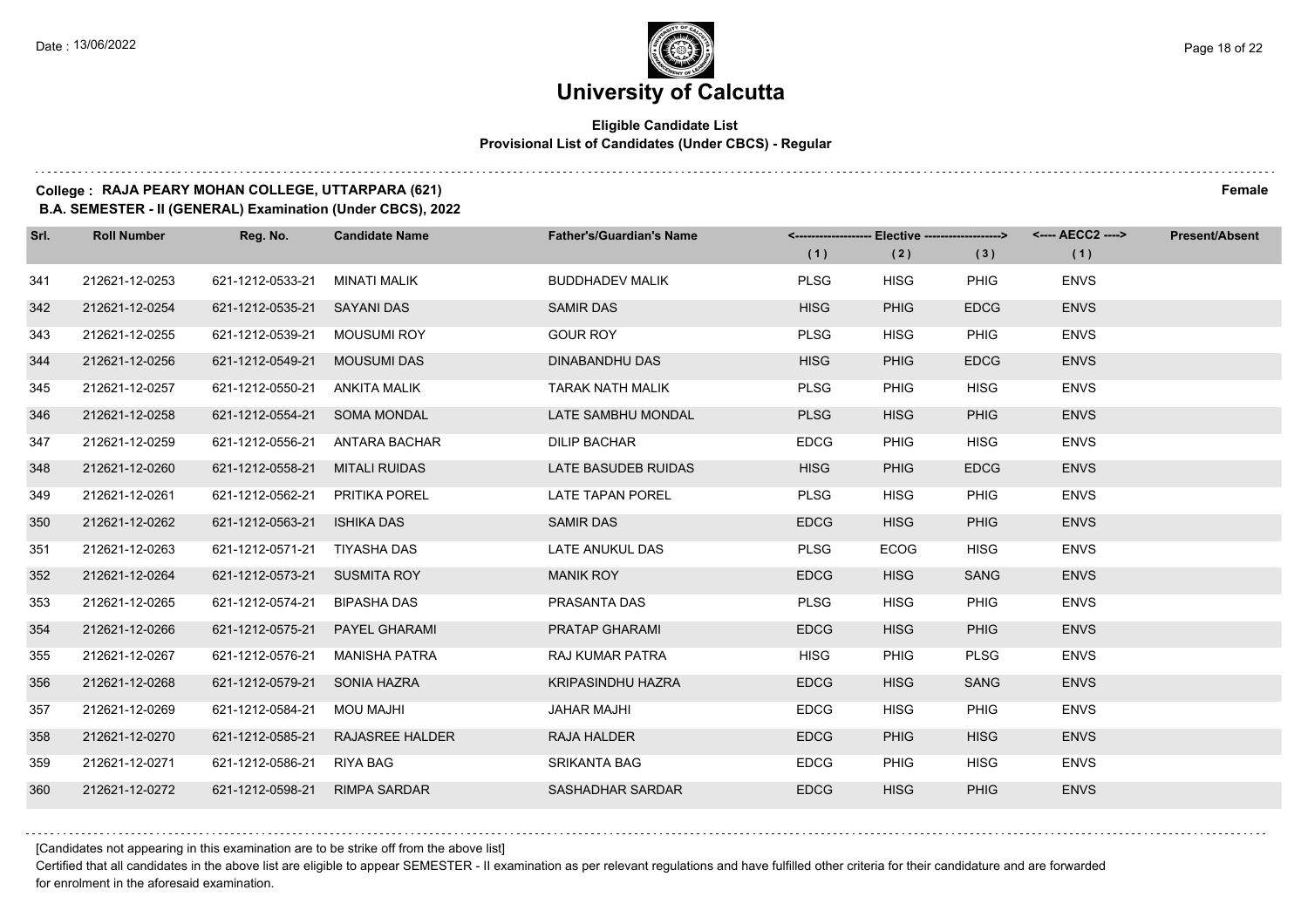# University of Calcutta

**Eligible Candidate List**
**Provisional List of Candidates (Under CBCS) - Regular**

**College : RAJA PEARY MOHAN COLLEGE, UTTARPARA (621)** **Female**
**B.A. SEMESTER - II (GENERAL) Examination (Under CBCS), 2022**

| Srl. | Roll Number | Reg. No. | Candidate Name | Father's/Guardian's Name | <------ Elective ------> (1) | (2) | (3) | <---- AECC2 ----> (1) | Present/Absent |
|---|---|---|---|---|---|---|---|---|---|
| 341 | 212621-12-0253 | 621-1212-0533-21 | MINATI MALIK | BUDDHADEV MALIK | PLSG | HISG | PHIG | ENVS | |
| 342 | 212621-12-0254 | 621-1212-0535-21 | SAYANI DAS | SAMIR DAS | HISG | PHIG | EDCG | ENVS | |
| 343 | 212621-12-0255 | 621-1212-0539-21 | MOUSUMI ROY | GOUR ROY | PLSG | HISG | PHIG | ENVS | |
| 344 | 212621-12-0256 | 621-1212-0549-21 | MOUSUMI DAS | DINABANDHU DAS | HISG | PHIG | EDCG | ENVS | |
| 345 | 212621-12-0257 | 621-1212-0550-21 | ANKITA MALIK | TARAK NATH MALIK | PLSG | PHIG | HISG | ENVS | |
| 346 | 212621-12-0258 | 621-1212-0554-21 | SOMA MONDAL | LATE SAMBHU MONDAL | PLSG | HISG | PHIG | ENVS | |
| 347 | 212621-12-0259 | 621-1212-0556-21 | ANTARA BACHAR | DILIP BACHAR | EDCG | PHIG | HISG | ENVS | |
| 348 | 212621-12-0260 | 621-1212-0558-21 | MITALI RUIDAS | LATE BASUDEB RUIDAS | HISG | PHIG | EDCG | ENVS | |
| 349 | 212621-12-0261 | 621-1212-0562-21 | PRITIKA POREL | LATE TAPAN POREL | PLSG | HISG | PHIG | ENVS | |
| 350 | 212621-12-0262 | 621-1212-0563-21 | ISHIKA DAS | SAMIR DAS | EDCG | HISG | PHIG | ENVS | |
| 351 | 212621-12-0263 | 621-1212-0571-21 | TIYASHA DAS | LATE ANUKUL DAS | PLSG | ECOG | HISG | ENVS | |
| 352 | 212621-12-0264 | 621-1212-0573-21 | SUSMITA ROY | MANIK ROY | EDCG | HISG | SANG | ENVS | |
| 353 | 212621-12-0265 | 621-1212-0574-21 | BIPASHA DAS | PRASANTA DAS | PLSG | HISG | PHIG | ENVS | |
| 354 | 212621-12-0266 | 621-1212-0575-21 | PAYEL GHARAMI | PRATAP GHARAMI | EDCG | HISG | PHIG | ENVS | |
| 355 | 212621-12-0267 | 621-1212-0576-21 | MANISHA PATRA | RAJ KUMAR PATRA | HISG | PHIG | PLSG | ENVS | |
| 356 | 212621-12-0268 | 621-1212-0579-21 | SONIA HAZRA | KRIPASINDHU HAZRA | EDCG | HISG | SANG | ENVS | |
| 357 | 212621-12-0269 | 621-1212-0584-21 | MOU MAJHI | JAHAR MAJHI | EDCG | HISG | PHIG | ENVS | |
| 358 | 212621-12-0270 | 621-1212-0585-21 | RAJASREE HALDER | RAJA HALDER | EDCG | PHIG | HISG | ENVS | |
| 359 | 212621-12-0271 | 621-1212-0586-21 | RIYA BAG | SRIKANTA BAG | EDCG | PHIG | HISG | ENVS | |
| 360 | 212621-12-0272 | 621-1212-0598-21 | RIMPA SARDAR | SASHADHAR SARDAR | EDCG | HISG | PHIG | ENVS | |

[Candidates not appearing in this examination are to be strike off from the above list]

Certified that all candidates in the above list are eligible to appear SEMESTER - II examination as per relevant regulations and have fulfilled other criteria for their candidature and are forwarded for enrolment in the aforesaid examination.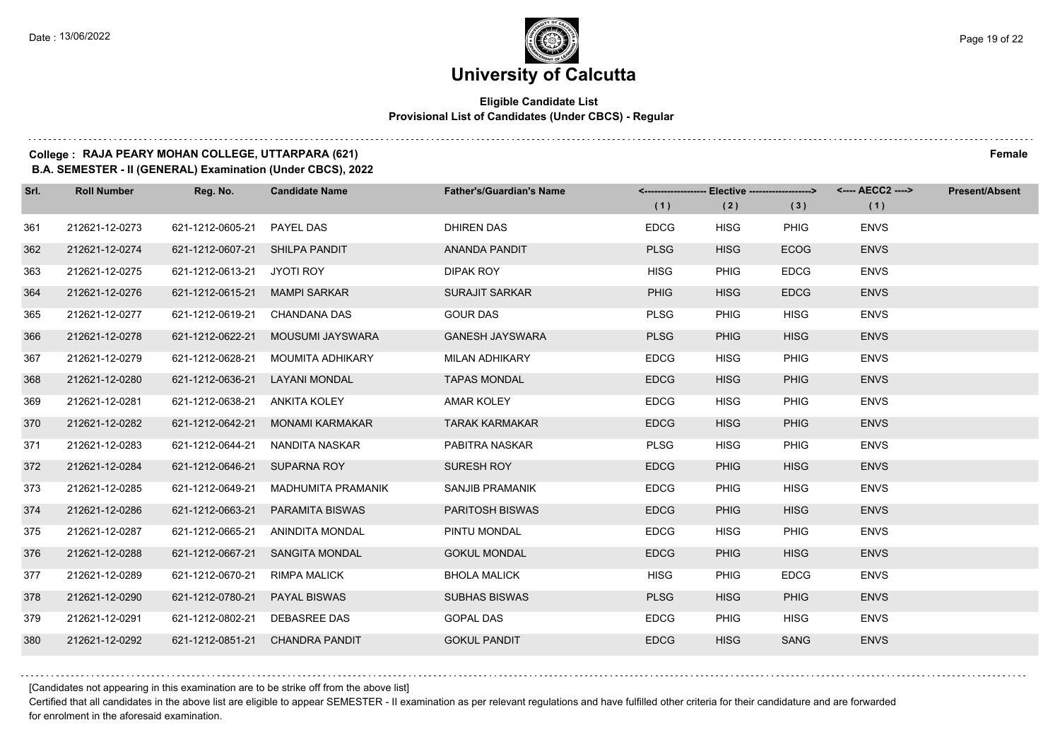# University of Calcutta

**Eligible Candidate List**
**Provisional List of Candidates (Under CBCS) - Regular**

**College : RAJA PEARY MOHAN COLLEGE, UTTARPARA (621)** **Female**
**B.A. SEMESTER - II (GENERAL) Examination (Under CBCS), 2022**

| Srl. | Roll Number | Reg. No. | Candidate Name | Father's/Guardian's Name | Elective (1) | Elective (2) | Elective (3) | AECC2 (1) | Present/Absent |
|---|---|---|---|---|---|---|---|---|---|
| 361 | 212621-12-0273 | 621-1212-0605-21 | PAYEL DAS | DHIREN DAS | EDCG | HISG | PHIG | ENVS | |
| 362 | 212621-12-0274 | 621-1212-0607-21 | SHILPA PANDIT | ANANDA PANDIT | PLSG | HISG | ECOG | ENVS | |
| 363 | 212621-12-0275 | 621-1212-0613-21 | JYOTI ROY | DIPAK ROY | HISG | PHIG | EDCG | ENVS | |
| 364 | 212621-12-0276 | 621-1212-0615-21 | MAMPI SARKAR | SURAJIT SARKAR | PHIG | HISG | EDCG | ENVS | |
| 365 | 212621-12-0277 | 621-1212-0619-21 | CHANDANA DAS | GOUR DAS | PLSG | PHIG | HISG | ENVS | |
| 366 | 212621-12-0278 | 621-1212-0622-21 | MOUSUMI JAYSWARA | GANESH JAYSWARA | PLSG | PHIG | HISG | ENVS | |
| 367 | 212621-12-0279 | 621-1212-0628-21 | MOUMITA ADHIKARY | MILAN ADHIKARY | EDCG | HISG | PHIG | ENVS | |
| 368 | 212621-12-0280 | 621-1212-0636-21 | LAYANI MONDAL | TAPAS MONDAL | EDCG | HISG | PHIG | ENVS | |
| 369 | 212621-12-0281 | 621-1212-0638-21 | ANKITA KOLEY | AMAR KOLEY | EDCG | HISG | PHIG | ENVS | |
| 370 | 212621-12-0282 | 621-1212-0642-21 | MONAMI KARMAKAR | TARAK KARMAKAR | EDCG | HISG | PHIG | ENVS | |
| 371 | 212621-12-0283 | 621-1212-0644-21 | NANDITA NASKAR | PABITRA NASKAR | PLSG | HISG | PHIG | ENVS | |
| 372 | 212621-12-0284 | 621-1212-0646-21 | SUPARNA ROY | SURESH ROY | EDCG | PHIG | HISG | ENVS | |
| 373 | 212621-12-0285 | 621-1212-0649-21 | MADHUMITA PRAMANIK | SANJIB PRAMANIK | EDCG | PHIG | HISG | ENVS | |
| 374 | 212621-12-0286 | 621-1212-0663-21 | PARAMITA BISWAS | PARITOSH BISWAS | EDCG | PHIG | HISG | ENVS | |
| 375 | 212621-12-0287 | 621-1212-0665-21 | ANINDITA MONDAL | PINTU MONDAL | EDCG | HISG | PHIG | ENVS | |
| 376 | 212621-12-0288 | 621-1212-0667-21 | SANGITA MONDAL | GOKUL MONDAL | EDCG | PHIG | HISG | ENVS | |
| 377 | 212621-12-0289 | 621-1212-0670-21 | RIMPA MALICK | BHOLA MALICK | HISG | PHIG | EDCG | ENVS | |
| 378 | 212621-12-0290 | 621-1212-0780-21 | PAYAL BISWAS | SUBHAS BISWAS | PLSG | HISG | PHIG | ENVS | |
| 379 | 212621-12-0291 | 621-1212-0802-21 | DEBASREE DAS | GOPAL DAS | EDCG | PHIG | HISG | ENVS | |
| 380 | 212621-12-0292 | 621-1212-0851-21 | CHANDRA PANDIT | GOKUL PANDIT | EDCG | HISG | SANG | ENVS | |

[Candidates not appearing in this examination are to be strike off from the above list]

Certified that all candidates in the above list are eligible to appear SEMESTER - II examination as per relevant regulations and have fulfilled other criteria for their candidature and are forwarded for enrolment in the aforesaid examination.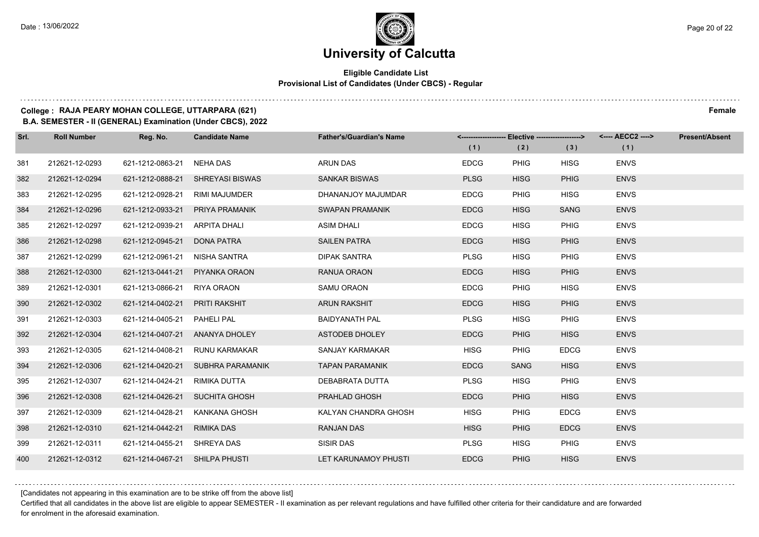# University of Calcutta

**Eligible Candidate List**
**Provisional List of Candidates (Under CBCS) - Regular**

**College : RAJA PEARY MOHAN COLLEGE, UTTARPARA (621)** **Female**
**B.A. SEMESTER - II (GENERAL) Examination (Under CBCS), 2022**

| Srl. | Roll Number | Reg. No. | Candidate Name | Father's/Guardian's Name | Elective (1) | Elective (2) | Elective (3) | AECC2 (1) | Present/Absent |
|---|---|---|---|---|---|---|---|---|---|
| 381 | 212621-12-0293 | 621-1212-0863-21 | NEHA DAS | ARUN DAS | EDCG | PHIG | HISG | ENVS | |
| 382 | 212621-12-0294 | 621-1212-0888-21 | SHREYASI BISWAS | SANKAR BISWAS | PLSG | HISG | PHIG | ENVS | |
| 383 | 212621-12-0295 | 621-1212-0928-21 | RIMI MAJUMDER | DHANANJOY MAJUMDAR | EDCG | PHIG | HISG | ENVS | |
| 384 | 212621-12-0296 | 621-1212-0933-21 | PRIYA PRAMANIK | SWAPAN PRAMANIK | EDCG | HISG | SANG | ENVS | |
| 385 | 212621-12-0297 | 621-1212-0939-21 | ARPITA DHALI | ASIM DHALI | EDCG | HISG | PHIG | ENVS | |
| 386 | 212621-12-0298 | 621-1212-0945-21 | DONA PATRA | SAILEN PATRA | EDCG | HISG | PHIG | ENVS | |
| 387 | 212621-12-0299 | 621-1212-0961-21 | NISHA SANTRA | DIPAK SANTRA | PLSG | HISG | PHIG | ENVS | |
| 388 | 212621-12-0300 | 621-1213-0441-21 | PIYANKA ORAON | RANUA ORAON | EDCG | HISG | PHIG | ENVS | |
| 389 | 212621-12-0301 | 621-1213-0866-21 | RIYA ORAON | SAMU ORAON | EDCG | PHIG | HISG | ENVS | |
| 390 | 212621-12-0302 | 621-1214-0402-21 | PRITI RAKSHIT | ARUN RAKSHIT | EDCG | HISG | PHIG | ENVS | |
| 391 | 212621-12-0303 | 621-1214-0405-21 | PAHELI PAL | BAIDYANATH PAL | PLSG | HISG | PHIG | ENVS | |
| 392 | 212621-12-0304 | 621-1214-0407-21 | ANANYA DHOLEY | ASTODEB DHOLEY | EDCG | PHIG | HISG | ENVS | |
| 393 | 212621-12-0305 | 621-1214-0408-21 | RUNU KARMAKAR | SANJAY KARMAKAR | HISG | PHIG | EDCG | ENVS | |
| 394 | 212621-12-0306 | 621-1214-0420-21 | SUBHRA PARAMANIK | TAPAN PARAMANIK | EDCG | SANG | HISG | ENVS | |
| 395 | 212621-12-0307 | 621-1214-0424-21 | RIMIKA DUTTA | DEBABRATA DUTTA | PLSG | HISG | PHIG | ENVS | |
| 396 | 212621-12-0308 | 621-1214-0426-21 | SUCHITA GHOSH | PRAHLAD GHOSH | EDCG | PHIG | HISG | ENVS | |
| 397 | 212621-12-0309 | 621-1214-0428-21 | KANKANA GHOSH | KALYAN CHANDRA GHOSH | HISG | PHIG | EDCG | ENVS | |
| 398 | 212621-12-0310 | 621-1214-0442-21 | RIMIKA DAS | RANJAN DAS | HISG | PHIG | EDCG | ENVS | |
| 399 | 212621-12-0311 | 621-1214-0455-21 | SHREYA DAS | SISIR DAS | PLSG | HISG | PHIG | ENVS | |
| 400 | 212621-12-0312 | 621-1214-0467-21 | SHILPA PHUSTI | LET KARUNAMOY PHUSTI | EDCG | PHIG | HISG | ENVS | |

[Candidates not appearing in this examination are to be strike off from the above list]

Certified that all candidates in the above list are eligible to appear SEMESTER - II examination as per relevant regulations and have fulfilled other criteria for their candidature and are forwarded for enrolment in the aforesaid examination.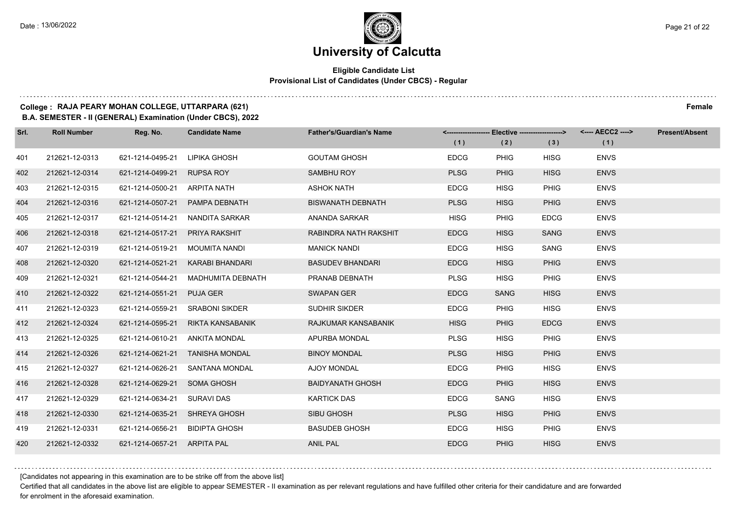# University of Calcutta

**Eligible Candidate List**
**Provisional List of Candidates (Under CBCS) - Regular**

**College : RAJA PEARY MOHAN COLLEGE, UTTARPARA (621)** **Female**
**B.A. SEMESTER - II (GENERAL) Examination (Under CBCS), 2022**

| Srl. | Roll Number | Reg. No. | Candidate Name | Father's/Guardian's Name | Elective (1) | Elective (2) | Elective (3) | AECC2 (1) | Present/Absent |
|---|---|---|---|---|---|---|---|---|---|
| 401 | 212621-12-0313 | 621-1214-0495-21 | LIPIKA GHOSH | GOUTAM GHOSH | EDCG | PHIG | HISG | ENVS | |
| 402 | 212621-12-0314 | 621-1214-0499-21 | RUPSA ROY | SAMBHU ROY | PLSG | PHIG | HISG | ENVS | |
| 403 | 212621-12-0315 | 621-1214-0500-21 | ARPITA NATH | ASHOK NATH | EDCG | HISG | PHIG | ENVS | |
| 404 | 212621-12-0316 | 621-1214-0507-21 | PAMPA DEBNATH | BISWANATH DEBNATH | PLSG | HISG | PHIG | ENVS | |
| 405 | 212621-12-0317 | 621-1214-0514-21 | NANDITA SARKAR | ANANDA SARKAR | HISG | PHIG | EDCG | ENVS | |
| 406 | 212621-12-0318 | 621-1214-0517-21 | PRIYA RAKSHIT | RABINDRA NATH RAKSHIT | EDCG | HISG | SANG | ENVS | |
| 407 | 212621-12-0319 | 621-1214-0519-21 | MOUMITA NANDI | MANICK NANDI | EDCG | HISG | SANG | ENVS | |
| 408 | 212621-12-0320 | 621-1214-0521-21 | KARABI BHANDARI | BASUDEV BHANDARI | EDCG | HISG | PHIG | ENVS | |
| 409 | 212621-12-0321 | 621-1214-0544-21 | MADHUMITA DEBNATH | PRANAB DEBNATH | PLSG | HISG | PHIG | ENVS | |
| 410 | 212621-12-0322 | 621-1214-0551-21 | PUJA GER | SWAPAN GER | EDCG | SANG | HISG | ENVS | |
| 411 | 212621-12-0323 | 621-1214-0559-21 | SRABONI SIKDER | SUDHIR SIKDER | EDCG | PHIG | HISG | ENVS | |
| 412 | 212621-12-0324 | 621-1214-0595-21 | RIKTA KANSABANIK | RAJKUMAR KANSABANIK | HISG | PHIG | EDCG | ENVS | |
| 413 | 212621-12-0325 | 621-1214-0610-21 | ANKITA MONDAL | APURBA MONDAL | PLSG | HISG | PHIG | ENVS | |
| 414 | 212621-12-0326 | 621-1214-0621-21 | TANISHA MONDAL | BINOY MONDAL | PLSG | HISG | PHIG | ENVS | |
| 415 | 212621-12-0327 | 621-1214-0626-21 | SANTANA MONDAL | AJOY MONDAL | EDCG | PHIG | HISG | ENVS | |
| 416 | 212621-12-0328 | 621-1214-0629-21 | SOMA GHOSH | BAIDYANATH GHOSH | EDCG | PHIG | HISG | ENVS | |
| 417 | 212621-12-0329 | 621-1214-0634-21 | SURAVI DAS | KARTICK DAS | EDCG | SANG | HISG | ENVS | |
| 418 | 212621-12-0330 | 621-1214-0635-21 | SHREYA GHOSH | SIBU GHOSH | PLSG | HISG | PHIG | ENVS | |
| 419 | 212621-12-0331 | 621-1214-0656-21 | BIDIPTA GHOSH | BASUDEB GHOSH | EDCG | HISG | PHIG | ENVS | |
| 420 | 212621-12-0332 | 621-1214-0657-21 | ARPITA PAL | ANIL PAL | EDCG | PHIG | HISG | ENVS | |

[Candidates not appearing in this examination are to be strike off from the above list]

Certified that all candidates in the above list are eligible to appear SEMESTER - II examination as per relevant regulations and have fulfilled other criteria for their candidature and are forwarded for enrolment in the aforesaid examination.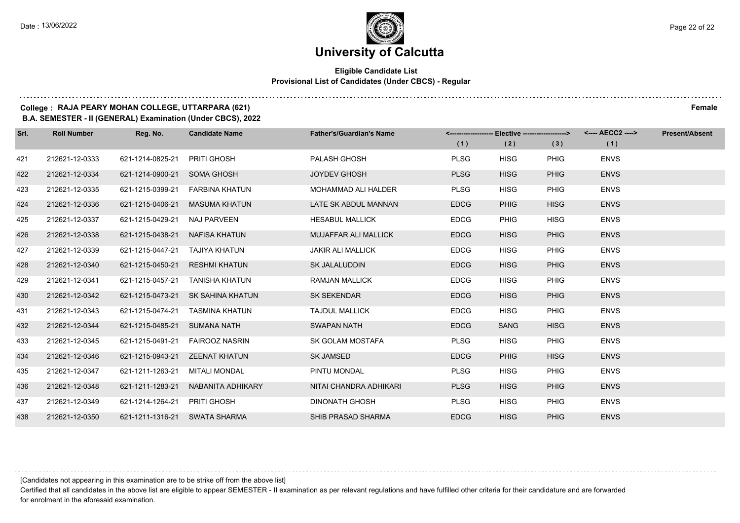# University of Calcutta

**Eligible Candidate List**
**Provisional List of Candidates (Under CBCS) - Regular**

**College : RAJA PEARY MOHAN COLLEGE, UTTARPARA (621)** **Female**
**B.A. SEMESTER - II (GENERAL) Examination (Under CBCS), 2022**

| Srl. | Roll Number | Reg. No. | Candidate Name | Father's/Guardian's Name | Elective (1) | Elective (2) | Elective (3) | AECC2 (1) | Present/Absent |
|---|---|---|---|---|---|---|---|---|---|
| 421 | 212621-12-0333 | 621-1214-0825-21 | PRITI GHOSH | PALASH GHOSH | PLSG | HISG | PHIG | ENVS | |
| 422 | 212621-12-0334 | 621-1214-0900-21 | SOMA GHOSH | JOYDEV GHOSH | PLSG | HISG | PHIG | ENVS | |
| 423 | 212621-12-0335 | 621-1215-0399-21 | FARBINA KHATUN | MOHAMMAD ALI HALDER | PLSG | HISG | PHIG | ENVS | |
| 424 | 212621-12-0336 | 621-1215-0406-21 | MASUMA KHATUN | LATE SK ABDUL MANNAN | EDCG | PHIG | HISG | ENVS | |
| 425 | 212621-12-0337 | 621-1215-0429-21 | NAJ PARVEEN | HESABUL MALLICK | EDCG | PHIG | HISG | ENVS | |
| 426 | 212621-12-0338 | 621-1215-0438-21 | NAFISA KHATUN | MUJAFFAR ALI MALLICK | EDCG | HISG | PHIG | ENVS | |
| 427 | 212621-12-0339 | 621-1215-0447-21 | TAJIYA KHATUN | JAKIR ALI MALLICK | EDCG | HISG | PHIG | ENVS | |
| 428 | 212621-12-0340 | 621-1215-0450-21 | RESHMI KHATUN | SK JALALUDDIN | EDCG | HISG | PHIG | ENVS | |
| 429 | 212621-12-0341 | 621-1215-0457-21 | TANISHA KHATUN | RAMJAN MALLICK | EDCG | HISG | PHIG | ENVS | |
| 430 | 212621-12-0342 | 621-1215-0473-21 | SK SAHINA KHATUN | SK SEKENDAR | EDCG | HISG | PHIG | ENVS | |
| 431 | 212621-12-0343 | 621-1215-0474-21 | TASMINA KHATUN | TAJDUL MALLICK | EDCG | HISG | PHIG | ENVS | |
| 432 | 212621-12-0344 | 621-1215-0485-21 | SUMANA NATH | SWAPAN NATH | EDCG | SANG | HISG | ENVS | |
| 433 | 212621-12-0345 | 621-1215-0491-21 | FAIROOZ NASRIN | SK GOLAM MOSTAFA | PLSG | HISG | PHIG | ENVS | |
| 434 | 212621-12-0346 | 621-1215-0943-21 | ZEENAT KHATUN | SK JAMSED | EDCG | PHIG | HISG | ENVS | |
| 435 | 212621-12-0347 | 621-1211-1263-21 | MITALI MONDAL | PINTU MONDAL | PLSG | HISG | PHIG | ENVS | |
| 436 | 212621-12-0348 | 621-1211-1283-21 | NABANITA ADHIKARY | NITAI CHANDRA ADHIKARI | PLSG | HISG | PHIG | ENVS | |
| 437 | 212621-12-0349 | 621-1214-1264-21 | PRITI GHOSH | DINONATH GHOSH | PLSG | HISG | PHIG | ENVS | |
| 438 | 212621-12-0350 | 621-1211-1316-21 | SWATA SHARMA | SHIB PRASAD SHARMA | EDCG | HISG | PHIG | ENVS | |

[Candidates not appearing in this examination are to be strike off from the above list]

Certified that all candidates in the above list are eligible to appear SEMESTER - II examination as per relevant regulations and have fulfilled other criteria for their candidature and are forwarded for enrolment in the aforesaid examination.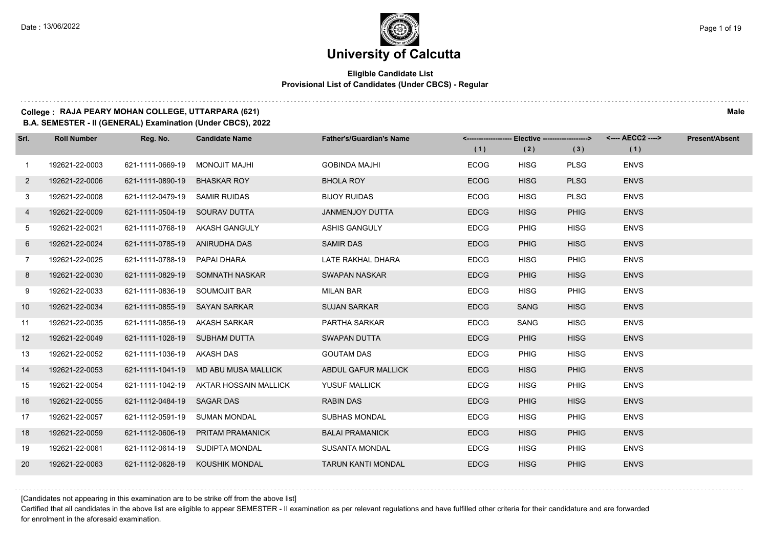# University of Calcutta

**Eligible Candidate List**
**Provisional List of Candidates (Under CBCS) - Regular**

**College : RAJA PEARY MOHAN COLLEGE, UTTARPARA (621)** **Male**
**B.A. SEMESTER - II (GENERAL) Examination (Under CBCS), 2022**

| Srl. | Roll Number | Reg. No. | Candidate Name | Father's/Guardian's Name | Elective (1) | Elective (2) | Elective (3) | AECC2 (1) | Present/Absent |
|---|---|---|---|---|---|---|---|---|---|
| 1 | 192621-22-0003 | 621-1111-0669-19 | MONOJIT MAJHI | GOBINDA MAJHI | ECOG | HISG | PLSG | ENVS | |
| 2 | 192621-22-0006 | 621-1111-0890-19 | BHASKAR ROY | BHOLA ROY | ECOG | HISG | PLSG | ENVS | |
| 3 | 192621-22-0008 | 621-1112-0479-19 | SAMIR RUIDAS | BIJOY RUIDAS | ECOG | HISG | PLSG | ENVS | |
| 4 | 192621-22-0009 | 621-1111-0504-19 | SOURAV DUTTA | JANMENJOY DUTTA | EDCG | HISG | PHIG | ENVS | |
| 5 | 192621-22-0021 | 621-1111-0768-19 | AKASH GANGULY | ASHIS GANGULY | EDCG | PHIG | HISG | ENVS | |
| 6 | 192621-22-0024 | 621-1111-0785-19 | ANIRUDHA DAS | SAMIR DAS | EDCG | PHIG | HISG | ENVS | |
| 7 | 192621-22-0025 | 621-1111-0788-19 | PAPAI DHARA | LATE RAKHAL DHARA | EDCG | HISG | PHIG | ENVS | |
| 8 | 192621-22-0030 | 621-1111-0829-19 | SOMNATH NASKAR | SWAPAN NASKAR | EDCG | PHIG | HISG | ENVS | |
| 9 | 192621-22-0033 | 621-1111-0836-19 | SOUMOJIT BAR | MILAN BAR | EDCG | HISG | PHIG | ENVS | |
| 10 | 192621-22-0034 | 621-1111-0855-19 | SAYAN SARKAR | SUJAN SARKAR | EDCG | SANG | HISG | ENVS | |
| 11 | 192621-22-0035 | 621-1111-0856-19 | AKASH SARKAR | PARTHA SARKAR | EDCG | SANG | HISG | ENVS | |
| 12 | 192621-22-0049 | 621-1111-1028-19 | SUBHAM DUTTA | SWAPAN DUTTA | EDCG | PHIG | HISG | ENVS | |
| 13 | 192621-22-0052 | 621-1111-1036-19 | AKASH DAS | GOUTAM DAS | EDCG | PHIG | HISG | ENVS | |
| 14 | 192621-22-0053 | 621-1111-1041-19 | MD ABU MUSA MALLICK | ABDUL GAFUR MALLICK | EDCG | HISG | PHIG | ENVS | |
| 15 | 192621-22-0054 | 621-1111-1042-19 | AKTAR HOSSAIN MALLICK | YUSUF MALLICK | EDCG | HISG | PHIG | ENVS | |
| 16 | 192621-22-0055 | 621-1112-0484-19 | SAGAR DAS | RABIN DAS | EDCG | PHIG | HISG | ENVS | |
| 17 | 192621-22-0057 | 621-1112-0591-19 | SUMAN MONDAL | SUBHAS MONDAL | EDCG | HISG | PHIG | ENVS | |
| 18 | 192621-22-0059 | 621-1112-0606-19 | PRITAM PRAMANICK | BALAI PRAMANICK | EDCG | HISG | PHIG | ENVS | |
| 19 | 192621-22-0061 | 621-1112-0614-19 | SUDIPTA MONDAL | SUSANTA MONDAL | EDCG | HISG | PHIG | ENVS | |
| 20 | 192621-22-0063 | 621-1112-0628-19 | KOUSHIK MONDAL | TARUN KANTI MONDAL | EDCG | HISG | PHIG | ENVS | |

[Candidates not appearing in this examination are to be strike off from the above list]

Certified that all candidates in the above list are eligible to appear SEMESTER - II examination as per relevant regulations and have fulfilled other criteria for their candidature and are forwarded for enrolment in the aforesaid examination.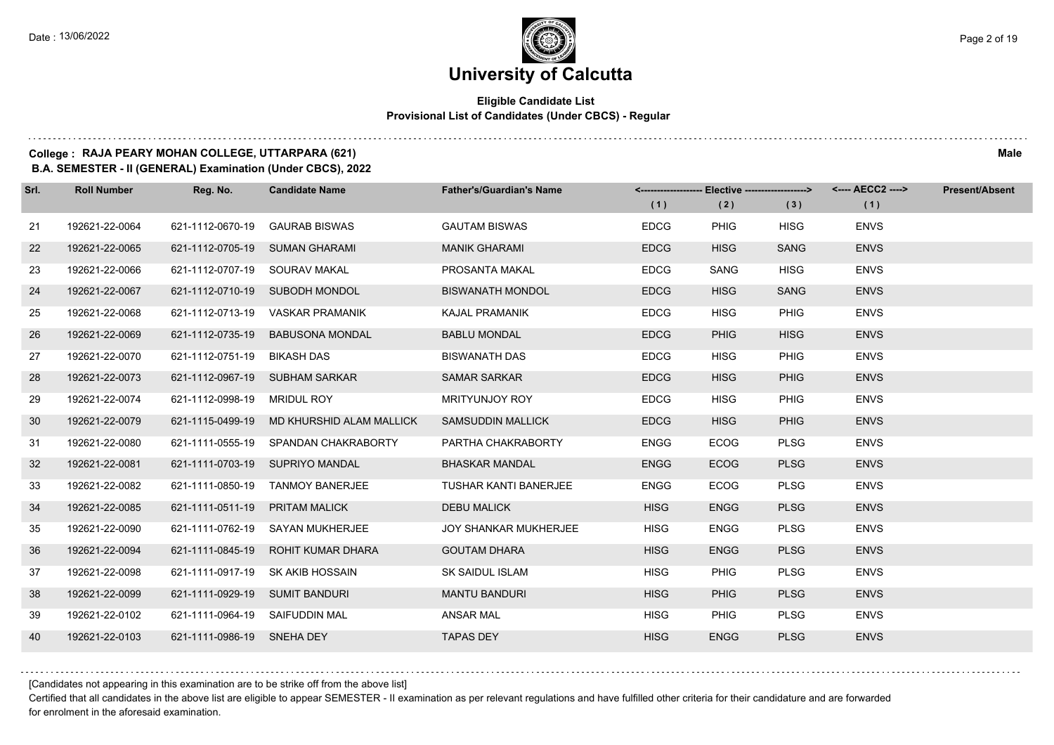# University of Calcutta

**Eligible Candidate List**
**Provisional List of Candidates (Under CBCS) - Regular**

**College : RAJA PEARY MOHAN COLLEGE, UTTARPARA (621)** **Male**
**B.A. SEMESTER - II (GENERAL) Examination (Under CBCS), 2022**

| Srl. | Roll Number | Reg. No. | Candidate Name | Father's/Guardian's Name | Elective (1) | Elective (2) | Elective (3) | AECC2 (1) | Present/Absent |
|---|---|---|---|---|---|---|---|---|---|
| 21 | 192621-22-0064 | 621-1112-0670-19 | GAURAB BISWAS | GAUTAM BISWAS | EDCG | PHIG | HISG | ENVS | |
| 22 | 192621-22-0065 | 621-1112-0705-19 | SUMAN GHARAMI | MANIK GHARAMI | EDCG | HISG | SANG | ENVS | |
| 23 | 192621-22-0066 | 621-1112-0707-19 | SOURAV MAKAL | PROSANTA MAKAL | EDCG | SANG | HISG | ENVS | |
| 24 | 192621-22-0067 | 621-1112-0710-19 | SUBODH MONDOL | BISWANATH MONDOL | EDCG | HISG | SANG | ENVS | |
| 25 | 192621-22-0068 | 621-1112-0713-19 | VASKAR PRAMANIK | KAJAL PRAMANIK | EDCG | HISG | PHIG | ENVS | |
| 26 | 192621-22-0069 | 621-1112-0735-19 | BABUSONA MONDAL | BABLU MONDAL | EDCG | PHIG | HISG | ENVS | |
| 27 | 192621-22-0070 | 621-1112-0751-19 | BIKASH DAS | BISWANATH DAS | EDCG | HISG | PHIG | ENVS | |
| 28 | 192621-22-0073 | 621-1112-0967-19 | SUBHAM SARKAR | SAMAR SARKAR | EDCG | HISG | PHIG | ENVS | |
| 29 | 192621-22-0074 | 621-1112-0998-19 | MRIDUL ROY | MRITYUNJOY ROY | EDCG | HISG | PHIG | ENVS | |
| 30 | 192621-22-0079 | 621-1115-0499-19 | MD KHURSHID ALAM MALLICK | SAMSUDDIN MALLICK | EDCG | HISG | PHIG | ENVS | |
| 31 | 192621-22-0080 | 621-1111-0555-19 | SPANDAN CHAKRABORTY | PARTHA CHAKRABORTY | ENGG | ECOG | PLSG | ENVS | |
| 32 | 192621-22-0081 | 621-1111-0703-19 | SUPRIYO MANDAL | BHASKAR MANDAL | ENGG | ECOG | PLSG | ENVS | |
| 33 | 192621-22-0082 | 621-1111-0850-19 | TANMOY BANERJEE | TUSHAR KANTI BANERJEE | ENGG | ECOG | PLSG | ENVS | |
| 34 | 192621-22-0085 | 621-1111-0511-19 | PRITAM MALICK | DEBU MALICK | HISG | ENGG | PLSG | ENVS | |
| 35 | 192621-22-0090 | 621-1111-0762-19 | SAYAN MUKHERJEE | JOY SHANKAR MUKHERJEE | HISG | ENGG | PLSG | ENVS | |
| 36 | 192621-22-0094 | 621-1111-0845-19 | ROHIT KUMAR DHARA | GOUTAM DHARA | HISG | ENGG | PLSG | ENVS | |
| 37 | 192621-22-0098 | 621-1111-0917-19 | SK AKIB HOSSAIN | SK SAIDUL ISLAM | HISG | PHIG | PLSG | ENVS | |
| 38 | 192621-22-0099 | 621-1111-0929-19 | SUMIT BANDURI | MANTU BANDURI | HISG | PHIG | PLSG | ENVS | |
| 39 | 192621-22-0102 | 621-1111-0964-19 | SAIFUDDIN MAL | ANSAR MAL | HISG | PHIG | PLSG | ENVS | |
| 40 | 192621-22-0103 | 621-1111-0986-19 | SNEHA DEY | TAPAS DEY | HISG | ENGG | PLSG | ENVS | |

[Candidates not appearing in this examination are to be strike off from the above list]

Certified that all candidates in the above list are eligible to appear SEMESTER - II examination as per relevant regulations and have fulfilled other criteria for their candidature and are forwarded for enrolment in the aforesaid examination.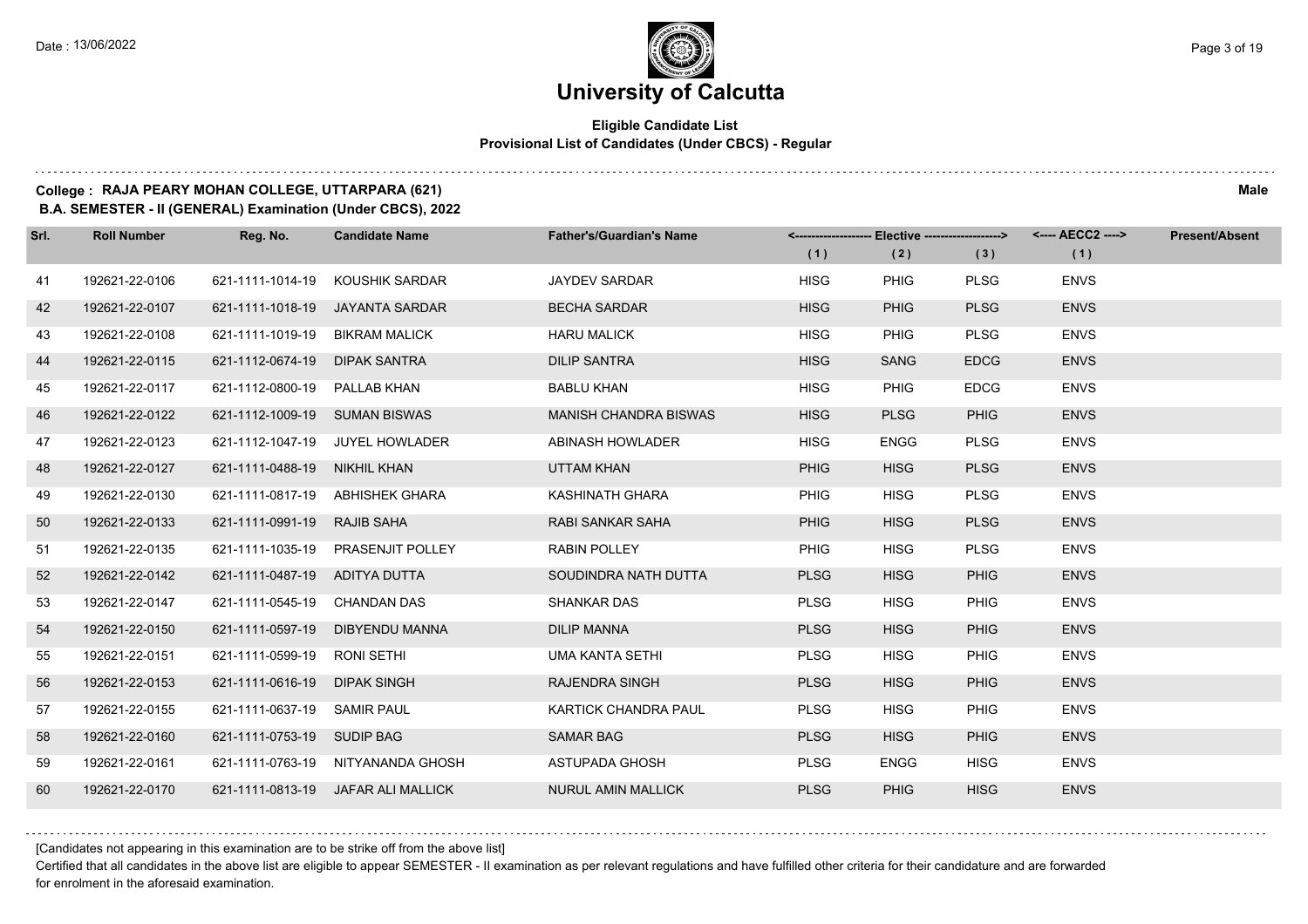# University of Calcutta

**Eligible Candidate List**
**Provisional List of Candidates (Under CBCS) - Regular**

**College : RAJA PEARY MOHAN COLLEGE, UTTARPARA (621)** **Male**
**B.A. SEMESTER - II (GENERAL) Examination (Under CBCS), 2022**

| Srl. | Roll Number | Reg. No. | Candidate Name | Father's/Guardian's Name | Elective (1) | Elective (2) | Elective (3) | AECC2 (1) | Present/Absent |
|---|---|---|---|---|---|---|---|---|---|
| 41 | 192621-22-0106 | 621-1111-1014-19 | KOUSHIK SARDAR | JAYDEV SARDAR | HISG | PHIG | PLSG | ENVS | |
| 42 | 192621-22-0107 | 621-1111-1018-19 | JAYANTA SARDAR | BECHA SARDAR | HISG | PHIG | PLSG | ENVS | |
| 43 | 192621-22-0108 | 621-1111-1019-19 | BIKRAM MALICK | HARU MALICK | HISG | PHIG | PLSG | ENVS | |
| 44 | 192621-22-0115 | 621-1112-0674-19 | DIPAK SANTRA | DILIP SANTRA | HISG | SANG | EDCG | ENVS | |
| 45 | 192621-22-0117 | 621-1112-0800-19 | PALLAB KHAN | BABLU KHAN | HISG | PHIG | EDCG | ENVS | |
| 46 | 192621-22-0122 | 621-1112-1009-19 | SUMAN BISWAS | MANISH CHANDRA BISWAS | HISG | PLSG | PHIG | ENVS | |
| 47 | 192621-22-0123 | 621-1112-1047-19 | JUYEL HOWLADER | ABINASH HOWLADER | HISG | ENGG | PLSG | ENVS | |
| 48 | 192621-22-0127 | 621-1111-0488-19 | NIKHIL KHAN | UTTAM KHAN | PHIG | HISG | PLSG | ENVS | |
| 49 | 192621-22-0130 | 621-1111-0817-19 | ABHISHEK GHARA | KASHINATH GHARA | PHIG | HISG | PLSG | ENVS | |
| 50 | 192621-22-0133 | 621-1111-0991-19 | RAJIB SAHA | RABI SANKAR SAHA | PHIG | HISG | PLSG | ENVS | |
| 51 | 192621-22-0135 | 621-1111-1035-19 | PRASENJIT POLLEY | RABIN POLLEY | PHIG | HISG | PLSG | ENVS | |
| 52 | 192621-22-0142 | 621-1111-0487-19 | ADITYA DUTTA | SOUDINDRA NATH DUTTA | PLSG | HISG | PHIG | ENVS | |
| 53 | 192621-22-0147 | 621-1111-0545-19 | CHANDAN DAS | SHANKAR DAS | PLSG | HISG | PHIG | ENVS | |
| 54 | 192621-22-0150 | 621-1111-0597-19 | DIBYENDU MANNA | DILIP MANNA | PLSG | HISG | PHIG | ENVS | |
| 55 | 192621-22-0151 | 621-1111-0599-19 | RONI SETHI | UMA KANTA SETHI | PLSG | HISG | PHIG | ENVS | |
| 56 | 192621-22-0153 | 621-1111-0616-19 | DIPAK SINGH | RAJENDRA SINGH | PLSG | HISG | PHIG | ENVS | |
| 57 | 192621-22-0155 | 621-1111-0637-19 | SAMIR PAUL | KARTICK CHANDRA PAUL | PLSG | HISG | PHIG | ENVS | |
| 58 | 192621-22-0160 | 621-1111-0753-19 | SUDIP BAG | SAMAR BAG | PLSG | HISG | PHIG | ENVS | |
| 59 | 192621-22-0161 | 621-1111-0763-19 | NITYANANDA GHOSH | ASTUPADA GHOSH | PLSG | ENGG | HISG | ENVS | |
| 60 | 192621-22-0170 | 621-1111-0813-19 | JAFAR ALI MALLICK | NURUL AMIN MALLICK | PLSG | PHIG | HISG | ENVS | |

[Candidates not appearing in this examination are to be strike off from the above list]

Certified that all candidates in the above list are eligible to appear SEMESTER - II examination as per relevant regulations and have fulfilled other criteria for their candidature and are forwarded for enrolment in the aforesaid examination.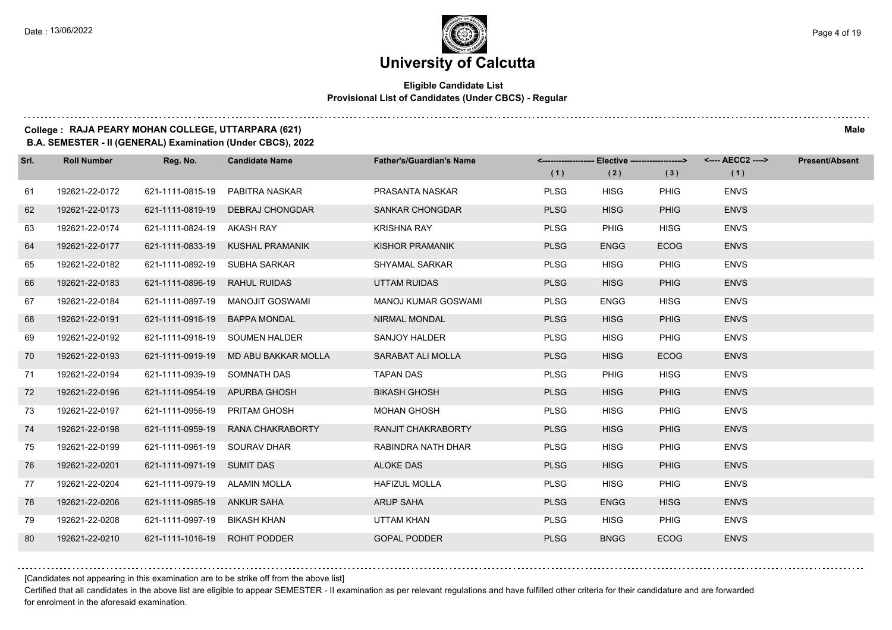# University of Calcutta

**Eligible Candidate List**
**Provisional List of Candidates (Under CBCS) - Regular**

**College : RAJA PEARY MOHAN COLLEGE, UTTARPARA (621)** — **Male**

**B.A. SEMESTER - II (GENERAL) Examination (Under CBCS), 2022**

| Srl. | Roll Number | Reg. No. | Candidate Name | Father's/Guardian's Name | Elective (1) | Elective (2) | Elective (3) | AECC2 (1) | Present/Absent |
|---|---|---|---|---|---|---|---|---|---|
| 61 | 192621-22-0172 | 621-1111-0815-19 | PABITRA NASKAR | PRASANTA NASKAR | PLSG | HISG | PHIG | ENVS | |
| 62 | 192621-22-0173 | 621-1111-0819-19 | DEBRAJ CHONGDAR | SANKAR CHONGDAR | PLSG | HISG | PHIG | ENVS | |
| 63 | 192621-22-0174 | 621-1111-0824-19 | AKASH RAY | KRISHNA RAY | PLSG | PHIG | HISG | ENVS | |
| 64 | 192621-22-0177 | 621-1111-0833-19 | KUSHAL PRAMANIK | KISHOR PRAMANIK | PLSG | ENGG | ECOG | ENVS | |
| 65 | 192621-22-0182 | 621-1111-0892-19 | SUBHA SARKAR | SHYAMAL SARKAR | PLSG | HISG | PHIG | ENVS | |
| 66 | 192621-22-0183 | 621-1111-0896-19 | RAHUL RUIDAS | UTTAM RUIDAS | PLSG | HISG | PHIG | ENVS | |
| 67 | 192621-22-0184 | 621-1111-0897-19 | MANOJIT GOSWAMI | MANOJ KUMAR GOSWAMI | PLSG | ENGG | HISG | ENVS | |
| 68 | 192621-22-0191 | 621-1111-0916-19 | BAPPA MONDAL | NIRMAL MONDAL | PLSG | HISG | PHIG | ENVS | |
| 69 | 192621-22-0192 | 621-1111-0918-19 | SOUMEN HALDER | SANJOY HALDER | PLSG | HISG | PHIG | ENVS | |
| 70 | 192621-22-0193 | 621-1111-0919-19 | MD ABU BAKKAR MOLLA | SARABAT ALI MOLLA | PLSG | HISG | ECOG | ENVS | |
| 71 | 192621-22-0194 | 621-1111-0939-19 | SOMNATH DAS | TAPAN DAS | PLSG | PHIG | HISG | ENVS | |
| 72 | 192621-22-0196 | 621-1111-0954-19 | APURBA GHOSH | BIKASH GHOSH | PLSG | HISG | PHIG | ENVS | |
| 73 | 192621-22-0197 | 621-1111-0956-19 | PRITAM GHOSH | MOHAN GHOSH | PLSG | HISG | PHIG | ENVS | |
| 74 | 192621-22-0198 | 621-1111-0959-19 | RANA CHAKRABORTY | RANJIT CHAKRABORTY | PLSG | HISG | PHIG | ENVS | |
| 75 | 192621-22-0199 | 621-1111-0961-19 | SOURAV DHAR | RABINDRA NATH DHAR | PLSG | HISG | PHIG | ENVS | |
| 76 | 192621-22-0201 | 621-1111-0971-19 | SUMIT DAS | ALOKE DAS | PLSG | HISG | PHIG | ENVS | |
| 77 | 192621-22-0204 | 621-1111-0979-19 | ALAMIN MOLLA | HAFIZUL MOLLA | PLSG | HISG | PHIG | ENVS | |
| 78 | 192621-22-0206 | 621-1111-0985-19 | ANKUR SAHA | ARUP SAHA | PLSG | ENGG | HISG | ENVS | |
| 79 | 192621-22-0208 | 621-1111-0997-19 | BIKASH KHAN | UTTAM KHAN | PLSG | HISG | PHIG | ENVS | |
| 80 | 192621-22-0210 | 621-1111-1016-19 | ROHIT PODDER | GOPAL PODDER | PLSG | BNGG | ECOG | ENVS | |

[Candidates not appearing in this examination are to be strike off from the above list]

Certified that all candidates in the above list are eligible to appear SEMESTER - II examination as per relevant regulations and have fulfilled other criteria for their candidature and are forwarded for enrolment in the aforesaid examination.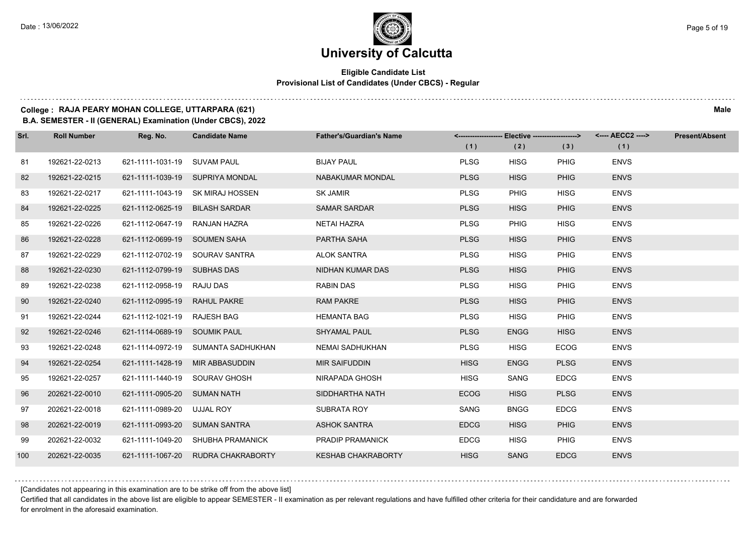# University of Calcutta

**Eligible Candidate List**
**Provisional List of Candidates (Under CBCS) - Regular**

**College : RAJA PEARY MOHAN COLLEGE, UTTARPARA (621)** **Male**
**B.A. SEMESTER - II (GENERAL) Examination (Under CBCS), 2022**

| Srl. | Roll Number | Reg. No. | Candidate Name | Father's/Guardian's Name | Elective (1) | Elective (2) | Elective (3) | AECC2 (1) | Present/Absent |
|---|---|---|---|---|---|---|---|---|---|
| 81 | 192621-22-0213 | 621-1111-1031-19 | SUVAM PAUL | BIJAY PAUL | PLSG | HISG | PHIG | ENVS | |
| 82 | 192621-22-0215 | 621-1111-1039-19 | SUPRIYA MONDAL | NABAKUMAR MONDAL | PLSG | HISG | PHIG | ENVS | |
| 83 | 192621-22-0217 | 621-1111-1043-19 | SK MIRAJ HOSSEN | SK JAMIR | PLSG | PHIG | HISG | ENVS | |
| 84 | 192621-22-0225 | 621-1112-0625-19 | BILASH SARDAR | SAMAR SARDAR | PLSG | HISG | PHIG | ENVS | |
| 85 | 192621-22-0226 | 621-1112-0647-19 | RANJAN HAZRA | NETAI HAZRA | PLSG | PHIG | HISG | ENVS | |
| 86 | 192621-22-0228 | 621-1112-0699-19 | SOUMEN SAHA | PARTHA SAHA | PLSG | HISG | PHIG | ENVS | |
| 87 | 192621-22-0229 | 621-1112-0702-19 | SOURAV SANTRA | ALOK SANTRA | PLSG | HISG | PHIG | ENVS | |
| 88 | 192621-22-0230 | 621-1112-0799-19 | SUBHAS DAS | NIDHAN KUMAR DAS | PLSG | HISG | PHIG | ENVS | |
| 89 | 192621-22-0238 | 621-1112-0958-19 | RAJU DAS | RABIN DAS | PLSG | HISG | PHIG | ENVS | |
| 90 | 192621-22-0240 | 621-1112-0995-19 | RAHUL PAKRE | RAM PAKRE | PLSG | HISG | PHIG | ENVS | |
| 91 | 192621-22-0244 | 621-1112-1021-19 | RAJESH BAG | HEMANTA BAG | PLSG | HISG | PHIG | ENVS | |
| 92 | 192621-22-0246 | 621-1114-0689-19 | SOUMIK PAUL | SHYAMAL PAUL | PLSG | ENGG | HISG | ENVS | |
| 93 | 192621-22-0248 | 621-1114-0972-19 | SUMANTA SADHUKHAN | NEMAI SADHUKHAN | PLSG | HISG | ECOG | ENVS | |
| 94 | 192621-22-0254 | 621-1111-1428-19 | MIR ABBASUDDIN | MIR SAIFUDDIN | HISG | ENGG | PLSG | ENVS | |
| 95 | 192621-22-0257 | 621-1111-1440-19 | SOURAV GHOSH | NIRAPADA GHOSH | HISG | SANG | EDCG | ENVS | |
| 96 | 202621-22-0010 | 621-1111-0905-20 | SUMAN NATH | SIDDHARTHA NATH | ECOG | HISG | PLSG | ENVS | |
| 97 | 202621-22-0018 | 621-1111-0989-20 | UJJAL ROY | SUBRATA ROY | SANG | BNGG | EDCG | ENVS | |
| 98 | 202621-22-0019 | 621-1111-0993-20 | SUMAN SANTRA | ASHOK SANTRA | EDCG | HISG | PHIG | ENVS | |
| 99 | 202621-22-0032 | 621-1111-1049-20 | SHUBHA PRAMANICK | PRADIP PRAMANICK | EDCG | HISG | PHIG | ENVS | |
| 100 | 202621-22-0035 | 621-1111-1067-20 | RUDRA CHAKRABORTY | KESHAB CHAKRABORTY | HISG | SANG | EDCG | ENVS | |

[Candidates not appearing in this examination are to be strike off from the above list]

Certified that all candidates in the above list are eligible to appear SEMESTER - II examination as per relevant regulations and have fulfilled other criteria for their candidature and are forwarded for enrolment in the aforesaid examination.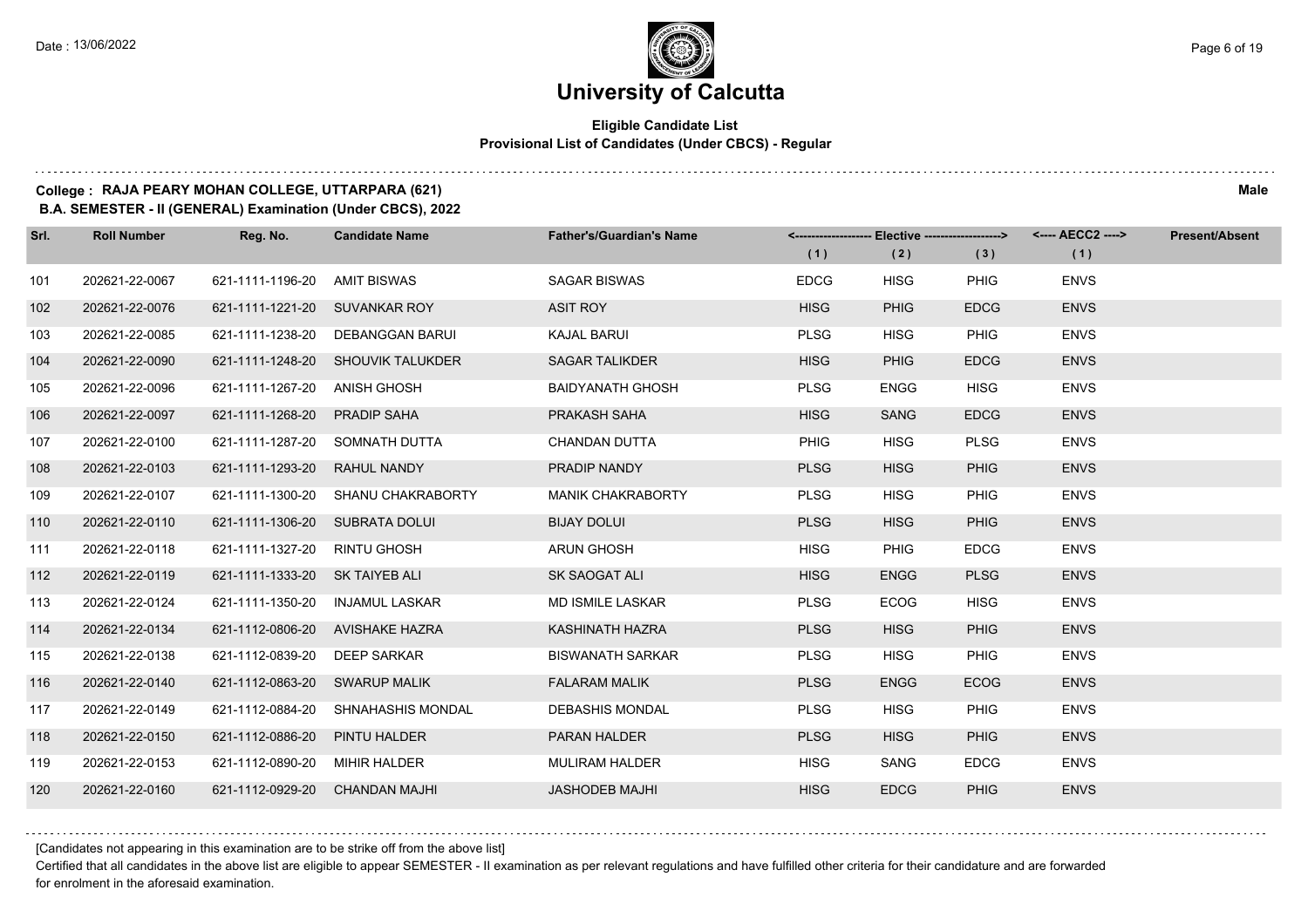# University of Calcutta

**Eligible Candidate List**
**Provisional List of Candidates (Under CBCS) - Regular**

**College : RAJA PEARY MOHAN COLLEGE, UTTARPARA (621)** **Male**
**B.A. SEMESTER - II (GENERAL) Examination (Under CBCS), 2022**

| Srl. | Roll Number | Reg. No. | Candidate Name | Father's/Guardian's Name | <---- Elective ----> | | | <---- AECC2 ----> | Present/Absent |
|---|---|---|---|---|---|---|---|---|---|
| | | | | | (1) | (2) | (3) | (1) | |
| 101 | 202621-22-0067 | 621-1111-1196-20 | AMIT BISWAS | SAGAR BISWAS | EDCG | HISG | PHIG | ENVS | |
| 102 | 202621-22-0076 | 621-1111-1221-20 | SUVANKAR ROY | ASIT ROY | HISG | PHIG | EDCG | ENVS | |
| 103 | 202621-22-0085 | 621-1111-1238-20 | DEBANGGAN BARUI | KAJAL BARUI | PLSG | HISG | PHIG | ENVS | |
| 104 | 202621-22-0090 | 621-1111-1248-20 | SHOUVIK TALUKDER | SAGAR TALIKDER | HISG | PHIG | EDCG | ENVS | |
| 105 | 202621-22-0096 | 621-1111-1267-20 | ANISH GHOSH | BAIDYANATH GHOSH | PLSG | ENGG | HISG | ENVS | |
| 106 | 202621-22-0097 | 621-1111-1268-20 | PRADIP SAHA | PRAKASH SAHA | HISG | SANG | EDCG | ENVS | |
| 107 | 202621-22-0100 | 621-1111-1287-20 | SOMNATH DUTTA | CHANDAN DUTTA | PHIG | HISG | PLSG | ENVS | |
| 108 | 202621-22-0103 | 621-1111-1293-20 | RAHUL NANDY | PRADIP NANDY | PLSG | HISG | PHIG | ENVS | |
| 109 | 202621-22-0107 | 621-1111-1300-20 | SHANU CHAKRABORTY | MANIK CHAKRABORTY | PLSG | HISG | PHIG | ENVS | |
| 110 | 202621-22-0110 | 621-1111-1306-20 | SUBRATA DOLUI | BIJAY DOLUI | PLSG | HISG | PHIG | ENVS | |
| 111 | 202621-22-0118 | 621-1111-1327-20 | RINTU GHOSH | ARUN GHOSH | HISG | PHIG | EDCG | ENVS | |
| 112 | 202621-22-0119 | 621-1111-1333-20 | SK TAIYEB ALI | SK SAOGAT ALI | HISG | ENGG | PLSG | ENVS | |
| 113 | 202621-22-0124 | 621-1111-1350-20 | INJAMUL LASKAR | MD ISMILE LASKAR | PLSG | ECOG | HISG | ENVS | |
| 114 | 202621-22-0134 | 621-1112-0806-20 | AVISHAKE HAZRA | KASHINATH HAZRA | PLSG | HISG | PHIG | ENVS | |
| 115 | 202621-22-0138 | 621-1112-0839-20 | DEEP SARKAR | BISWANATH SARKAR | PLSG | HISG | PHIG | ENVS | |
| 116 | 202621-22-0140 | 621-1112-0863-20 | SWARUP MALIK | FALARAM MALIK | PLSG | ENGG | ECOG | ENVS | |
| 117 | 202621-22-0149 | 621-1112-0884-20 | SHNAHASHIS MONDAL | DEBASHIS MONDAL | PLSG | HISG | PHIG | ENVS | |
| 118 | 202621-22-0150 | 621-1112-0886-20 | PINTU HALDER | PARAN HALDER | PLSG | HISG | PHIG | ENVS | |
| 119 | 202621-22-0153 | 621-1112-0890-20 | MIHIR HALDER | MULIRAM HALDER | HISG | SANG | EDCG | ENVS | |
| 120 | 202621-22-0160 | 621-1112-0929-20 | CHANDAN MAJHI | JASHODEB MAJHI | HISG | EDCG | PHIG | ENVS | |

[Candidates not appearing in this examination are to be strike off from the above list]

Certified that all candidates in the above list are eligible to appear SEMESTER - II examination as per relevant regulations and have fulfilled other criteria for their candidature and are forwarded for enrolment in the aforesaid examination.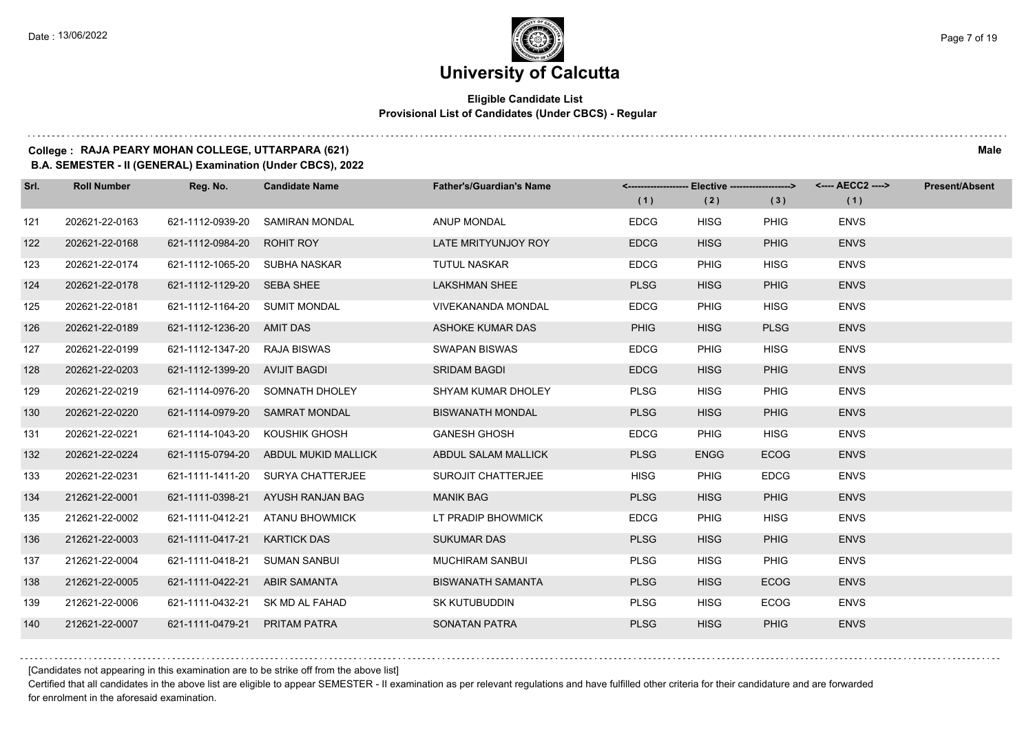# University of Calcutta

**Eligible Candidate List**
**Provisional List of Candidates (Under CBCS) - Regular**

**College : RAJA PEARY MOHAN COLLEGE, UTTARPARA (621)** **Male**
**B.A. SEMESTER - II (GENERAL) Examination (Under CBCS), 2022**

| Srl. | Roll Number | Reg. No. | Candidate Name | Father's/Guardian's Name | Elective (1) | Elective (2) | Elective (3) | AECC2 (1) | Present/Absent |
|---|---|---|---|---|---|---|---|---|---|
| 121 | 202621-22-0163 | 621-1112-0939-20 | SAMIRAN MONDAL | ANUP MONDAL | EDCG | HISG | PHIG | ENVS | |
| 122 | 202621-22-0168 | 621-1112-0984-20 | ROHIT ROY | LATE MRITYUNJOY ROY | EDCG | HISG | PHIG | ENVS | |
| 123 | 202621-22-0174 | 621-1112-1065-20 | SUBHA NASKAR | TUTUL NASKAR | EDCG | PHIG | HISG | ENVS | |
| 124 | 202621-22-0178 | 621-1112-1129-20 | SEBA SHEE | LAKSHMAN SHEE | PLSG | HISG | PHIG | ENVS | |
| 125 | 202621-22-0181 | 621-1112-1164-20 | SUMIT MONDAL | VIVEKANANDA MONDAL | EDCG | PHIG | HISG | ENVS | |
| 126 | 202621-22-0189 | 621-1112-1236-20 | AMIT DAS | ASHOKE KUMAR DAS | PHIG | HISG | PLSG | ENVS | |
| 127 | 202621-22-0199 | 621-1112-1347-20 | RAJA BISWAS | SWAPAN BISWAS | EDCG | PHIG | HISG | ENVS | |
| 128 | 202621-22-0203 | 621-1112-1399-20 | AVIJIT BAGDI | SRIDAM BAGDI | EDCG | HISG | PHIG | ENVS | |
| 129 | 202621-22-0219 | 621-1114-0976-20 | SOMNATH DHOLEY | SHYAM KUMAR DHOLEY | PLSG | HISG | PHIG | ENVS | |
| 130 | 202621-22-0220 | 621-1114-0979-20 | SAMRAT MONDAL | BISWANATH MONDAL | PLSG | HISG | PHIG | ENVS | |
| 131 | 202621-22-0221 | 621-1114-1043-20 | KOUSHIK GHOSH | GANESH GHOSH | EDCG | PHIG | HISG | ENVS | |
| 132 | 202621-22-0224 | 621-1115-0794-20 | ABDUL MUKID MALLICK | ABDUL SALAM MALLICK | PLSG | ENGG | ECOG | ENVS | |
| 133 | 202621-22-0231 | 621-1111-1411-20 | SURYA CHATTERJEE | SUROJIT CHATTERJEE | HISG | PHIG | EDCG | ENVS | |
| 134 | 212621-22-0001 | 621-1111-0398-21 | AYUSH RANJAN BAG | MANIK BAG | PLSG | HISG | PHIG | ENVS | |
| 135 | 212621-22-0002 | 621-1111-0412-21 | ATANU BHOWMICK | LT PRADIP BHOWMICK | EDCG | PHIG | HISG | ENVS | |
| 136 | 212621-22-0003 | 621-1111-0417-21 | KARTICK DAS | SUKUMAR DAS | PLSG | HISG | PHIG | ENVS | |
| 137 | 212621-22-0004 | 621-1111-0418-21 | SUMAN SANBUI | MUCHIRAM SANBUI | PLSG | HISG | PHIG | ENVS | |
| 138 | 212621-22-0005 | 621-1111-0422-21 | ABIR SAMANTA | BISWANATH SAMANTA | PLSG | HISG | ECOG | ENVS | |
| 139 | 212621-22-0006 | 621-1111-0432-21 | SK MD AL FAHAD | SK KUTUBUDDIN | PLSG | HISG | ECOG | ENVS | |
| 140 | 212621-22-0007 | 621-1111-0479-21 | PRITAM PATRA | SONATAN PATRA | PLSG | HISG | PHIG | ENVS | |

[Candidates not appearing in this examination are to be strike off from the above list]

Certified that all candidates in the above list are eligible to appear SEMESTER - II examination as per relevant regulations and have fulfilled other criteria for their candidature and are forwarded for enrolment in the aforesaid examination.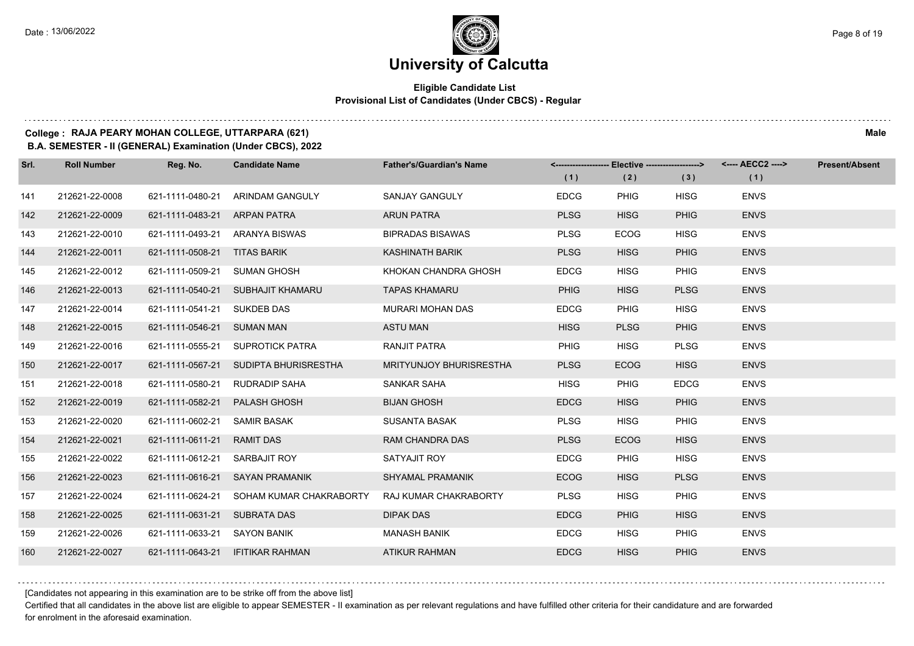# University of Calcutta

**Eligible Candidate List**
**Provisional List of Candidates (Under CBCS) - Regular**

**College : RAJA PEARY MOHAN COLLEGE, UTTARPARA (621)** **Male**
**B.A. SEMESTER - II (GENERAL) Examination (Under CBCS), 2022**

| Srl. | Roll Number | Reg. No. | Candidate Name | Father's/Guardian's Name | Elective (1) | Elective (2) | Elective (3) | AECC2 (1) | Present/Absent |
|---|---|---|---|---|---|---|---|---|---|
| 141 | 212621-22-0008 | 621-1111-0480-21 | ARINDAM GANGULY | SANJAY GANGULY | EDCG | PHIG | HISG | ENVS | |
| 142 | 212621-22-0009 | 621-1111-0483-21 | ARPAN PATRA | ARUN PATRA | PLSG | HISG | PHIG | ENVS | |
| 143 | 212621-22-0010 | 621-1111-0493-21 | ARANYA BISWAS | BIPRADAS BISAWAS | PLSG | ECOG | HISG | ENVS | |
| 144 | 212621-22-0011 | 621-1111-0508-21 | TITAS BARIK | KASHINATH BARIK | PLSG | HISG | PHIG | ENVS | |
| 145 | 212621-22-0012 | 621-1111-0509-21 | SUMAN GHOSH | KHOKAN CHANDRA GHOSH | EDCG | HISG | PHIG | ENVS | |
| 146 | 212621-22-0013 | 621-1111-0540-21 | SUBHAJIT KHAMARU | TAPAS KHAMARU | PHIG | HISG | PLSG | ENVS | |
| 147 | 212621-22-0014 | 621-1111-0541-21 | SUKDEB DAS | MURARI MOHAN DAS | EDCG | PHIG | HISG | ENVS | |
| 148 | 212621-22-0015 | 621-1111-0546-21 | SUMAN MAN | ASTU MAN | HISG | PLSG | PHIG | ENVS | |
| 149 | 212621-22-0016 | 621-1111-0555-21 | SUPROTICK PATRA | RANJIT PATRA | PHIG | HISG | PLSG | ENVS | |
| 150 | 212621-22-0017 | 621-1111-0567-21 | SUDIPTA BHURISRESTHA | MRITYUNJOY BHURISRESTHA | PLSG | ECOG | HISG | ENVS | |
| 151 | 212621-22-0018 | 621-1111-0580-21 | RUDRADIP SAHA | SANKAR SAHA | HISG | PHIG | EDCG | ENVS | |
| 152 | 212621-22-0019 | 621-1111-0582-21 | PALASH GHOSH | BIJAN GHOSH | EDCG | HISG | PHIG | ENVS | |
| 153 | 212621-22-0020 | 621-1111-0602-21 | SAMIR BASAK | SUSANTA BASAK | PLSG | HISG | PHIG | ENVS | |
| 154 | 212621-22-0021 | 621-1111-0611-21 | RAMIT DAS | RAM CHANDRA DAS | PLSG | ECOG | HISG | ENVS | |
| 155 | 212621-22-0022 | 621-1111-0612-21 | SARBAJIT ROY | SATYAJIT ROY | EDCG | PHIG | HISG | ENVS | |
| 156 | 212621-22-0023 | 621-1111-0616-21 | SAYAN PRAMANIK | SHYAMAL PRAMANIK | ECOG | HISG | PLSG | ENVS | |
| 157 | 212621-22-0024 | 621-1111-0624-21 | SOHAM KUMAR CHAKRABORTY | RAJ KUMAR CHAKRABORTY | PLSG | HISG | PHIG | ENVS | |
| 158 | 212621-22-0025 | 621-1111-0631-21 | SUBRATA DAS | DIPAK DAS | EDCG | PHIG | HISG | ENVS | |
| 159 | 212621-22-0026 | 621-1111-0633-21 | SAYON BANIK | MANASH BANIK | EDCG | HISG | PHIG | ENVS | |
| 160 | 212621-22-0027 | 621-1111-0643-21 | IFITIKAR RAHMAN | ATIKUR RAHMAN | EDCG | HISG | PHIG | ENVS | |

[Candidates not appearing in this examination are to be strike off from the above list]

Certified that all candidates in the above list are eligible to appear SEMESTER - II examination as per relevant regulations and have fulfilled other criteria for their candidature and are forwarded for enrolment in the aforesaid examination.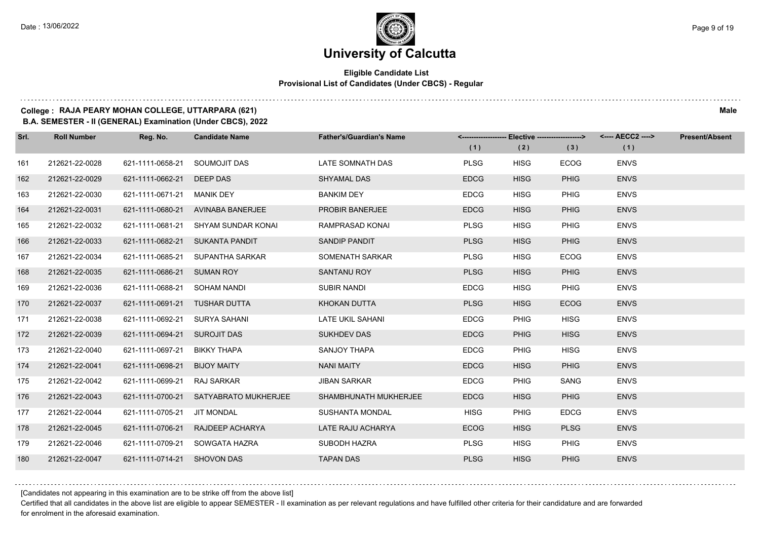# University of Calcutta

**Eligible Candidate List**
**Provisional List of Candidates (Under CBCS) - Regular**

**College : RAJA PEARY MOHAN COLLEGE, UTTARPARA (621)** — **Male**

**B.A. SEMESTER - II (GENERAL) Examination (Under CBCS), 2022**

| Srl. | Roll Number | Reg. No. | Candidate Name | Father's/Guardian's Name | Elective (1) | Elective (2) | Elective (3) | AECC2 (1) | Present/Absent |
|---|---|---|---|---|---|---|---|---|---|
| 161 | 212621-22-0028 | 621-1111-0658-21 | SOUMOJIT DAS | LATE SOMNATH DAS | PLSG | HISG | ECOG | ENVS | |
| 162 | 212621-22-0029 | 621-1111-0662-21 | DEEP DAS | SHYAMAL DAS | EDCG | HISG | PHIG | ENVS | |
| 163 | 212621-22-0030 | 621-1111-0671-21 | MANIK DEY | BANKIM DEY | EDCG | HISG | PHIG | ENVS | |
| 164 | 212621-22-0031 | 621-1111-0680-21 | AVINABA BANERJEE | PROBIR BANERJEE | EDCG | HISG | PHIG | ENVS | |
| 165 | 212621-22-0032 | 621-1111-0681-21 | SHYAM SUNDAR KONAI | RAMPRASAD KONAI | PLSG | HISG | PHIG | ENVS | |
| 166 | 212621-22-0033 | 621-1111-0682-21 | SUKANTA PANDIT | SANDIP PANDIT | PLSG | HISG | PHIG | ENVS | |
| 167 | 212621-22-0034 | 621-1111-0685-21 | SUPANTHA SARKAR | SOMENATH SARKAR | PLSG | HISG | ECOG | ENVS | |
| 168 | 212621-22-0035 | 621-1111-0686-21 | SUMAN ROY | SANTANU ROY | PLSG | HISG | PHIG | ENVS | |
| 169 | 212621-22-0036 | 621-1111-0688-21 | SOHAM NANDI | SUBIR NANDI | EDCG | HISG | PHIG | ENVS | |
| 170 | 212621-22-0037 | 621-1111-0691-21 | TUSHAR DUTTA | KHOKAN DUTTA | PLSG | HISG | ECOG | ENVS | |
| 171 | 212621-22-0038 | 621-1111-0692-21 | SURYA SAHANI | LATE UKIL SAHANI | EDCG | PHIG | HISG | ENVS | |
| 172 | 212621-22-0039 | 621-1111-0694-21 | SUROJIT DAS | SUKHDEV DAS | EDCG | PHIG | HISG | ENVS | |
| 173 | 212621-22-0040 | 621-1111-0697-21 | BIKKY THAPA | SANJOY THAPA | EDCG | PHIG | HISG | ENVS | |
| 174 | 212621-22-0041 | 621-1111-0698-21 | BIJOY MAITY | NANI MAITY | EDCG | HISG | PHIG | ENVS | |
| 175 | 212621-22-0042 | 621-1111-0699-21 | RAJ SARKAR | JIBAN SARKAR | EDCG | PHIG | SANG | ENVS | |
| 176 | 212621-22-0043 | 621-1111-0700-21 | SATYABRATO MUKHERJEE | SHAMBHUNATH MUKHERJEE | EDCG | HISG | PHIG | ENVS | |
| 177 | 212621-22-0044 | 621-1111-0705-21 | JIT MONDAL | SUSHANTA MONDAL | HISG | PHIG | EDCG | ENVS | |
| 178 | 212621-22-0045 | 621-1111-0706-21 | RAJDEEP ACHARYA | LATE RAJU ACHARYA | ECOG | HISG | PLSG | ENVS | |
| 179 | 212621-22-0046 | 621-1111-0709-21 | SOWGATA HAZRA | SUBODH HAZRA | PLSG | HISG | PHIG | ENVS | |
| 180 | 212621-22-0047 | 621-1111-0714-21 | SHOVON DAS | TAPAN DAS | PLSG | HISG | PHIG | ENVS | |

[Candidates not appearing in this examination are to be strike off from the above list]

Certified that all candidates in the above list are eligible to appear SEMESTER - II examination as per relevant regulations and have fulfilled other criteria for their candidature and are forwarded for enrolment in the aforesaid examination.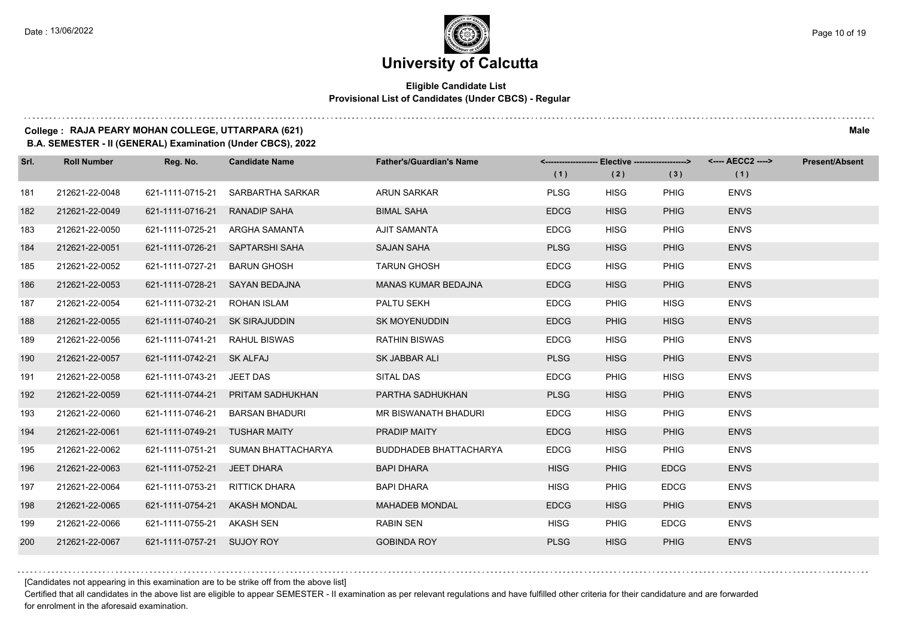# University of Calcutta

## Eligible Candidate List
### Provisional List of Candidates (Under CBCS) - Regular

**College : RAJA PEARY MOHAN COLLEGE, UTTARPARA (621)** **Male**

**B.A. SEMESTER - II (GENERAL) Examination (Under CBCS), 2022**

| Srl. | Roll Number | Reg. No. | Candidate Name | Father's/Guardian's Name | Elective (1) | Elective (2) | Elective (3) | AECC2 (1) | Present/Absent |
|---|---|---|---|---|---|---|---|---|---|
| 181 | 212621-22-0048 | 621-1111-0715-21 | SARBARTHA SARKAR | ARUN SARKAR | PLSG | HISG | PHIG | ENVS | |
| 182 | 212621-22-0049 | 621-1111-0716-21 | RANADIP SAHA | BIMAL SAHA | EDCG | HISG | PHIG | ENVS | |
| 183 | 212621-22-0050 | 621-1111-0725-21 | ARGHA SAMANTA | AJIT SAMANTA | EDCG | HISG | PHIG | ENVS | |
| 184 | 212621-22-0051 | 621-1111-0726-21 | SAPTARSHI SAHA | SAJAN SAHA | PLSG | HISG | PHIG | ENVS | |
| 185 | 212621-22-0052 | 621-1111-0727-21 | BARUN GHOSH | TARUN GHOSH | EDCG | HISG | PHIG | ENVS | |
| 186 | 212621-22-0053 | 621-1111-0728-21 | SAYAN BEDAJNA | MANAS KUMAR BEDAJNA | EDCG | HISG | PHIG | ENVS | |
| 187 | 212621-22-0054 | 621-1111-0732-21 | ROHAN ISLAM | PALTU SEKH | EDCG | PHIG | HISG | ENVS | |
| 188 | 212621-22-0055 | 621-1111-0740-21 | SK SIRAJUDDIN | SK MOYENUDDIN | EDCG | PHIG | HISG | ENVS | |
| 189 | 212621-22-0056 | 621-1111-0741-21 | RAHUL BISWAS | RATHIN BISWAS | EDCG | HISG | PHIG | ENVS | |
| 190 | 212621-22-0057 | 621-1111-0742-21 | SK ALFAJ | SK JABBAR ALI | PLSG | HISG | PHIG | ENVS | |
| 191 | 212621-22-0058 | 621-1111-0743-21 | JEET DAS | SITAL DAS | EDCG | PHIG | HISG | ENVS | |
| 192 | 212621-22-0059 | 621-1111-0744-21 | PRITAM SADHUKHAN | PARTHA SADHUKHAN | PLSG | HISG | PHIG | ENVS | |
| 193 | 212621-22-0060 | 621-1111-0746-21 | BARSAN BHADURI | MR BISWANATH BHADURI | EDCG | HISG | PHIG | ENVS | |
| 194 | 212621-22-0061 | 621-1111-0749-21 | TUSHAR MAITY | PRADIP MAITY | EDCG | HISG | PHIG | ENVS | |
| 195 | 212621-22-0062 | 621-1111-0751-21 | SUMAN BHATTACHARYA | BUDDHADEB BHATTACHARYA | EDCG | HISG | PHIG | ENVS | |
| 196 | 212621-22-0063 | 621-1111-0752-21 | JEET DHARA | BAPI DHARA | HISG | PHIG | EDCG | ENVS | |
| 197 | 212621-22-0064 | 621-1111-0753-21 | RITTICK DHARA | BAPI DHARA | HISG | PHIG | EDCG | ENVS | |
| 198 | 212621-22-0065 | 621-1111-0754-21 | AKASH MONDAL | MAHADEB MONDAL | EDCG | HISG | PHIG | ENVS | |
| 199 | 212621-22-0066 | 621-1111-0755-21 | AKASH SEN | RABIN SEN | HISG | PHIG | EDCG | ENVS | |
| 200 | 212621-22-0067 | 621-1111-0757-21 | SUJOY ROY | GOBINDA ROY | PLSG | HISG | PHIG | ENVS | |

[Candidates not appearing in this examination are to be strike off from the above list]

Certified that all candidates in the above list are eligible to appear SEMESTER - II examination as per relevant regulations and have fulfilled other criteria for their candidature and are forwarded for enrolment in the aforesaid examination.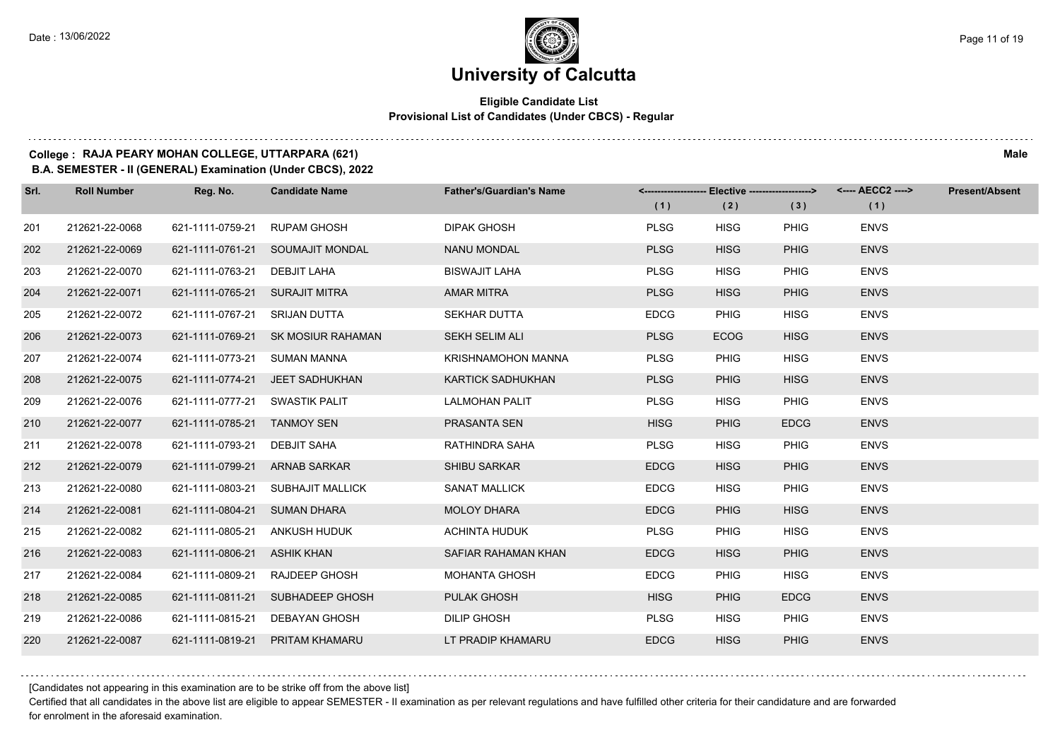# University of Calcutta

**Eligible Candidate List**
**Provisional List of Candidates (Under CBCS) - Regular**

**College : RAJA PEARY MOHAN COLLEGE, UTTARPARA (621)** **Male**
**B.A. SEMESTER - II (GENERAL) Examination (Under CBCS), 2022**

| Srl. | Roll Number | Reg. No. | Candidate Name | Father's/Guardian's Name | Elective (1) | Elective (2) | Elective (3) | AECC2 (1) | Present/Absent |
|---|---|---|---|---|---|---|---|---|---|
| 201 | 212621-22-0068 | 621-1111-0759-21 | RUPAM GHOSH | DIPAK GHOSH | PLSG | HISG | PHIG | ENVS | |
| 202 | 212621-22-0069 | 621-1111-0761-21 | SOUMAJIT MONDAL | NANU MONDAL | PLSG | HISG | PHIG | ENVS | |
| 203 | 212621-22-0070 | 621-1111-0763-21 | DEBJIT LAHA | BISWAJIT LAHA | PLSG | HISG | PHIG | ENVS | |
| 204 | 212621-22-0071 | 621-1111-0765-21 | SURAJIT MITRA | AMAR MITRA | PLSG | HISG | PHIG | ENVS | |
| 205 | 212621-22-0072 | 621-1111-0767-21 | SRIJAN DUTTA | SEKHAR DUTTA | EDCG | PHIG | HISG | ENVS | |
| 206 | 212621-22-0073 | 621-1111-0769-21 | SK MOSIUR RAHAMAN | SEKH SELIM ALI | PLSG | ECOG | HISG | ENVS | |
| 207 | 212621-22-0074 | 621-1111-0773-21 | SUMAN MANNA | KRISHNAMOHON MANNA | PLSG | PHIG | HISG | ENVS | |
| 208 | 212621-22-0075 | 621-1111-0774-21 | JEET SADHUKHAN | KARTICK SADHUKHAN | PLSG | PHIG | HISG | ENVS | |
| 209 | 212621-22-0076 | 621-1111-0777-21 | SWASTIK PALIT | LALMOHAN PALIT | PLSG | HISG | PHIG | ENVS | |
| 210 | 212621-22-0077 | 621-1111-0785-21 | TANMOY SEN | PRASANTA SEN | HISG | PHIG | EDCG | ENVS | |
| 211 | 212621-22-0078 | 621-1111-0793-21 | DEBJIT SAHA | RATHINDRA SAHA | PLSG | HISG | PHIG | ENVS | |
| 212 | 212621-22-0079 | 621-1111-0799-21 | ARNAB SARKAR | SHIBU SARKAR | EDCG | HISG | PHIG | ENVS | |
| 213 | 212621-22-0080 | 621-1111-0803-21 | SUBHAJIT MALLICK | SANAT MALLICK | EDCG | HISG | PHIG | ENVS | |
| 214 | 212621-22-0081 | 621-1111-0804-21 | SUMAN DHARA | MOLOY DHARA | EDCG | PHIG | HISG | ENVS | |
| 215 | 212621-22-0082 | 621-1111-0805-21 | ANKUSH HUDUK | ACHINTA HUDUK | PLSG | PHIG | HISG | ENVS | |
| 216 | 212621-22-0083 | 621-1111-0806-21 | ASHIK KHAN | SAFIAR RAHAMAN KHAN | EDCG | HISG | PHIG | ENVS | |
| 217 | 212621-22-0084 | 621-1111-0809-21 | RAJDEEP GHOSH | MOHANTA GHOSH | EDCG | PHIG | HISG | ENVS | |
| 218 | 212621-22-0085 | 621-1111-0811-21 | SUBHADEEP GHOSH | PULAK GHOSH | HISG | PHIG | EDCG | ENVS | |
| 219 | 212621-22-0086 | 621-1111-0815-21 | DEBAYAN GHOSH | DILIP GHOSH | PLSG | HISG | PHIG | ENVS | |
| 220 | 212621-22-0087 | 621-1111-0819-21 | PRITAM KHAMARU | LT PRADIP KHAMARU | EDCG | HISG | PHIG | ENVS | |

[Candidates not appearing in this examination are to be strike off from the above list]

Certified that all candidates in the above list are eligible to appear SEMESTER - II examination as per relevant regulations and have fulfilled other criteria for their candidature and are forwarded for enrolment in the aforesaid examination.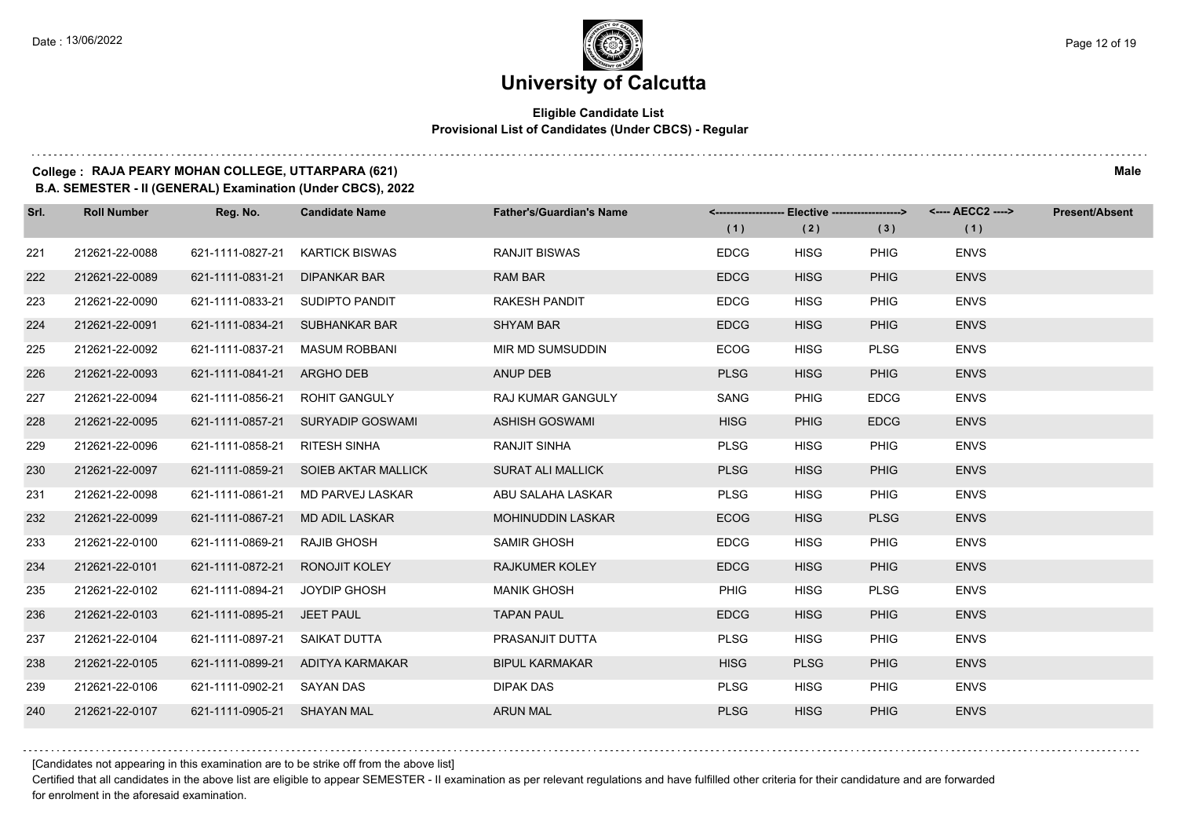# University of Calcutta

**Eligible Candidate List**
**Provisional List of Candidates (Under CBCS) - Regular**

**College : RAJA PEARY MOHAN COLLEGE, UTTARPARA (621)** **Male**
**B.A. SEMESTER - II (GENERAL) Examination (Under CBCS), 2022**

| Srl. | Roll Number | Reg. No. | Candidate Name | Father's/Guardian's Name | Elective (1) | Elective (2) | Elective (3) | AECC2 (1) | Present/Absent |
|---|---|---|---|---|---|---|---|---|---|
| 221 | 212621-22-0088 | 621-1111-0827-21 | KARTICK BISWAS | RANJIT BISWAS | EDCG | HISG | PHIG | ENVS | |
| 222 | 212621-22-0089 | 621-1111-0831-21 | DIPANKAR BAR | RAM BAR | EDCG | HISG | PHIG | ENVS | |
| 223 | 212621-22-0090 | 621-1111-0833-21 | SUDIPTO PANDIT | RAKESH PANDIT | EDCG | HISG | PHIG | ENVS | |
| 224 | 212621-22-0091 | 621-1111-0834-21 | SUBHANKAR BAR | SHYAM BAR | EDCG | HISG | PHIG | ENVS | |
| 225 | 212621-22-0092 | 621-1111-0837-21 | MASUM ROBBANI | MIR MD SUMSUDDIN | ECOG | HISG | PLSG | ENVS | |
| 226 | 212621-22-0093 | 621-1111-0841-21 | ARGHO DEB | ANUP DEB | PLSG | HISG | PHIG | ENVS | |
| 227 | 212621-22-0094 | 621-1111-0856-21 | ROHIT GANGULY | RAJ KUMAR GANGULY | SANG | PHIG | EDCG | ENVS | |
| 228 | 212621-22-0095 | 621-1111-0857-21 | SURYADIP GOSWAMI | ASHISH GOSWAMI | HISG | PHIG | EDCG | ENVS | |
| 229 | 212621-22-0096 | 621-1111-0858-21 | RITESH SINHA | RANJIT SINHA | PLSG | HISG | PHIG | ENVS | |
| 230 | 212621-22-0097 | 621-1111-0859-21 | SOIEB AKTAR MALLICK | SURAT ALI MALLICK | PLSG | HISG | PHIG | ENVS | |
| 231 | 212621-22-0098 | 621-1111-0861-21 | MD PARVEJ LASKAR | ABU SALAHA LASKAR | PLSG | HISG | PHIG | ENVS | |
| 232 | 212621-22-0099 | 621-1111-0867-21 | MD ADIL LASKAR | MOHINUDDIN LASKAR | ECOG | HISG | PLSG | ENVS | |
| 233 | 212621-22-0100 | 621-1111-0869-21 | RAJIB GHOSH | SAMIR GHOSH | EDCG | HISG | PHIG | ENVS | |
| 234 | 212621-22-0101 | 621-1111-0872-21 | RONOJIT KOLEY | RAJKUMER KOLEY | EDCG | HISG | PHIG | ENVS | |
| 235 | 212621-22-0102 | 621-1111-0894-21 | JOYDIP GHOSH | MANIK GHOSH | PHIG | HISG | PLSG | ENVS | |
| 236 | 212621-22-0103 | 621-1111-0895-21 | JEET PAUL | TAPAN PAUL | EDCG | HISG | PHIG | ENVS | |
| 237 | 212621-22-0104 | 621-1111-0897-21 | SAIKAT DUTTA | PRASANJIT DUTTA | PLSG | HISG | PHIG | ENVS | |
| 238 | 212621-22-0105 | 621-1111-0899-21 | ADITYA KARMAKAR | BIPUL KARMAKAR | HISG | PLSG | PHIG | ENVS | |
| 239 | 212621-22-0106 | 621-1111-0902-21 | SAYAN DAS | DIPAK DAS | PLSG | HISG | PHIG | ENVS | |
| 240 | 212621-22-0107 | 621-1111-0905-21 | SHAYAN MAL | ARUN MAL | PLSG | HISG | PHIG | ENVS | |

[Candidates not appearing in this examination are to be strike off from the above list]

Certified that all candidates in the above list are eligible to appear SEMESTER - II examination as per relevant regulations and have fulfilled other criteria for their candidature and are forwarded for enrolment in the aforesaid examination.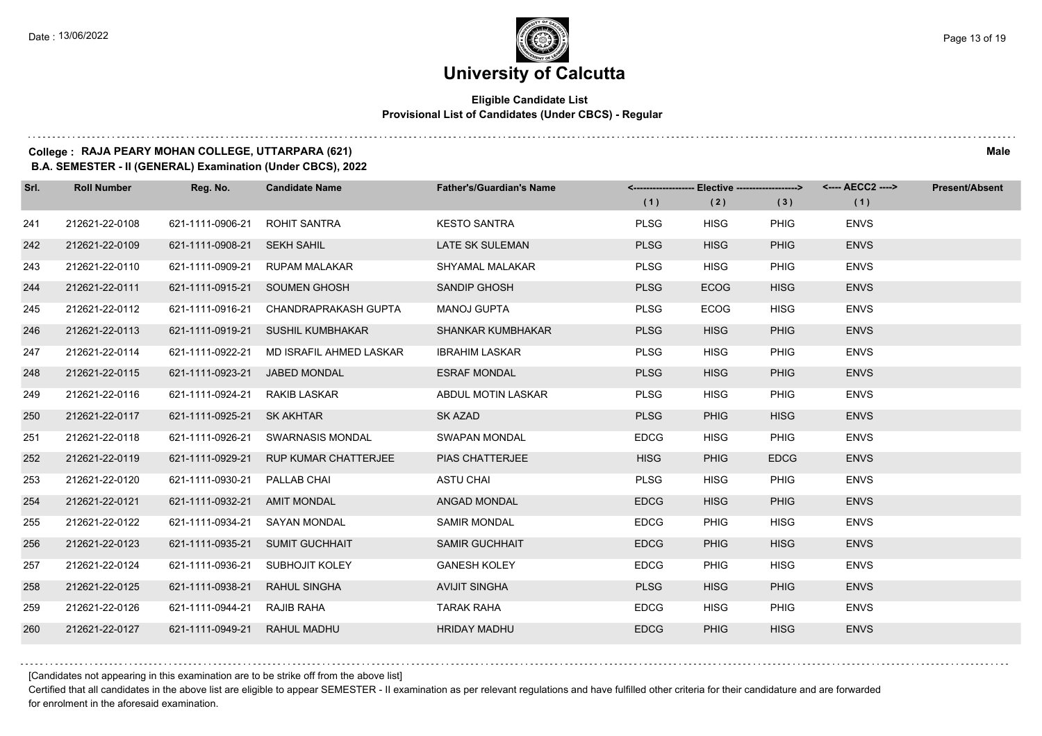# University of Calcutta

**Eligible Candidate List**
**Provisional List of Candidates (Under CBCS) - Regular**

**College : RAJA PEARY MOHAN COLLEGE, UTTARPARA (621)** **Male**
**B.A. SEMESTER - II (GENERAL) Examination (Under CBCS), 2022**

| Srl. | Roll Number | Reg. No. | Candidate Name | Father's/Guardian's Name | Elective (1) | Elective (2) | Elective (3) | AECC2 (1) | Present/Absent |
|---|---|---|---|---|---|---|---|---|---|
| 241 | 212621-22-0108 | 621-1111-0906-21 | ROHIT SANTRA | KESTO SANTRA | PLSG | HISG | PHIG | ENVS | |
| 242 | 212621-22-0109 | 621-1111-0908-21 | SEKH SAHIL | LATE SK SULEMAN | PLSG | HISG | PHIG | ENVS | |
| 243 | 212621-22-0110 | 621-1111-0909-21 | RUPAM MALAKAR | SHYAMAL MALAKAR | PLSG | HISG | PHIG | ENVS | |
| 244 | 212621-22-0111 | 621-1111-0915-21 | SOUMEN GHOSH | SANDIP GHOSH | PLSG | ECOG | HISG | ENVS | |
| 245 | 212621-22-0112 | 621-1111-0916-21 | CHANDRAPRAKASH GUPTA | MANOJ GUPTA | PLSG | ECOG | HISG | ENVS | |
| 246 | 212621-22-0113 | 621-1111-0919-21 | SUSHIL KUMBHAKAR | SHANKAR KUMBHAKAR | PLSG | HISG | PHIG | ENVS | |
| 247 | 212621-22-0114 | 621-1111-0922-21 | MD ISRAFIL AHMED LASKAR | IBRAHIM LASKAR | PLSG | HISG | PHIG | ENVS | |
| 248 | 212621-22-0115 | 621-1111-0923-21 | JABED MONDAL | ESRAF MONDAL | PLSG | HISG | PHIG | ENVS | |
| 249 | 212621-22-0116 | 621-1111-0924-21 | RAKIB LASKAR | ABDUL MOTIN LASKAR | PLSG | HISG | PHIG | ENVS | |
| 250 | 212621-22-0117 | 621-1111-0925-21 | SK AKHTAR | SK AZAD | PLSG | PHIG | HISG | ENVS | |
| 251 | 212621-22-0118 | 621-1111-0926-21 | SWARNASIS MONDAL | SWAPAN MONDAL | EDCG | HISG | PHIG | ENVS | |
| 252 | 212621-22-0119 | 621-1111-0929-21 | RUP KUMAR CHATTERJEE | PIAS CHATTERJEE | HISG | PHIG | EDCG | ENVS | |
| 253 | 212621-22-0120 | 621-1111-0930-21 | PALLAB CHAI | ASTU CHAI | PLSG | HISG | PHIG | ENVS | |
| 254 | 212621-22-0121 | 621-1111-0932-21 | AMIT MONDAL | ANGAD MONDAL | EDCG | HISG | PHIG | ENVS | |
| 255 | 212621-22-0122 | 621-1111-0934-21 | SAYAN MONDAL | SAMIR MONDAL | EDCG | PHIG | HISG | ENVS | |
| 256 | 212621-22-0123 | 621-1111-0935-21 | SUMIT GUCHHAIT | SAMIR GUCHHAIT | EDCG | PHIG | HISG | ENVS | |
| 257 | 212621-22-0124 | 621-1111-0936-21 | SUBHOJIT KOLEY | GANESH KOLEY | EDCG | PHIG | HISG | ENVS | |
| 258 | 212621-22-0125 | 621-1111-0938-21 | RAHUL SINGHA | AVIJIT SINGHA | PLSG | HISG | PHIG | ENVS | |
| 259 | 212621-22-0126 | 621-1111-0944-21 | RAJIB RAHA | TARAK RAHA | EDCG | HISG | PHIG | ENVS | |
| 260 | 212621-22-0127 | 621-1111-0949-21 | RAHUL MADHU | HRIDAY MADHU | EDCG | PHIG | HISG | ENVS | |

[Candidates not appearing in this examination are to be strike off from the above list]

Certified that all candidates in the above list are eligible to appear SEMESTER - II examination as per relevant regulations and have fulfilled other criteria for their candidature and are forwarded for enrolment in the aforesaid examination.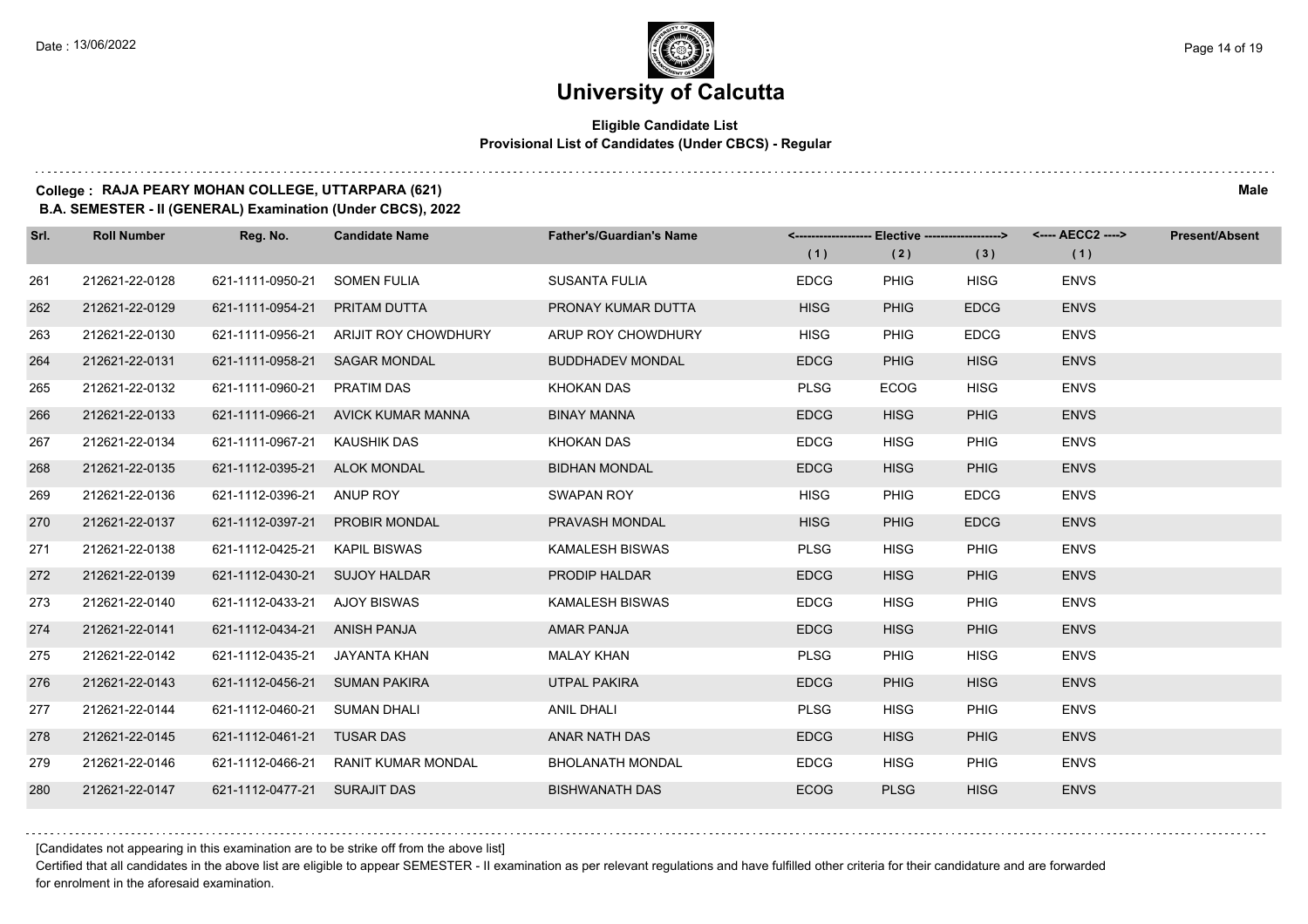# University of Calcutta

**Eligible Candidate List**
**Provisional List of Candidates (Under CBCS) - Regular**

**College : RAJA PEARY MOHAN COLLEGE, UTTARPARA (621)** **Male**
**B.A. SEMESTER - II (GENERAL) Examination (Under CBCS), 2022**

| Srl. | Roll Number | Reg. No. | Candidate Name | Father's/Guardian's Name | Elective (1) | Elective (2) | Elective (3) | AECC2 (1) | Present/Absent |
|---|---|---|---|---|---|---|---|---|---|
| 261 | 212621-22-0128 | 621-1111-0950-21 | SOMEN FULIA | SUSANTA FULIA | EDCG | PHIG | HISG | ENVS | |
| 262 | 212621-22-0129 | 621-1111-0954-21 | PRITAM DUTTA | PRONAY KUMAR DUTTA | HISG | PHIG | EDCG | ENVS | |
| 263 | 212621-22-0130 | 621-1111-0956-21 | ARIJIT ROY CHOWDHURY | ARUP ROY CHOWDHURY | HISG | PHIG | EDCG | ENVS | |
| 264 | 212621-22-0131 | 621-1111-0958-21 | SAGAR MONDAL | BUDDHADEV MONDAL | EDCG | PHIG | HISG | ENVS | |
| 265 | 212621-22-0132 | 621-1111-0960-21 | PRATIM DAS | KHOKAN DAS | PLSG | ECOG | HISG | ENVS | |
| 266 | 212621-22-0133 | 621-1111-0966-21 | AVICK KUMAR MANNA | BINAY MANNA | EDCG | HISG | PHIG | ENVS | |
| 267 | 212621-22-0134 | 621-1111-0967-21 | KAUSHIK DAS | KHOKAN DAS | EDCG | HISG | PHIG | ENVS | |
| 268 | 212621-22-0135 | 621-1112-0395-21 | ALOK MONDAL | BIDHAN MONDAL | EDCG | HISG | PHIG | ENVS | |
| 269 | 212621-22-0136 | 621-1112-0396-21 | ANUP ROY | SWAPAN ROY | HISG | PHIG | EDCG | ENVS | |
| 270 | 212621-22-0137 | 621-1112-0397-21 | PROBIR MONDAL | PRAVASH MONDAL | HISG | PHIG | EDCG | ENVS | |
| 271 | 212621-22-0138 | 621-1112-0425-21 | KAPIL BISWAS | KAMALESH BISWAS | PLSG | HISG | PHIG | ENVS | |
| 272 | 212621-22-0139 | 621-1112-0430-21 | SUJOY HALDAR | PRODIP HALDAR | EDCG | HISG | PHIG | ENVS | |
| 273 | 212621-22-0140 | 621-1112-0433-21 | AJOY BISWAS | KAMALESH BISWAS | EDCG | HISG | PHIG | ENVS | |
| 274 | 212621-22-0141 | 621-1112-0434-21 | ANISH PANJA | AMAR PANJA | EDCG | HISG | PHIG | ENVS | |
| 275 | 212621-22-0142 | 621-1112-0435-21 | JAYANTA KHAN | MALAY KHAN | PLSG | PHIG | HISG | ENVS | |
| 276 | 212621-22-0143 | 621-1112-0456-21 | SUMAN PAKIRA | UTPAL PAKIRA | EDCG | PHIG | HISG | ENVS | |
| 277 | 212621-22-0144 | 621-1112-0460-21 | SUMAN DHALI | ANIL DHALI | PLSG | HISG | PHIG | ENVS | |
| 278 | 212621-22-0145 | 621-1112-0461-21 | TUSAR DAS | ANAR NATH DAS | EDCG | HISG | PHIG | ENVS | |
| 279 | 212621-22-0146 | 621-1112-0466-21 | RANIT KUMAR MONDAL | BHOLANATH MONDAL | EDCG | HISG | PHIG | ENVS | |
| 280 | 212621-22-0147 | 621-1112-0477-21 | SURAJIT DAS | BISHWANATH DAS | ECOG | PLSG | HISG | ENVS | |

[Candidates not appearing in this examination are to be strike off from the above list]

Certified that all candidates in the above list are eligible to appear SEMESTER - II examination as per relevant regulations and have fulfilled other criteria for their candidature and are forwarded for enrolment in the aforesaid examination.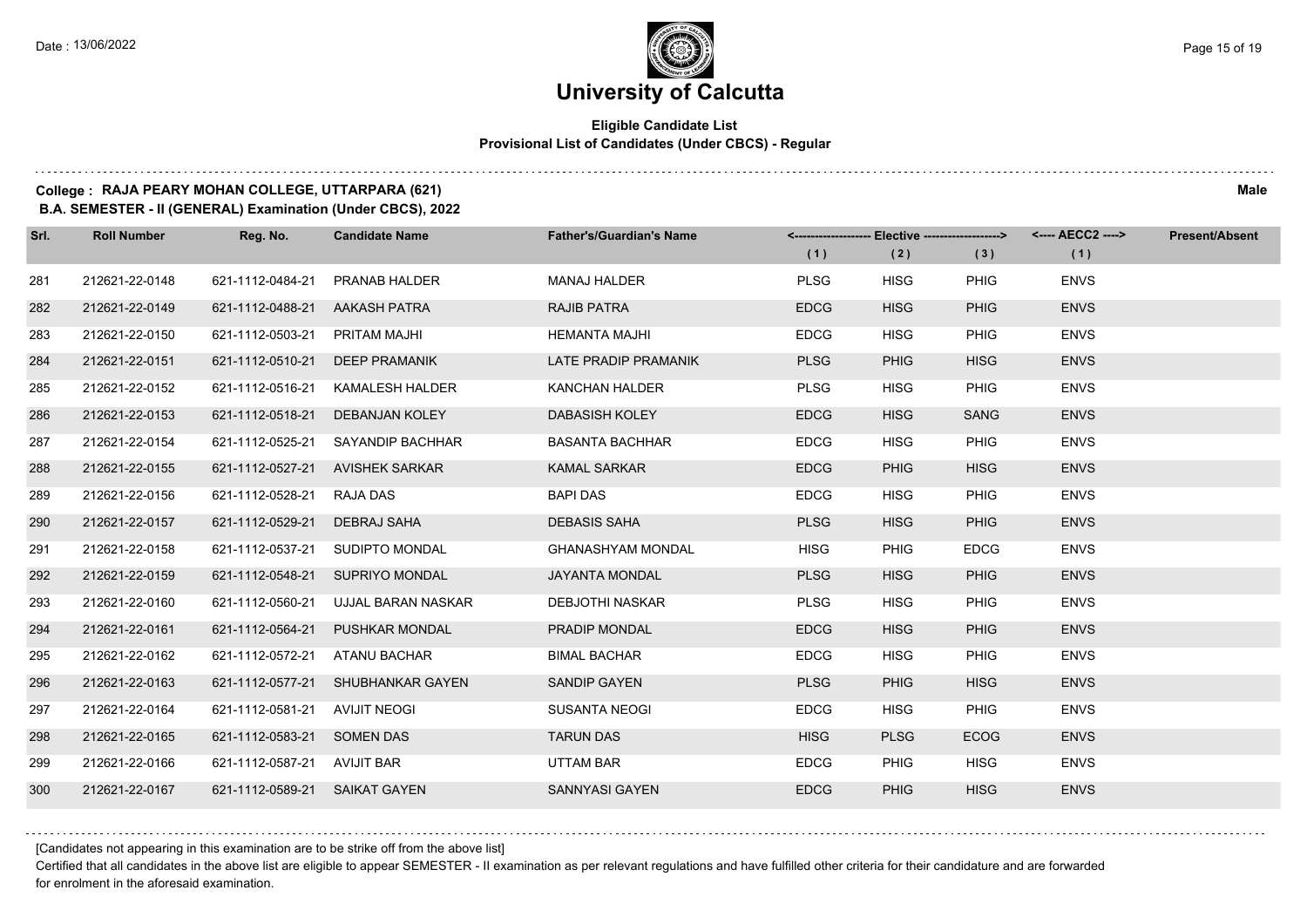# University of Calcutta

## Eligible Candidate List

### Provisional List of Candidates (Under CBCS) - Regular

**College : RAJA PEARY MOHAN COLLEGE, UTTARPARA (621)** **Male**

**B.A. SEMESTER - II (GENERAL) Examination (Under CBCS), 2022**

| Srl. | Roll Number | Reg. No. | Candidate Name | Father's/Guardian's Name | Elective (1) | Elective (2) | Elective (3) | AECC2 (1) | Present/Absent |
|---|---|---|---|---|---|---|---|---|---|
| 281 | 212621-22-0148 | 621-1112-0484-21 | PRANAB HALDER | MANAJ HALDER | PLSG | HISG | PHIG | ENVS | |
| 282 | 212621-22-0149 | 621-1112-0488-21 | AAKASH PATRA | RAJIB PATRA | EDCG | HISG | PHIG | ENVS | |
| 283 | 212621-22-0150 | 621-1112-0503-21 | PRITAM MAJHI | HEMANTA MAJHI | EDCG | HISG | PHIG | ENVS | |
| 284 | 212621-22-0151 | 621-1112-0510-21 | DEEP PRAMANIK | LATE PRADIP PRAMANIK | PLSG | PHIG | HISG | ENVS | |
| 285 | 212621-22-0152 | 621-1112-0516-21 | KAMALESH HALDER | KANCHAN HALDER | PLSG | HISG | PHIG | ENVS | |
| 286 | 212621-22-0153 | 621-1112-0518-21 | DEBANJAN KOLEY | DABASISH KOLEY | EDCG | HISG | SANG | ENVS | |
| 287 | 212621-22-0154 | 621-1112-0525-21 | SAYANDIP BACHHAR | BASANTA BACHHAR | EDCG | HISG | PHIG | ENVS | |
| 288 | 212621-22-0155 | 621-1112-0527-21 | AVISHEK SARKAR | KAMAL SARKAR | EDCG | PHIG | HISG | ENVS | |
| 289 | 212621-22-0156 | 621-1112-0528-21 | RAJA DAS | BAPI DAS | EDCG | HISG | PHIG | ENVS | |
| 290 | 212621-22-0157 | 621-1112-0529-21 | DEBRAJ SAHA | DEBASIS SAHA | PLSG | HISG | PHIG | ENVS | |
| 291 | 212621-22-0158 | 621-1112-0537-21 | SUDIPTO MONDAL | GHANASHYAM MONDAL | HISG | PHIG | EDCG | ENVS | |
| 292 | 212621-22-0159 | 621-1112-0548-21 | SUPRIYO MONDAL | JAYANTA MONDAL | PLSG | HISG | PHIG | ENVS | |
| 293 | 212621-22-0160 | 621-1112-0560-21 | UJJAL BARAN NASKAR | DEBJOTHI NASKAR | PLSG | HISG | PHIG | ENVS | |
| 294 | 212621-22-0161 | 621-1112-0564-21 | PUSHKAR MONDAL | PRADIP MONDAL | EDCG | HISG | PHIG | ENVS | |
| 295 | 212621-22-0162 | 621-1112-0572-21 | ATANU BACHAR | BIMAL BACHAR | EDCG | HISG | PHIG | ENVS | |
| 296 | 212621-22-0163 | 621-1112-0577-21 | SHUBHANKAR GAYEN | SANDIP GAYEN | PLSG | PHIG | HISG | ENVS | |
| 297 | 212621-22-0164 | 621-1112-0581-21 | AVIJIT NEOGI | SUSANTA NEOGI | EDCG | HISG | PHIG | ENVS | |
| 298 | 212621-22-0165 | 621-1112-0583-21 | SOMEN DAS | TARUN DAS | HISG | PLSG | ECOG | ENVS | |
| 299 | 212621-22-0166 | 621-1112-0587-21 | AVIJIT BAR | UTTAM BAR | EDCG | PHIG | HISG | ENVS | |
| 300 | 212621-22-0167 | 621-1112-0589-21 | SAIKAT GAYEN | SANNYASI GAYEN | EDCG | PHIG | HISG | ENVS | |

[Candidates not appearing in this examination are to be strike off from the above list]

Certified that all candidates in the above list are eligible to appear SEMESTER - II examination as per relevant regulations and have fulfilled other criteria for their candidature and are forwarded for enrolment in the aforesaid examination.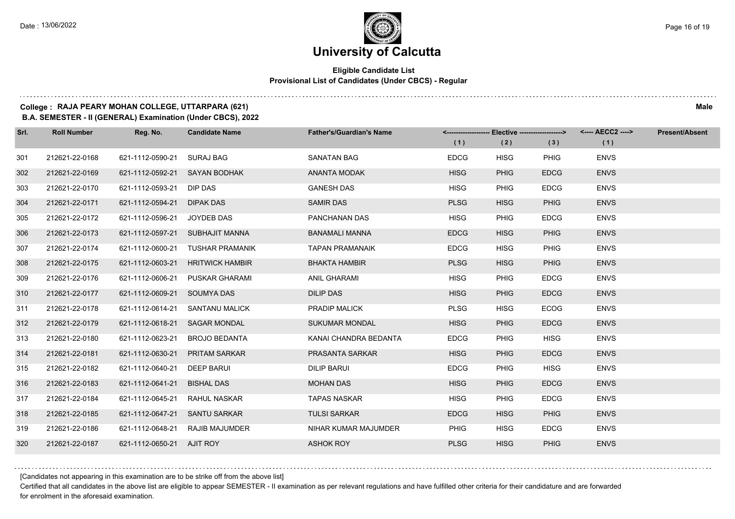# University of Calcutta

**Eligible Candidate List**
**Provisional List of Candidates (Under CBCS) - Regular**

**College : RAJA PEARY MOHAN COLLEGE, UTTARPARA (621)** **Male**
**B.A. SEMESTER - II (GENERAL) Examination (Under CBCS), 2022**

| Srl. | Roll Number | Reg. No. | Candidate Name | Father's/Guardian's Name | Elective (1) | Elective (2) | Elective (3) | AECC2 (1) | Present/Absent |
|---|---|---|---|---|---|---|---|---|---|
| 301 | 212621-22-0168 | 621-1112-0590-21 | SURAJ BAG | SANATAN BAG | EDCG | HISG | PHIG | ENVS | |
| 302 | 212621-22-0169 | 621-1112-0592-21 | SAYAN BODHAK | ANANTA MODAK | HISG | PHIG | EDCG | ENVS | |
| 303 | 212621-22-0170 | 621-1112-0593-21 | DIP DAS | GANESH DAS | HISG | PHIG | EDCG | ENVS | |
| 304 | 212621-22-0171 | 621-1112-0594-21 | DIPAK DAS | SAMIR DAS | PLSG | HISG | PHIG | ENVS | |
| 305 | 212621-22-0172 | 621-1112-0596-21 | JOYDEB DAS | PANCHANAN DAS | HISG | PHIG | EDCG | ENVS | |
| 306 | 212621-22-0173 | 621-1112-0597-21 | SUBHAJIT MANNA | BANAMALI MANNA | EDCG | HISG | PHIG | ENVS | |
| 307 | 212621-22-0174 | 621-1112-0600-21 | TUSHAR PRAMANIK | TAPAN PRAMANAIK | EDCG | HISG | PHIG | ENVS | |
| 308 | 212621-22-0175 | 621-1112-0603-21 | HRITWICK HAMBIR | BHAKTA HAMBIR | PLSG | HISG | PHIG | ENVS | |
| 309 | 212621-22-0176 | 621-1112-0606-21 | PUSKAR GHARAMI | ANIL GHARAMI | HISG | PHIG | EDCG | ENVS | |
| 310 | 212621-22-0177 | 621-1112-0609-21 | SOUMYA DAS | DILIP DAS | HISG | PHIG | EDCG | ENVS | |
| 311 | 212621-22-0178 | 621-1112-0614-21 | SANTANU MALICK | PRADIP MALICK | PLSG | HISG | ECOG | ENVS | |
| 312 | 212621-22-0179 | 621-1112-0618-21 | SAGAR MONDAL | SUKUMAR MONDAL | HISG | PHIG | EDCG | ENVS | |
| 313 | 212621-22-0180 | 621-1112-0623-21 | BROJO BEDANTA | KANAI CHANDRA BEDANTA | EDCG | PHIG | HISG | ENVS | |
| 314 | 212621-22-0181 | 621-1112-0630-21 | PRITAM SARKAR | PRASANTA SARKAR | HISG | PHIG | EDCG | ENVS | |
| 315 | 212621-22-0182 | 621-1112-0640-21 | DEEP BARUI | DILIP BARUI | EDCG | PHIG | HISG | ENVS | |
| 316 | 212621-22-0183 | 621-1112-0641-21 | BISHAL DAS | MOHAN DAS | HISG | PHIG | EDCG | ENVS | |
| 317 | 212621-22-0184 | 621-1112-0645-21 | RAHUL NASKAR | TAPAS NASKAR | HISG | PHIG | EDCG | ENVS | |
| 318 | 212621-22-0185 | 621-1112-0647-21 | SANTU SARKAR | TULSI SARKAR | EDCG | HISG | PHIG | ENVS | |
| 319 | 212621-22-0186 | 621-1112-0648-21 | RAJIB MAJUMDER | NIHAR KUMAR MAJUMDER | PHIG | HISG | EDCG | ENVS | |
| 320 | 212621-22-0187 | 621-1112-0650-21 | AJIT ROY | ASHOK ROY | PLSG | HISG | PHIG | ENVS | |

[Candidates not appearing in this examination are to be strike off from the above list]

Certified that all candidates in the above list are eligible to appear SEMESTER - II examination as per relevant regulations and have fulfilled other criteria for their candidature and are forwarded for enrolment in the aforesaid examination.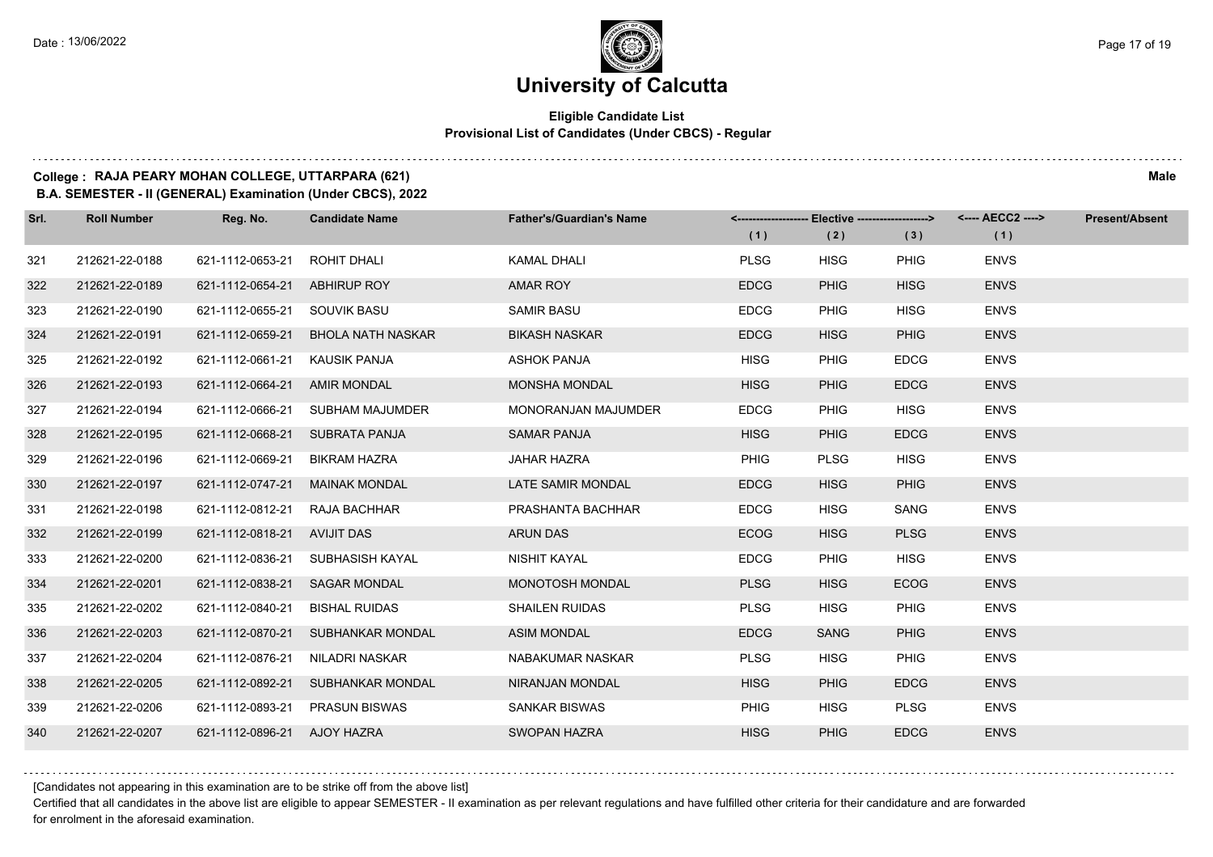# University of Calcutta

**Eligible Candidate List**
**Provisional List of Candidates (Under CBCS) - Regular**

**College : RAJA PEARY MOHAN COLLEGE, UTTARPARA (621)** **Male**
**B.A. SEMESTER - II (GENERAL) Examination (Under CBCS), 2022**

| Srl. | Roll Number | Reg. No. | Candidate Name | Father's/Guardian's Name | Elective (1) | Elective (2) | Elective (3) | AECC2 (1) | Present/Absent |
|---|---|---|---|---|---|---|---|---|---|
| 321 | 212621-22-0188 | 621-1112-0653-21 | ROHIT DHALI | KAMAL DHALI | PLSG | HISG | PHIG | ENVS | |
| 322 | 212621-22-0189 | 621-1112-0654-21 | ABHIRUP ROY | AMAR ROY | EDCG | PHIG | HISG | ENVS | |
| 323 | 212621-22-0190 | 621-1112-0655-21 | SOUVIK BASU | SAMIR BASU | EDCG | PHIG | HISG | ENVS | |
| 324 | 212621-22-0191 | 621-1112-0659-21 | BHOLA NATH NASKAR | BIKASH NASKAR | EDCG | HISG | PHIG | ENVS | |
| 325 | 212621-22-0192 | 621-1112-0661-21 | KAUSIK PANJA | ASHOK PANJA | HISG | PHIG | EDCG | ENVS | |
| 326 | 212621-22-0193 | 621-1112-0664-21 | AMIR MONDAL | MONSHA MONDAL | HISG | PHIG | EDCG | ENVS | |
| 327 | 212621-22-0194 | 621-1112-0666-21 | SUBHAM MAJUMDER | MONORANJAN MAJUMDER | EDCG | PHIG | HISG | ENVS | |
| 328 | 212621-22-0195 | 621-1112-0668-21 | SUBRATA PANJA | SAMAR PANJA | HISG | PHIG | EDCG | ENVS | |
| 329 | 212621-22-0196 | 621-1112-0669-21 | BIKRAM HAZRA | JAHAR HAZRA | PHIG | PLSG | HISG | ENVS | |
| 330 | 212621-22-0197 | 621-1112-0747-21 | MAINAK MONDAL | LATE SAMIR MONDAL | EDCG | HISG | PHIG | ENVS | |
| 331 | 212621-22-0198 | 621-1112-0812-21 | RAJA BACHHAR | PRASHANTA BACHHAR | EDCG | HISG | SANG | ENVS | |
| 332 | 212621-22-0199 | 621-1112-0818-21 | AVIJIT DAS | ARUN DAS | ECOG | HISG | PLSG | ENVS | |
| 333 | 212621-22-0200 | 621-1112-0836-21 | SUBHASISH KAYAL | NISHIT KAYAL | EDCG | PHIG | HISG | ENVS | |
| 334 | 212621-22-0201 | 621-1112-0838-21 | SAGAR MONDAL | MONOTOSH MONDAL | PLSG | HISG | ECOG | ENVS | |
| 335 | 212621-22-0202 | 621-1112-0840-21 | BISHAL RUIDAS | SHAILEN RUIDAS | PLSG | HISG | PHIG | ENVS | |
| 336 | 212621-22-0203 | 621-1112-0870-21 | SUBHANKAR MONDAL | ASIM MONDAL | EDCG | SANG | PHIG | ENVS | |
| 337 | 212621-22-0204 | 621-1112-0876-21 | NILADRI NASKAR | NABAKUMAR NASKAR | PLSG | HISG | PHIG | ENVS | |
| 338 | 212621-22-0205 | 621-1112-0892-21 | SUBHANKAR MONDAL | NIRANJAN MONDAL | HISG | PHIG | EDCG | ENVS | |
| 339 | 212621-22-0206 | 621-1112-0893-21 | PRASUN BISWAS | SANKAR BISWAS | PHIG | HISG | PLSG | ENVS | |
| 340 | 212621-22-0207 | 621-1112-0896-21 | AJOY HAZRA | SWOPAN HAZRA | HISG | PHIG | EDCG | ENVS | |

[Candidates not appearing in this examination are to be strike off from the above list]

Certified that all candidates in the above list are eligible to appear SEMESTER - II examination as per relevant regulations and have fulfilled other criteria for their candidature and are forwarded for enrolment in the aforesaid examination.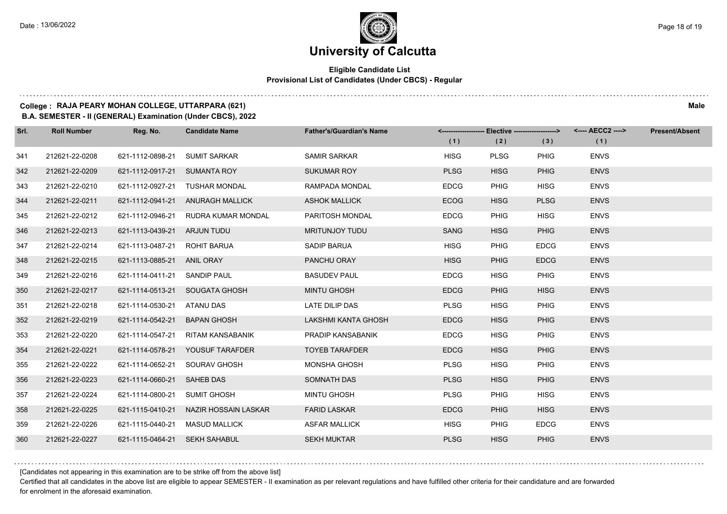# University of Calcutta

**Eligible Candidate List**
**Provisional List of Candidates (Under CBCS) - Regular**

**College : RAJA PEARY MOHAN COLLEGE, UTTARPARA (621)** **Male**
**B.A. SEMESTER - II (GENERAL) Examination (Under CBCS), 2022**

| Srl. | Roll Number | Reg. No. | Candidate Name | Father's/Guardian's Name | Elective (1) | Elective (2) | Elective (3) | AECC2 (1) | Present/Absent |
|---|---|---|---|---|---|---|---|---|---|
| 341 | 212621-22-0208 | 621-1112-0898-21 | SUMIT SARKAR | SAMIR SARKAR | HISG | PLSG | PHIG | ENVS | |
| 342 | 212621-22-0209 | 621-1112-0917-21 | SUMANTA ROY | SUKUMAR ROY | PLSG | HISG | PHIG | ENVS | |
| 343 | 212621-22-0210 | 621-1112-0927-21 | TUSHAR MONDAL | RAMPADA MONDAL | EDCG | PHIG | HISG | ENVS | |
| 344 | 212621-22-0211 | 621-1112-0941-21 | ANURAGH MALLICK | ASHOK MALLICK | ECOG | HISG | PLSG | ENVS | |
| 345 | 212621-22-0212 | 621-1112-0946-21 | RUDRA KUMAR MONDAL | PARITOSH MONDAL | EDCG | PHIG | HISG | ENVS | |
| 346 | 212621-22-0213 | 621-1113-0439-21 | ARJUN TUDU | MRITUNJOY TUDU | SANG | HISG | PHIG | ENVS | |
| 347 | 212621-22-0214 | 621-1113-0487-21 | ROHIT BARUA | SADIP BARUA | HISG | PHIG | EDCG | ENVS | |
| 348 | 212621-22-0215 | 621-1113-0885-21 | ANIL ORAY | PANCHU ORAY | HISG | PHIG | EDCG | ENVS | |
| 349 | 212621-22-0216 | 621-1114-0411-21 | SANDIP PAUL | BASUDEV PAUL | EDCG | HISG | PHIG | ENVS | |
| 350 | 212621-22-0217 | 621-1114-0513-21 | SOUGATA GHOSH | MINTU GHOSH | EDCG | PHIG | HISG | ENVS | |
| 351 | 212621-22-0218 | 621-1114-0530-21 | ATANU DAS | LATE DILIP DAS | PLSG | HISG | PHIG | ENVS | |
| 352 | 212621-22-0219 | 621-1114-0542-21 | BAPAN GHOSH | LAKSHMI KANTA GHOSH | EDCG | HISG | PHIG | ENVS | |
| 353 | 212621-22-0220 | 621-1114-0547-21 | RITAM KANSABANIK | PRADIP KANSABANIK | EDCG | HISG | PHIG | ENVS | |
| 354 | 212621-22-0221 | 621-1114-0578-21 | YOUSUF TARAFDER | TOYEB TARAFDER | EDCG | HISG | PHIG | ENVS | |
| 355 | 212621-22-0222 | 621-1114-0652-21 | SOURAV GHOSH | MONSHA GHOSH | PLSG | HISG | PHIG | ENVS | |
| 356 | 212621-22-0223 | 621-1114-0660-21 | SAHEB DAS | SOMNATH DAS | PLSG | HISG | PHIG | ENVS | |
| 357 | 212621-22-0224 | 621-1114-0800-21 | SUMIT GHOSH | MINTU GHOSH | PLSG | PHIG | HISG | ENVS | |
| 358 | 212621-22-0225 | 621-1115-0410-21 | NAZIR HOSSAIN LASKAR | FARID LASKAR | EDCG | PHIG | HISG | ENVS | |
| 359 | 212621-22-0226 | 621-1115-0440-21 | MASUD MALLICK | ASFAR MALLICK | HISG | PHIG | EDCG | ENVS | |
| 360 | 212621-22-0227 | 621-1115-0464-21 | SEKH SAHABUL | SEKH MUKTAR | PLSG | HISG | PHIG | ENVS | |

[Candidates not appearing in this examination are to be strike off from the above list]

Certified that all candidates in the above list are eligible to appear SEMESTER - II examination as per relevant regulations and have fulfilled other criteria for their candidature and are forwarded for enrolment in the aforesaid examination.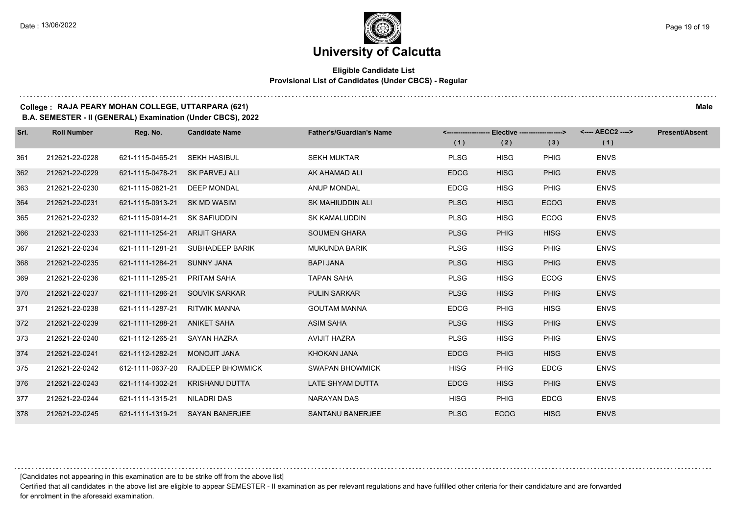# University of Calcutta

**Eligible Candidate List**
**Provisional List of Candidates (Under CBCS) - Regular**

**College : RAJA PEARY MOHAN COLLEGE, UTTARPARA (621)** **Male**
**B.A. SEMESTER - II (GENERAL) Examination (Under CBCS), 2022**

| Srl. | Roll Number | Reg. No. | Candidate Name | Father's/Guardian's Name | Elective (1) | Elective (2) | Elective (3) | AECC2 (1) | Present/Absent |
|---|---|---|---|---|---|---|---|---|---|
| 361 | 212621-22-0228 | 621-1115-0465-21 | SEKH HASIBUL | SEKH MUKTAR | PLSG | HISG | PHIG | ENVS | |
| 362 | 212621-22-0229 | 621-1115-0478-21 | SK PARVEJ ALI | AK AHAMAD ALI | EDCG | HISG | PHIG | ENVS | |
| 363 | 212621-22-0230 | 621-1115-0821-21 | DEEP MONDAL | ANUP MONDAL | EDCG | HISG | PHIG | ENVS | |
| 364 | 212621-22-0231 | 621-1115-0913-21 | SK MD WASIM | SK MAHIUDDIN ALI | PLSG | HISG | ECOG | ENVS | |
| 365 | 212621-22-0232 | 621-1115-0914-21 | SK SAFIUDDIN | SK KAMALUDDIN | PLSG | HISG | ECOG | ENVS | |
| 366 | 212621-22-0233 | 621-1111-1254-21 | ARIJIT GHARA | SOUMEN GHARA | PLSG | PHIG | HISG | ENVS | |
| 367 | 212621-22-0234 | 621-1111-1281-21 | SUBHADEEP BARIK | MUKUNDA BARIK | PLSG | HISG | PHIG | ENVS | |
| 368 | 212621-22-0235 | 621-1111-1284-21 | SUNNY JANA | BAPI JANA | PLSG | HISG | PHIG | ENVS | |
| 369 | 212621-22-0236 | 621-1111-1285-21 | PRITAM SAHA | TAPAN SAHA | PLSG | HISG | ECOG | ENVS | |
| 370 | 212621-22-0237 | 621-1111-1286-21 | SOUVIK SARKAR | PULIN SARKAR | PLSG | HISG | PHIG | ENVS | |
| 371 | 212621-22-0238 | 621-1111-1287-21 | RITWIK MANNA | GOUTAM MANNA | EDCG | PHIG | HISG | ENVS | |
| 372 | 212621-22-0239 | 621-1111-1288-21 | ANIKET SAHA | ASIM SAHA | PLSG | HISG | PHIG | ENVS | |
| 373 | 212621-22-0240 | 621-1112-1265-21 | SAYAN HAZRA | AVIJIT HAZRA | PLSG | HISG | PHIG | ENVS | |
| 374 | 212621-22-0241 | 621-1112-1282-21 | MONOJIT JANA | KHOKAN JANA | EDCG | PHIG | HISG | ENVS | |
| 375 | 212621-22-0242 | 612-1111-0637-20 | RAJDEEP BHOWMICK | SWAPAN BHOWMICK | HISG | PHIG | EDCG | ENVS | |
| 376 | 212621-22-0243 | 621-1114-1302-21 | KRISHANU DUTTA | LATE SHYAM DUTTA | EDCG | HISG | PHIG | ENVS | |
| 377 | 212621-22-0244 | 621-1111-1315-21 | NILADRI DAS | NARAYAN DAS | HISG | PHIG | EDCG | ENVS | |
| 378 | 212621-22-0245 | 621-1111-1319-21 | SAYAN BANERJEE | SANTANU BANERJEE | PLSG | ECOG | HISG | ENVS | |

[Candidates not appearing in this examination are to be strike off from the above list]

Certified that all candidates in the above list are eligible to appear SEMESTER - II examination as per relevant regulations and have fulfilled other criteria for their candidature and are forwarded for enrolment in the aforesaid examination.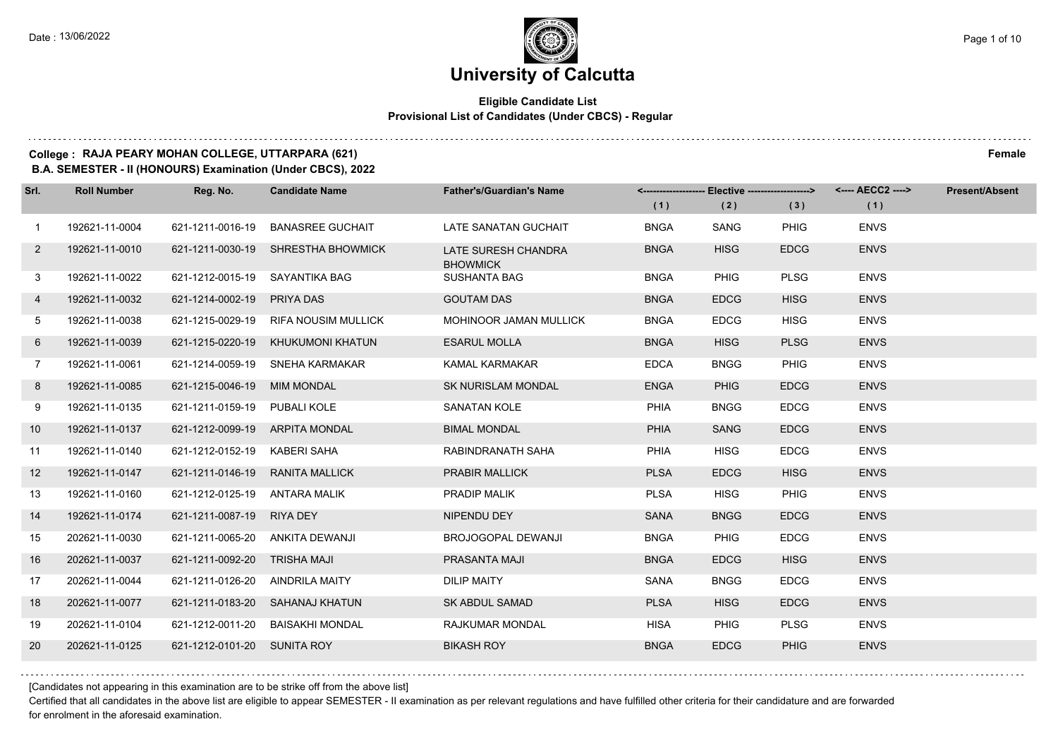# University of Calcutta

**Eligible Candidate List**
**Provisional List of Candidates (Under CBCS) - Regular**

**College : RAJA PEARY MOHAN COLLEGE, UTTARPARA (621)** **Female**
**B.A. SEMESTER - II (HONOURS) Examination (Under CBCS), 2022**

| Srl. | Roll Number | Reg. No. | Candidate Name | Father's/Guardian's Name | Elective (1) | Elective (2) | Elective (3) | AECC2 (1) | Present/Absent |
|---|---|---|---|---|---|---|---|---|---|
| 1 | 192621-11-0004 | 621-1211-0016-19 | BANASREE GUCHAIT | LATE SANATAN GUCHAIT | BNGA | SANG | PHIG | ENVS | |
| 2 | 192621-11-0010 | 621-1211-0030-19 | SHRESTHA BHOWMICK | LATE SURESH CHANDRA BHOWMICK | BNGA | HISG | EDCG | ENVS | |
| 3 | 192621-11-0022 | 621-1212-0015-19 | SAYANTIKA BAG | SUSHANTA BAG | BNGA | PHIG | PLSG | ENVS | |
| 4 | 192621-11-0032 | 621-1214-0002-19 | PRIYA DAS | GOUTAM DAS | BNGA | EDCG | HISG | ENVS | |
| 5 | 192621-11-0038 | 621-1215-0029-19 | RIFA NOUSIM MULLICK | MOHINOOR JAMAN MULLICK | BNGA | EDCG | HISG | ENVS | |
| 6 | 192621-11-0039 | 621-1215-0220-19 | KHUKUMONI KHATUN | ESARUL MOLLA | BNGA | HISG | PLSG | ENVS | |
| 7 | 192621-11-0061 | 621-1214-0059-19 | SNEHA KARMAKAR | KAMAL KARMAKAR | EDCA | BNGG | PHIG | ENVS | |
| 8 | 192621-11-0085 | 621-1215-0046-19 | MIM MONDAL | SK NURISLAM MONDAL | ENGA | PHIG | EDCG | ENVS | |
| 9 | 192621-11-0135 | 621-1211-0159-19 | PUBALI KOLE | SANATAN KOLE | PHIA | BNGG | EDCG | ENVS | |
| 10 | 192621-11-0137 | 621-1212-0099-19 | ARPITA MONDAL | BIMAL MONDAL | PHIA | SANG | EDCG | ENVS | |
| 11 | 192621-11-0140 | 621-1212-0152-19 | KABERI SAHA | RABINDRANATH SAHA | PHIA | HISG | EDCG | ENVS | |
| 12 | 192621-11-0147 | 621-1211-0146-19 | RANITA MALLICK | PRABIR MALLICK | PLSA | EDCG | HISG | ENVS | |
| 13 | 192621-11-0160 | 621-1212-0125-19 | ANTARA MALIK | PRADIP MALIK | PLSA | HISG | PHIG | ENVS | |
| 14 | 192621-11-0174 | 621-1211-0087-19 | RIYA DEY | NIPENDU DEY | SANA | BNGG | EDCG | ENVS | |
| 15 | 202621-11-0030 | 621-1211-0065-20 | ANKITA DEWANJI | BROJOGOPAL DEWANJI | BNGA | PHIG | EDCG | ENVS | |
| 16 | 202621-11-0037 | 621-1211-0092-20 | TRISHA MAJI | PRASANTA MAJI | BNGA | EDCG | HISG | ENVS | |
| 17 | 202621-11-0044 | 621-1211-0126-20 | AINDRILA MAITY | DILIP MAITY | SANA | BNGG | EDCG | ENVS | |
| 18 | 202621-11-0077 | 621-1211-0183-20 | SAHANAJ KHATUN | SK ABDUL SAMAD | PLSA | HISG | EDCG | ENVS | |
| 19 | 202621-11-0104 | 621-1212-0011-20 | BAISAKHI MONDAL | RAJKUMAR MONDAL | HISA | PHIG | PLSG | ENVS | |
| 20 | 202621-11-0125 | 621-1212-0101-20 | SUNITA ROY | BIKASH ROY | BNGA | EDCG | PHIG | ENVS | |

[Candidates not appearing in this examination are to be strike off from the above list]

Certified that all candidates in the above list are eligible to appear SEMESTER - II examination as per relevant regulations and have fulfilled other criteria for their candidature and are forwarded for enrolment in the aforesaid examination.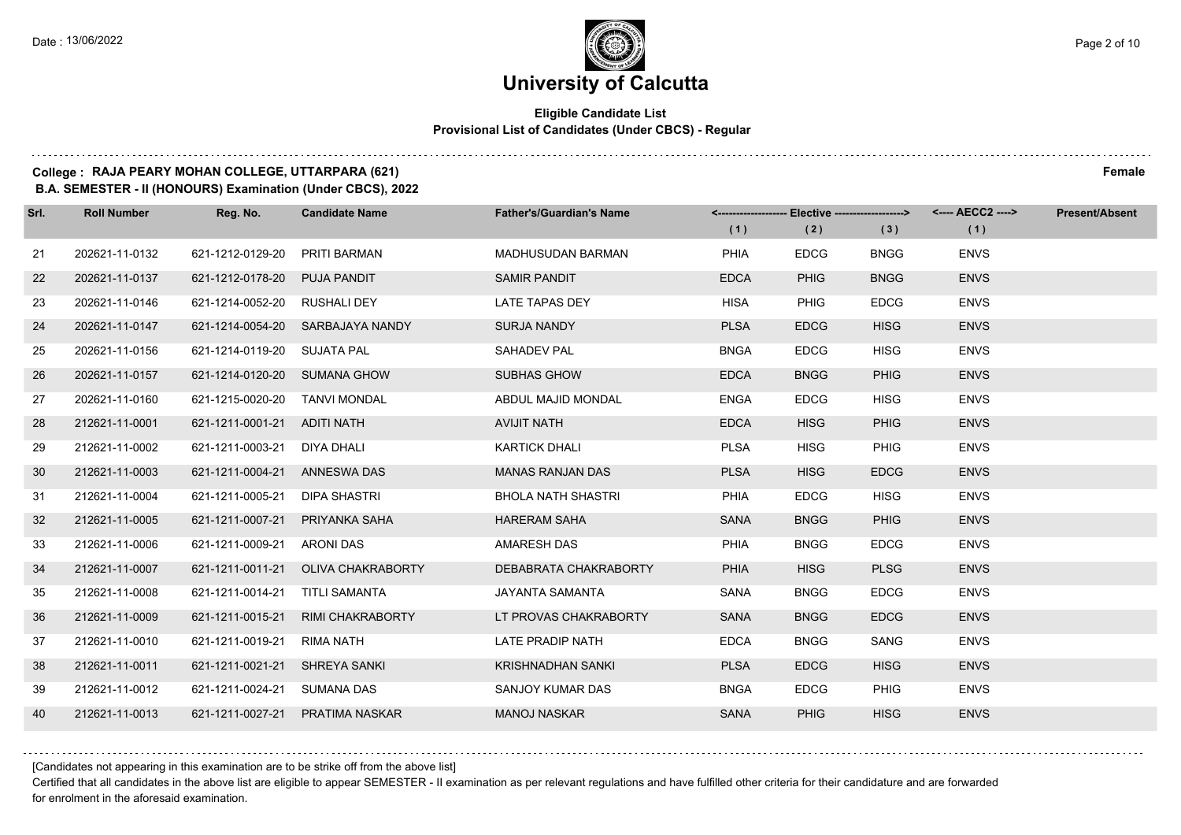# University of Calcutta

**Eligible Candidate List**
**Provisional List of Candidates (Under CBCS) - Regular**

**College : RAJA PEARY MOHAN COLLEGE, UTTARPARA (621)** **Female**
**B.A. SEMESTER - II (HONOURS) Examination (Under CBCS), 2022**

| Srl. | Roll Number | Reg. No. | Candidate Name | Father's/Guardian's Name | <------------------ Elective ------------------> | | | <---- AECC2 ----> | Present/Absent |
|---|---|---|---|---|---|---|---|---|---|
| | | | | | (1) | (2) | (3) | (1) | |
| 21 | 202621-11-0132 | 621-1212-0129-20 | PRITI BARMAN | MADHUSUDAN BARMAN | PHIA | EDCG | BNGG | ENVS | |
| 22 | 202621-11-0137 | 621-1212-0178-20 | PUJA PANDIT | SAMIR PANDIT | EDCA | PHIG | BNGG | ENVS | |
| 23 | 202621-11-0146 | 621-1214-0052-20 | RUSHALI DEY | LATE TAPAS DEY | HISA | PHIG | EDCG | ENVS | |
| 24 | 202621-11-0147 | 621-1214-0054-20 | SARBAJAYA NANDY | SURJA NANDY | PLSA | EDCG | HISG | ENVS | |
| 25 | 202621-11-0156 | 621-1214-0119-20 | SUJATA PAL | SAHADEV PAL | BNGA | EDCG | HISG | ENVS | |
| 26 | 202621-11-0157 | 621-1214-0120-20 | SUMANA GHOW | SUBHAS GHOW | EDCA | BNGG | PHIG | ENVS | |
| 27 | 202621-11-0160 | 621-1215-0020-20 | TANVI MONDAL | ABDUL MAJID MONDAL | ENGA | EDCG | HISG | ENVS | |
| 28 | 212621-11-0001 | 621-1211-0001-21 | ADITI NATH | AVIJIT NATH | EDCA | HISG | PHIG | ENVS | |
| 29 | 212621-11-0002 | 621-1211-0003-21 | DIYA DHALI | KARTICK DHALI | PLSA | HISG | PHIG | ENVS | |
| 30 | 212621-11-0003 | 621-1211-0004-21 | ANNESWA DAS | MANAS RANJAN DAS | PLSA | HISG | EDCG | ENVS | |
| 31 | 212621-11-0004 | 621-1211-0005-21 | DIPA SHASTRI | BHOLA NATH SHASTRI | PHIA | EDCG | HISG | ENVS | |
| 32 | 212621-11-0005 | 621-1211-0007-21 | PRIYANKA SAHA | HARERAM SAHA | SANA | BNGG | PHIG | ENVS | |
| 33 | 212621-11-0006 | 621-1211-0009-21 | ARONI DAS | AMARESH DAS | PHIA | BNGG | EDCG | ENVS | |
| 34 | 212621-11-0007 | 621-1211-0011-21 | OLIVA CHAKRABORTY | DEBABRATA CHAKRABORTY | PHIA | HISG | PLSG | ENVS | |
| 35 | 212621-11-0008 | 621-1211-0014-21 | TITLI SAMANTA | JAYANTA SAMANTA | SANA | BNGG | EDCG | ENVS | |
| 36 | 212621-11-0009 | 621-1211-0015-21 | RIMI CHAKRABORTY | LT PROVAS CHAKRABORTY | SANA | BNGG | EDCG | ENVS | |
| 37 | 212621-11-0010 | 621-1211-0019-21 | RIMA NATH | LATE PRADIP NATH | EDCA | BNGG | SANG | ENVS | |
| 38 | 212621-11-0011 | 621-1211-0021-21 | SHREYA SANKI | KRISHNADHAN SANKI | PLSA | EDCG | HISG | ENVS | |
| 39 | 212621-11-0012 | 621-1211-0024-21 | SUMANA DAS | SANJOY KUMAR DAS | BNGA | EDCG | PHIG | ENVS | |
| 40 | 212621-11-0013 | 621-1211-0027-21 | PRATIMA NASKAR | MANOJ NASKAR | SANA | PHIG | HISG | ENVS | |

[Candidates not appearing in this examination are to be strike off from the above list]

Certified that all candidates in the above list are eligible to appear SEMESTER - II examination as per relevant regulations and have fulfilled other criteria for their candidature and are forwarded for enrolment in the aforesaid examination.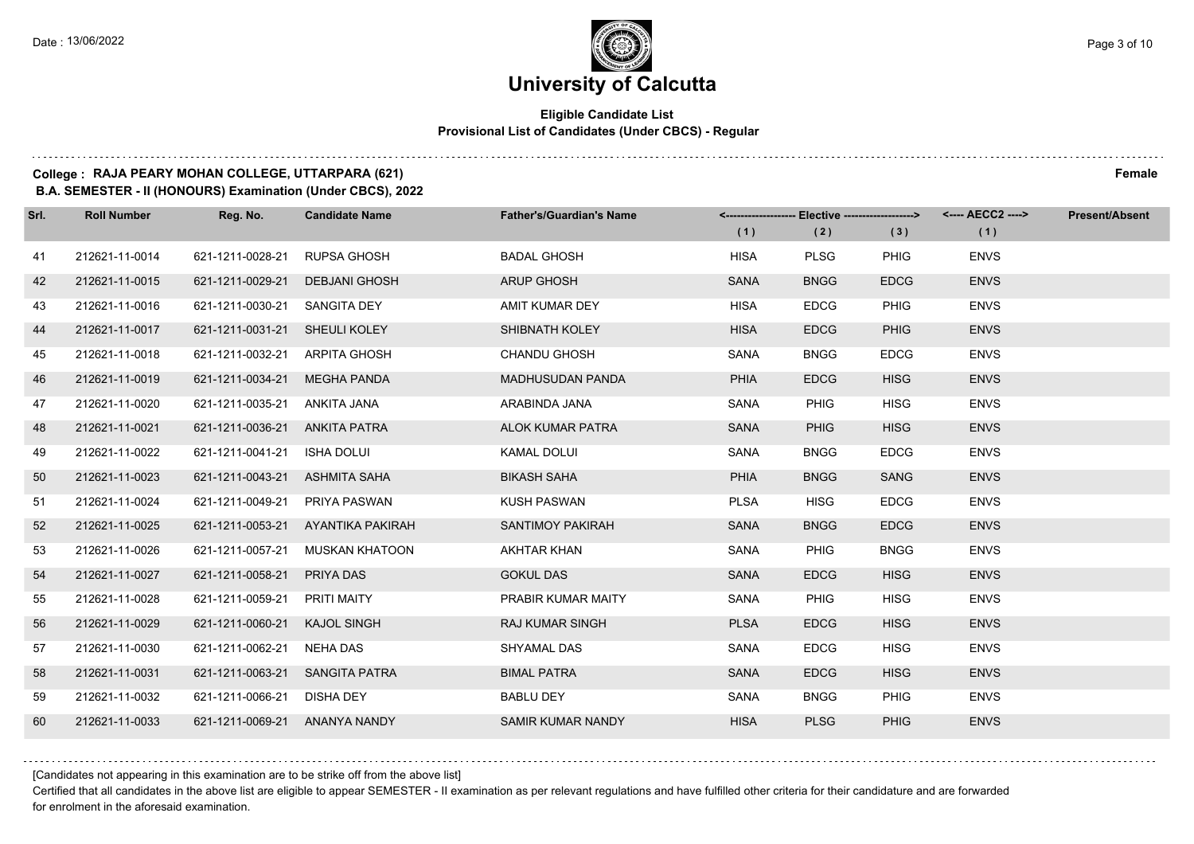# University of Calcutta

**Eligible Candidate List**
**Provisional List of Candidates (Under CBCS) - Regular**

**College : RAJA PEARY MOHAN COLLEGE, UTTARPARA (621)** **Female**
**B.A. SEMESTER - II (HONOURS) Examination (Under CBCS), 2022**

| Srl. | Roll Number | Reg. No. | Candidate Name | Father's/Guardian's Name | Elective (1) | Elective (2) | Elective (3) | AECC2 (1) | Present/Absent |
|---|---|---|---|---|---|---|---|---|---|
| 41 | 212621-11-0014 | 621-1211-0028-21 | RUPSA GHOSH | BADAL GHOSH | HISA | PLSG | PHIG | ENVS | |
| 42 | 212621-11-0015 | 621-1211-0029-21 | DEBJANI GHOSH | ARUP GHOSH | SANA | BNGG | EDCG | ENVS | |
| 43 | 212621-11-0016 | 621-1211-0030-21 | SANGITA DEY | AMIT KUMAR DEY | HISA | EDCG | PHIG | ENVS | |
| 44 | 212621-11-0017 | 621-1211-0031-21 | SHEULI KOLEY | SHIBNATH KOLEY | HISA | EDCG | PHIG | ENVS | |
| 45 | 212621-11-0018 | 621-1211-0032-21 | ARPITA GHOSH | CHANDU GHOSH | SANA | BNGG | EDCG | ENVS | |
| 46 | 212621-11-0019 | 621-1211-0034-21 | MEGHA PANDA | MADHUSUDAN PANDA | PHIA | EDCG | HISG | ENVS | |
| 47 | 212621-11-0020 | 621-1211-0035-21 | ANKITA JANA | ARABINDA JANA | SANA | PHIG | HISG | ENVS | |
| 48 | 212621-11-0021 | 621-1211-0036-21 | ANKITA PATRA | ALOK KUMAR PATRA | SANA | PHIG | HISG | ENVS | |
| 49 | 212621-11-0022 | 621-1211-0041-21 | ISHA DOLUI | KAMAL DOLUI | SANA | BNGG | EDCG | ENVS | |
| 50 | 212621-11-0023 | 621-1211-0043-21 | ASHMITA SAHA | BIKASH SAHA | PHIA | BNGG | SANG | ENVS | |
| 51 | 212621-11-0024 | 621-1211-0049-21 | PRIYA PASWAN | KUSH PASWAN | PLSA | HISG | EDCG | ENVS | |
| 52 | 212621-11-0025 | 621-1211-0053-21 | AYANTIKA PAKIRAH | SANTIMOY PAKIRAH | SANA | BNGG | EDCG | ENVS | |
| 53 | 212621-11-0026 | 621-1211-0057-21 | MUSKAN KHATOON | AKHTAR KHAN | SANA | PHIG | BNGG | ENVS | |
| 54 | 212621-11-0027 | 621-1211-0058-21 | PRIYA DAS | GOKUL DAS | SANA | EDCG | HISG | ENVS | |
| 55 | 212621-11-0028 | 621-1211-0059-21 | PRITI MAITY | PRABIR KUMAR MAITY | SANA | PHIG | HISG | ENVS | |
| 56 | 212621-11-0029 | 621-1211-0060-21 | KAJOL SINGH | RAJ KUMAR SINGH | PLSA | EDCG | HISG | ENVS | |
| 57 | 212621-11-0030 | 621-1211-0062-21 | NEHA DAS | SHYAMAL DAS | SANA | EDCG | HISG | ENVS | |
| 58 | 212621-11-0031 | 621-1211-0063-21 | SANGITA PATRA | BIMAL PATRA | SANA | EDCG | HISG | ENVS | |
| 59 | 212621-11-0032 | 621-1211-0066-21 | DISHA DEY | BABLU DEY | SANA | BNGG | PHIG | ENVS | |
| 60 | 212621-11-0033 | 621-1211-0069-21 | ANANYA NANDY | SAMIR KUMAR NANDY | HISA | PLSG | PHIG | ENVS | |

[Candidates not appearing in this examination are to be strike off from the above list]

Certified that all candidates in the above list are eligible to appear SEMESTER - II examination as per relevant regulations and have fulfilled other criteria for their candidature and are forwarded for enrolment in the aforesaid examination.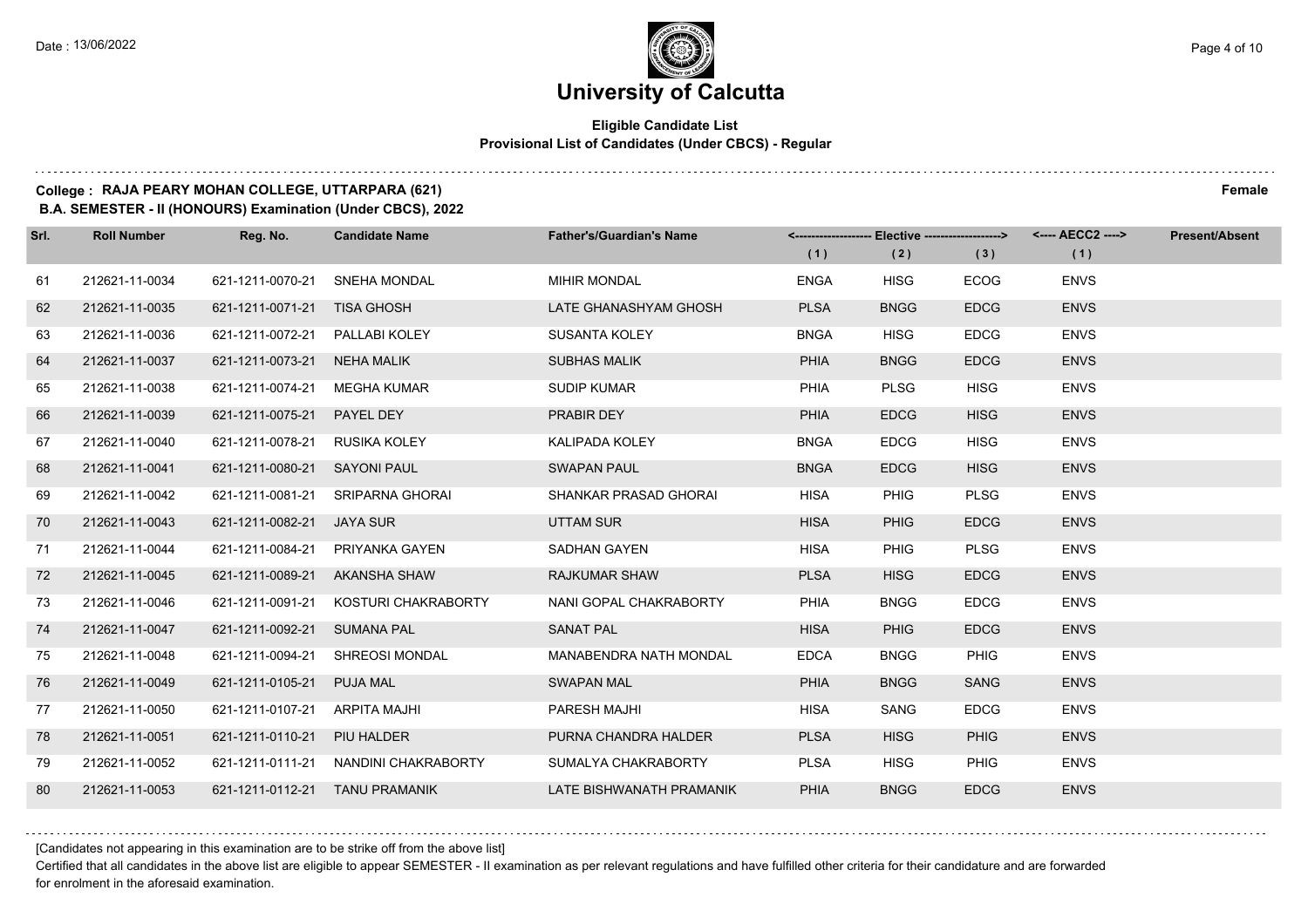# University of Calcutta

**Eligible Candidate List**
**Provisional List of Candidates (Under CBCS) - Regular**

**College : RAJA PEARY MOHAN COLLEGE, UTTARPARA (621)** **Female**
**B.A. SEMESTER - II (HONOURS) Examination (Under CBCS), 2022**

| Srl. | Roll Number | Reg. No. | Candidate Name | Father's/Guardian's Name | Elective (1) | Elective (2) | Elective (3) | AECC2 (1) | Present/Absent |
|---|---|---|---|---|---|---|---|---|---|
| 61 | 212621-11-0034 | 621-1211-0070-21 | SNEHA MONDAL | MIHIR MONDAL | ENGA | HISG | ECOG | ENVS | |
| 62 | 212621-11-0035 | 621-1211-0071-21 | TISA GHOSH | LATE GHANASHYAM GHOSH | PLSA | BNGG | EDCG | ENVS | |
| 63 | 212621-11-0036 | 621-1211-0072-21 | PALLABI KOLEY | SUSANTA KOLEY | BNGA | HISG | EDCG | ENVS | |
| 64 | 212621-11-0037 | 621-1211-0073-21 | NEHA MALIK | SUBHAS MALIK | PHIA | BNGG | EDCG | ENVS | |
| 65 | 212621-11-0038 | 621-1211-0074-21 | MEGHA KUMAR | SUDIP KUMAR | PHIA | PLSG | HISG | ENVS | |
| 66 | 212621-11-0039 | 621-1211-0075-21 | PAYEL DEY | PRABIR DEY | PHIA | EDCG | HISG | ENVS | |
| 67 | 212621-11-0040 | 621-1211-0078-21 | RUSIKA KOLEY | KALIPADA KOLEY | BNGA | EDCG | HISG | ENVS | |
| 68 | 212621-11-0041 | 621-1211-0080-21 | SAYONI PAUL | SWAPAN PAUL | BNGA | EDCG | HISG | ENVS | |
| 69 | 212621-11-0042 | 621-1211-0081-21 | SRIPARNA GHORAI | SHANKAR PRASAD GHORAI | HISA | PHIG | PLSG | ENVS | |
| 70 | 212621-11-0043 | 621-1211-0082-21 | JAYA SUR | UTTAM SUR | HISA | PHIG | EDCG | ENVS | |
| 71 | 212621-11-0044 | 621-1211-0084-21 | PRIYANKA GAYEN | SADHAN GAYEN | HISA | PHIG | PLSG | ENVS | |
| 72 | 212621-11-0045 | 621-1211-0089-21 | AKANSHA SHAW | RAJKUMAR SHAW | PLSA | HISG | EDCG | ENVS | |
| 73 | 212621-11-0046 | 621-1211-0091-21 | KOSTURI CHAKRABORTY | NANI GOPAL CHAKRABORTY | PHIA | BNGG | EDCG | ENVS | |
| 74 | 212621-11-0047 | 621-1211-0092-21 | SUMANA PAL | SANAT PAL | HISA | PHIG | EDCG | ENVS | |
| 75 | 212621-11-0048 | 621-1211-0094-21 | SHREOSI MONDAL | MANABENDRA NATH MONDAL | EDCA | BNGG | PHIG | ENVS | |
| 76 | 212621-11-0049 | 621-1211-0105-21 | PUJA MAL | SWAPAN MAL | PHIA | BNGG | SANG | ENVS | |
| 77 | 212621-11-0050 | 621-1211-0107-21 | ARPITA MAJHI | PARESH MAJHI | HISA | SANG | EDCG | ENVS | |
| 78 | 212621-11-0051 | 621-1211-0110-21 | PIU HALDER | PURNA CHANDRA HALDER | PLSA | HISG | PHIG | ENVS | |
| 79 | 212621-11-0052 | 621-1211-0111-21 | NANDINI CHAKRABORTY | SUMALYA CHAKRABORTY | PLSA | HISG | PHIG | ENVS | |
| 80 | 212621-11-0053 | 621-1211-0112-21 | TANU PRAMANIK | LATE BISHWANATH PRAMANIK | PHIA | BNGG | EDCG | ENVS | |

[Candidates not appearing in this examination are to be strike off from the above list]

Certified that all candidates in the above list are eligible to appear SEMESTER - II examination as per relevant regulations and have fulfilled other criteria for their candidature and are forwarded for enrolment in the aforesaid examination.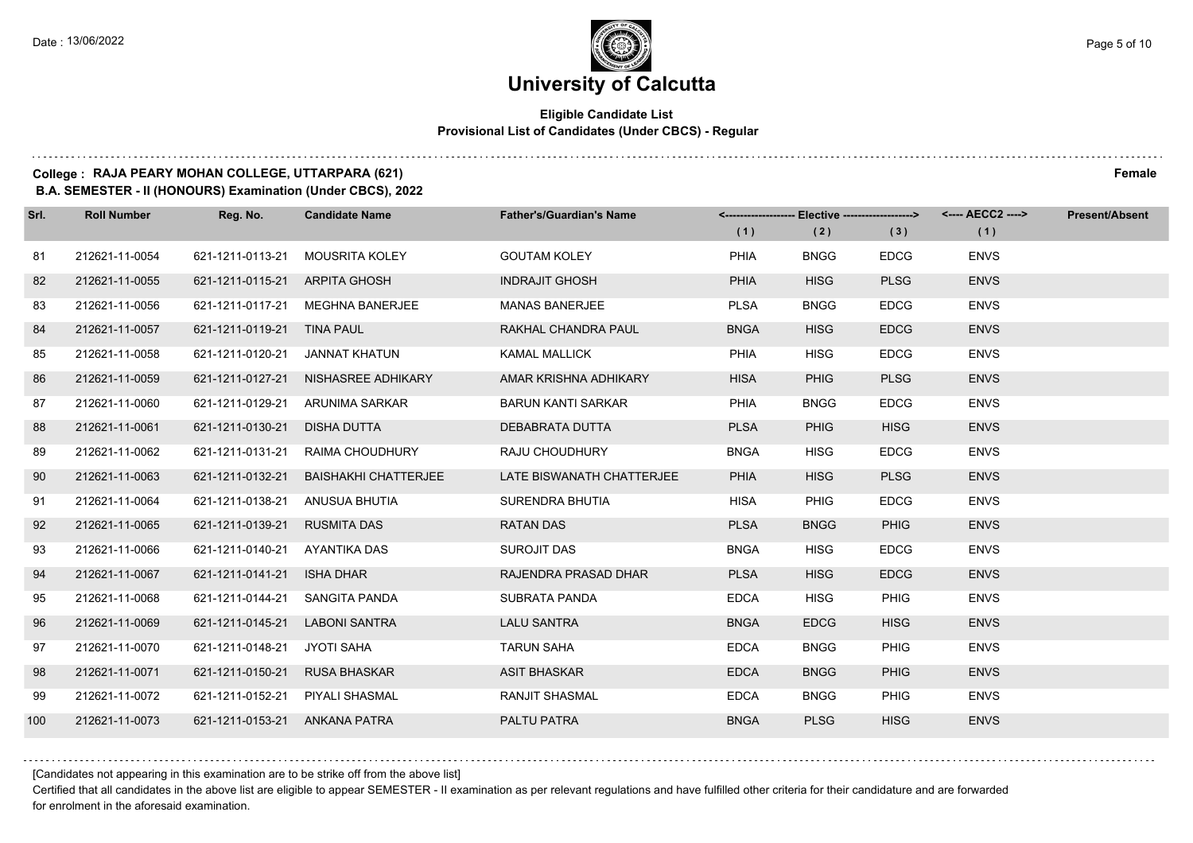# University of Calcutta

**Eligible Candidate List**
**Provisional List of Candidates (Under CBCS) - Regular**

**College : RAJA PEARY MOHAN COLLEGE, UTTARPARA (621)** **Female**
**B.A. SEMESTER - II (HONOURS) Examination (Under CBCS), 2022**

| Srl. | Roll Number | Reg. No. | Candidate Name | Father's/Guardian's Name | Elective (1) | Elective (2) | Elective (3) | AECC2 (1) | Present/Absent |
|---|---|---|---|---|---|---|---|---|---|
| 81 | 212621-11-0054 | 621-1211-0113-21 | MOUSRITA KOLEY | GOUTAM KOLEY | PHIA | BNGG | EDCG | ENVS | |
| 82 | 212621-11-0055 | 621-1211-0115-21 | ARPITA GHOSH | INDRAJIT GHOSH | PHIA | HISG | PLSG | ENVS | |
| 83 | 212621-11-0056 | 621-1211-0117-21 | MEGHNA BANERJEE | MANAS BANERJEE | PLSA | BNGG | EDCG | ENVS | |
| 84 | 212621-11-0057 | 621-1211-0119-21 | TINA PAUL | RAKHAL CHANDRA PAUL | BNGA | HISG | EDCG | ENVS | |
| 85 | 212621-11-0058 | 621-1211-0120-21 | JANNAT KHATUN | KAMAL MALLICK | PHIA | HISG | EDCG | ENVS | |
| 86 | 212621-11-0059 | 621-1211-0127-21 | NISHASREE ADHIKARY | AMAR KRISHNA ADHIKARY | HISA | PHIG | PLSG | ENVS | |
| 87 | 212621-11-0060 | 621-1211-0129-21 | ARUNIMA SARKAR | BARUN KANTI SARKAR | PHIA | BNGG | EDCG | ENVS | |
| 88 | 212621-11-0061 | 621-1211-0130-21 | DISHA DUTTA | DEBABRATA DUTTA | PLSA | PHIG | HISG | ENVS | |
| 89 | 212621-11-0062 | 621-1211-0131-21 | RAIMA CHOUDHURY | RAJU CHOUDHURY | BNGA | HISG | EDCG | ENVS | |
| 90 | 212621-11-0063 | 621-1211-0132-21 | BAISHAKHI CHATTERJEE | LATE BISWANATH CHATTERJEE | PHIA | HISG | PLSG | ENVS | |
| 91 | 212621-11-0064 | 621-1211-0138-21 | ANUSUA BHUTIA | SURENDRA BHUTIA | HISA | PHIG | EDCG | ENVS | |
| 92 | 212621-11-0065 | 621-1211-0139-21 | RUSMITA DAS | RATAN DAS | PLSA | BNGG | PHIG | ENVS | |
| 93 | 212621-11-0066 | 621-1211-0140-21 | AYANTIKA DAS | SUROJIT DAS | BNGA | HISG | EDCG | ENVS | |
| 94 | 212621-11-0067 | 621-1211-0141-21 | ISHA DHAR | RAJENDRA PRASAD DHAR | PLSA | HISG | EDCG | ENVS | |
| 95 | 212621-11-0068 | 621-1211-0144-21 | SANGITA PANDA | SUBRATA PANDA | EDCA | HISG | PHIG | ENVS | |
| 96 | 212621-11-0069 | 621-1211-0145-21 | LABONI SANTRA | LALU SANTRA | BNGA | EDCG | HISG | ENVS | |
| 97 | 212621-11-0070 | 621-1211-0148-21 | JYOTI SAHA | TARUN SAHA | EDCA | BNGG | PHIG | ENVS | |
| 98 | 212621-11-0071 | 621-1211-0150-21 | RUSA BHASKAR | ASIT BHASKAR | EDCA | BNGG | PHIG | ENVS | |
| 99 | 212621-11-0072 | 621-1211-0152-21 | PIYALI SHASMAL | RANJIT SHASMAL | EDCA | BNGG | PHIG | ENVS | |
| 100 | 212621-11-0073 | 621-1211-0153-21 | ANKANA PATRA | PALTU PATRA | BNGA | PLSG | HISG | ENVS | |

[Candidates not appearing in this examination are to be strike off from the above list]

Certified that all candidates in the above list are eligible to appear SEMESTER - II examination as per relevant regulations and have fulfilled other criteria for their candidature and are forwarded for enrolment in the aforesaid examination.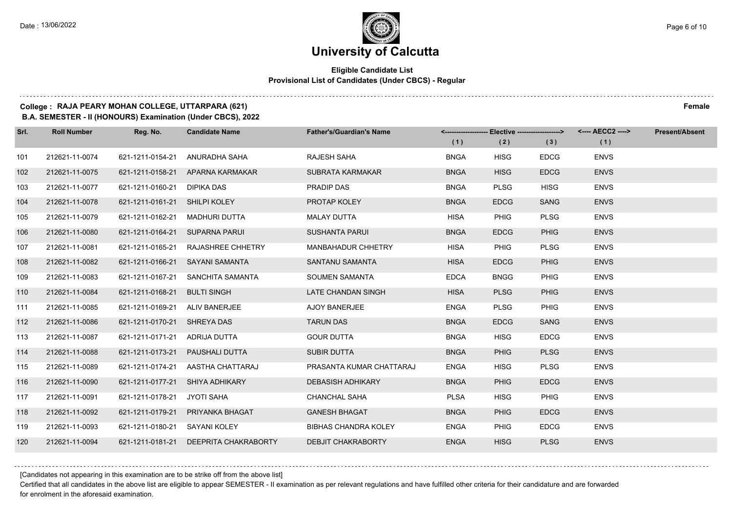# University of Calcutta

**Eligible Candidate List**
**Provisional List of Candidates (Under CBCS) - Regular**

**College : RAJA PEARY MOHAN COLLEGE, UTTARPARA (621)** **Female**
**B.A. SEMESTER - II (HONOURS) Examination (Under CBCS), 2022**

| Srl. | Roll Number | Reg. No. | Candidate Name | Father's/Guardian's Name | Elective (1) | Elective (2) | Elective (3) | AECC2 (1) | Present/Absent |
|---|---|---|---|---|---|---|---|---|---|
| 101 | 212621-11-0074 | 621-1211-0154-21 | ANURADHA SAHA | RAJESH SAHA | BNGA | HISG | EDCG | ENVS | |
| 102 | 212621-11-0075 | 621-1211-0158-21 | APARNA KARMAKAR | SUBRATA KARMAKAR | BNGA | HISG | EDCG | ENVS | |
| 103 | 212621-11-0077 | 621-1211-0160-21 | DIPIKA DAS | PRADIP DAS | BNGA | PLSG | HISG | ENVS | |
| 104 | 212621-11-0078 | 621-1211-0161-21 | SHILPI KOLEY | PROTAP KOLEY | BNGA | EDCG | SANG | ENVS | |
| 105 | 212621-11-0079 | 621-1211-0162-21 | MADHURI DUTTA | MALAY DUTTA | HISA | PHIG | PLSG | ENVS | |
| 106 | 212621-11-0080 | 621-1211-0164-21 | SUPARNA PARUI | SUSHANTA PARUI | BNGA | EDCG | PHIG | ENVS | |
| 107 | 212621-11-0081 | 621-1211-0165-21 | RAJASHREE CHHETRY | MANBAHADUR CHHETRY | HISA | PHIG | PLSG | ENVS | |
| 108 | 212621-11-0082 | 621-1211-0166-21 | SAYANI SAMANTA | SANTANU SAMANTA | HISA | EDCG | PHIG | ENVS | |
| 109 | 212621-11-0083 | 621-1211-0167-21 | SANCHITA SAMANTA | SOUMEN SAMANTA | EDCA | BNGG | PHIG | ENVS | |
| 110 | 212621-11-0084 | 621-1211-0168-21 | BULTI SINGH | LATE CHANDAN SINGH | HISA | PLSG | PHIG | ENVS | |
| 111 | 212621-11-0085 | 621-1211-0169-21 | ALIV BANERJEE | AJOY BANERJEE | ENGA | PLSG | PHIG | ENVS | |
| 112 | 212621-11-0086 | 621-1211-0170-21 | SHREYA DAS | TARUN DAS | BNGA | EDCG | SANG | ENVS | |
| 113 | 212621-11-0087 | 621-1211-0171-21 | ADRIJA DUTTA | GOUR DUTTA | BNGA | HISG | EDCG | ENVS | |
| 114 | 212621-11-0088 | 621-1211-0173-21 | PAUSHALI DUTTA | SUBIR DUTTA | BNGA | PHIG | PLSG | ENVS | |
| 115 | 212621-11-0089 | 621-1211-0174-21 | AASTHA CHATTARAJ | PRASANTA KUMAR CHATTARAJ | ENGA | HISG | PLSG | ENVS | |
| 116 | 212621-11-0090 | 621-1211-0177-21 | SHIYA ADHIKARY | DEBASISH ADHIKARY | BNGA | PHIG | EDCG | ENVS | |
| 117 | 212621-11-0091 | 621-1211-0178-21 | JYOTI SAHA | CHANCHAL SAHA | PLSA | HISG | PHIG | ENVS | |
| 118 | 212621-11-0092 | 621-1211-0179-21 | PRIYANKA BHAGAT | GANESH BHAGAT | BNGA | PHIG | EDCG | ENVS | |
| 119 | 212621-11-0093 | 621-1211-0180-21 | SAYANI KOLEY | BIBHAS CHANDRA KOLEY | ENGA | PHIG | EDCG | ENVS | |
| 120 | 212621-11-0094 | 621-1211-0181-21 | DEEPRITA CHAKRABORTY | DEBJIT CHAKRABORTY | ENGA | HISG | PLSG | ENVS | |

[Candidates not appearing in this examination are to be strike off from the above list]

Certified that all candidates in the above list are eligible to appear SEMESTER - II examination as per relevant regulations and have fulfilled other criteria for their candidature and are forwarded for enrolment in the aforesaid examination.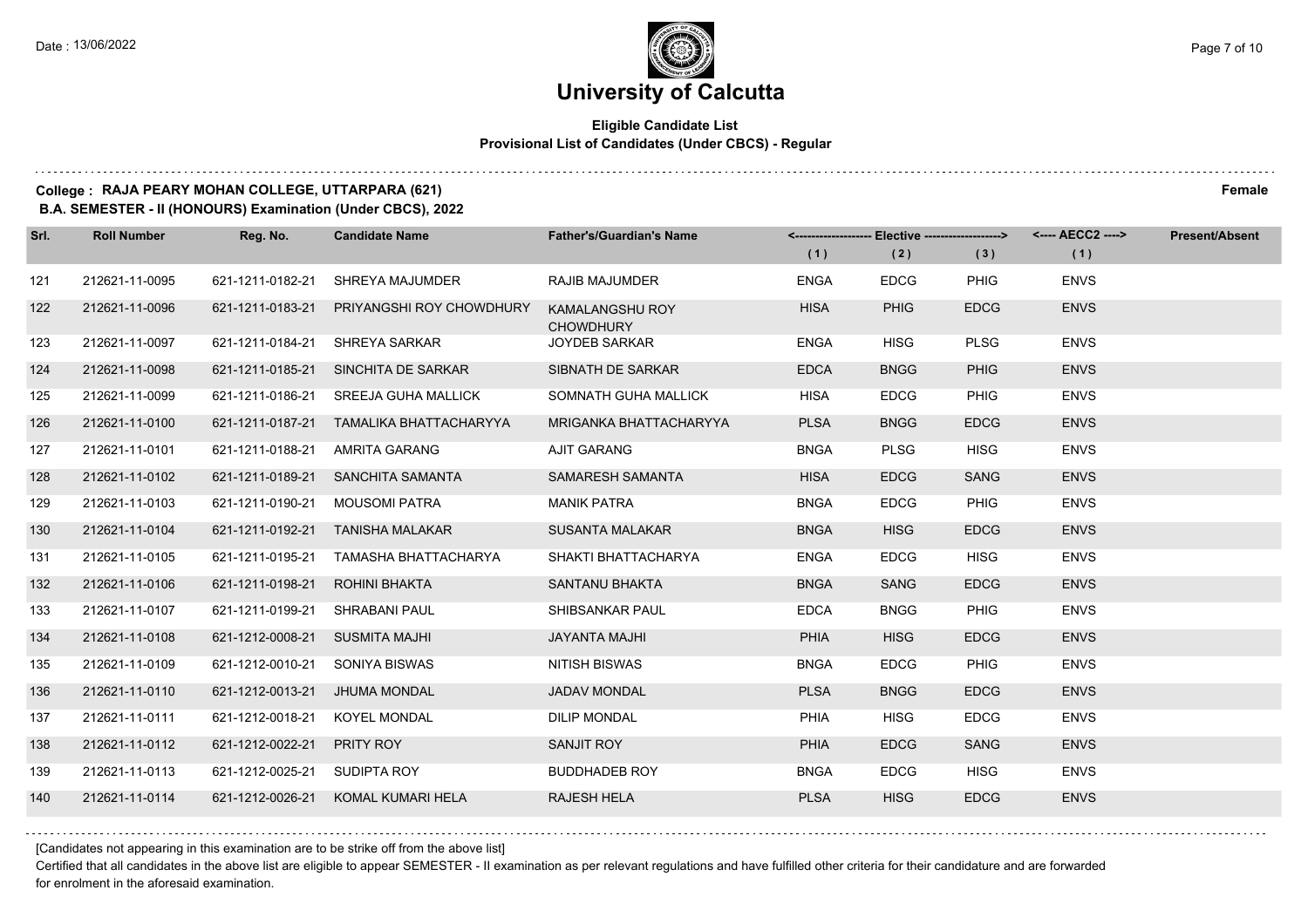# University of Calcutta

**Eligible Candidate List**
**Provisional List of Candidates (Under CBCS) - Regular**

**College : RAJA PEARY MOHAN COLLEGE, UTTARPARA (621)** **Female**
**B.A. SEMESTER - II (HONOURS) Examination (Under CBCS), 2022**

| Srl. | Roll Number | Reg. No. | Candidate Name | Father's/Guardian's Name | Elective (1) | Elective (2) | Elective (3) | AECC2 (1) | Present/Absent |
|---|---|---|---|---|---|---|---|---|---|
| 121 | 212621-11-0095 | 621-1211-0182-21 | SHREYA MAJUMDER | RAJIB MAJUMDER | ENGA | EDCG | PHIG | ENVS | |
| 122 | 212621-11-0096 | 621-1211-0183-21 | PRIYANGSHI ROY CHOWDHURY | KAMALANGSHU ROY CHOWDHURY | HISA | PHIG | EDCG | ENVS | |
| 123 | 212621-11-0097 | 621-1211-0184-21 | SHREYA SARKAR | JOYDEB SARKAR | ENGA | HISG | PLSG | ENVS | |
| 124 | 212621-11-0098 | 621-1211-0185-21 | SINCHITA DE SARKAR | SIBNATH DE SARKAR | EDCA | BNGG | PHIG | ENVS | |
| 125 | 212621-11-0099 | 621-1211-0186-21 | SREEJA GUHA MALLICK | SOMNATH GUHA MALLICK | HISA | EDCG | PHIG | ENVS | |
| 126 | 212621-11-0100 | 621-1211-0187-21 | TAMALIKA BHATTACHARYYA | MRIGANKA BHATTACHARYYA | PLSA | BNGG | EDCG | ENVS | |
| 127 | 212621-11-0101 | 621-1211-0188-21 | AMRITA GARANG | AJIT GARANG | BNGA | PLSG | HISG | ENVS | |
| 128 | 212621-11-0102 | 621-1211-0189-21 | SANCHITA SAMANTA | SAMARESH SAMANTA | HISA | EDCG | SANG | ENVS | |
| 129 | 212621-11-0103 | 621-1211-0190-21 | MOUSOMI PATRA | MANIK PATRA | BNGA | EDCG | PHIG | ENVS | |
| 130 | 212621-11-0104 | 621-1211-0192-21 | TANISHA MALAKAR | SUSANTA MALAKAR | BNGA | HISG | EDCG | ENVS | |
| 131 | 212621-11-0105 | 621-1211-0195-21 | TAMASHA BHATTACHARYA | SHAKTI BHATTACHARYA | ENGA | EDCG | HISG | ENVS | |
| 132 | 212621-11-0106 | 621-1211-0198-21 | ROHINI BHAKTA | SANTANU BHAKTA | BNGA | SANG | EDCG | ENVS | |
| 133 | 212621-11-0107 | 621-1211-0199-21 | SHRABANI PAUL | SHIBSANKAR PAUL | EDCA | BNGG | PHIG | ENVS | |
| 134 | 212621-11-0108 | 621-1212-0008-21 | SUSMITA MAJHI | JAYANTA MAJHI | PHIA | HISG | EDCG | ENVS | |
| 135 | 212621-11-0109 | 621-1212-0010-21 | SONIYA BISWAS | NITISH BISWAS | BNGA | EDCG | PHIG | ENVS | |
| 136 | 212621-11-0110 | 621-1212-0013-21 | JHUMA MONDAL | JADAV MONDAL | PLSA | BNGG | EDCG | ENVS | |
| 137 | 212621-11-0111 | 621-1212-0018-21 | KOYEL MONDAL | DILIP MONDAL | PHIA | HISG | EDCG | ENVS | |
| 138 | 212621-11-0112 | 621-1212-0022-21 | PRITY ROY | SANJIT ROY | PHIA | EDCG | SANG | ENVS | |
| 139 | 212621-11-0113 | 621-1212-0025-21 | SUDIPTA ROY | BUDDHADEB ROY | BNGA | EDCG | HISG | ENVS | |
| 140 | 212621-11-0114 | 621-1212-0026-21 | KOMAL KUMARI HELA | RAJESH HELA | PLSA | HISG | EDCG | ENVS | |

[Candidates not appearing in this examination are to be strike off from the above list]

Certified that all candidates in the above list are eligible to appear SEMESTER - II examination as per relevant regulations and have fulfilled other criteria for their candidature and are forwarded for enrolment in the aforesaid examination.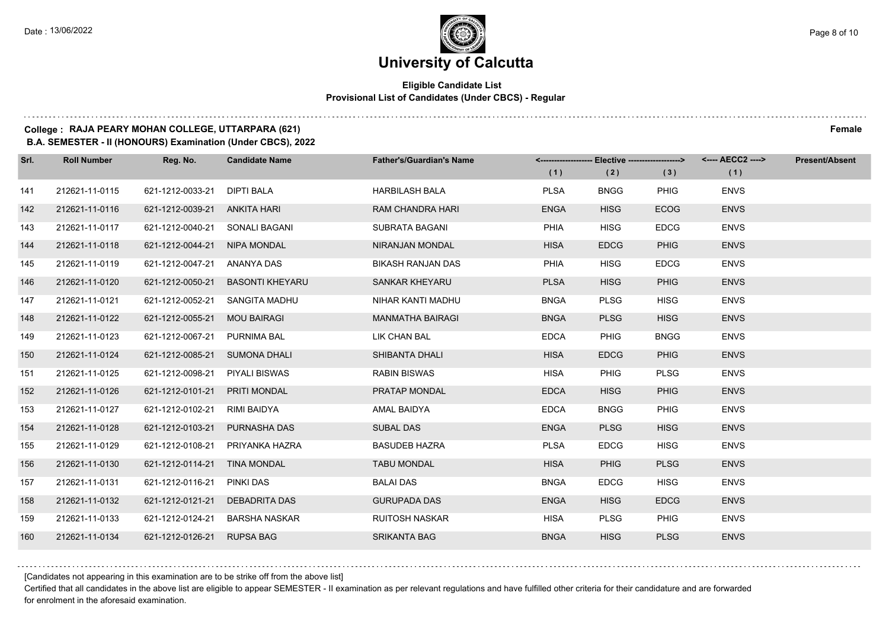# University of Calcutta

**Eligible Candidate List**
**Provisional List of Candidates (Under CBCS) - Regular**

**College : RAJA PEARY MOHAN COLLEGE, UTTARPARA (621)** **Female**
**B.A. SEMESTER - II (HONOURS) Examination (Under CBCS), 2022**

| Srl. | Roll Number | Reg. No. | Candidate Name | Father's/Guardian's Name | Elective (1) | Elective (2) | Elective (3) | AECC2 (1) | Present/Absent |
|---|---|---|---|---|---|---|---|---|---|
| 141 | 212621-11-0115 | 621-1212-0033-21 | DIPTI BALA | HARBILASH BALA | PLSA | BNGG | PHIG | ENVS | |
| 142 | 212621-11-0116 | 621-1212-0039-21 | ANKITA HARI | RAM CHANDRA HARI | ENGA | HISG | ECOG | ENVS | |
| 143 | 212621-11-0117 | 621-1212-0040-21 | SONALI BAGANI | SUBRATA BAGANI | PHIA | HISG | EDCG | ENVS | |
| 144 | 212621-11-0118 | 621-1212-0044-21 | NIPA MONDAL | NIRANJAN MONDAL | HISA | EDCG | PHIG | ENVS | |
| 145 | 212621-11-0119 | 621-1212-0047-21 | ANANYA DAS | BIKASH RANJAN DAS | PHIA | HISG | EDCG | ENVS | |
| 146 | 212621-11-0120 | 621-1212-0050-21 | BASONTI KHEYARU | SANKAR KHEYARU | PLSA | HISG | PHIG | ENVS | |
| 147 | 212621-11-0121 | 621-1212-0052-21 | SANGITA MADHU | NIHAR KANTI MADHU | BNGA | PLSG | HISG | ENVS | |
| 148 | 212621-11-0122 | 621-1212-0055-21 | MOU BAIRAGI | MANMATHA BAIRAGI | BNGA | PLSG | HISG | ENVS | |
| 149 | 212621-11-0123 | 621-1212-0067-21 | PURNIMA BAL | LIK CHAN BAL | EDCA | PHIG | BNGG | ENVS | |
| 150 | 212621-11-0124 | 621-1212-0085-21 | SUMONA DHALI | SHIBANTA DHALI | HISA | EDCG | PHIG | ENVS | |
| 151 | 212621-11-0125 | 621-1212-0098-21 | PIYALI BISWAS | RABIN BISWAS | HISA | PHIG | PLSG | ENVS | |
| 152 | 212621-11-0126 | 621-1212-0101-21 | PRITI MONDAL | PRATAP MONDAL | EDCA | HISG | PHIG | ENVS | |
| 153 | 212621-11-0127 | 621-1212-0102-21 | RIMI BAIDYA | AMAL BAIDYA | EDCA | BNGG | PHIG | ENVS | |
| 154 | 212621-11-0128 | 621-1212-0103-21 | PURNASHA DAS | SUBAL DAS | ENGA | PLSG | HISG | ENVS | |
| 155 | 212621-11-0129 | 621-1212-0108-21 | PRIYANKA HAZRA | BASUDEB HAZRA | PLSA | EDCG | HISG | ENVS | |
| 156 | 212621-11-0130 | 621-1212-0114-21 | TINA MONDAL | TABU MONDAL | HISA | PHIG | PLSG | ENVS | |
| 157 | 212621-11-0131 | 621-1212-0116-21 | PINKI DAS | BALAI DAS | BNGA | EDCG | HISG | ENVS | |
| 158 | 212621-11-0132 | 621-1212-0121-21 | DEBADRITA DAS | GURUPADA DAS | ENGA | HISG | EDCG | ENVS | |
| 159 | 212621-11-0133 | 621-1212-0124-21 | BARSHA NASKAR | RUITOSH NASKAR | HISA | PLSG | PHIG | ENVS | |
| 160 | 212621-11-0134 | 621-1212-0126-21 | RUPSA BAG | SRIKANTA BAG | BNGA | HISG | PLSG | ENVS | |

[Candidates not appearing in this examination are to be strike off from the above list]

Certified that all candidates in the above list are eligible to appear SEMESTER - II examination as per relevant regulations and have fulfilled other criteria for their candidature and are forwarded for enrolment in the aforesaid examination.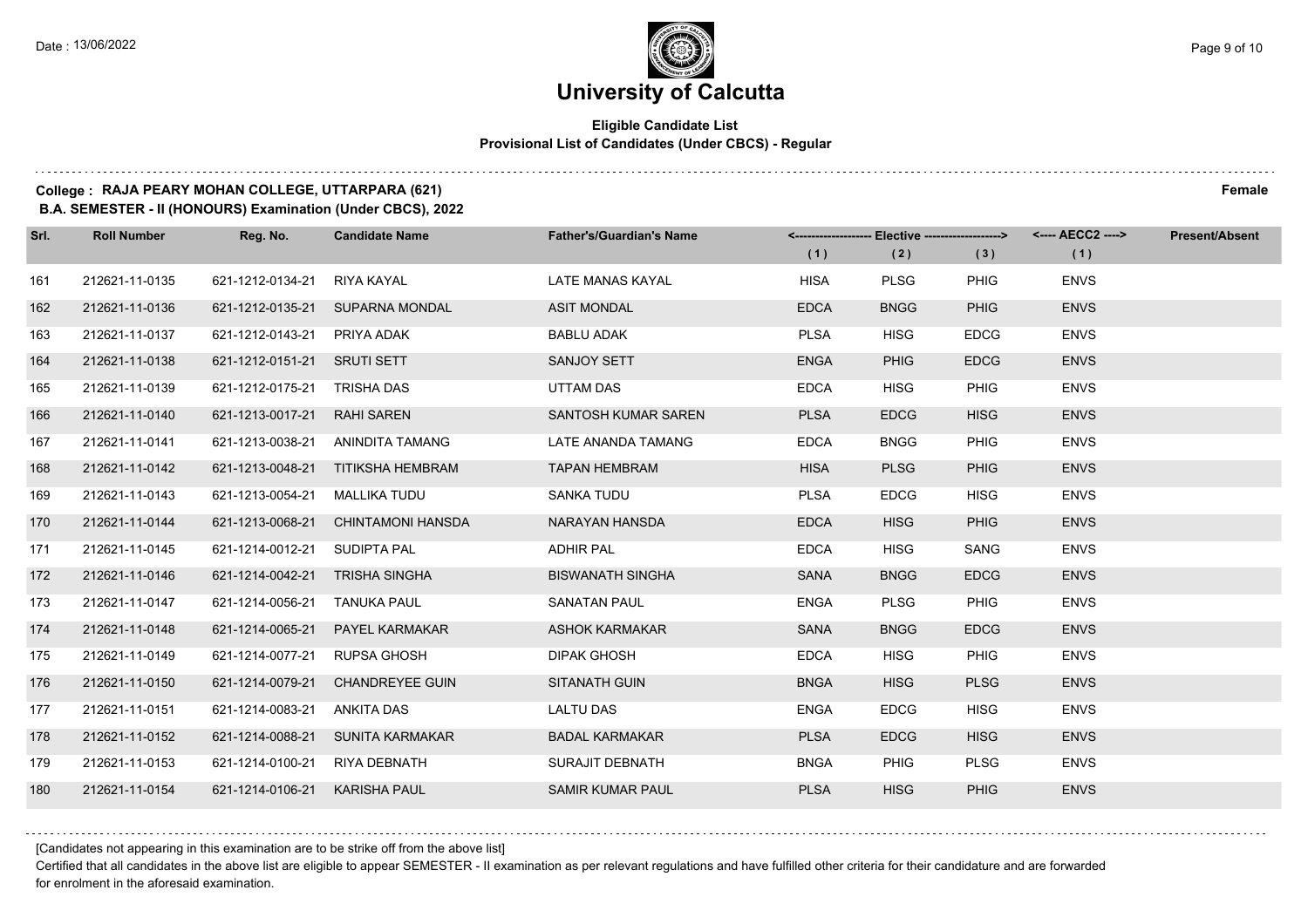# University of Calcutta

**Eligible Candidate List**
**Provisional List of Candidates (Under CBCS) - Regular**

**College : RAJA PEARY MOHAN COLLEGE, UTTARPARA (621)** **Female**
**B.A. SEMESTER - II (HONOURS) Examination (Under CBCS), 2022**

| Srl. | Roll Number | Reg. No. | Candidate Name | Father's/Guardian's Name | Elective (1) | Elective (2) | Elective (3) | AECC2 (1) | Present/Absent |
|---|---|---|---|---|---|---|---|---|---|
| 161 | 212621-11-0135 | 621-1212-0134-21 | RIYA KAYAL | LATE MANAS KAYAL | HISA | PLSG | PHIG | ENVS | |
| 162 | 212621-11-0136 | 621-1212-0135-21 | SUPARNA MONDAL | ASIT MONDAL | EDCA | BNGG | PHIG | ENVS | |
| 163 | 212621-11-0137 | 621-1212-0143-21 | PRIYA ADAK | BABLU ADAK | PLSA | HISG | EDCG | ENVS | |
| 164 | 212621-11-0138 | 621-1212-0151-21 | SRUTI SETT | SANJOY SETT | ENGA | PHIG | EDCG | ENVS | |
| 165 | 212621-11-0139 | 621-1212-0175-21 | TRISHA DAS | UTTAM DAS | EDCA | HISG | PHIG | ENVS | |
| 166 | 212621-11-0140 | 621-1213-0017-21 | RAHI SAREN | SANTOSH KUMAR SAREN | PLSA | EDCG | HISG | ENVS | |
| 167 | 212621-11-0141 | 621-1213-0038-21 | ANINDITA TAMANG | LATE ANANDA TAMANG | EDCA | BNGG | PHIG | ENVS | |
| 168 | 212621-11-0142 | 621-1213-0048-21 | TITIKSHA HEMBRAM | TAPAN HEMBRAM | HISA | PLSG | PHIG | ENVS | |
| 169 | 212621-11-0143 | 621-1213-0054-21 | MALLIKA TUDU | SANKA TUDU | PLSA | EDCG | HISG | ENVS | |
| 170 | 212621-11-0144 | 621-1213-0068-21 | CHINTAMONI HANSDA | NARAYAN HANSDA | EDCA | HISG | PHIG | ENVS | |
| 171 | 212621-11-0145 | 621-1214-0012-21 | SUDIPTA PAL | ADHIR PAL | EDCA | HISG | SANG | ENVS | |
| 172 | 212621-11-0146 | 621-1214-0042-21 | TRISHA SINGHA | BISWANATH SINGHA | SANA | BNGG | EDCG | ENVS | |
| 173 | 212621-11-0147 | 621-1214-0056-21 | TANUKA PAUL | SANATAN PAUL | ENGA | PLSG | PHIG | ENVS | |
| 174 | 212621-11-0148 | 621-1214-0065-21 | PAYEL KARMAKAR | ASHOK KARMAKAR | SANA | BNGG | EDCG | ENVS | |
| 175 | 212621-11-0149 | 621-1214-0077-21 | RUPSA GHOSH | DIPAK GHOSH | EDCA | HISG | PHIG | ENVS | |
| 176 | 212621-11-0150 | 621-1214-0079-21 | CHANDREYEE GUIN | SITANATH GUIN | BNGA | HISG | PLSG | ENVS | |
| 177 | 212621-11-0151 | 621-1214-0083-21 | ANKITA DAS | LALTU DAS | ENGA | EDCG | HISG | ENVS | |
| 178 | 212621-11-0152 | 621-1214-0088-21 | SUNITA KARMAKAR | BADAL KARMAKAR | PLSA | EDCG | HISG | ENVS | |
| 179 | 212621-11-0153 | 621-1214-0100-21 | RIYA DEBNATH | SURAJIT DEBNATH | BNGA | PHIG | PLSG | ENVS | |
| 180 | 212621-11-0154 | 621-1214-0106-21 | KARISHA PAUL | SAMIR KUMAR PAUL | PLSA | HISG | PHIG | ENVS | |

[Candidates not appearing in this examination are to be strike off from the above list]

Certified that all candidates in the above list are eligible to appear SEMESTER - II examination as per relevant regulations and have fulfilled other criteria for their candidature and are forwarded for enrolment in the aforesaid examination.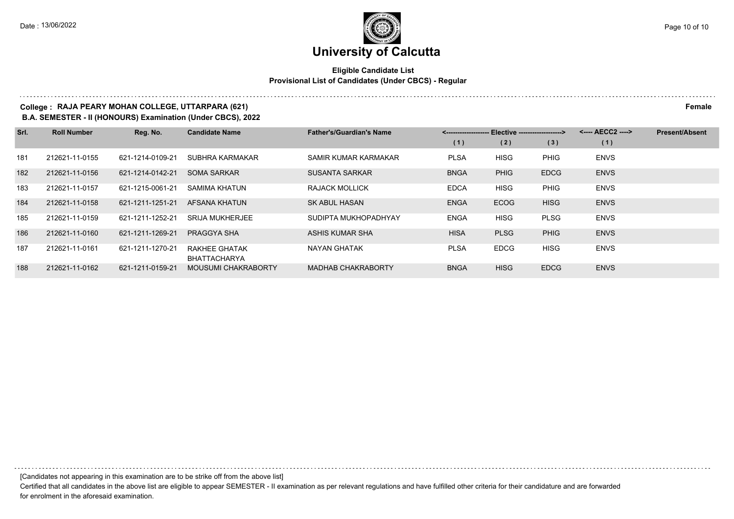# University of Calcutta

**Eligible Candidate List**
**Provisional List of Candidates (Under CBCS) - Regular**

**College : RAJA PEARY MOHAN COLLEGE, UTTARPARA (621)** **Female**
**B.A. SEMESTER - II (HONOURS) Examination (Under CBCS), 2022**

| Srl. | Roll Number | Reg. No. | Candidate Name | Father's/Guardian's Name | Elective (1) | Elective (2) | Elective (3) | AECC2 (1) | Present/Absent |
|---|---|---|---|---|---|---|---|---|---|
| 181 | 212621-11-0155 | 621-1214-0109-21 | SUBHRA KARMAKAR | SAMIR KUMAR KARMAKAR | PLSA | HISG | PHIG | ENVS | |
| 182 | 212621-11-0156 | 621-1214-0142-21 | SOMA SARKAR | SUSANTA SARKAR | BNGA | PHIG | EDCG | ENVS | |
| 183 | 212621-11-0157 | 621-1215-0061-21 | SAMIMA KHATUN | RAJACK MOLLICK | EDCA | HISG | PHIG | ENVS | |
| 184 | 212621-11-0158 | 621-1211-1251-21 | AFSANA KHATUN | SK ABUL HASAN | ENGA | ECOG | HISG | ENVS | |
| 185 | 212621-11-0159 | 621-1211-1252-21 | SRIJA MUKHERJEE | SUDIPTA MUKHOPADHYAY | ENGA | HISG | PLSG | ENVS | |
| 186 | 212621-11-0160 | 621-1211-1269-21 | PRAGGYA SHA | ASHIS KUMAR SHA | HISA | PLSG | PHIG | ENVS | |
| 187 | 212621-11-0161 | 621-1211-1270-21 | RAKHEE GHATAK BHATTACHARYA | NAYAN GHATAK | PLSA | EDCG | HISG | ENVS | |
| 188 | 212621-11-0162 | 621-1211-0159-21 | MOUSUMI CHAKRABORTY | MADHAB CHAKRABORTY | BNGA | HISG | EDCG | ENVS | |

[Candidates not appearing in this examination are to be strike off from the above list]

Certified that all candidates in the above list are eligible to appear SEMESTER - II examination as per relevant regulations and have fulfilled other criteria for their candidature and are forwarded for enrolment in the aforesaid examination.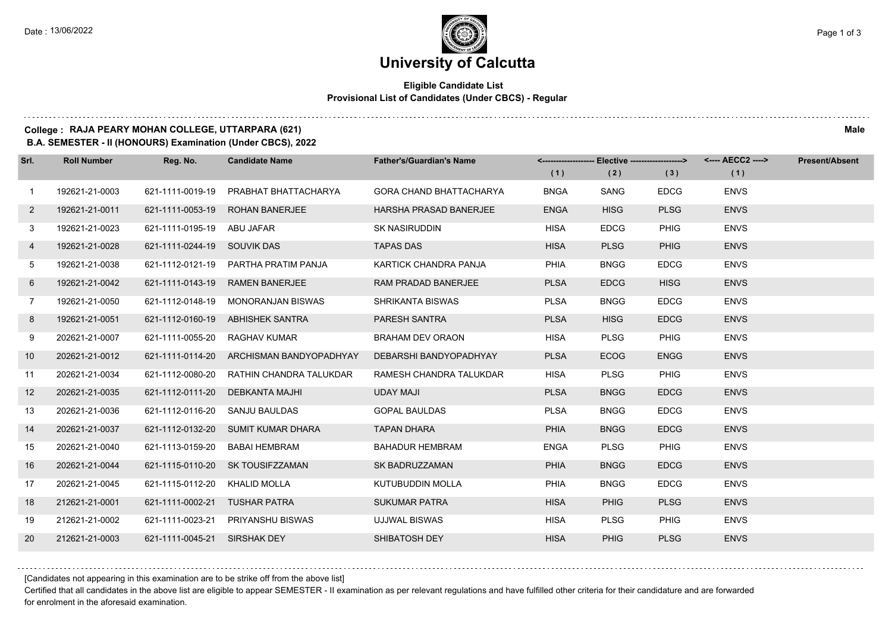Date : 13/06/2022

# University of Calcutta

**Eligible Candidate List**
**Provisional List of Candidates (Under CBCS) - Regular**

**College : RAJA PEARY MOHAN COLLEGE, UTTARPARA (621)** **Male**
**B.A. SEMESTER - II (HONOURS) Examination (Under CBCS), 2022**

| Srl. | Roll Number | Reg. No. | Candidate Name | Father's/Guardian's Name | Elective (1) | Elective (2) | Elective (3) | AECC2 (1) | Present/Absent |
|---|---|---|---|---|---|---|---|---|---|
| 1 | 192621-21-0003 | 621-1111-0019-19 | PRABHAT BHATTACHARYA | GORA CHAND BHATTACHARYA | BNGA | SANG | EDCG | ENVS | |
| 2 | 192621-21-0011 | 621-1111-0053-19 | ROHAN BANERJEE | HARSHA PRASAD BANERJEE | ENGA | HISG | PLSG | ENVS | |
| 3 | 192621-21-0023 | 621-1111-0195-19 | ABU JAFAR | SK NASIRUDDIN | HISA | EDCG | PHIG | ENVS | |
| 4 | 192621-21-0028 | 621-1111-0244-19 | SOUVIK DAS | TAPAS DAS | HISA | PLSG | PHIG | ENVS | |
| 5 | 192621-21-0038 | 621-1112-0121-19 | PARTHA PRATIM PANJA | KARTICK CHANDRA PANJA | PHIA | BNGG | EDCG | ENVS | |
| 6 | 192621-21-0042 | 621-1111-0143-19 | RAMEN BANERJEE | RAM PRADAD BANERJEE | PLSA | EDCG | HISG | ENVS | |
| 7 | 192621-21-0050 | 621-1112-0148-19 | MONORANJAN BISWAS | SHRIKANTA BISWAS | PLSA | BNGG | EDCG | ENVS | |
| 8 | 192621-21-0051 | 621-1112-0160-19 | ABHISHEK SANTRA | PARESH SANTRA | PLSA | HISG | EDCG | ENVS | |
| 9 | 202621-21-0007 | 621-1111-0055-20 | RAGHAV KUMAR | BRAHAM DEV ORAON | HISA | PLSG | PHIG | ENVS | |
| 10 | 202621-21-0012 | 621-1111-0114-20 | ARCHISMAN BANDYOPADHYAY | DEBARSHI BANDYOPADHYAY | PLSA | ECOG | ENGG | ENVS | |
| 11 | 202621-21-0034 | 621-1112-0080-20 | RATHIN CHANDRA TALUKDAR | RAMESH CHANDRA TALUKDAR | HISA | PLSG | PHIG | ENVS | |
| 12 | 202621-21-0035 | 621-1112-0111-20 | DEBKANTA MAJHI | UDAY MAJI | PLSA | BNGG | EDCG | ENVS | |
| 13 | 202621-21-0036 | 621-1112-0116-20 | SANJU BAULDAS | GOPAL BAULDAS | PLSA | BNGG | EDCG | ENVS | |
| 14 | 202621-21-0037 | 621-1112-0132-20 | SUMIT KUMAR DHARA | TAPAN DHARA | PHIA | BNGG | EDCG | ENVS | |
| 15 | 202621-21-0040 | 621-1113-0159-20 | BABAI HEMBRAM | BAHADUR HEMBRAM | ENGA | PLSG | PHIG | ENVS | |
| 16 | 202621-21-0044 | 621-1115-0110-20 | SK TOUSIFZZAMAN | SK BADRUZZAMAN | PHIA | BNGG | EDCG | ENVS | |
| 17 | 202621-21-0045 | 621-1115-0112-20 | KHALID MOLLA | KUTUBUDDIN MOLLA | PHIA | BNGG | EDCG | ENVS | |
| 18 | 212621-21-0001 | 621-1111-0002-21 | TUSHAR PATRA | SUKUMAR PATRA | HISA | PHIG | PLSG | ENVS | |
| 19 | 212621-21-0002 | 621-1111-0023-21 | PRIYANSHU BISWAS | UJJWAL BISWAS | HISA | PLSG | PHIG | ENVS | |
| 20 | 212621-21-0003 | 621-1111-0045-21 | SIRSHAK DEY | SHIBATOSH DEY | HISA | PHIG | PLSG | ENVS | |

[Candidates not appearing in this examination are to be strike off from the above list]

Certified that all candidates in the above list are eligible to appear SEMESTER - II examination as per relevant regulations and have fulfilled other criteria for their candidature and are forwarded for enrolment in the aforesaid examination.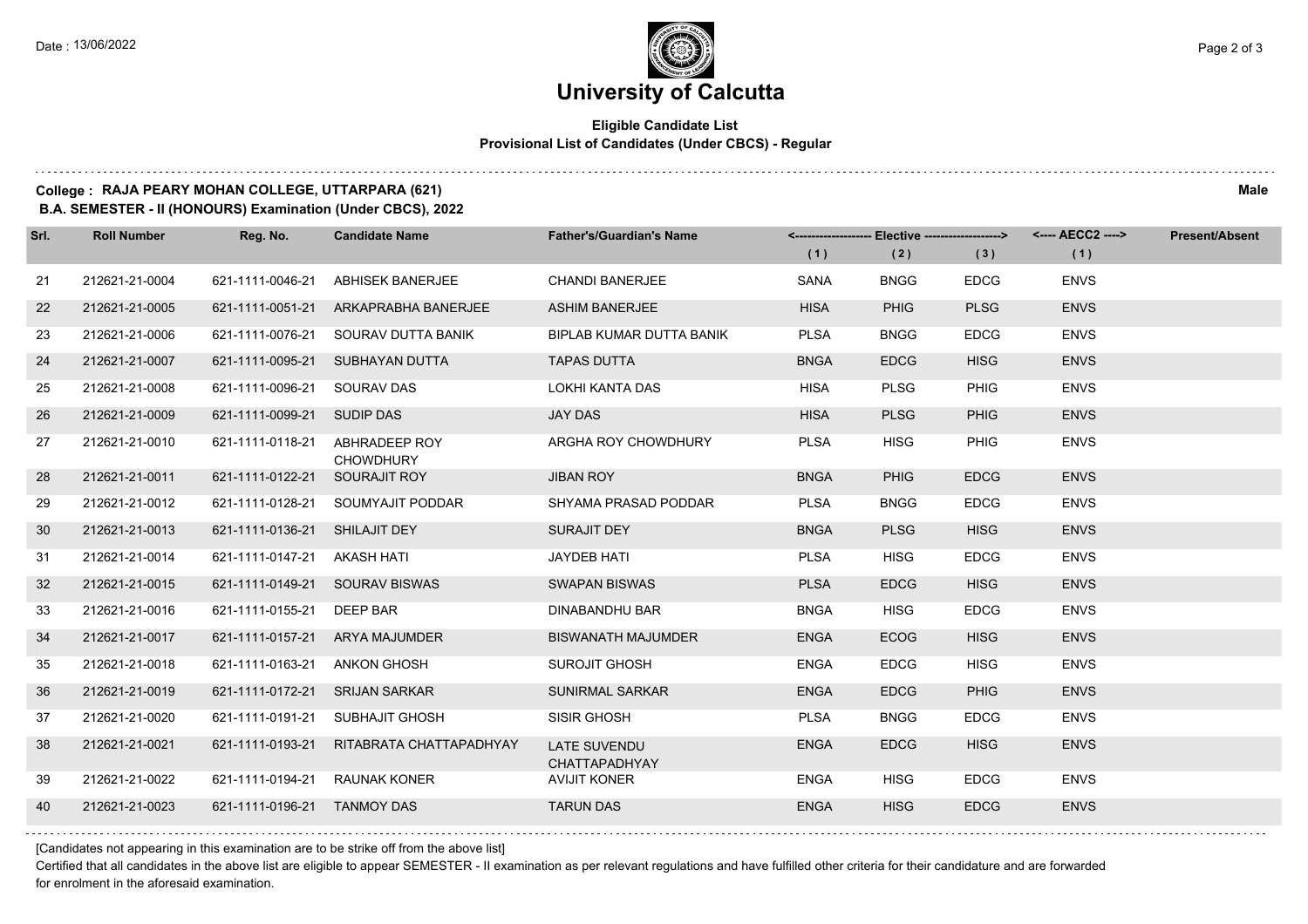# University of Calcutta

**Eligible Candidate List**
**Provisional List of Candidates (Under CBCS) - Regular**

**College : RAJA PEARY MOHAN COLLEGE, UTTARPARA (621)** **Male**
**B.A. SEMESTER - II (HONOURS) Examination (Under CBCS), 2022**

| Srl. | Roll Number | Reg. No. | Candidate Name | Father's/Guardian's Name | Elective (1) | Elective (2) | Elective (3) | AECC2 (1) | Present/Absent |
|---|---|---|---|---|---|---|---|---|---|
| 21 | 212621-21-0004 | 621-1111-0046-21 | ABHISEK BANERJEE | CHANDI BANERJEE | SANA | BNGG | EDCG | ENVS | |
| 22 | 212621-21-0005 | 621-1111-0051-21 | ARKAPRABHA BANERJEE | ASHIM BANERJEE | HISA | PHIG | PLSG | ENVS | |
| 23 | 212621-21-0006 | 621-1111-0076-21 | SOURAV DUTTA BANIK | BIPLAB KUMAR DUTTA BANIK | PLSA | BNGG | EDCG | ENVS | |
| 24 | 212621-21-0007 | 621-1111-0095-21 | SUBHAYAN DUTTA | TAPAS DUTTA | BNGA | EDCG | HISG | ENVS | |
| 25 | 212621-21-0008 | 621-1111-0096-21 | SOURAV DAS | LOKHI KANTA DAS | HISA | PLSG | PHIG | ENVS | |
| 26 | 212621-21-0009 | 621-1111-0099-21 | SUDIP DAS | JAY DAS | HISA | PLSG | PHIG | ENVS | |
| 27 | 212621-21-0010 | 621-1111-0118-21 | ABHRADEEP ROY CHOWDHURY | ARGHA ROY CHOWDHURY | PLSA | HISG | PHIG | ENVS | |
| 28 | 212621-21-0011 | 621-1111-0122-21 | SOURAJIT ROY | JIBAN ROY | BNGA | PHIG | EDCG | ENVS | |
| 29 | 212621-21-0012 | 621-1111-0128-21 | SOUMYAJIT PODDAR | SHYAMA PRASAD PODDAR | PLSA | BNGG | EDCG | ENVS | |
| 30 | 212621-21-0013 | 621-1111-0136-21 | SHILAJIT DEY | SURAJIT DEY | BNGA | PLSG | HISG | ENVS | |
| 31 | 212621-21-0014 | 621-1111-0147-21 | AKASH HATI | JAYDEB HATI | PLSA | HISG | EDCG | ENVS | |
| 32 | 212621-21-0015 | 621-1111-0149-21 | SOURAV BISWAS | SWAPAN BISWAS | PLSA | EDCG | HISG | ENVS | |
| 33 | 212621-21-0016 | 621-1111-0155-21 | DEEP BAR | DINABANDHU BAR | BNGA | HISG | EDCG | ENVS | |
| 34 | 212621-21-0017 | 621-1111-0157-21 | ARYA MAJUMDER | BISWANATH MAJUMDER | ENGA | ECOG | HISG | ENVS | |
| 35 | 212621-21-0018 | 621-1111-0163-21 | ANKON GHOSH | SUROJIT GHOSH | ENGA | EDCG | HISG | ENVS | |
| 36 | 212621-21-0019 | 621-1111-0172-21 | SRIJAN SARKAR | SUNIRMAL SARKAR | ENGA | EDCG | PHIG | ENVS | |
| 37 | 212621-21-0020 | 621-1111-0191-21 | SUBHAJIT GHOSH | SISIR GHOSH | PLSA | BNGG | EDCG | ENVS | |
| 38 | 212621-21-0021 | 621-1111-0193-21 | RITABRATA CHATTAPADHYAY | LATE SUVENDU CHATTAPADHYAY | ENGA | EDCG | HISG | ENVS | |
| 39 | 212621-21-0022 | 621-1111-0194-21 | RAUNAK KONER | AVIJIT KONER | ENGA | HISG | EDCG | ENVS | |
| 40 | 212621-21-0023 | 621-1111-0196-21 | TANMOY DAS | TARUN DAS | ENGA | HISG | EDCG | ENVS | |

[Candidates not appearing in this examination are to be strike off from the above list]

Certified that all candidates in the above list are eligible to appear SEMESTER - II examination as per relevant regulations and have fulfilled other criteria for their candidature and are forwarded for enrolment in the aforesaid examination.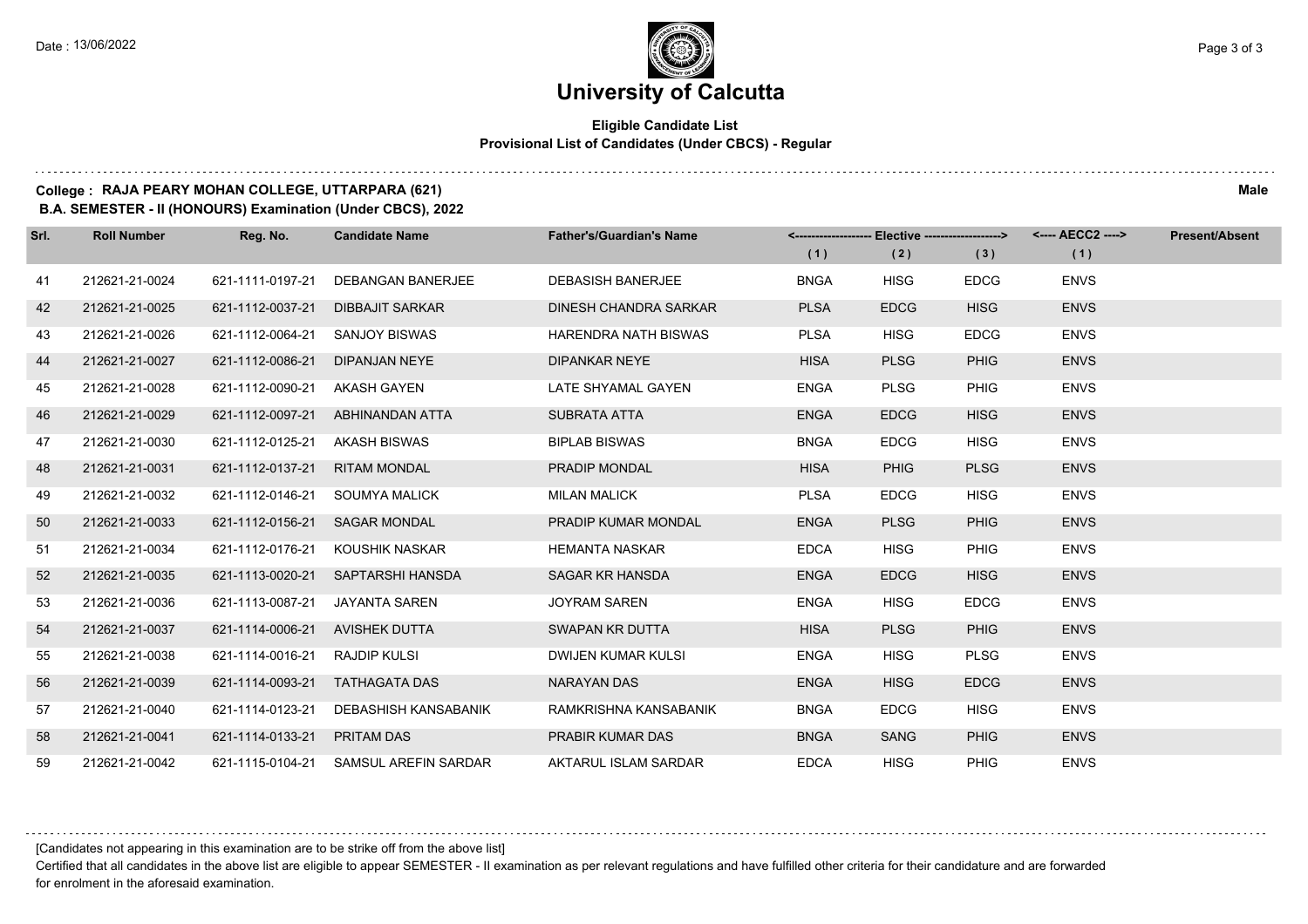# University of Calcutta

**Eligible Candidate List**
**Provisional List of Candidates (Under CBCS) - Regular**

**College : RAJA PEARY MOHAN COLLEGE, UTTARPARA (621)** **Male**
**B.A. SEMESTER - II (HONOURS) Examination (Under CBCS), 2022**

| Srl. | Roll Number | Reg. No. | Candidate Name | Father's/Guardian's Name | <------- Elective -------> | | | <---- AECC2 ----> | Present/Absent |
|---|---|---|---|---|---|---|---|---|---|
| | | | | | (1) | (2) | (3) | (1) | |
| 41 | 212621-21-0024 | 621-1111-0197-21 | DEBANGAN BANERJEE | DEBASISH BANERJEE | BNGA | HISG | EDCG | ENVS | |
| 42 | 212621-21-0025 | 621-1112-0037-21 | DIBBAJIT SARKAR | DINESH CHANDRA SARKAR | PLSA | EDCG | HISG | ENVS | |
| 43 | 212621-21-0026 | 621-1112-0064-21 | SANJOY BISWAS | HARENDRA NATH BISWAS | PLSA | HISG | EDCG | ENVS | |
| 44 | 212621-21-0027 | 621-1112-0086-21 | DIPANJAN NEYE | DIPANKAR NEYE | HISA | PLSG | PHIG | ENVS | |
| 45 | 212621-21-0028 | 621-1112-0090-21 | AKASH GAYEN | LATE SHYAMAL GAYEN | ENGA | PLSG | PHIG | ENVS | |
| 46 | 212621-21-0029 | 621-1112-0097-21 | ABHINANDAN ATTA | SUBRATA ATTA | ENGA | EDCG | HISG | ENVS | |
| 47 | 212621-21-0030 | 621-1112-0125-21 | AKASH BISWAS | BIPLAB BISWAS | BNGA | EDCG | HISG | ENVS | |
| 48 | 212621-21-0031 | 621-1112-0137-21 | RITAM MONDAL | PRADIP MONDAL | HISA | PHIG | PLSG | ENVS | |
| 49 | 212621-21-0032 | 621-1112-0146-21 | SOUMYA MALICK | MILAN MALICK | PLSA | EDCG | HISG | ENVS | |
| 50 | 212621-21-0033 | 621-1112-0156-21 | SAGAR MONDAL | PRADIP KUMAR MONDAL | ENGA | PLSG | PHIG | ENVS | |
| 51 | 212621-21-0034 | 621-1112-0176-21 | KOUSHIK NASKAR | HEMANTA NASKAR | EDCA | HISG | PHIG | ENVS | |
| 52 | 212621-21-0035 | 621-1113-0020-21 | SAPTARSHI HANSDA | SAGAR KR HANSDA | ENGA | EDCG | HISG | ENVS | |
| 53 | 212621-21-0036 | 621-1113-0087-21 | JAYANTA SAREN | JOYRAM SAREN | ENGA | HISG | EDCG | ENVS | |
| 54 | 212621-21-0037 | 621-1114-0006-21 | AVISHEK DUTTA | SWAPAN KR DUTTA | HISA | PLSG | PHIG | ENVS | |
| 55 | 212621-21-0038 | 621-1114-0016-21 | RAJDIP KULSI | DWIJEN KUMAR KULSI | ENGA | HISG | PLSG | ENVS | |
| 56 | 212621-21-0039 | 621-1114-0093-21 | TATHAGATA DAS | NARAYAN DAS | ENGA | HISG | EDCG | ENVS | |
| 57 | 212621-21-0040 | 621-1114-0123-21 | DEBASHISH KANSABANIK | RAMKRISHNA KANSABANIK | BNGA | EDCG | HISG | ENVS | |
| 58 | 212621-21-0041 | 621-1114-0133-21 | PRITAM DAS | PRABIR KUMAR DAS | BNGA | SANG | PHIG | ENVS | |
| 59 | 212621-21-0042 | 621-1115-0104-21 | SAMSUL AREFIN SARDAR | AKTARUL ISLAM SARDAR | EDCA | HISG | PHIG | ENVS | |

[Candidates not appearing in this examination are to be strike off from the above list]

Certified that all candidates in the above list are eligible to appear SEMESTER - II examination as per relevant regulations and have fulfilled other criteria for their candidature and are forwarded for enrolment in the aforesaid examination.